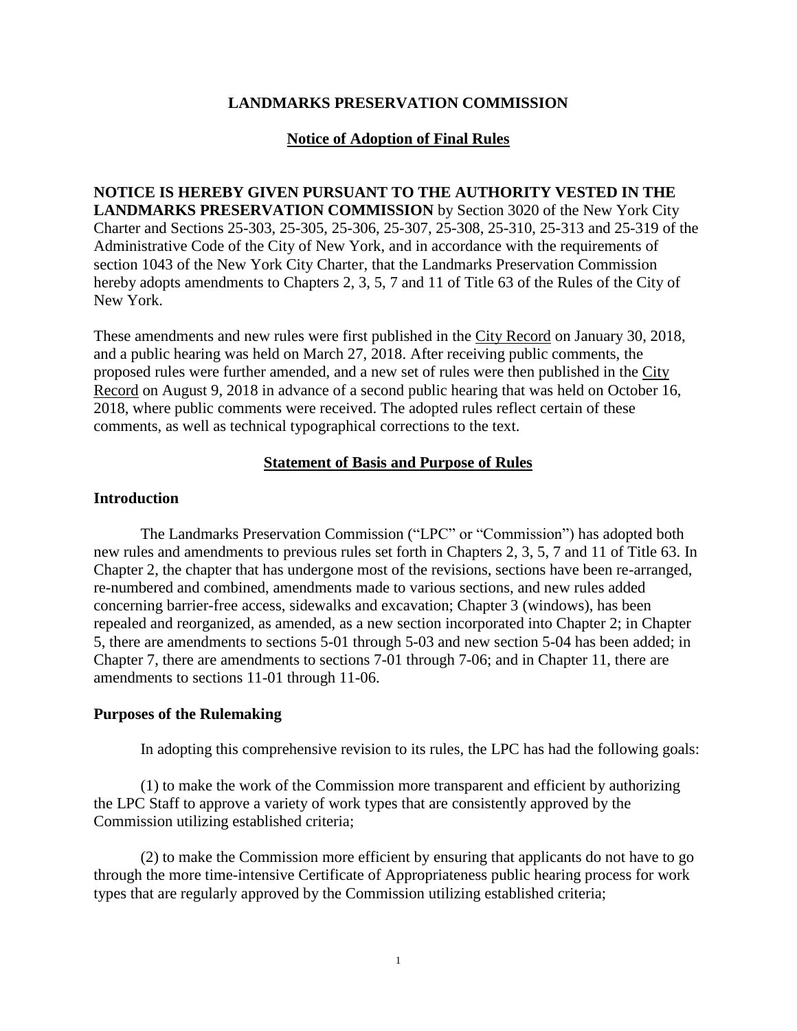# LANDMARKS PRESERVATION COMMISSION

## Notice of Adoption of Final Rules

**NOTICE IS HEREBY GIVEN PURSUANT TO THE AUTHORITY VESTED IN THE LANDMARKS PRESERVATION COMMISSION** by Section 3020 of the New York City Charter and Sections 25-303, 25-305, 25-306, 25-307, 25-308, 25-310, 25-313 and 25-319 of the Administrative Code of the City of New York, and in accordance with the requirements of section 1043 of the New York City Charter, that the Landmarks Preservation Commission hereby adopts amendments to Chapters 2, 3, 5, 7 and 11 of Title 63 of the Rules of the City of New York.

These amendments and new rules were first published in the City Record on January 30, 2018, and a public hearing was held on March 27, 2018. After receiving public comments, the proposed rules were further amended, and a new set of rules were then published in the City Record on August 9, 2018 in advance of a second public hearing that was held on October 16, 2018, where public comments were received. The adopted rules reflect certain of these comments, as well as technical typographical corrections to the text.

## Statement of Basis and Purpose of Rules

### Introduction

The Landmarks Preservation Commission ("LPC" or "Commission") has adopted both new rules and amendments to previous rules set forth in Chapters 2, 3, 5, 7 and 11 of Title 63. In Chapter 2, the chapter that has undergone most of the revisions, sections have been re-arranged, re-numbered and combined, amendments made to various sections, and new rules added concerning barrier-free access, sidewalks and excavation; Chapter 3 (windows), has been repealed and reorganized, as amended, as a new section incorporated into Chapter 2; in Chapter 5, there are amendments to sections 5-01 through 5-03 and new section 5-04 has been added; in Chapter 7, there are amendments to sections 7-01 through 7-06; and in Chapter 11, there are amendments to sections 11-01 through 11-06.

### Purposes of the Rulemaking

In adopting this comprehensive revision to its rules, the LPC has had the following goals:

(1) to make the work of the Commission more transparent and efficient by authorizing the LPC Staff to approve a variety of work types that are consistently approved by the Commission utilizing established criteria;

(2) to make the Commission more efficient by ensuring that applicants do not have to go through the more time-intensive Certificate of Appropriateness public hearing process for work types that are regularly approved by the Commission utilizing established criteria;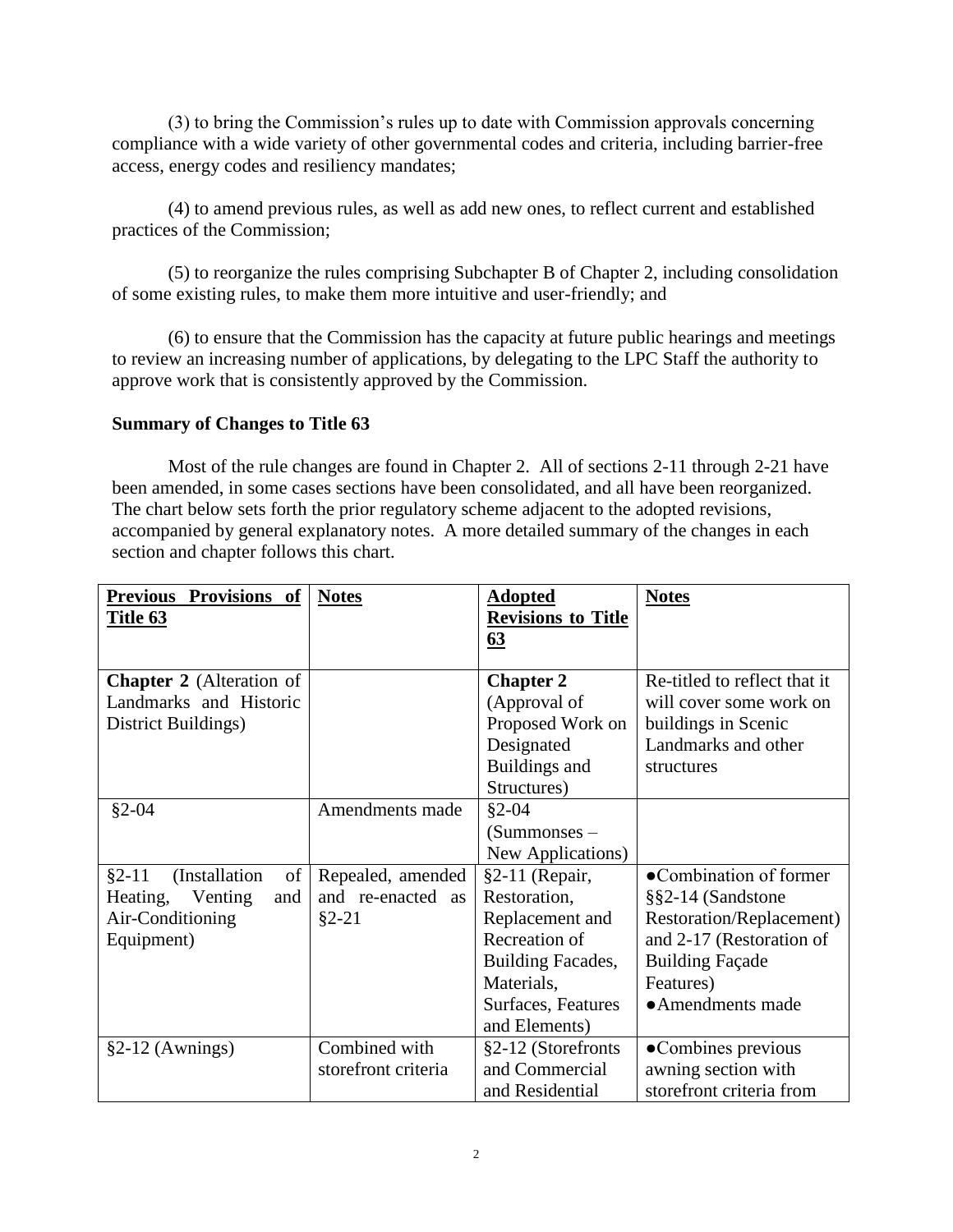(3) to bring the Commission's rules up to date with Commission approvals concerning compliance with a wide variety of other governmental codes and criteria, including barrier-free access, energy codes and resiliency mandates;

(4) to amend previous rules, as well as add new ones, to reflect current and established practices of the Commission;

(5) to reorganize the rules comprising Subchapter B of Chapter 2, including consolidation of some existing rules, to make them more intuitive and user-friendly; and

(6) to ensure that the Commission has the capacity at future public hearings and meetings to review an increasing number of applications, by delegating to the LPC Staff the authority to approve work that is consistently approved by the Commission.

**Summary of Changes to Title 63**

Most of the rule changes are found in Chapter 2. All of sections 2-11 through 2-21 have been amended, in some cases sections have been consolidated, and all have been reorganized. The chart below sets forth the prior regulatory scheme adjacent to the adopted revisions, accompanied by general explanatory notes. A more detailed summary of the changes in each section and chapter follows this chart.

| **Previous Provisions of Title 63** | **Notes** | **Adopted Revisions to Title 63** | **Notes** |
|---|---|---|---|
| **Chapter 2** (Alteration of Landmarks and Historic District Buildings) | | **Chapter 2** (Approval of Proposed Work on Designated Buildings and Structures) | Re-titled to reflect that it will cover some work on buildings in Scenic Landmarks and other structures |
| §2-04 | Amendments made | §2-04 (Summonses – New Applications) | |
| §2-11 (Installation of Heating, Venting and Air-Conditioning Equipment) | Repealed, amended and re-enacted as §2-21 | §2-11 (Repair, Restoration, Replacement and Recreation of Building Facades, Materials, Surfaces, Features and Elements) | ●Combination of former §§2-14 (Sandstone Restoration/Replacement) and 2-17 (Restoration of Building Façade Features)<br>●Amendments made |
| §2-12 (Awnings) | Combined with storefront criteria | §2-12 (Storefronts and Commercial and Residential | ●Combines previous awning section with storefront criteria from |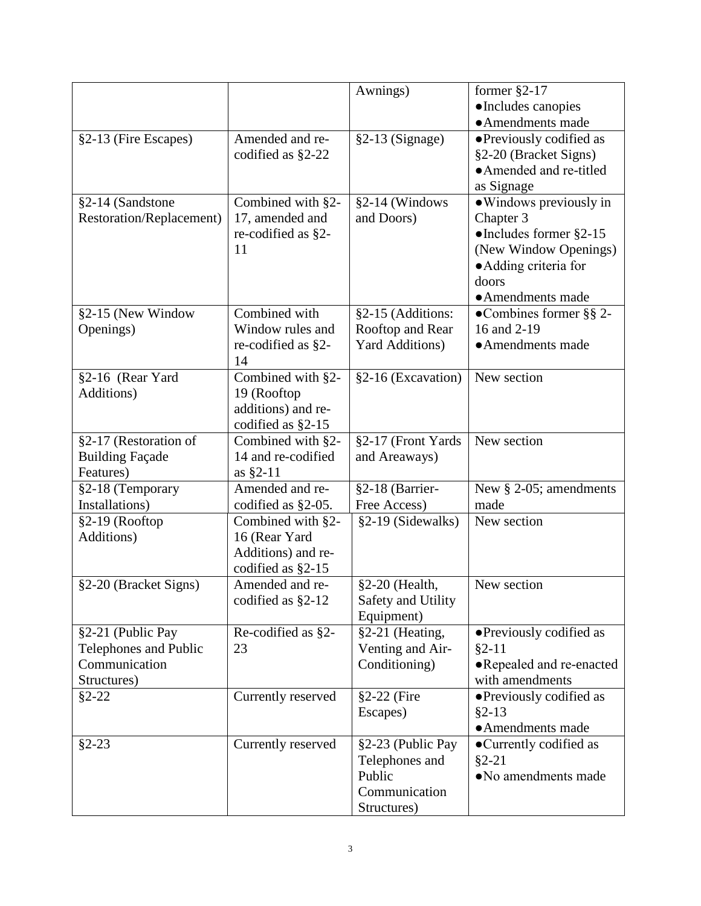| | | Awnings) | former §2-17<br>●Includes canopies<br>●Amendments made |
|---|---|---|---|
| §2-13 (Fire Escapes) | Amended and re-codified as §2-22 | §2-13 (Signage) | ●Previously codified as §2-20 (Bracket Signs)<br>●Amended and re-titled as Signage |
| §2-14 (Sandstone Restoration/Replacement) | Combined with §2-17, amended and re-codified as §2-11 | §2-14 (Windows and Doors) | ●Windows previously in Chapter 3<br>●Includes former §2-15 (New Window Openings)<br>●Adding criteria for doors<br>●Amendments made |
| §2-15 (New Window Openings) | Combined with Window rules and re-codified as §2-14 | §2-15 (Additions: Rooftop and Rear Yard Additions) | ●Combines former §§ 2-16 and 2-19<br>●Amendments made |
| §2-16 (Rear Yard Additions) | Combined with §2-19 (Rooftop additions) and re-codified as §2-15 | §2-16 (Excavation) | New section |
| §2-17 (Restoration of Building Façade Features) | Combined with §2-14 and re-codified as §2-11 | §2-17 (Front Yards and Areaways) | New section |
| §2-18 (Temporary Installations) | Amended and re-codified as §2-05. | §2-18 (Barrier-Free Access) | New § 2-05; amendments made |
| §2-19 (Rooftop Additions) | Combined with §2-16 (Rear Yard Additions) and re-codified as §2-15 | §2-19 (Sidewalks) | New section |
| §2-20 (Bracket Signs) | Amended and re-codified as §2-12 | §2-20 (Health, Safety and Utility Equipment) | New section |
| §2-21 (Public Pay Telephones and Public Communication Structures) | Re-codified as §2-23 | §2-21 (Heating, Venting and Air-Conditioning) | ●Previously codified as §2-11<br>●Repealed and re-enacted with amendments |
| §2-22 | Currently reserved | §2-22 (Fire Escapes) | ●Previously codified as §2-13<br>●Amendments made |
| §2-23 | Currently reserved | §2-23 (Public Pay Telephones and Public Communication Structures) | ●Currently codified as §2-21<br>●No amendments made |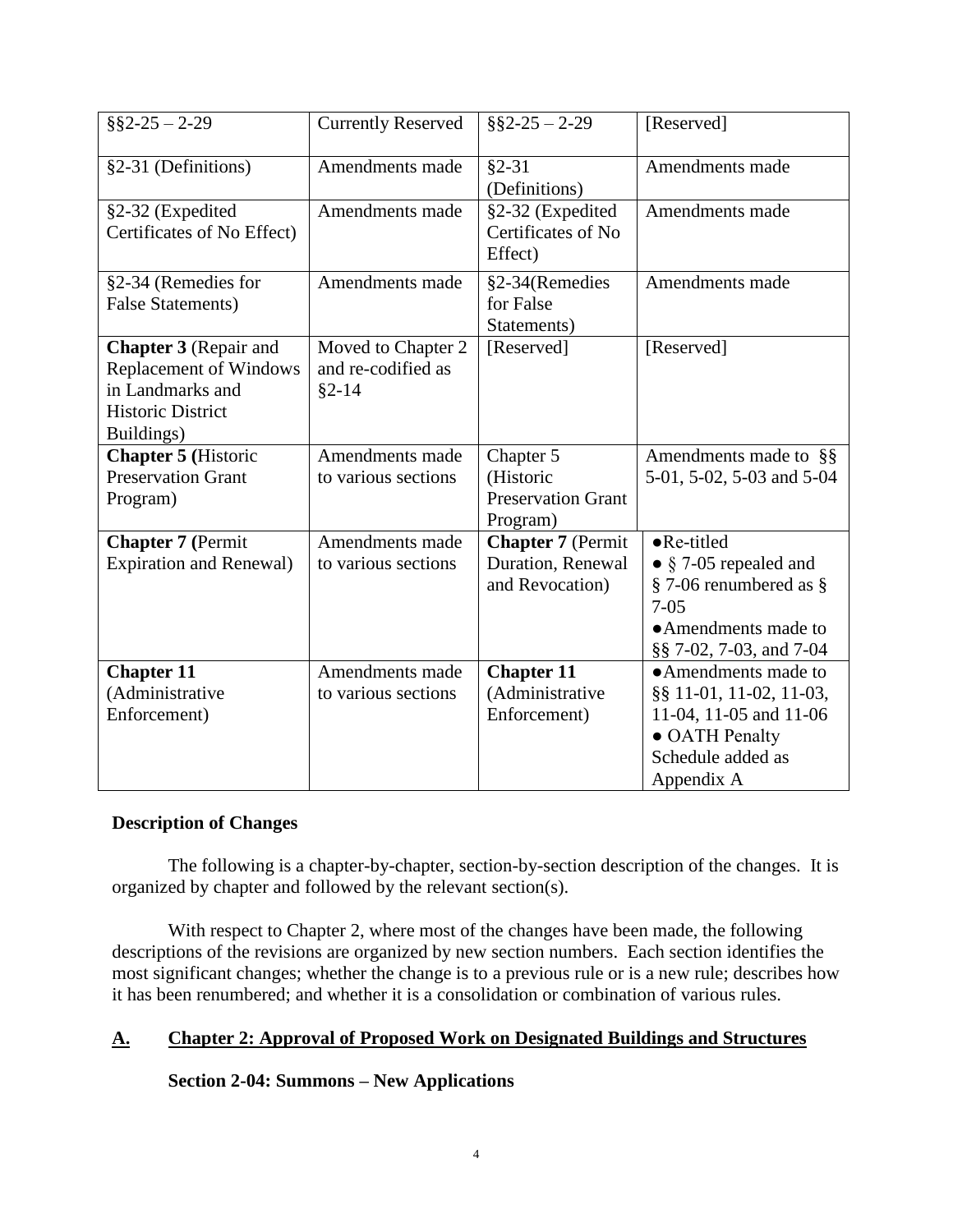| §§2-25 – 2-29 | Currently Reserved | §§2-25 – 2-29 | [Reserved] |
|---|---|---|---|
| §2-31 (Definitions) | Amendments made | §2-31 (Definitions) | Amendments made |
| §2-32 (Expedited Certificates of No Effect) | Amendments made | §2-32 (Expedited Certificates of No Effect) | Amendments made |
| §2-34 (Remedies for False Statements) | Amendments made | §2-34(Remedies for False Statements) | Amendments made |
| **Chapter 3** (Repair and Replacement of Windows in Landmarks and Historic District Buildings) | Moved to Chapter 2 and re-codified as §2-14 | [Reserved] | [Reserved] |
| **Chapter 5 (**Historic Preservation Grant Program) | Amendments made to various sections | Chapter 5 (Historic Preservation Grant Program) | Amendments made to §§ 5-01, 5-02, 5-03 and 5-04 |
| **Chapter 7 (**Permit Expiration and Renewal) | Amendments made to various sections | **Chapter 7** (Permit Duration, Renewal and Revocation) | ●Re-titled<br>● § 7-05 repealed and § 7-06 renumbered as § 7-05<br>●Amendments made to §§ 7-02, 7-03, and 7-04 |
| **Chapter 11** (Administrative Enforcement) | Amendments made to various sections | **Chapter 11** (Administrative Enforcement) | ●Amendments made to §§ 11-01, 11-02, 11-03, 11-04, 11-05 and 11-06<br>● OATH Penalty Schedule added as Appendix A |

**Description of Changes**

The following is a chapter-by-chapter, section-by-section description of the changes. It is organized by chapter and followed by the relevant section(s).

With respect to Chapter 2, where most of the changes have been made, the following descriptions of the revisions are organized by new section numbers. Each section identifies the most significant changes; whether the change is to a previous rule or is a new rule; describes how it has been renumbered; and whether it is a consolidation or combination of various rules.

## A. Chapter 2: Approval of Proposed Work on Designated Buildings and Structures

### Section 2-04: Summons – New Applications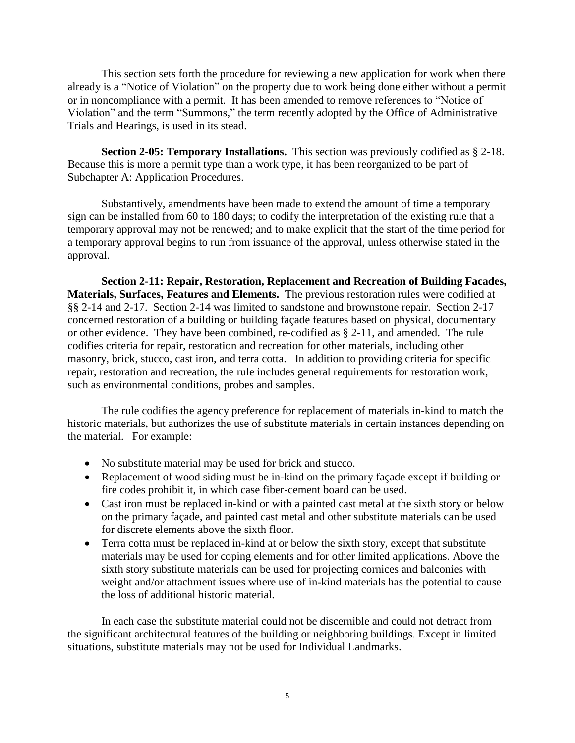This section sets forth the procedure for reviewing a new application for work when there already is a "Notice of Violation" on the property due to work being done either without a permit or in noncompliance with a permit. It has been amended to remove references to "Notice of Violation" and the term "Summons," the term recently adopted by the Office of Administrative Trials and Hearings, is used in its stead.

**Section 2-05: Temporary Installations.** This section was previously codified as § 2-18. Because this is more a permit type than a work type, it has been reorganized to be part of Subchapter A: Application Procedures.

Substantively, amendments have been made to extend the amount of time a temporary sign can be installed from 60 to 180 days; to codify the interpretation of the existing rule that a temporary approval may not be renewed; and to make explicit that the start of the time period for a temporary approval begins to run from issuance of the approval, unless otherwise stated in the approval.

**Section 2-11: Repair, Restoration, Replacement and Recreation of Building Facades, Materials, Surfaces, Features and Elements.** The previous restoration rules were codified at §§ 2-14 and 2-17. Section 2-14 was limited to sandstone and brownstone repair. Section 2-17 concerned restoration of a building or building façade features based on physical, documentary or other evidence. They have been combined, re-codified as § 2-11, and amended. The rule codifies criteria for repair, restoration and recreation for other materials, including other masonry, brick, stucco, cast iron, and terra cotta. In addition to providing criteria for specific repair, restoration and recreation, the rule includes general requirements for restoration work, such as environmental conditions, probes and samples.

The rule codifies the agency preference for replacement of materials in-kind to match the historic materials, but authorizes the use of substitute materials in certain instances depending on the material. For example:

- No substitute material may be used for brick and stucco.
- Replacement of wood siding must be in-kind on the primary façade except if building or fire codes prohibit it, in which case fiber-cement board can be used.
- Cast iron must be replaced in-kind or with a painted cast metal at the sixth story or below on the primary façade, and painted cast metal and other substitute materials can be used for discrete elements above the sixth floor.
- Terra cotta must be replaced in-kind at or below the sixth story, except that substitute materials may be used for coping elements and for other limited applications. Above the sixth story substitute materials can be used for projecting cornices and balconies with weight and/or attachment issues where use of in-kind materials has the potential to cause the loss of additional historic material.

In each case the substitute material could not be discernible and could not detract from the significant architectural features of the building or neighboring buildings. Except in limited situations, substitute materials may not be used for Individual Landmarks.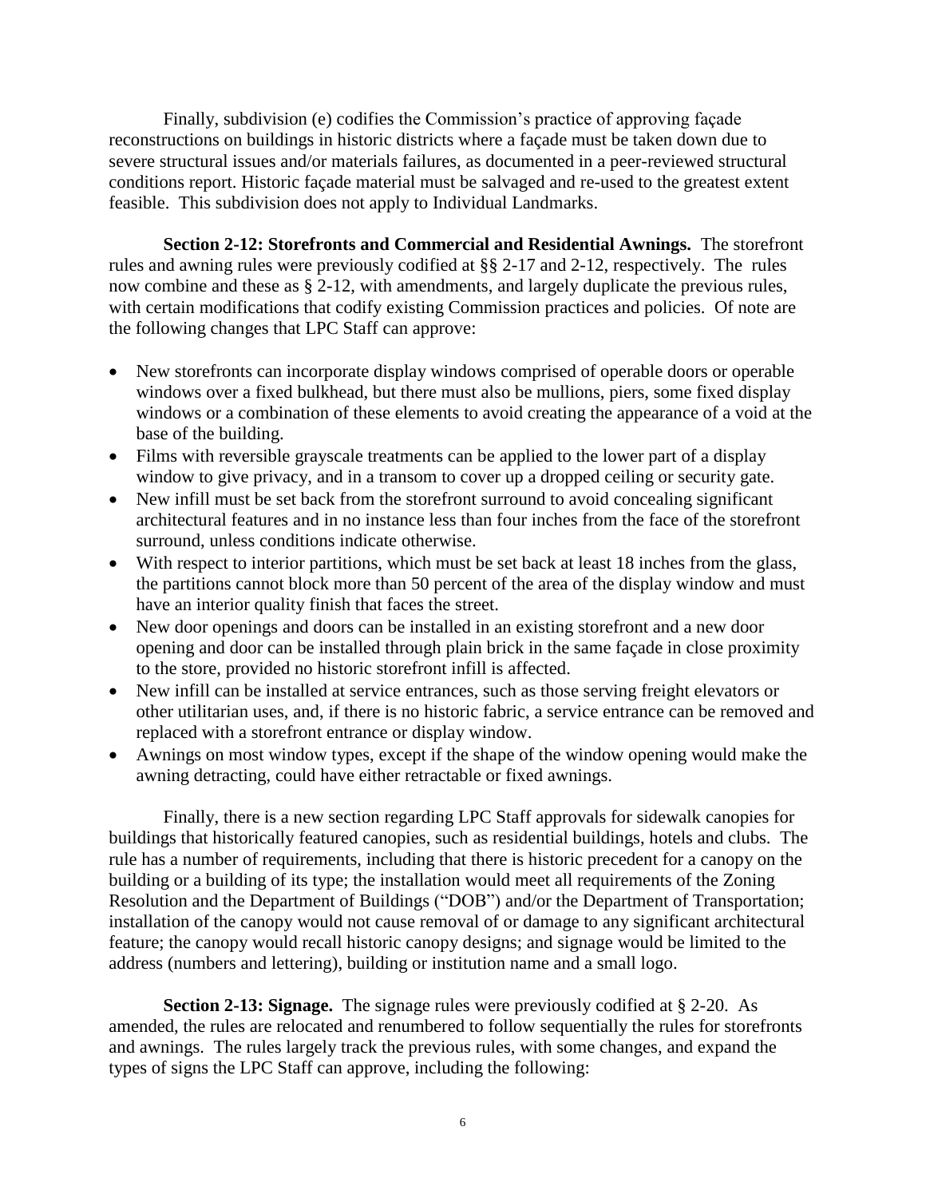Finally, subdivision (e) codifies the Commission's practice of approving façade reconstructions on buildings in historic districts where a façade must be taken down due to severe structural issues and/or materials failures, as documented in a peer-reviewed structural conditions report. Historic façade material must be salvaged and re-used to the greatest extent feasible. This subdivision does not apply to Individual Landmarks.

**Section 2-12: Storefronts and Commercial and Residential Awnings.** The storefront rules and awning rules were previously codified at §§ 2-17 and 2-12, respectively. The rules now combine and these as § 2-12, with amendments, and largely duplicate the previous rules, with certain modifications that codify existing Commission practices and policies. Of note are the following changes that LPC Staff can approve:

- New storefronts can incorporate display windows comprised of operable doors or operable windows over a fixed bulkhead, but there must also be mullions, piers, some fixed display windows or a combination of these elements to avoid creating the appearance of a void at the base of the building.
- Films with reversible grayscale treatments can be applied to the lower part of a display window to give privacy, and in a transom to cover up a dropped ceiling or security gate.
- New infill must be set back from the storefront surround to avoid concealing significant architectural features and in no instance less than four inches from the face of the storefront surround, unless conditions indicate otherwise.
- With respect to interior partitions, which must be set back at least 18 inches from the glass, the partitions cannot block more than 50 percent of the area of the display window and must have an interior quality finish that faces the street.
- New door openings and doors can be installed in an existing storefront and a new door opening and door can be installed through plain brick in the same façade in close proximity to the store, provided no historic storefront infill is affected.
- New infill can be installed at service entrances, such as those serving freight elevators or other utilitarian uses, and, if there is no historic fabric, a service entrance can be removed and replaced with a storefront entrance or display window.
- Awnings on most window types, except if the shape of the window opening would make the awning detracting, could have either retractable or fixed awnings.

Finally, there is a new section regarding LPC Staff approvals for sidewalk canopies for buildings that historically featured canopies, such as residential buildings, hotels and clubs. The rule has a number of requirements, including that there is historic precedent for a canopy on the building or a building of its type; the installation would meet all requirements of the Zoning Resolution and the Department of Buildings ("DOB") and/or the Department of Transportation; installation of the canopy would not cause removal of or damage to any significant architectural feature; the canopy would recall historic canopy designs; and signage would be limited to the address (numbers and lettering), building or institution name and a small logo.

**Section 2-13: Signage.** The signage rules were previously codified at § 2-20. As amended, the rules are relocated and renumbered to follow sequentially the rules for storefronts and awnings. The rules largely track the previous rules, with some changes, and expand the types of signs the LPC Staff can approve, including the following: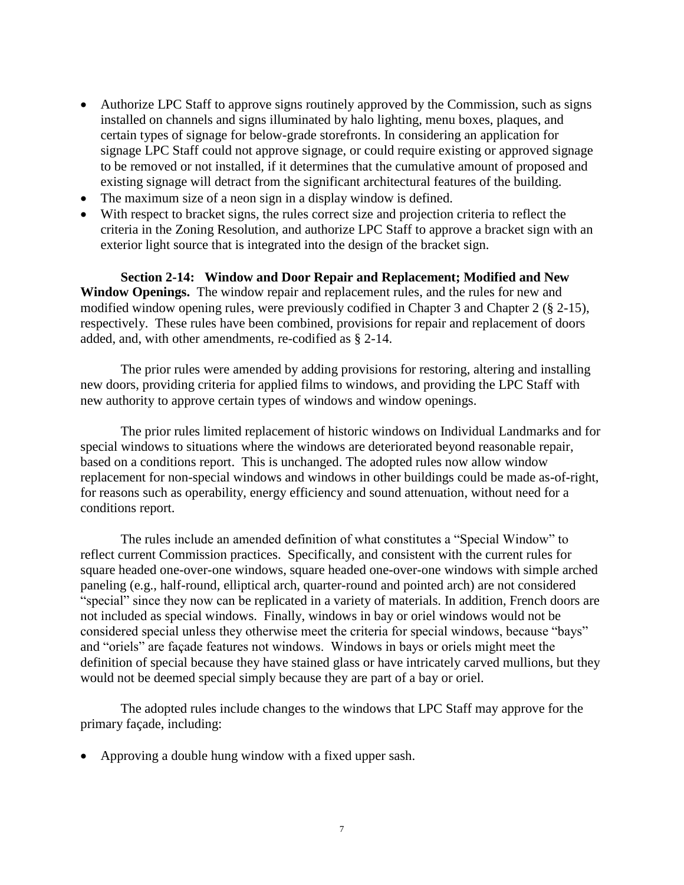- Authorize LPC Staff to approve signs routinely approved by the Commission, such as signs installed on channels and signs illuminated by halo lighting, menu boxes, plaques, and certain types of signage for below-grade storefronts. In considering an application for signage LPC Staff could not approve signage, or could require existing or approved signage to be removed or not installed, if it determines that the cumulative amount of proposed and existing signage will detract from the significant architectural features of the building.
- The maximum size of a neon sign in a display window is defined.
- With respect to bracket signs, the rules correct size and projection criteria to reflect the criteria in the Zoning Resolution, and authorize LPC Staff to approve a bracket sign with an exterior light source that is integrated into the design of the bracket sign.

**Section 2-14: Window and Door Repair and Replacement; Modified and New Window Openings.** The window repair and replacement rules, and the rules for new and modified window opening rules, were previously codified in Chapter 3 and Chapter 2 (§ 2-15), respectively. These rules have been combined, provisions for repair and replacement of doors added, and, with other amendments, re-codified as § 2-14.

The prior rules were amended by adding provisions for restoring, altering and installing new doors, providing criteria for applied films to windows, and providing the LPC Staff with new authority to approve certain types of windows and window openings.

The prior rules limited replacement of historic windows on Individual Landmarks and for special windows to situations where the windows are deteriorated beyond reasonable repair, based on a conditions report. This is unchanged. The adopted rules now allow window replacement for non-special windows and windows in other buildings could be made as-of-right, for reasons such as operability, energy efficiency and sound attenuation, without need for a conditions report.

The rules include an amended definition of what constitutes a "Special Window" to reflect current Commission practices. Specifically, and consistent with the current rules for square headed one-over-one windows, square headed one-over-one windows with simple arched paneling (e.g., half-round, elliptical arch, quarter-round and pointed arch) are not considered "special" since they now can be replicated in a variety of materials. In addition, French doors are not included as special windows. Finally, windows in bay or oriel windows would not be considered special unless they otherwise meet the criteria for special windows, because "bays" and "oriels" are façade features not windows. Windows in bays or oriels might meet the definition of special because they have stained glass or have intricately carved mullions, but they would not be deemed special simply because they are part of a bay or oriel.

The adopted rules include changes to the windows that LPC Staff may approve for the primary façade, including:

- Approving a double hung window with a fixed upper sash.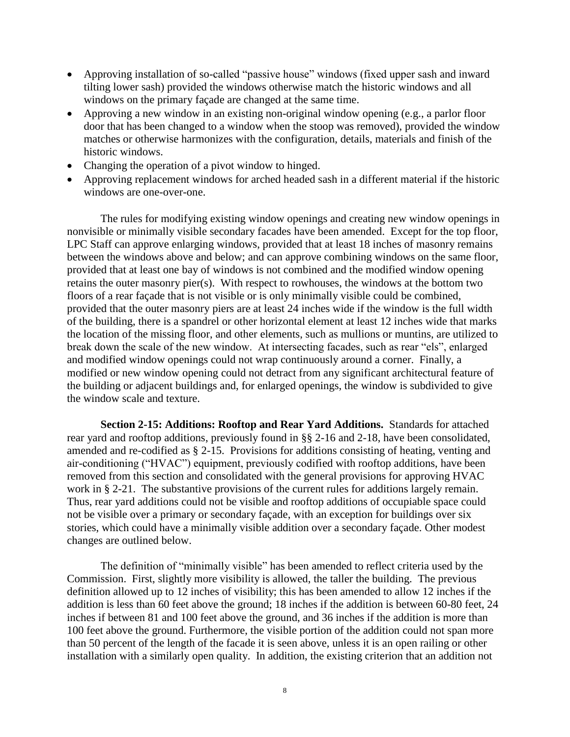- Approving installation of so-called "passive house" windows (fixed upper sash and inward tilting lower sash) provided the windows otherwise match the historic windows and all windows on the primary façade are changed at the same time.
- Approving a new window in an existing non-original window opening (e.g., a parlor floor door that has been changed to a window when the stoop was removed), provided the window matches or otherwise harmonizes with the configuration, details, materials and finish of the historic windows.
- Changing the operation of a pivot window to hinged.
- Approving replacement windows for arched headed sash in a different material if the historic windows are one-over-one.

The rules for modifying existing window openings and creating new window openings in nonvisible or minimally visible secondary facades have been amended. Except for the top floor, LPC Staff can approve enlarging windows, provided that at least 18 inches of masonry remains between the windows above and below; and can approve combining windows on the same floor, provided that at least one bay of windows is not combined and the modified window opening retains the outer masonry pier(s). With respect to rowhouses, the windows at the bottom two floors of a rear façade that is not visible or is only minimally visible could be combined, provided that the outer masonry piers are at least 24 inches wide if the window is the full width of the building, there is a spandrel or other horizontal element at least 12 inches wide that marks the location of the missing floor, and other elements, such as mullions or muntins, are utilized to break down the scale of the new window. At intersecting facades, such as rear "els", enlarged and modified window openings could not wrap continuously around a corner. Finally, a modified or new window opening could not detract from any significant architectural feature of the building or adjacent buildings and, for enlarged openings, the window is subdivided to give the window scale and texture.

**Section 2-15: Additions: Rooftop and Rear Yard Additions.** Standards for attached rear yard and rooftop additions, previously found in §§ 2-16 and 2-18, have been consolidated, amended and re-codified as § 2-15. Provisions for additions consisting of heating, venting and air-conditioning ("HVAC") equipment, previously codified with rooftop additions, have been removed from this section and consolidated with the general provisions for approving HVAC work in § 2-21. The substantive provisions of the current rules for additions largely remain. Thus, rear yard additions could not be visible and rooftop additions of occupiable space could not be visible over a primary or secondary façade, with an exception for buildings over six stories, which could have a minimally visible addition over a secondary façade. Other modest changes are outlined below.

The definition of "minimally visible" has been amended to reflect criteria used by the Commission. First, slightly more visibility is allowed, the taller the building. The previous definition allowed up to 12 inches of visibility; this has been amended to allow 12 inches if the addition is less than 60 feet above the ground; 18 inches if the addition is between 60-80 feet, 24 inches if between 81 and 100 feet above the ground, and 36 inches if the addition is more than 100 feet above the ground. Furthermore, the visible portion of the addition could not span more than 50 percent of the length of the facade it is seen above, unless it is an open railing or other installation with a similarly open quality. In addition, the existing criterion that an addition not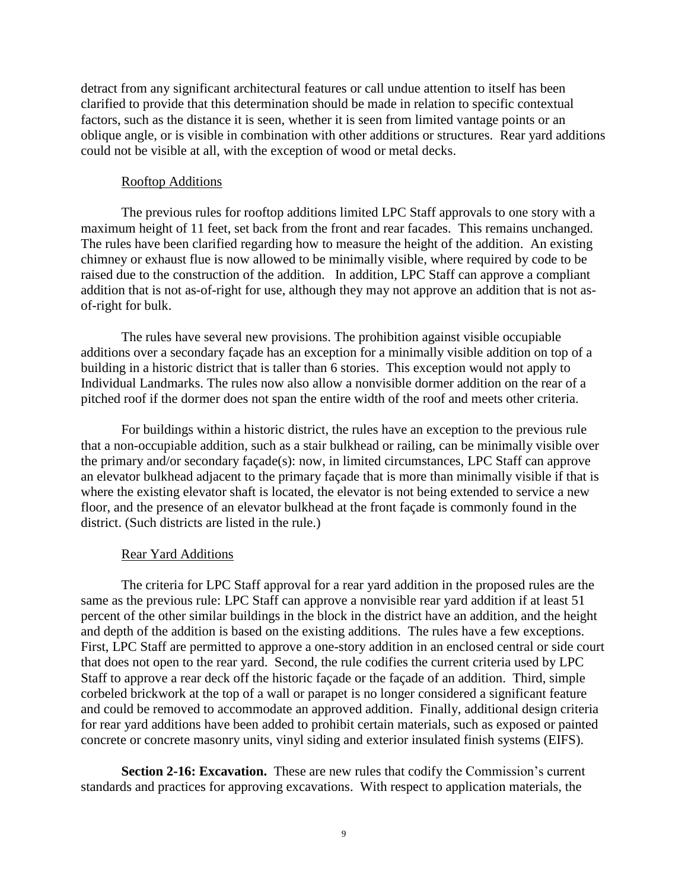detract from any significant architectural features or call undue attention to itself has been clarified to provide that this determination should be made in relation to specific contextual factors, such as the distance it is seen, whether it is seen from limited vantage points or an oblique angle, or is visible in combination with other additions or structures. Rear yard additions could not be visible at all, with the exception of wood or metal decks.

Rooftop Additions

The previous rules for rooftop additions limited LPC Staff approvals to one story with a maximum height of 11 feet, set back from the front and rear facades. This remains unchanged. The rules have been clarified regarding how to measure the height of the addition. An existing chimney or exhaust flue is now allowed to be minimally visible, where required by code to be raised due to the construction of the addition. In addition, LPC Staff can approve a compliant addition that is not as-of-right for use, although they may not approve an addition that is not as-of-right for bulk.

The rules have several new provisions. The prohibition against visible occupiable additions over a secondary façade has an exception for a minimally visible addition on top of a building in a historic district that is taller than 6 stories. This exception would not apply to Individual Landmarks. The rules now also allow a nonvisible dormer addition on the rear of a pitched roof if the dormer does not span the entire width of the roof and meets other criteria.

For buildings within a historic district, the rules have an exception to the previous rule that a non-occupiable addition, such as a stair bulkhead or railing, can be minimally visible over the primary and/or secondary façade(s): now, in limited circumstances, LPC Staff can approve an elevator bulkhead adjacent to the primary façade that is more than minimally visible if that is where the existing elevator shaft is located, the elevator is not being extended to service a new floor, and the presence of an elevator bulkhead at the front façade is commonly found in the district. (Such districts are listed in the rule.)

Rear Yard Additions

The criteria for LPC Staff approval for a rear yard addition in the proposed rules are the same as the previous rule: LPC Staff can approve a nonvisible rear yard addition if at least 51 percent of the other similar buildings in the block in the district have an addition, and the height and depth of the addition is based on the existing additions. The rules have a few exceptions. First, LPC Staff are permitted to approve a one-story addition in an enclosed central or side court that does not open to the rear yard. Second, the rule codifies the current criteria used by LPC Staff to approve a rear deck off the historic façade or the façade of an addition. Third, simple corbeled brickwork at the top of a wall or parapet is no longer considered a significant feature and could be removed to accommodate an approved addition. Finally, additional design criteria for rear yard additions have been added to prohibit certain materials, such as exposed or painted concrete or concrete masonry units, vinyl siding and exterior insulated finish systems (EIFS).

**Section 2-16: Excavation.** These are new rules that codify the Commission's current standards and practices for approving excavations. With respect to application materials, the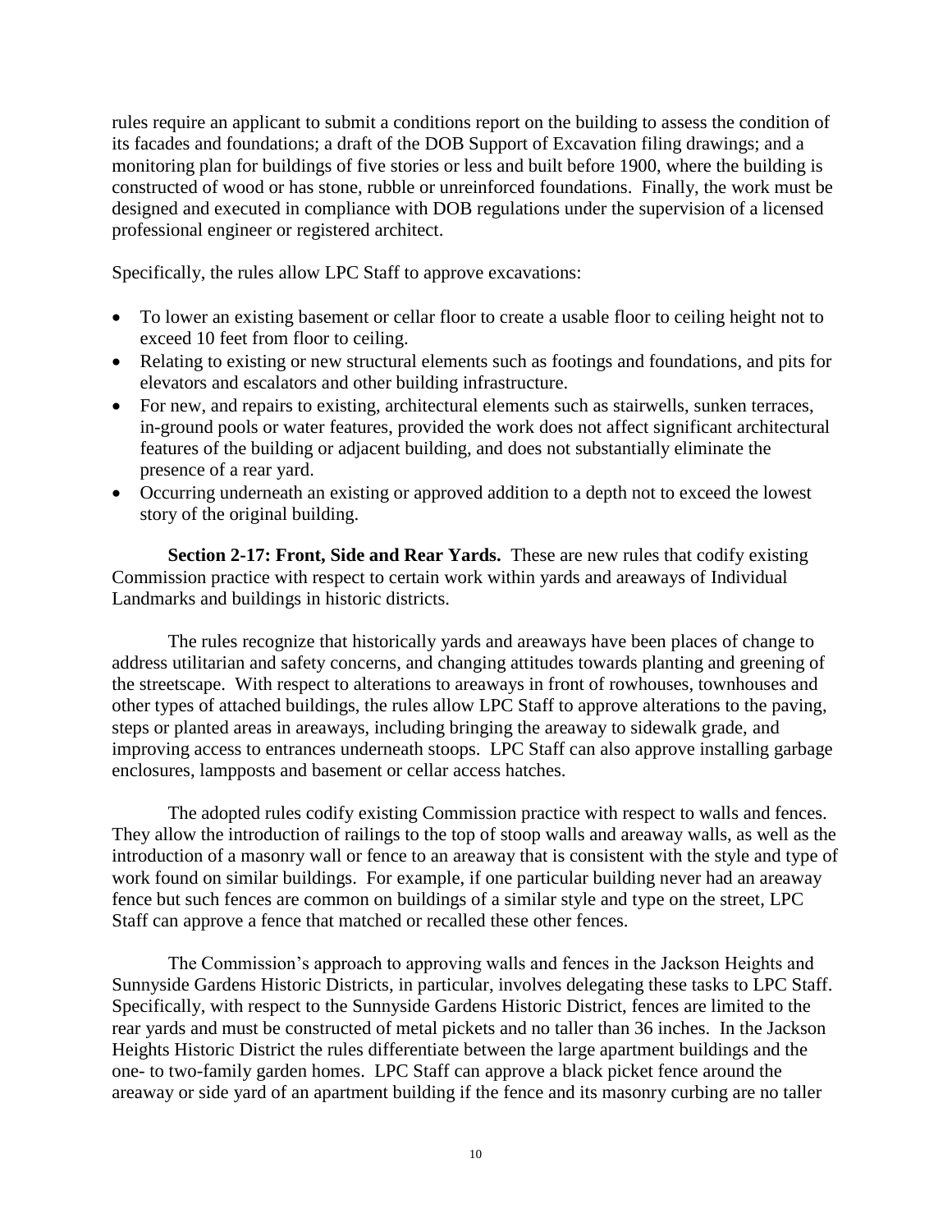rules require an applicant to submit a conditions report on the building to assess the condition of its facades and foundations; a draft of the DOB Support of Excavation filing drawings; and a monitoring plan for buildings of five stories or less and built before 1900, where the building is constructed of wood or has stone, rubble or unreinforced foundations. Finally, the work must be designed and executed in compliance with DOB regulations under the supervision of a licensed professional engineer or registered architect.

Specifically, the rules allow LPC Staff to approve excavations:

- To lower an existing basement or cellar floor to create a usable floor to ceiling height not to exceed 10 feet from floor to ceiling.
- Relating to existing or new structural elements such as footings and foundations, and pits for elevators and escalators and other building infrastructure.
- For new, and repairs to existing, architectural elements such as stairwells, sunken terraces, in-ground pools or water features, provided the work does not affect significant architectural features of the building or adjacent building, and does not substantially eliminate the presence of a rear yard.
- Occurring underneath an existing or approved addition to a depth not to exceed the lowest story of the original building.

**Section 2-17: Front, Side and Rear Yards.** These are new rules that codify existing Commission practice with respect to certain work within yards and areaways of Individual Landmarks and buildings in historic districts.

The rules recognize that historically yards and areaways have been places of change to address utilitarian and safety concerns, and changing attitudes towards planting and greening of the streetscape. With respect to alterations to areaways in front of rowhouses, townhouses and other types of attached buildings, the rules allow LPC Staff to approve alterations to the paving, steps or planted areas in areaways, including bringing the areaway to sidewalk grade, and improving access to entrances underneath stoops. LPC Staff can also approve installing garbage enclosures, lampposts and basement or cellar access hatches.

The adopted rules codify existing Commission practice with respect to walls and fences. They allow the introduction of railings to the top of stoop walls and areaway walls, as well as the introduction of a masonry wall or fence to an areaway that is consistent with the style and type of work found on similar buildings. For example, if one particular building never had an areaway fence but such fences are common on buildings of a similar style and type on the street, LPC Staff can approve a fence that matched or recalled these other fences.

The Commission's approach to approving walls and fences in the Jackson Heights and Sunnyside Gardens Historic Districts, in particular, involves delegating these tasks to LPC Staff. Specifically, with respect to the Sunnyside Gardens Historic District, fences are limited to the rear yards and must be constructed of metal pickets and no taller than 36 inches. In the Jackson Heights Historic District the rules differentiate between the large apartment buildings and the one- to two-family garden homes. LPC Staff can approve a black picket fence around the areaway or side yard of an apartment building if the fence and its masonry curbing are no taller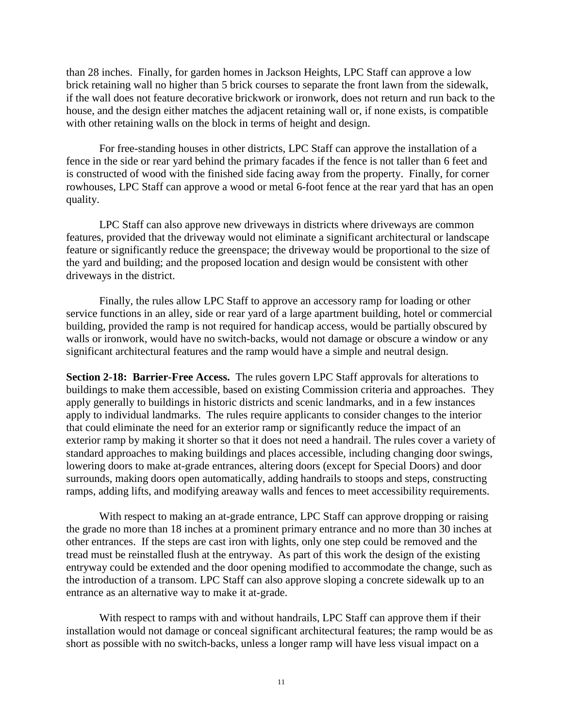than 28 inches. Finally, for garden homes in Jackson Heights, LPC Staff can approve a low brick retaining wall no higher than 5 brick courses to separate the front lawn from the sidewalk, if the wall does not feature decorative brickwork or ironwork, does not return and run back to the house, and the design either matches the adjacent retaining wall or, if none exists, is compatible with other retaining walls on the block in terms of height and design.

For free-standing houses in other districts, LPC Staff can approve the installation of a fence in the side or rear yard behind the primary facades if the fence is not taller than 6 feet and is constructed of wood with the finished side facing away from the property. Finally, for corner rowhouses, LPC Staff can approve a wood or metal 6-foot fence at the rear yard that has an open quality.

LPC Staff can also approve new driveways in districts where driveways are common features, provided that the driveway would not eliminate a significant architectural or landscape feature or significantly reduce the greenspace; the driveway would be proportional to the size of the yard and building; and the proposed location and design would be consistent with other driveways in the district.

Finally, the rules allow LPC Staff to approve an accessory ramp for loading or other service functions in an alley, side or rear yard of a large apartment building, hotel or commercial building, provided the ramp is not required for handicap access, would be partially obscured by walls or ironwork, would have no switch-backs, would not damage or obscure a window or any significant architectural features and the ramp would have a simple and neutral design.

**Section 2-18: Barrier-Free Access.** The rules govern LPC Staff approvals for alterations to buildings to make them accessible, based on existing Commission criteria and approaches. They apply generally to buildings in historic districts and scenic landmarks, and in a few instances apply to individual landmarks. The rules require applicants to consider changes to the interior that could eliminate the need for an exterior ramp or significantly reduce the impact of an exterior ramp by making it shorter so that it does not need a handrail. The rules cover a variety of standard approaches to making buildings and places accessible, including changing door swings, lowering doors to make at-grade entrances, altering doors (except for Special Doors) and door surrounds, making doors open automatically, adding handrails to stoops and steps, constructing ramps, adding lifts, and modifying areaway walls and fences to meet accessibility requirements.

With respect to making an at-grade entrance, LPC Staff can approve dropping or raising the grade no more than 18 inches at a prominent primary entrance and no more than 30 inches at other entrances. If the steps are cast iron with lights, only one step could be removed and the tread must be reinstalled flush at the entryway. As part of this work the design of the existing entryway could be extended and the door opening modified to accommodate the change, such as the introduction of a transom. LPC Staff can also approve sloping a concrete sidewalk up to an entrance as an alternative way to make it at-grade.

With respect to ramps with and without handrails, LPC Staff can approve them if their installation would not damage or conceal significant architectural features; the ramp would be as short as possible with no switch-backs, unless a longer ramp will have less visual impact on a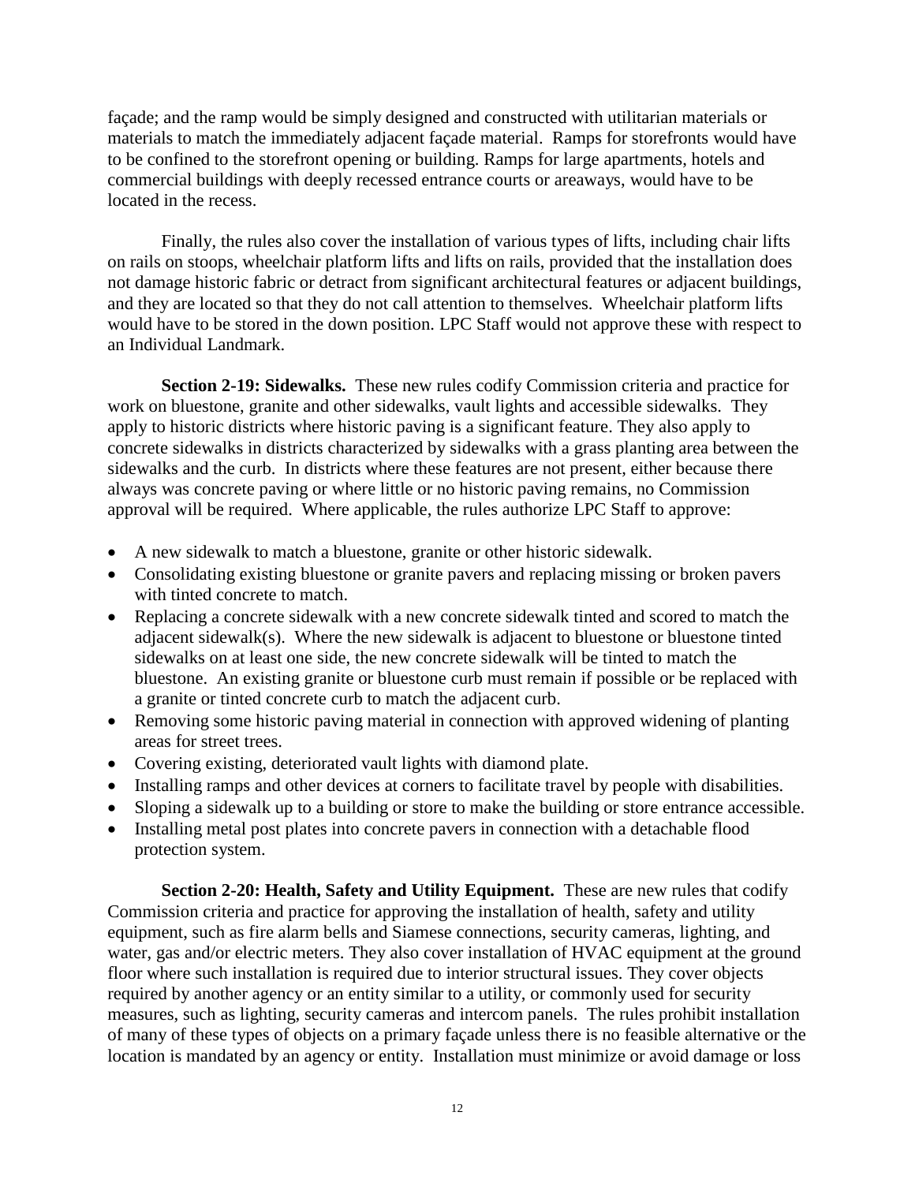façade; and the ramp would be simply designed and constructed with utilitarian materials or materials to match the immediately adjacent façade material. Ramps for storefronts would have to be confined to the storefront opening or building. Ramps for large apartments, hotels and commercial buildings with deeply recessed entrance courts or areaways, would have to be located in the recess.

Finally, the rules also cover the installation of various types of lifts, including chair lifts on rails on stoops, wheelchair platform lifts and lifts on rails, provided that the installation does not damage historic fabric or detract from significant architectural features or adjacent buildings, and they are located so that they do not call attention to themselves. Wheelchair platform lifts would have to be stored in the down position. LPC Staff would not approve these with respect to an Individual Landmark.

**Section 2-19: Sidewalks.** These new rules codify Commission criteria and practice for work on bluestone, granite and other sidewalks, vault lights and accessible sidewalks. They apply to historic districts where historic paving is a significant feature. They also apply to concrete sidewalks in districts characterized by sidewalks with a grass planting area between the sidewalks and the curb. In districts where these features are not present, either because there always was concrete paving or where little or no historic paving remains, no Commission approval will be required. Where applicable, the rules authorize LPC Staff to approve:

- A new sidewalk to match a bluestone, granite or other historic sidewalk.
- Consolidating existing bluestone or granite pavers and replacing missing or broken pavers with tinted concrete to match.
- Replacing a concrete sidewalk with a new concrete sidewalk tinted and scored to match the adjacent sidewalk(s). Where the new sidewalk is adjacent to bluestone or bluestone tinted sidewalks on at least one side, the new concrete sidewalk will be tinted to match the bluestone. An existing granite or bluestone curb must remain if possible or be replaced with a granite or tinted concrete curb to match the adjacent curb.
- Removing some historic paving material in connection with approved widening of planting areas for street trees.
- Covering existing, deteriorated vault lights with diamond plate.
- Installing ramps and other devices at corners to facilitate travel by people with disabilities.
- Sloping a sidewalk up to a building or store to make the building or store entrance accessible.
- Installing metal post plates into concrete pavers in connection with a detachable flood protection system.

**Section 2-20: Health, Safety and Utility Equipment.** These are new rules that codify Commission criteria and practice for approving the installation of health, safety and utility equipment, such as fire alarm bells and Siamese connections, security cameras, lighting, and water, gas and/or electric meters. They also cover installation of HVAC equipment at the ground floor where such installation is required due to interior structural issues. They cover objects required by another agency or an entity similar to a utility, or commonly used for security measures, such as lighting, security cameras and intercom panels. The rules prohibit installation of many of these types of objects on a primary façade unless there is no feasible alternative or the location is mandated by an agency or entity. Installation must minimize or avoid damage or loss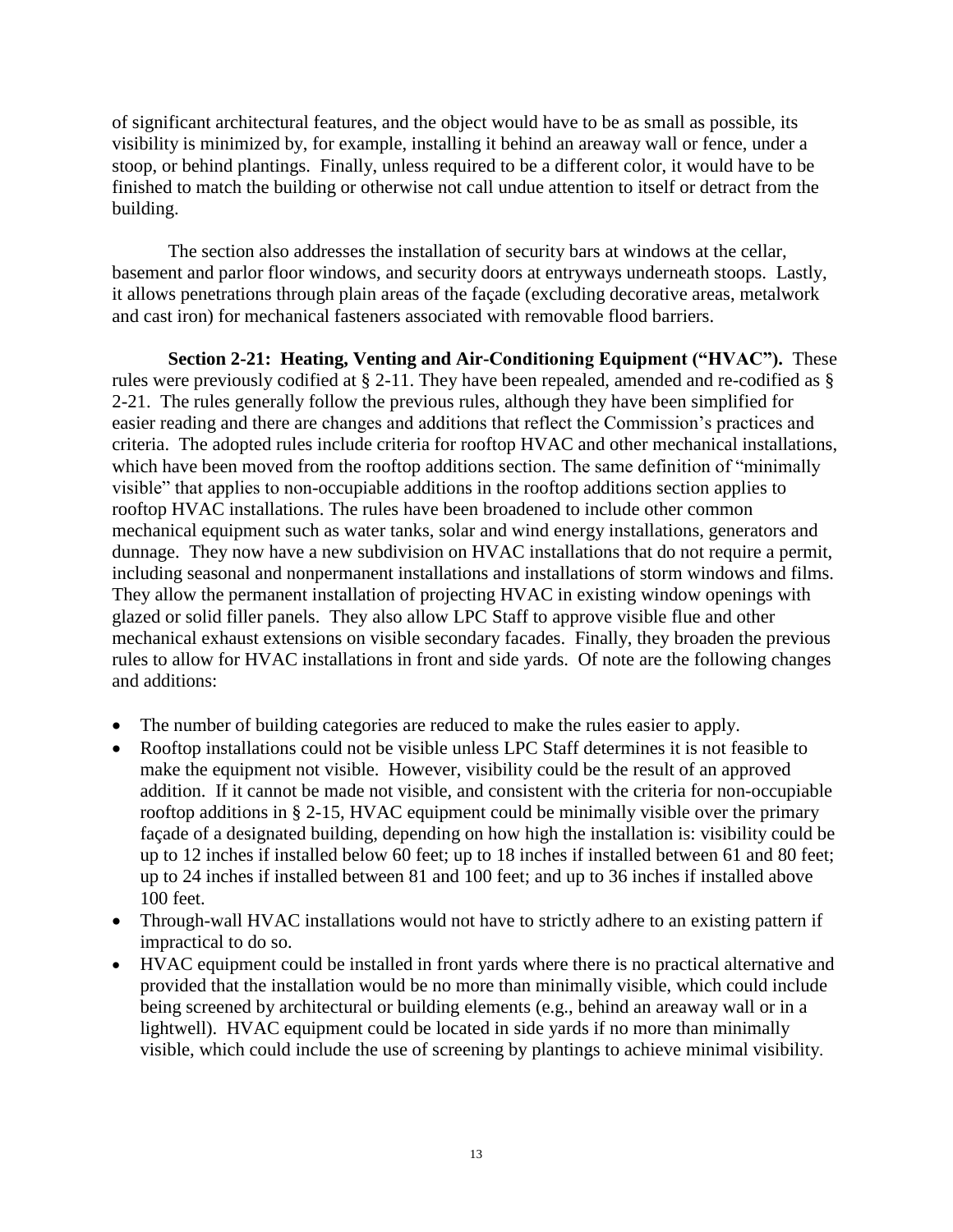of significant architectural features, and the object would have to be as small as possible, its visibility is minimized by, for example, installing it behind an areaway wall or fence, under a stoop, or behind plantings. Finally, unless required to be a different color, it would have to be finished to match the building or otherwise not call undue attention to itself or detract from the building.

The section also addresses the installation of security bars at windows at the cellar, basement and parlor floor windows, and security doors at entryways underneath stoops. Lastly, it allows penetrations through plain areas of the façade (excluding decorative areas, metalwork and cast iron) for mechanical fasteners associated with removable flood barriers.

**Section 2-21: Heating, Venting and Air-Conditioning Equipment ("HVAC").** These rules were previously codified at § 2-11. They have been repealed, amended and re-codified as § 2-21. The rules generally follow the previous rules, although they have been simplified for easier reading and there are changes and additions that reflect the Commission's practices and criteria. The adopted rules include criteria for rooftop HVAC and other mechanical installations, which have been moved from the rooftop additions section. The same definition of "minimally visible" that applies to non-occupiable additions in the rooftop additions section applies to rooftop HVAC installations. The rules have been broadened to include other common mechanical equipment such as water tanks, solar and wind energy installations, generators and dunnage. They now have a new subdivision on HVAC installations that do not require a permit, including seasonal and nonpermanent installations and installations of storm windows and films. They allow the permanent installation of projecting HVAC in existing window openings with glazed or solid filler panels. They also allow LPC Staff to approve visible flue and other mechanical exhaust extensions on visible secondary facades. Finally, they broaden the previous rules to allow for HVAC installations in front and side yards. Of note are the following changes and additions:

- The number of building categories are reduced to make the rules easier to apply.
- Rooftop installations could not be visible unless LPC Staff determines it is not feasible to make the equipment not visible. However, visibility could be the result of an approved addition. If it cannot be made not visible, and consistent with the criteria for non-occupiable rooftop additions in § 2-15, HVAC equipment could be minimally visible over the primary façade of a designated building, depending on how high the installation is: visibility could be up to 12 inches if installed below 60 feet; up to 18 inches if installed between 61 and 80 feet; up to 24 inches if installed between 81 and 100 feet; and up to 36 inches if installed above 100 feet.
- Through-wall HVAC installations would not have to strictly adhere to an existing pattern if impractical to do so.
- HVAC equipment could be installed in front yards where there is no practical alternative and provided that the installation would be no more than minimally visible, which could include being screened by architectural or building elements (e.g., behind an areaway wall or in a lightwell). HVAC equipment could be located in side yards if no more than minimally visible, which could include the use of screening by plantings to achieve minimal visibility.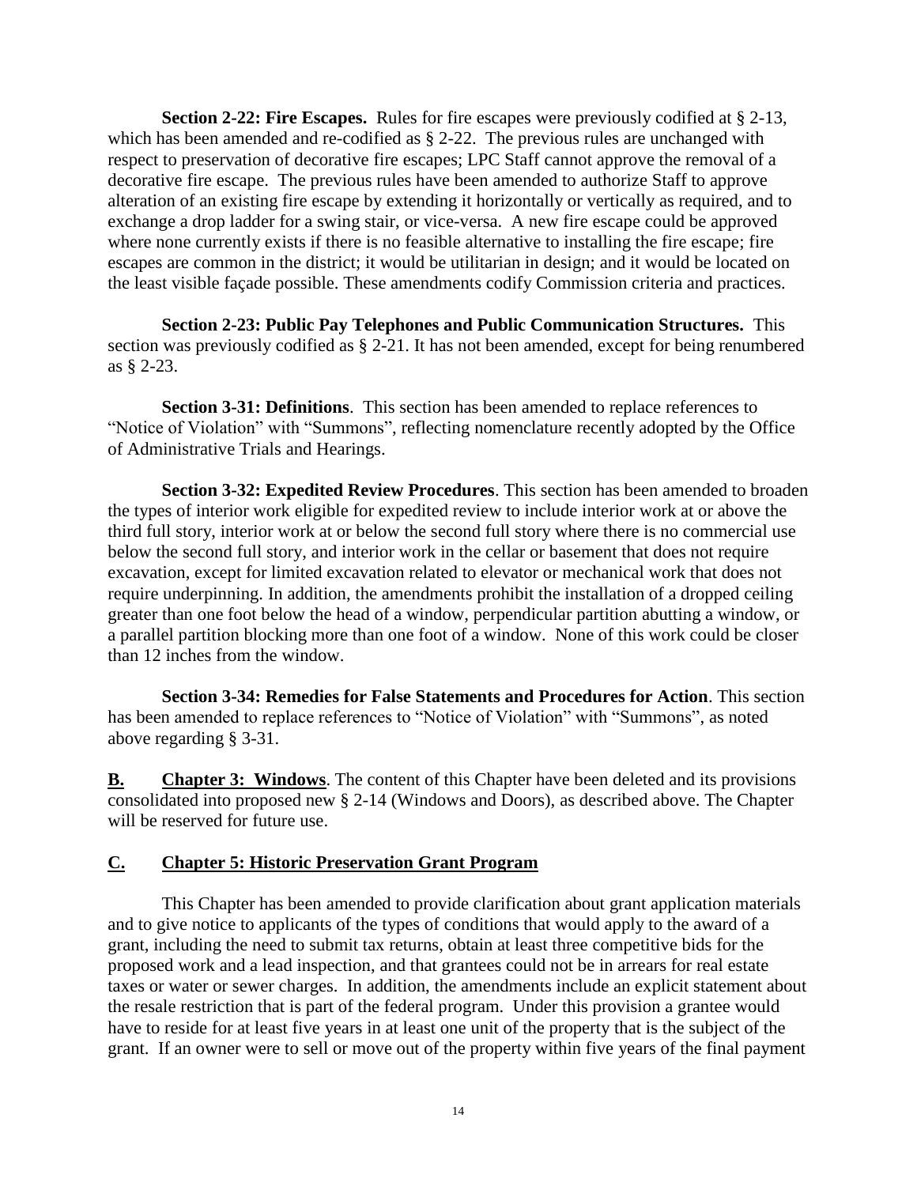**Section 2-22: Fire Escapes.** Rules for fire escapes were previously codified at § 2-13, which has been amended and re-codified as § 2-22. The previous rules are unchanged with respect to preservation of decorative fire escapes; LPC Staff cannot approve the removal of a decorative fire escape. The previous rules have been amended to authorize Staff to approve alteration of an existing fire escape by extending it horizontally or vertically as required, and to exchange a drop ladder for a swing stair, or vice-versa. A new fire escape could be approved where none currently exists if there is no feasible alternative to installing the fire escape; fire escapes are common in the district; it would be utilitarian in design; and it would be located on the least visible façade possible. These amendments codify Commission criteria and practices.

**Section 2-23: Public Pay Telephones and Public Communication Structures.** This section was previously codified as § 2-21. It has not been amended, except for being renumbered as § 2-23.

**Section 3-31: Definitions**. This section has been amended to replace references to "Notice of Violation" with "Summons", reflecting nomenclature recently adopted by the Office of Administrative Trials and Hearings.

**Section 3-32: Expedited Review Procedures**. This section has been amended to broaden the types of interior work eligible for expedited review to include interior work at or above the third full story, interior work at or below the second full story where there is no commercial use below the second full story, and interior work in the cellar or basement that does not require excavation, except for limited excavation related to elevator or mechanical work that does not require underpinning. In addition, the amendments prohibit the installation of a dropped ceiling greater than one foot below the head of a window, perpendicular partition abutting a window, or a parallel partition blocking more than one foot of a window. None of this work could be closer than 12 inches from the window.

**Section 3-34: Remedies for False Statements and Procedures for Action**. This section has been amended to replace references to "Notice of Violation" with "Summons", as noted above regarding § 3-31.

**B. Chapter 3: Windows**. The content of this Chapter have been deleted and its provisions consolidated into proposed new § 2-14 (Windows and Doors), as described above. The Chapter will be reserved for future use.

## C. Chapter 5: Historic Preservation Grant Program

This Chapter has been amended to provide clarification about grant application materials and to give notice to applicants of the types of conditions that would apply to the award of a grant, including the need to submit tax returns, obtain at least three competitive bids for the proposed work and a lead inspection, and that grantees could not be in arrears for real estate taxes or water or sewer charges. In addition, the amendments include an explicit statement about the resale restriction that is part of the federal program. Under this provision a grantee would have to reside for at least five years in at least one unit of the property that is the subject of the grant. If an owner were to sell or move out of the property within five years of the final payment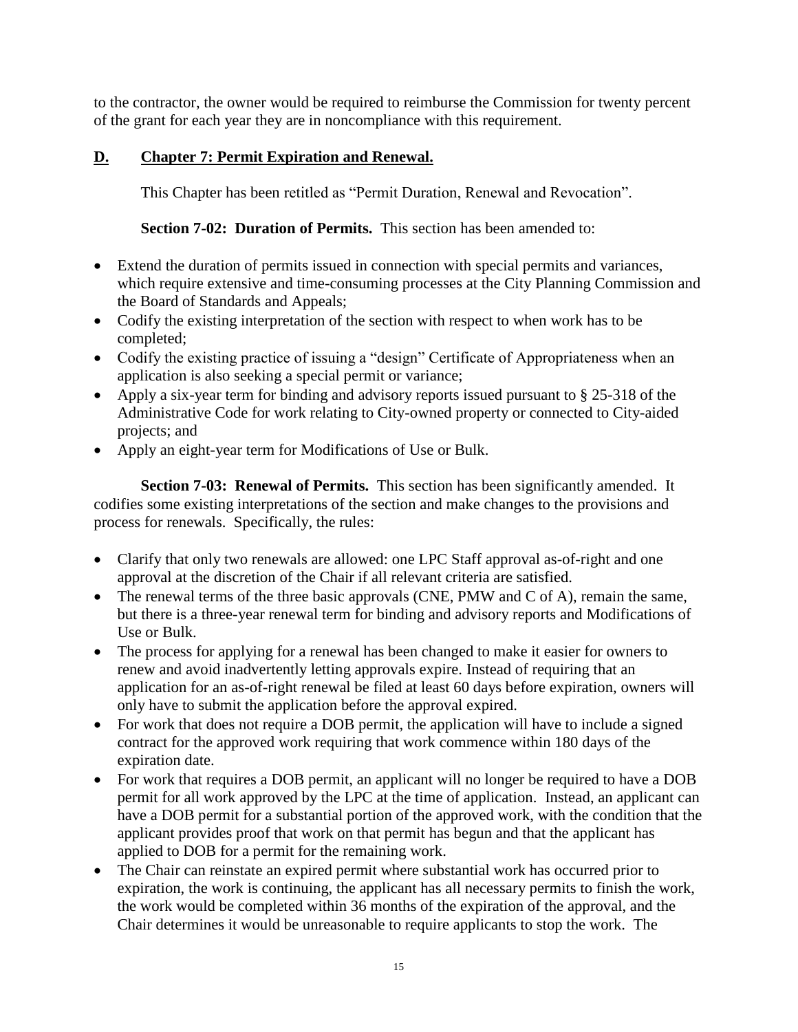to the contractor, the owner would be required to reimburse the Commission for twenty percent of the grant for each year they are in noncompliance with this requirement.

## D. Chapter 7: Permit Expiration and Renewal.

This Chapter has been retitled as "Permit Duration, Renewal and Revocation".

**Section 7-02: Duration of Permits.** This section has been amended to:

- Extend the duration of permits issued in connection with special permits and variances, which require extensive and time-consuming processes at the City Planning Commission and the Board of Standards and Appeals;
- Codify the existing interpretation of the section with respect to when work has to be completed;
- Codify the existing practice of issuing a "design" Certificate of Appropriateness when an application is also seeking a special permit or variance;
- Apply a six-year term for binding and advisory reports issued pursuant to § 25-318 of the Administrative Code for work relating to City-owned property or connected to City-aided projects; and
- Apply an eight-year term for Modifications of Use or Bulk.

**Section 7-03: Renewal of Permits.** This section has been significantly amended. It codifies some existing interpretations of the section and make changes to the provisions and process for renewals. Specifically, the rules:

- Clarify that only two renewals are allowed: one LPC Staff approval as-of-right and one approval at the discretion of the Chair if all relevant criteria are satisfied.
- The renewal terms of the three basic approvals (CNE, PMW and C of A), remain the same, but there is a three-year renewal term for binding and advisory reports and Modifications of Use or Bulk.
- The process for applying for a renewal has been changed to make it easier for owners to renew and avoid inadvertently letting approvals expire. Instead of requiring that an application for an as-of-right renewal be filed at least 60 days before expiration, owners will only have to submit the application before the approval expired.
- For work that does not require a DOB permit, the application will have to include a signed contract for the approved work requiring that work commence within 180 days of the expiration date.
- For work that requires a DOB permit, an applicant will no longer be required to have a DOB permit for all work approved by the LPC at the time of application. Instead, an applicant can have a DOB permit for a substantial portion of the approved work, with the condition that the applicant provides proof that work on that permit has begun and that the applicant has applied to DOB for a permit for the remaining work.
- The Chair can reinstate an expired permit where substantial work has occurred prior to expiration, the work is continuing, the applicant has all necessary permits to finish the work, the work would be completed within 36 months of the expiration of the approval, and the Chair determines it would be unreasonable to require applicants to stop the work. The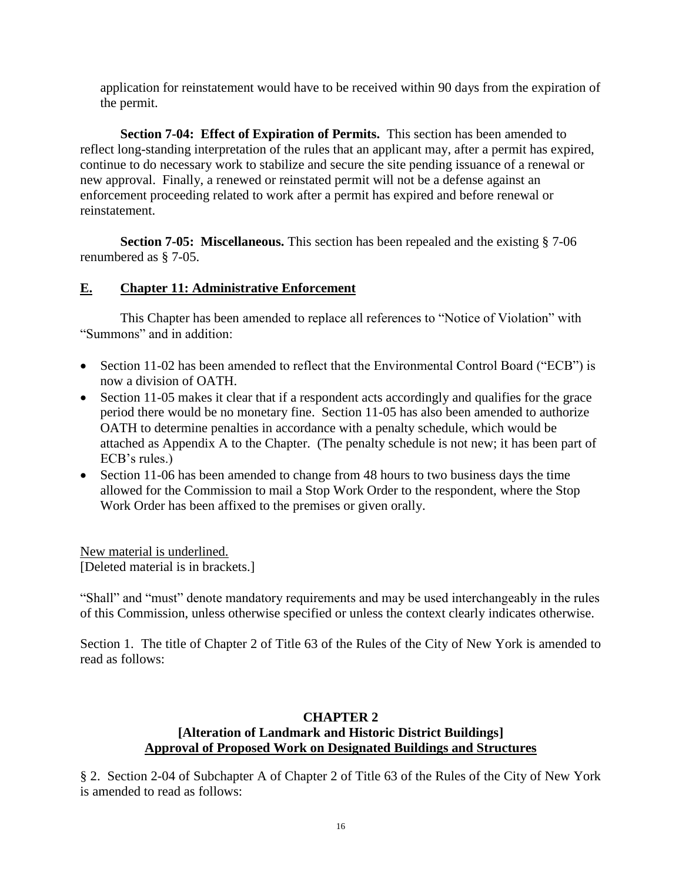application for reinstatement would have to be received within 90 days from the expiration of the permit.

**Section 7-04: Effect of Expiration of Permits.** This section has been amended to reflect long-standing interpretation of the rules that an applicant may, after a permit has expired, continue to do necessary work to stabilize and secure the site pending issuance of a renewal or new approval. Finally, a renewed or reinstated permit will not be a defense against an enforcement proceeding related to work after a permit has expired and before renewal or reinstatement.

**Section 7-05: Miscellaneous.** This section has been repealed and the existing § 7-06 renumbered as § 7-05.

## <u>E. Chapter 11: Administrative Enforcement</u>

This Chapter has been amended to replace all references to "Notice of Violation" with "Summons" and in addition:

- Section 11-02 has been amended to reflect that the Environmental Control Board ("ECB") is now a division of OATH.
- Section 11-05 makes it clear that if a respondent acts accordingly and qualifies for the grace period there would be no monetary fine. Section 11-05 has also been amended to authorize OATH to determine penalties in accordance with a penalty schedule, which would be attached as Appendix A to the Chapter. (The penalty schedule is not new; it has been part of ECB's rules.)
- Section 11-06 has been amended to change from 48 hours to two business days the time allowed for the Commission to mail a Stop Work Order to the respondent, where the Stop Work Order has been affixed to the premises or given orally.

<u>New material is underlined.</u>
[Deleted material is in brackets.]

"Shall" and "must" denote mandatory requirements and may be used interchangeably in the rules of this Commission, unless otherwise specified or unless the context clearly indicates otherwise.

Section 1. The title of Chapter 2 of Title 63 of the Rules of the City of New York is amended to read as follows:

**CHAPTER 2**
**[Alteration of Landmark and Historic District Buildings]**
**<u>Approval of Proposed Work on Designated Buildings and Structures</u>**

§ 2. Section 2-04 of Subchapter A of Chapter 2 of Title 63 of the Rules of the City of New York is amended to read as follows: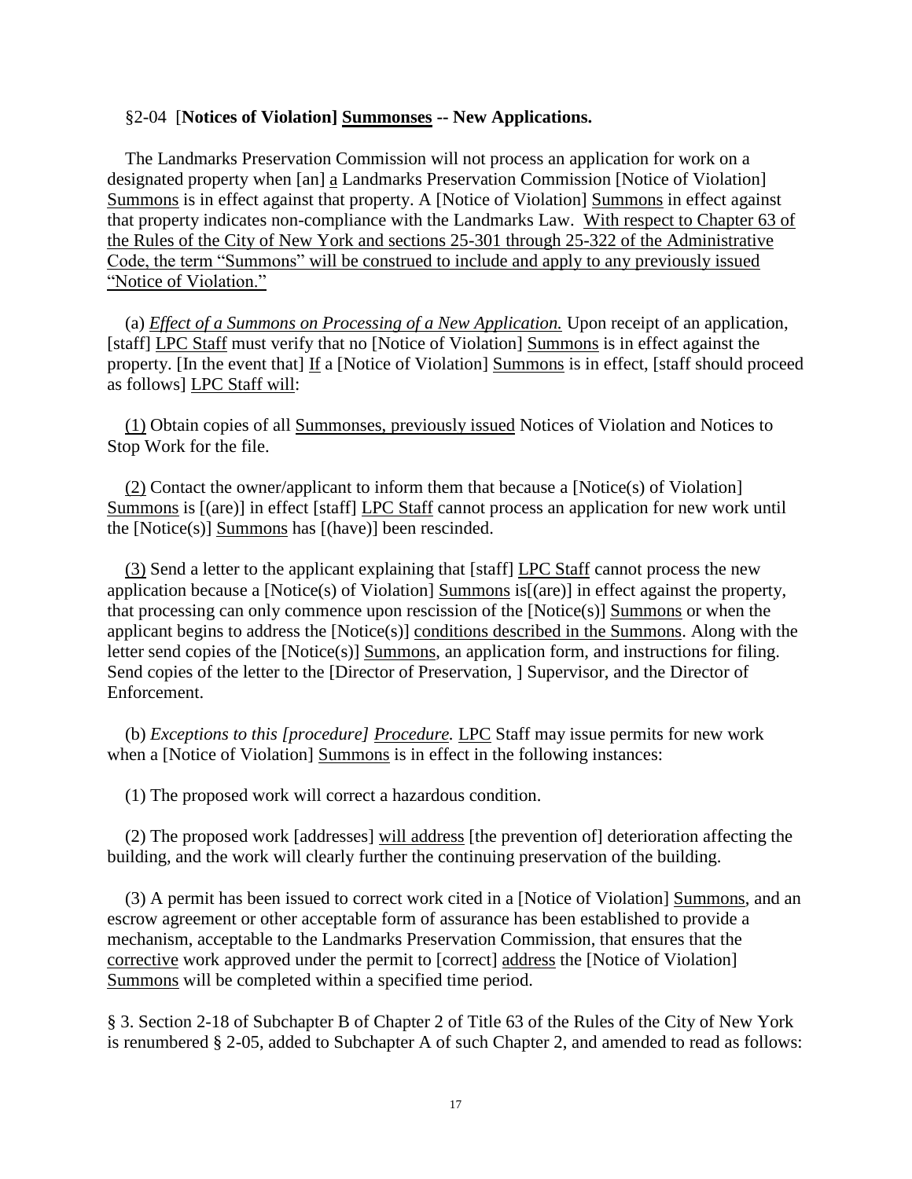§2-04 [**Notices of Violation] <u>Summonses</u> -- New Applications.**

The Landmarks Preservation Commission will not process an application for work on a designated property when [an] <u>a</u> Landmarks Preservation Commission [Notice of Violation] <u>Summons</u> is in effect against that property. A [Notice of Violation] <u>Summons</u> in effect against that property indicates non-compliance with the Landmarks Law. <u>With respect to Chapter 63 of the Rules of the City of New York and sections 25-301 through 25-322 of the Administrative Code, the term "Summons" will be construed to include and apply to any previously issued "Notice of Violation."</u>

(a) <u>*Effect of a Summons on Processing of a New Application.*</u> Upon receipt of an application, [staff] <u>LPC Staff</u> must verify that no [Notice of Violation] <u>Summons</u> is in effect against the property. [In the event that] <u>If</u> a [Notice of Violation] <u>Summons</u> is in effect, [staff should proceed as follows] <u>LPC Staff will</u>:

<u>(1)</u> Obtain copies of all <u>Summonses, previously issued</u> Notices of Violation and Notices to Stop Work for the file.

<u>(2)</u> Contact the owner/applicant to inform them that because a [Notice(s) of Violation] <u>Summons</u> is [(are)] in effect [staff] <u>LPC Staff</u> cannot process an application for new work until the [Notice(s)] <u>Summons</u> has [(have)] been rescinded.

<u>(3)</u> Send a letter to the applicant explaining that [staff] <u>LPC Staff</u> cannot process the new application because a [Notice(s) of Violation] <u>Summons</u> is[(are)] in effect against the property, that processing can only commence upon rescission of the [Notice(s)] <u>Summons</u> or when the applicant begins to address the [Notice(s)] <u>conditions described in the Summons</u>. Along with the letter send copies of the [Notice(s)] <u>Summons</u>, an application form, and instructions for filing. Send copies of the letter to the [Director of Preservation, ] Supervisor, and the Director of Enforcement.

(b) *Exceptions to this [procedure] <u>Procedure</u>.* <u>LPC</u> Staff may issue permits for new work when a [Notice of Violation] <u>Summons</u> is in effect in the following instances:

(1) The proposed work will correct a hazardous condition.

(2) The proposed work [addresses] <u>will address</u> [the prevention of] deterioration affecting the building, and the work will clearly further the continuing preservation of the building.

(3) A permit has been issued to correct work cited in a [Notice of Violation] <u>Summons</u>, and an escrow agreement or other acceptable form of assurance has been established to provide a mechanism, acceptable to the Landmarks Preservation Commission, that ensures that the <u>corrective</u> work approved under the permit to [correct] <u>address</u> the [Notice of Violation] <u>Summons</u> will be completed within a specified time period.

§ 3. Section 2-18 of Subchapter B of Chapter 2 of Title 63 of the Rules of the City of New York is renumbered § 2-05, added to Subchapter A of such Chapter 2, and amended to read as follows: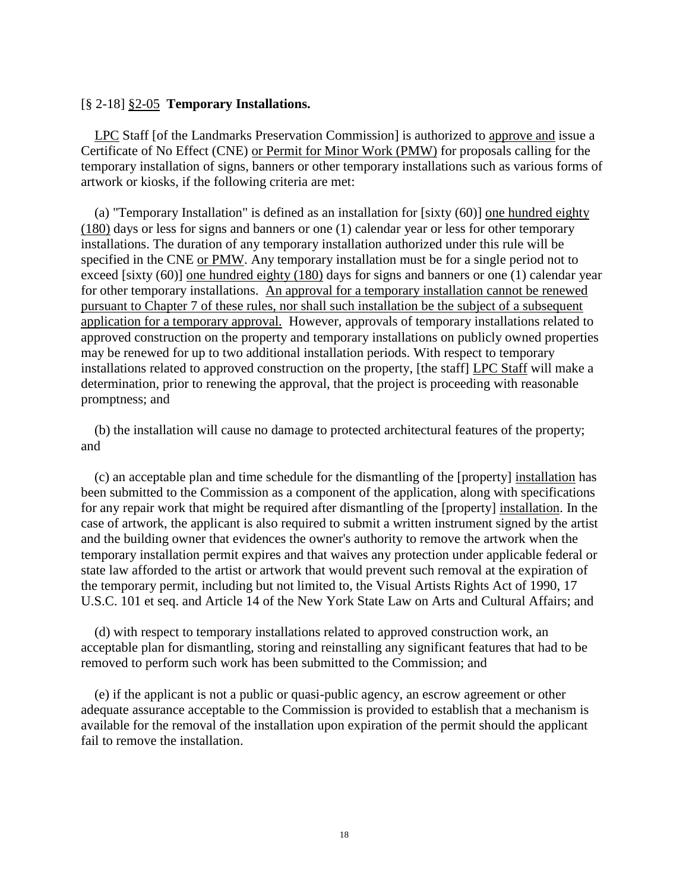[§ 2-18] §2-05 **Temporary Installations.**

LPC Staff [of the Landmarks Preservation Commission] is authorized to approve and issue a Certificate of No Effect (CNE) or Permit for Minor Work (PMW) for proposals calling for the temporary installation of signs, banners or other temporary installations such as various forms of artwork or kiosks, if the following criteria are met:

(a) "Temporary Installation" is defined as an installation for [sixty (60)] one hundred eighty (180) days or less for signs and banners or one (1) calendar year or less for other temporary installations. The duration of any temporary installation authorized under this rule will be specified in the CNE or PMW. Any temporary installation must be for a single period not to exceed [sixty (60)] one hundred eighty (180) days for signs and banners or one (1) calendar year for other temporary installations. An approval for a temporary installation cannot be renewed pursuant to Chapter 7 of these rules, nor shall such installation be the subject of a subsequent application for a temporary approval. However, approvals of temporary installations related to approved construction on the property and temporary installations on publicly owned properties may be renewed for up to two additional installation periods. With respect to temporary installations related to approved construction on the property, [the staff] LPC Staff will make a determination, prior to renewing the approval, that the project is proceeding with reasonable promptness; and

(b) the installation will cause no damage to protected architectural features of the property; and

(c) an acceptable plan and time schedule for the dismantling of the [property] installation has been submitted to the Commission as a component of the application, along with specifications for any repair work that might be required after dismantling of the [property] installation. In the case of artwork, the applicant is also required to submit a written instrument signed by the artist and the building owner that evidences the owner's authority to remove the artwork when the temporary installation permit expires and that waives any protection under applicable federal or state law afforded to the artist or artwork that would prevent such removal at the expiration of the temporary permit, including but not limited to, the Visual Artists Rights Act of 1990, 17 U.S.C. 101 et seq. and Article 14 of the New York State Law on Arts and Cultural Affairs; and

(d) with respect to temporary installations related to approved construction work, an acceptable plan for dismantling, storing and reinstalling any significant features that had to be removed to perform such work has been submitted to the Commission; and

(e) if the applicant is not a public or quasi-public agency, an escrow agreement or other adequate assurance acceptable to the Commission is provided to establish that a mechanism is available for the removal of the installation upon expiration of the permit should the applicant fail to remove the installation.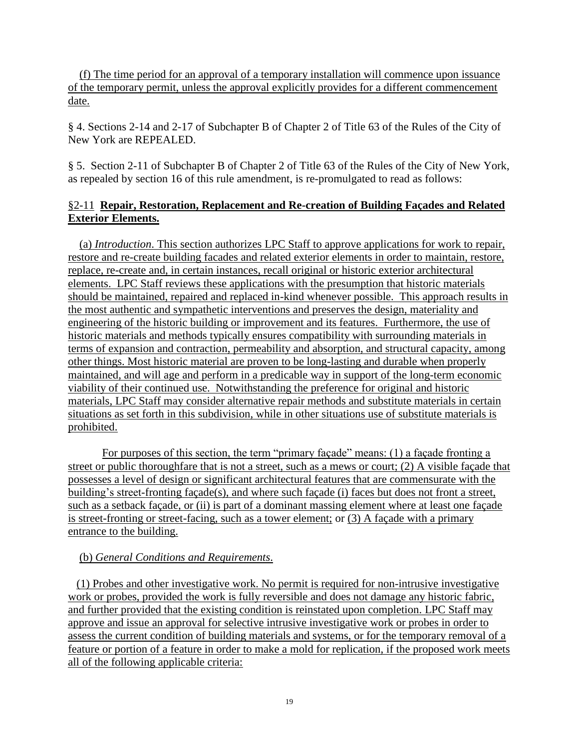(f) The time period for an approval of a temporary installation will commence upon issuance of the temporary permit, unless the approval explicitly provides for a different commencement date.

§ 4. Sections 2-14 and 2-17 of Subchapter B of Chapter 2 of Title 63 of the Rules of the City of New York are REPEALED.

§ 5. Section 2-11 of Subchapter B of Chapter 2 of Title 63 of the Rules of the City of New York, as repealed by section 16 of this rule amendment, is re-promulgated to read as follows:

### §2-11 **Repair, Restoration, Replacement and Re-creation of Building Façades and Related Exterior Elements.**

(a) *Introduction*. This section authorizes LPC Staff to approve applications for work to repair, restore and re-create building facades and related exterior elements in order to maintain, restore, replace, re-create and, in certain instances, recall original or historic exterior architectural elements. LPC Staff reviews these applications with the presumption that historic materials should be maintained, repaired and replaced in-kind whenever possible. This approach results in the most authentic and sympathetic interventions and preserves the design, materiality and engineering of the historic building or improvement and its features. Furthermore, the use of historic materials and methods typically ensures compatibility with surrounding materials in terms of expansion and contraction, permeability and absorption, and structural capacity, among other things. Most historic material are proven to be long-lasting and durable when properly maintained, and will age and perform in a predicable way in support of the long-term economic viability of their continued use. Notwithstanding the preference for original and historic materials, LPC Staff may consider alternative repair methods and substitute materials in certain situations as set forth in this subdivision, while in other situations use of substitute materials is prohibited.

For purposes of this section, the term "primary façade" means: (1) a façade fronting a street or public thoroughfare that is not a street, such as a mews or court; (2) A visible façade that possesses a level of design or significant architectural features that are commensurate with the building's street-fronting façade(s), and where such façade (i) faces but does not front a street, such as a setback façade, or (ii) is part of a dominant massing element where at least one façade is street-fronting or street-facing, such as a tower element; or (3) A façade with a primary entrance to the building.

(b) *General Conditions and Requirements*.

(1) Probes and other investigative work. No permit is required for non-intrusive investigative work or probes, provided the work is fully reversible and does not damage any historic fabric, and further provided that the existing condition is reinstated upon completion. LPC Staff may approve and issue an approval for selective intrusive investigative work or probes in order to assess the current condition of building materials and systems, or for the temporary removal of a feature or portion of a feature in order to make a mold for replication, if the proposed work meets all of the following applicable criteria: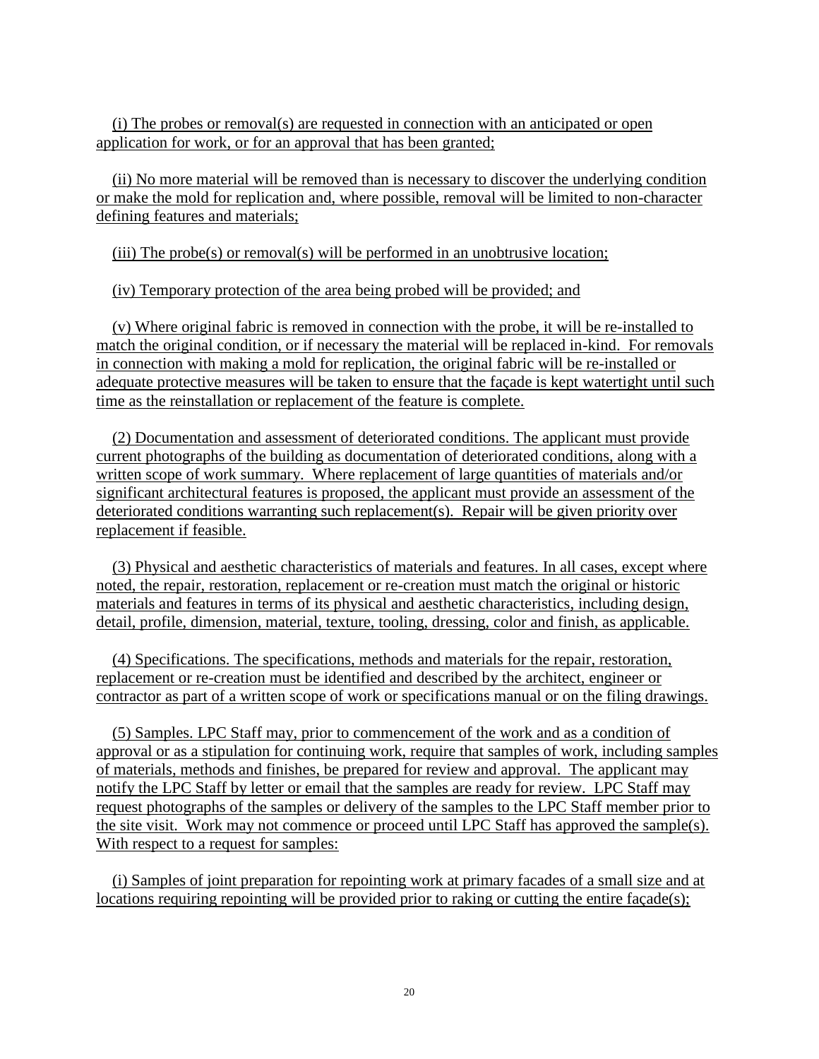(i) The probes or removal(s) are requested in connection with an anticipated or open application for work, or for an approval that has been granted;

(ii) No more material will be removed than is necessary to discover the underlying condition or make the mold for replication and, where possible, removal will be limited to non-character defining features and materials;

(iii) The probe(s) or removal(s) will be performed in an unobtrusive location;

(iv) Temporary protection of the area being probed will be provided; and

(v) Where original fabric is removed in connection with the probe, it will be re-installed to match the original condition, or if necessary the material will be replaced in-kind. For removals in connection with making a mold for replication, the original fabric will be re-installed or adequate protective measures will be taken to ensure that the façade is kept watertight until such time as the reinstallation or replacement of the feature is complete.

(2) Documentation and assessment of deteriorated conditions. The applicant must provide current photographs of the building as documentation of deteriorated conditions, along with a written scope of work summary. Where replacement of large quantities of materials and/or significant architectural features is proposed, the applicant must provide an assessment of the deteriorated conditions warranting such replacement(s). Repair will be given priority over replacement if feasible.

(3) Physical and aesthetic characteristics of materials and features. In all cases, except where noted, the repair, restoration, replacement or re-creation must match the original or historic materials and features in terms of its physical and aesthetic characteristics, including design, detail, profile, dimension, material, texture, tooling, dressing, color and finish, as applicable.

(4) Specifications. The specifications, methods and materials for the repair, restoration, replacement or re-creation must be identified and described by the architect, engineer or contractor as part of a written scope of work or specifications manual or on the filing drawings.

(5) Samples. LPC Staff may, prior to commencement of the work and as a condition of approval or as a stipulation for continuing work, require that samples of work, including samples of materials, methods and finishes, be prepared for review and approval. The applicant may notify the LPC Staff by letter or email that the samples are ready for review. LPC Staff may request photographs of the samples or delivery of the samples to the LPC Staff member prior to the site visit. Work may not commence or proceed until LPC Staff has approved the sample(s). With respect to a request for samples:

(i) Samples of joint preparation for repointing work at primary facades of a small size and at locations requiring repointing will be provided prior to raking or cutting the entire façade(s);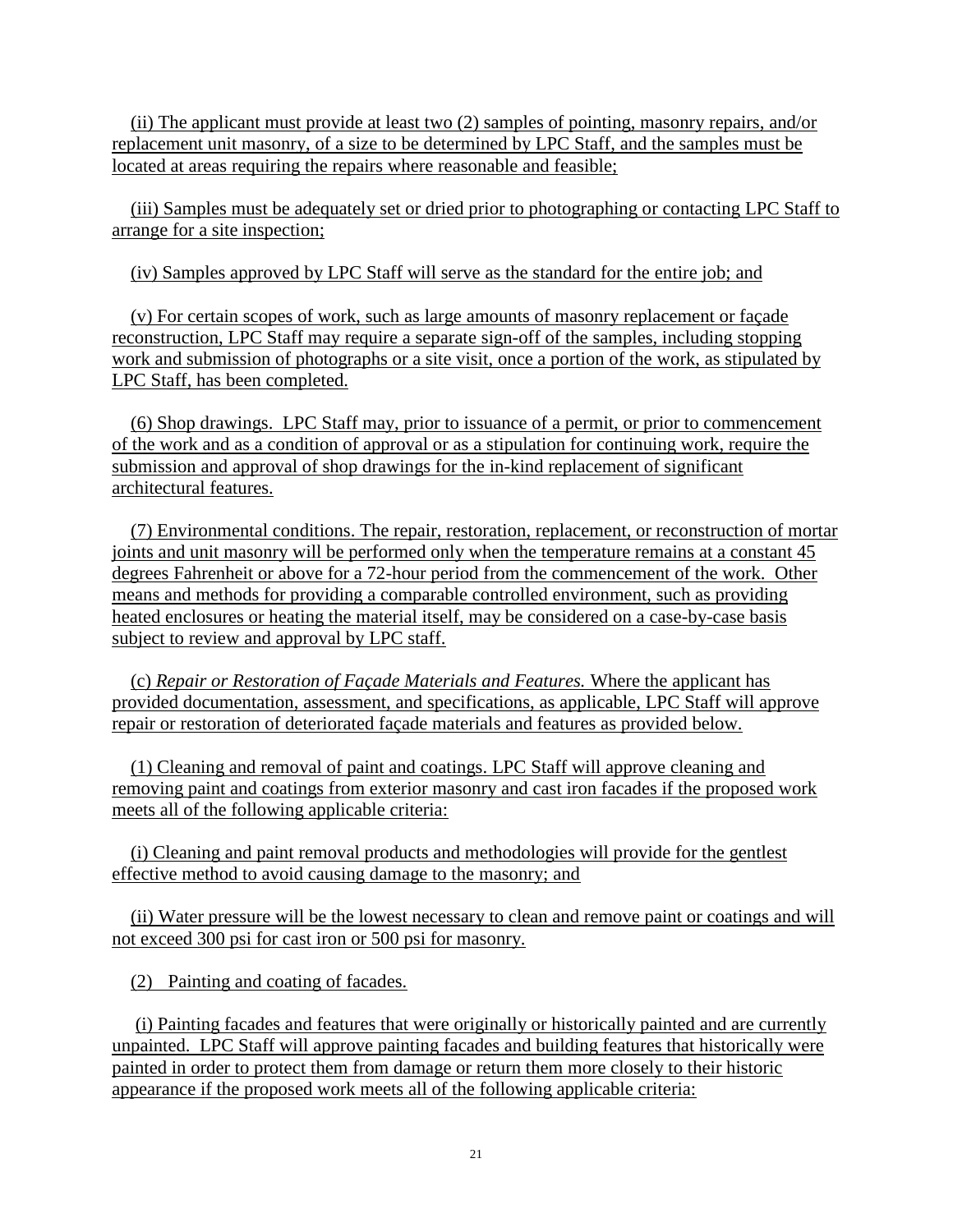(ii) The applicant must provide at least two (2) samples of pointing, masonry repairs, and/or replacement unit masonry, of a size to be determined by LPC Staff, and the samples must be located at areas requiring the repairs where reasonable and feasible;

(iii) Samples must be adequately set or dried prior to photographing or contacting LPC Staff to arrange for a site inspection;

(iv) Samples approved by LPC Staff will serve as the standard for the entire job; and

(v) For certain scopes of work, such as large amounts of masonry replacement or façade reconstruction, LPC Staff may require a separate sign-off of the samples, including stopping work and submission of photographs or a site visit, once a portion of the work, as stipulated by LPC Staff, has been completed.

(6) Shop drawings. LPC Staff may, prior to issuance of a permit, or prior to commencement of the work and as a condition of approval or as a stipulation for continuing work, require the submission and approval of shop drawings for the in-kind replacement of significant architectural features.

(7) Environmental conditions. The repair, restoration, replacement, or reconstruction of mortar joints and unit masonry will be performed only when the temperature remains at a constant 45 degrees Fahrenheit or above for a 72-hour period from the commencement of the work. Other means and methods for providing a comparable controlled environment, such as providing heated enclosures or heating the material itself, may be considered on a case-by-case basis subject to review and approval by LPC staff.

(c) *Repair or Restoration of Façade Materials and Features.* Where the applicant has provided documentation, assessment, and specifications, as applicable, LPC Staff will approve repair or restoration of deteriorated façade materials and features as provided below.

(1) Cleaning and removal of paint and coatings. LPC Staff will approve cleaning and removing paint and coatings from exterior masonry and cast iron facades if the proposed work meets all of the following applicable criteria:

(i) Cleaning and paint removal products and methodologies will provide for the gentlest effective method to avoid causing damage to the masonry; and

(ii) Water pressure will be the lowest necessary to clean and remove paint or coatings and will not exceed 300 psi for cast iron or 500 psi for masonry.

(2) Painting and coating of facades.

(i) Painting facades and features that were originally or historically painted and are currently unpainted. LPC Staff will approve painting facades and building features that historically were painted in order to protect them from damage or return them more closely to their historic appearance if the proposed work meets all of the following applicable criteria: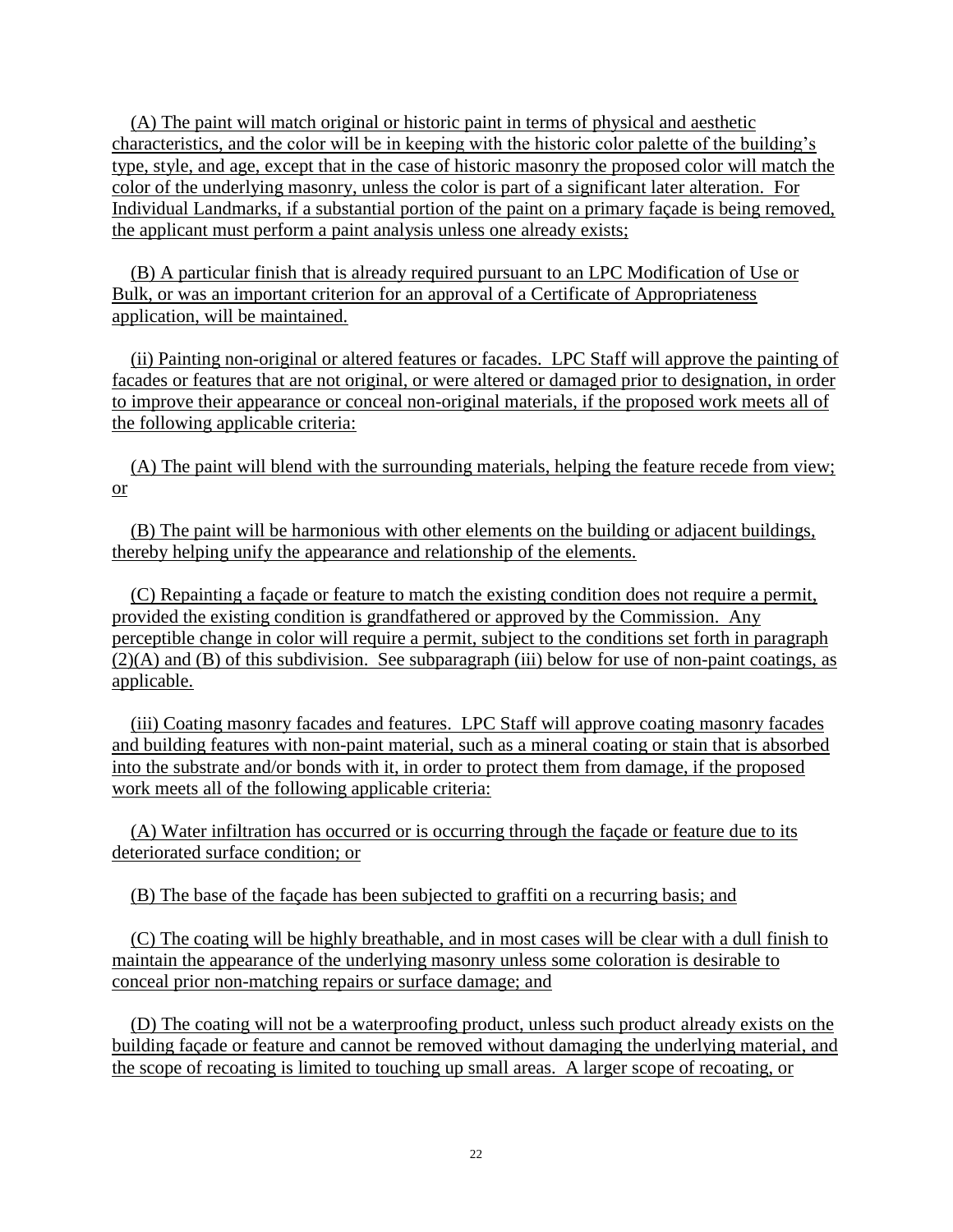(A) The paint will match original or historic paint in terms of physical and aesthetic characteristics, and the color will be in keeping with the historic color palette of the building's type, style, and age, except that in the case of historic masonry the proposed color will match the color of the underlying masonry, unless the color is part of a significant later alteration. For Individual Landmarks, if a substantial portion of the paint on a primary façade is being removed, the applicant must perform a paint analysis unless one already exists;

(B) A particular finish that is already required pursuant to an LPC Modification of Use or Bulk, or was an important criterion for an approval of a Certificate of Appropriateness application, will be maintained.

(ii) Painting non-original or altered features or facades. LPC Staff will approve the painting of facades or features that are not original, or were altered or damaged prior to designation, in order to improve their appearance or conceal non-original materials, if the proposed work meets all of the following applicable criteria:

(A) The paint will blend with the surrounding materials, helping the feature recede from view; or

(B) The paint will be harmonious with other elements on the building or adjacent buildings, thereby helping unify the appearance and relationship of the elements.

(C) Repainting a façade or feature to match the existing condition does not require a permit, provided the existing condition is grandfathered or approved by the Commission. Any perceptible change in color will require a permit, subject to the conditions set forth in paragraph (2)(A) and (B) of this subdivision. See subparagraph (iii) below for use of non-paint coatings, as applicable.

(iii) Coating masonry facades and features. LPC Staff will approve coating masonry facades and building features with non-paint material, such as a mineral coating or stain that is absorbed into the substrate and/or bonds with it, in order to protect them from damage, if the proposed work meets all of the following applicable criteria:

(A) Water infiltration has occurred or is occurring through the façade or feature due to its deteriorated surface condition; or

(B) The base of the façade has been subjected to graffiti on a recurring basis; and

(C) The coating will be highly breathable, and in most cases will be clear with a dull finish to maintain the appearance of the underlying masonry unless some coloration is desirable to conceal prior non-matching repairs or surface damage; and

(D) The coating will not be a waterproofing product, unless such product already exists on the building façade or feature and cannot be removed without damaging the underlying material, and the scope of recoating is limited to touching up small areas. A larger scope of recoating, or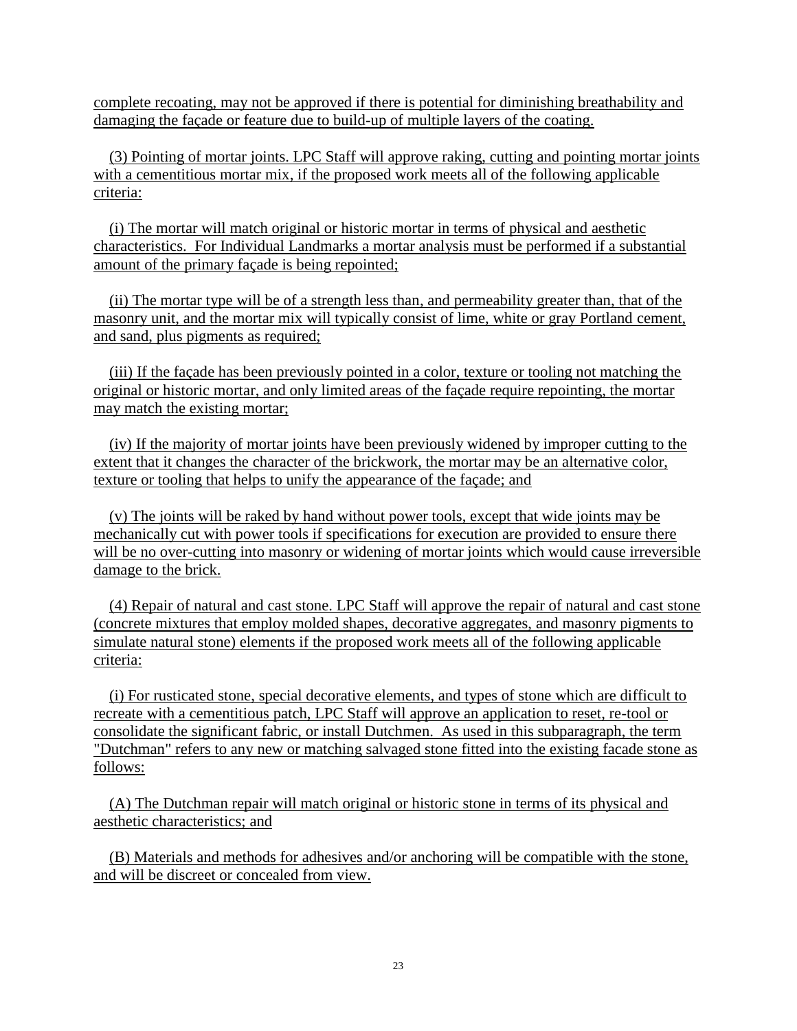complete recoating, may not be approved if there is potential for diminishing breathability and damaging the façade or feature due to build-up of multiple layers of the coating.

(3) Pointing of mortar joints. LPC Staff will approve raking, cutting and pointing mortar joints with a cementitious mortar mix, if the proposed work meets all of the following applicable criteria:

(i) The mortar will match original or historic mortar in terms of physical and aesthetic characteristics. For Individual Landmarks a mortar analysis must be performed if a substantial amount of the primary façade is being repointed;

(ii) The mortar type will be of a strength less than, and permeability greater than, that of the masonry unit, and the mortar mix will typically consist of lime, white or gray Portland cement, and sand, plus pigments as required;

(iii) If the façade has been previously pointed in a color, texture or tooling not matching the original or historic mortar, and only limited areas of the façade require repointing, the mortar may match the existing mortar;

(iv) If the majority of mortar joints have been previously widened by improper cutting to the extent that it changes the character of the brickwork, the mortar may be an alternative color, texture or tooling that helps to unify the appearance of the façade; and

(v) The joints will be raked by hand without power tools, except that wide joints may be mechanically cut with power tools if specifications for execution are provided to ensure there will be no over-cutting into masonry or widening of mortar joints which would cause irreversible damage to the brick.

(4) Repair of natural and cast stone. LPC Staff will approve the repair of natural and cast stone (concrete mixtures that employ molded shapes, decorative aggregates, and masonry pigments to simulate natural stone) elements if the proposed work meets all of the following applicable criteria:

(i) For rusticated stone, special decorative elements, and types of stone which are difficult to recreate with a cementitious patch, LPC Staff will approve an application to reset, re-tool or consolidate the significant fabric, or install Dutchmen. As used in this subparagraph, the term "Dutchman" refers to any new or matching salvaged stone fitted into the existing facade stone as follows:

(A) The Dutchman repair will match original or historic stone in terms of its physical and aesthetic characteristics; and

(B) Materials and methods for adhesives and/or anchoring will be compatible with the stone, and will be discreet or concealed from view.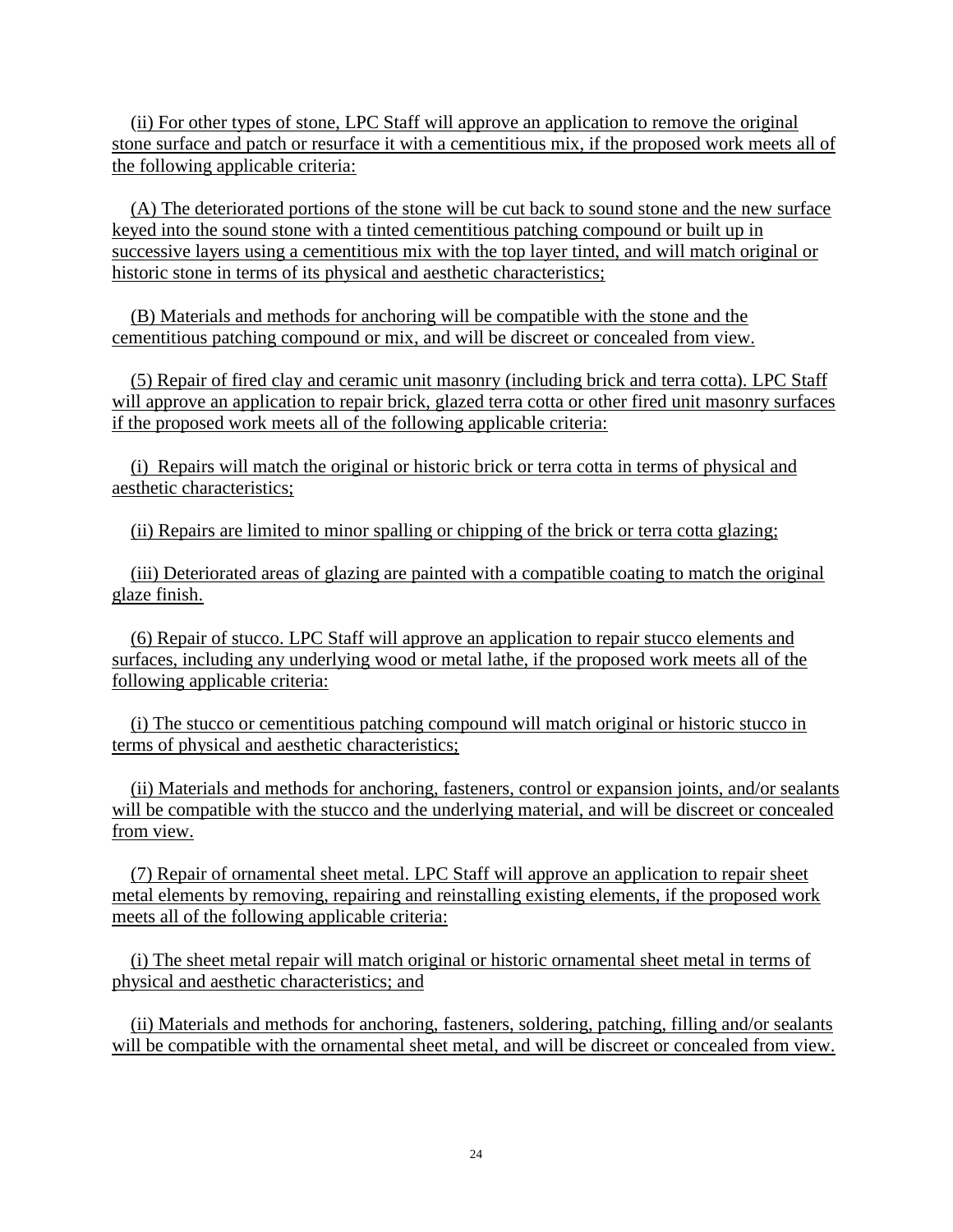(ii) For other types of stone, LPC Staff will approve an application to remove the original stone surface and patch or resurface it with a cementitious mix, if the proposed work meets all of the following applicable criteria:

(A) The deteriorated portions of the stone will be cut back to sound stone and the new surface keyed into the sound stone with a tinted cementitious patching compound or built up in successive layers using a cementitious mix with the top layer tinted, and will match original or historic stone in terms of its physical and aesthetic characteristics;

(B) Materials and methods for anchoring will be compatible with the stone and the cementitious patching compound or mix, and will be discreet or concealed from view.

(5) Repair of fired clay and ceramic unit masonry (including brick and terra cotta). LPC Staff will approve an application to repair brick, glazed terra cotta or other fired unit masonry surfaces if the proposed work meets all of the following applicable criteria:

(i) Repairs will match the original or historic brick or terra cotta in terms of physical and aesthetic characteristics;

(ii) Repairs are limited to minor spalling or chipping of the brick or terra cotta glazing;

(iii) Deteriorated areas of glazing are painted with a compatible coating to match the original glaze finish.

(6) Repair of stucco. LPC Staff will approve an application to repair stucco elements and surfaces, including any underlying wood or metal lathe, if the proposed work meets all of the following applicable criteria:

(i) The stucco or cementitious patching compound will match original or historic stucco in terms of physical and aesthetic characteristics;

(ii) Materials and methods for anchoring, fasteners, control or expansion joints, and/or sealants will be compatible with the stucco and the underlying material, and will be discreet or concealed from view.

(7) Repair of ornamental sheet metal. LPC Staff will approve an application to repair sheet metal elements by removing, repairing and reinstalling existing elements, if the proposed work meets all of the following applicable criteria:

(i) The sheet metal repair will match original or historic ornamental sheet metal in terms of physical and aesthetic characteristics; and

(ii) Materials and methods for anchoring, fasteners, soldering, patching, filling and/or sealants will be compatible with the ornamental sheet metal, and will be discreet or concealed from view.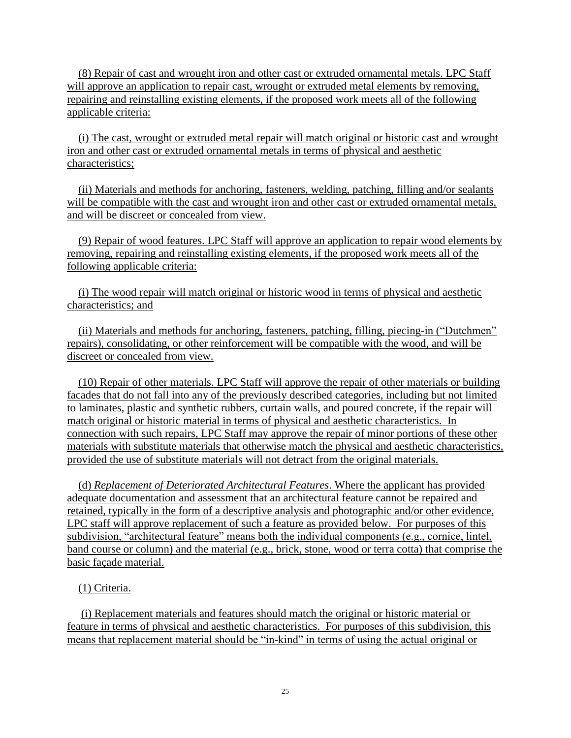(8) Repair of cast and wrought iron and other cast or extruded ornamental metals. LPC Staff will approve an application to repair cast, wrought or extruded metal elements by removing, repairing and reinstalling existing elements, if the proposed work meets all of the following applicable criteria:

(i) The cast, wrought or extruded metal repair will match original or historic cast and wrought iron and other cast or extruded ornamental metals in terms of physical and aesthetic characteristics;

(ii) Materials and methods for anchoring, fasteners, welding, patching, filling and/or sealants will be compatible with the cast and wrought iron and other cast or extruded ornamental metals, and will be discreet or concealed from view.

(9) Repair of wood features. LPC Staff will approve an application to repair wood elements by removing, repairing and reinstalling existing elements, if the proposed work meets all of the following applicable criteria:

(i) The wood repair will match original or historic wood in terms of physical and aesthetic characteristics; and

(ii) Materials and methods for anchoring, fasteners, patching, filling, piecing-in ("Dutchmen" repairs), consolidating, or other reinforcement will be compatible with the wood, and will be discreet or concealed from view.

(10) Repair of other materials. LPC Staff will approve the repair of other materials or building facades that do not fall into any of the previously described categories, including but not limited to laminates, plastic and synthetic rubbers, curtain walls, and poured concrete, if the repair will match original or historic material in terms of physical and aesthetic characteristics. In connection with such repairs, LPC Staff may approve the repair of minor portions of these other materials with substitute materials that otherwise match the physical and aesthetic characteristics, provided the use of substitute materials will not detract from the original materials.

(d) *Replacement of Deteriorated Architectural Features*. Where the applicant has provided adequate documentation and assessment that an architectural feature cannot be repaired and retained, typically in the form of a descriptive analysis and photographic and/or other evidence, LPC staff will approve replacement of such a feature as provided below. For purposes of this subdivision, "architectural feature" means both the individual components (e.g., cornice, lintel, band course or column) and the material (e.g., brick, stone, wood or terra cotta) that comprise the basic façade material.

(1) Criteria.

(i) Replacement materials and features should match the original or historic material or feature in terms of physical and aesthetic characteristics. For purposes of this subdivision, this means that replacement material should be "in-kind" in terms of using the actual original or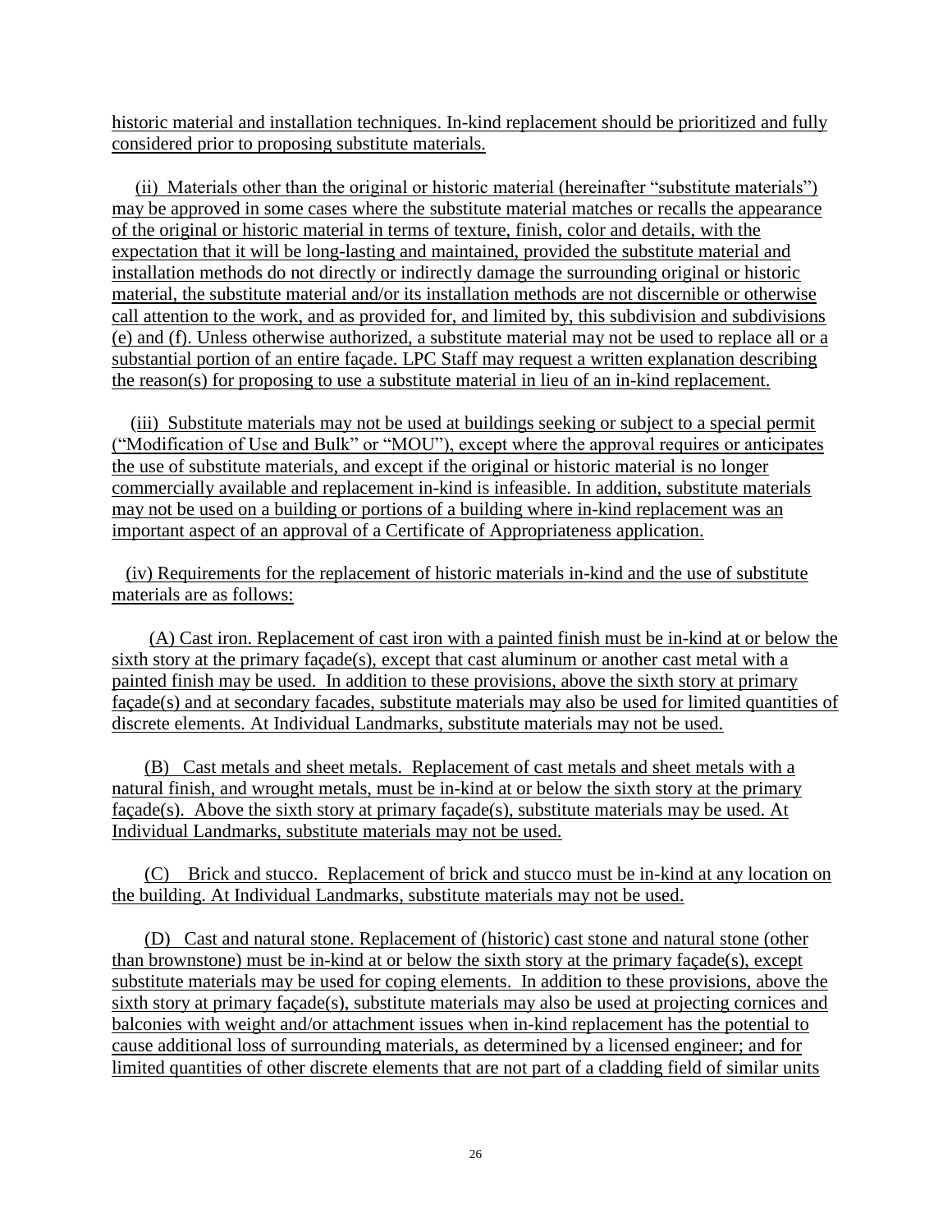historic material and installation techniques. In-kind replacement should be prioritized and fully considered prior to proposing substitute materials.

(ii) Materials other than the original or historic material (hereinafter "substitute materials") may be approved in some cases where the substitute material matches or recalls the appearance of the original or historic material in terms of texture, finish, color and details, with the expectation that it will be long-lasting and maintained, provided the substitute material and installation methods do not directly or indirectly damage the surrounding original or historic material, the substitute material and/or its installation methods are not discernible or otherwise call attention to the work, and as provided for, and limited by, this subdivision and subdivisions (e) and (f). Unless otherwise authorized, a substitute material may not be used to replace all or a substantial portion of an entire façade. LPC Staff may request a written explanation describing the reason(s) for proposing to use a substitute material in lieu of an in-kind replacement.

(iii) Substitute materials may not be used at buildings seeking or subject to a special permit ("Modification of Use and Bulk" or "MOU"), except where the approval requires or anticipates the use of substitute materials, and except if the original or historic material is no longer commercially available and replacement in-kind is infeasible. In addition, substitute materials may not be used on a building or portions of a building where in-kind replacement was an important aspect of an approval of a Certificate of Appropriateness application.

(iv) Requirements for the replacement of historic materials in-kind and the use of substitute materials are as follows:

(A) Cast iron. Replacement of cast iron with a painted finish must be in-kind at or below the sixth story at the primary façade(s), except that cast aluminum or another cast metal with a painted finish may be used. In addition to these provisions, above the sixth story at primary façade(s) and at secondary facades, substitute materials may also be used for limited quantities of discrete elements. At Individual Landmarks, substitute materials may not be used.

(B) Cast metals and sheet metals. Replacement of cast metals and sheet metals with a natural finish, and wrought metals, must be in-kind at or below the sixth story at the primary façade(s). Above the sixth story at primary façade(s), substitute materials may be used. At Individual Landmarks, substitute materials may not be used.

(C) Brick and stucco. Replacement of brick and stucco must be in-kind at any location on the building. At Individual Landmarks, substitute materials may not be used.

(D) Cast and natural stone. Replacement of (historic) cast stone and natural stone (other than brownstone) must be in-kind at or below the sixth story at the primary façade(s), except substitute materials may be used for coping elements. In addition to these provisions, above the sixth story at primary façade(s), substitute materials may also be used at projecting cornices and balconies with weight and/or attachment issues when in-kind replacement has the potential to cause additional loss of surrounding materials, as determined by a licensed engineer; and for limited quantities of other discrete elements that are not part of a cladding field of similar units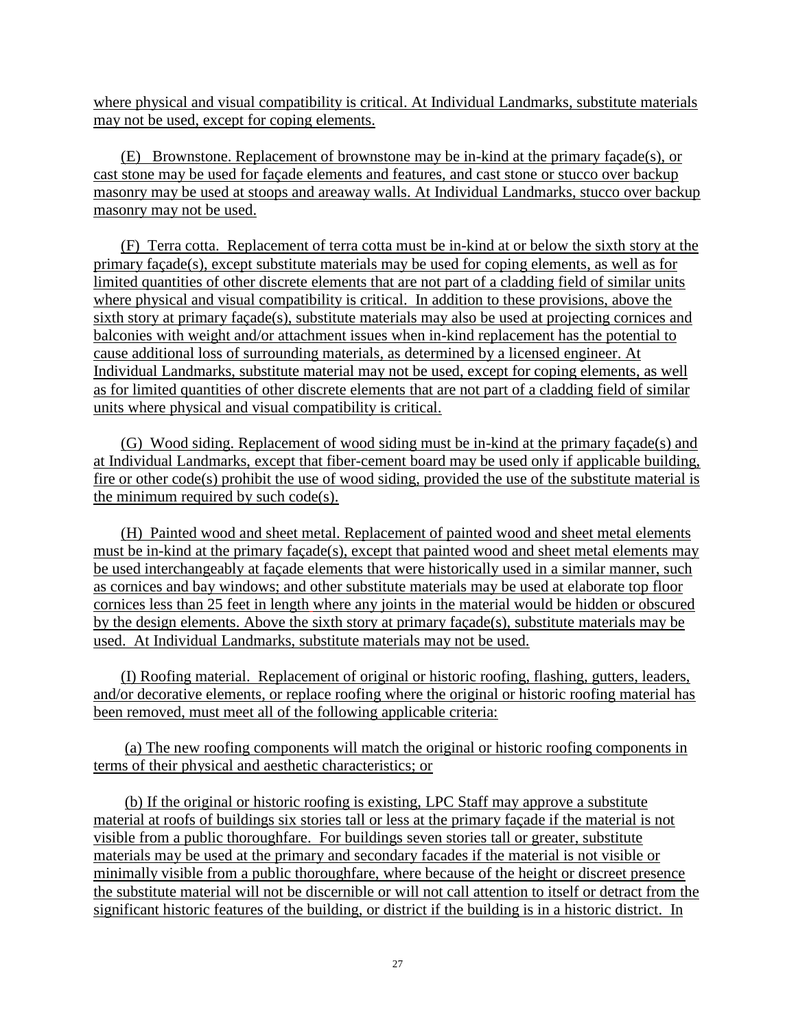where physical and visual compatibility is critical. At Individual Landmarks, substitute materials may not be used, except for coping elements.

(E) Brownstone. Replacement of brownstone may be in-kind at the primary façade(s), or cast stone may be used for façade elements and features, and cast stone or stucco over backup masonry may be used at stoops and areaway walls. At Individual Landmarks, stucco over backup masonry may not be used.

(F) Terra cotta. Replacement of terra cotta must be in-kind at or below the sixth story at the primary façade(s), except substitute materials may be used for coping elements, as well as for limited quantities of other discrete elements that are not part of a cladding field of similar units where physical and visual compatibility is critical. In addition to these provisions, above the sixth story at primary façade(s), substitute materials may also be used at projecting cornices and balconies with weight and/or attachment issues when in-kind replacement has the potential to cause additional loss of surrounding materials, as determined by a licensed engineer. At Individual Landmarks, substitute material may not be used, except for coping elements, as well as for limited quantities of other discrete elements that are not part of a cladding field of similar units where physical and visual compatibility is critical.

(G) Wood siding. Replacement of wood siding must be in-kind at the primary façade(s) and at Individual Landmarks, except that fiber-cement board may be used only if applicable building, fire or other code(s) prohibit the use of wood siding, provided the use of the substitute material is the minimum required by such code(s).

(H) Painted wood and sheet metal. Replacement of painted wood and sheet metal elements must be in-kind at the primary façade(s), except that painted wood and sheet metal elements may be used interchangeably at façade elements that were historically used in a similar manner, such as cornices and bay windows; and other substitute materials may be used at elaborate top floor cornices less than 25 feet in length where any joints in the material would be hidden or obscured by the design elements. Above the sixth story at primary façade(s), substitute materials may be used. At Individual Landmarks, substitute materials may not be used.

(I) Roofing material. Replacement of original or historic roofing, flashing, gutters, leaders, and/or decorative elements, or replace roofing where the original or historic roofing material has been removed, must meet all of the following applicable criteria:

(a) The new roofing components will match the original or historic roofing components in terms of their physical and aesthetic characteristics; or

(b) If the original or historic roofing is existing, LPC Staff may approve a substitute material at roofs of buildings six stories tall or less at the primary façade if the material is not visible from a public thoroughfare. For buildings seven stories tall or greater, substitute materials may be used at the primary and secondary facades if the material is not visible or minimally visible from a public thoroughfare, where because of the height or discreet presence the substitute material will not be discernible or will not call attention to itself or detract from the significant historic features of the building, or district if the building is in a historic district. In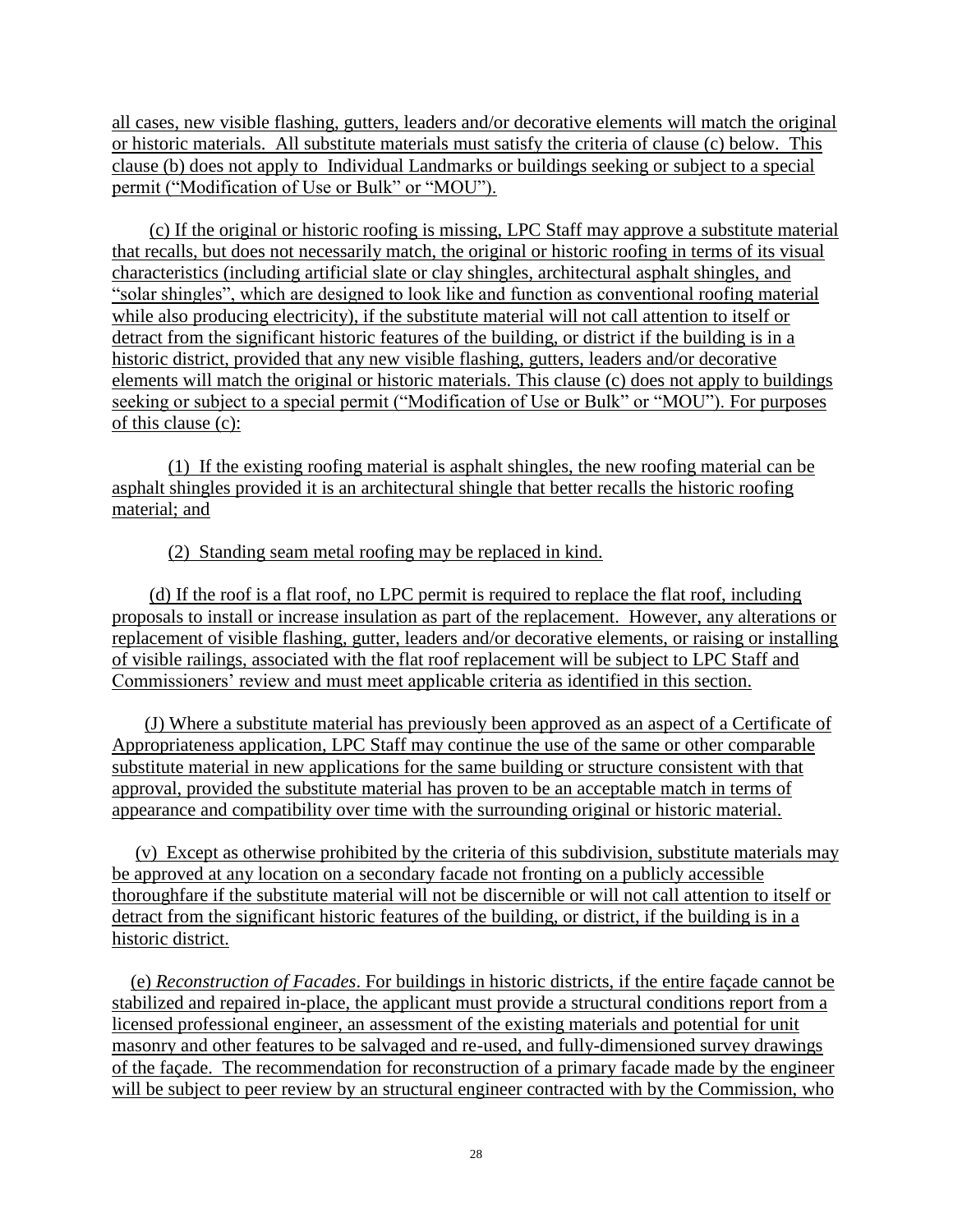all cases, new visible flashing, gutters, leaders and/or decorative elements will match the original or historic materials. All substitute materials must satisfy the criteria of clause (c) below. This clause (b) does not apply to Individual Landmarks or buildings seeking or subject to a special permit ("Modification of Use or Bulk" or "MOU").

(c) If the original or historic roofing is missing, LPC Staff may approve a substitute material that recalls, but does not necessarily match, the original or historic roofing in terms of its visual characteristics (including artificial slate or clay shingles, architectural asphalt shingles, and "solar shingles", which are designed to look like and function as conventional roofing material while also producing electricity), if the substitute material will not call attention to itself or detract from the significant historic features of the building, or district if the building is in a historic district, provided that any new visible flashing, gutters, leaders and/or decorative elements will match the original or historic materials. This clause (c) does not apply to buildings seeking or subject to a special permit ("Modification of Use or Bulk" or "MOU"). For purposes of this clause (c):

(1) If the existing roofing material is asphalt shingles, the new roofing material can be asphalt shingles provided it is an architectural shingle that better recalls the historic roofing material; and

(2) Standing seam metal roofing may be replaced in kind.

(d) If the roof is a flat roof, no LPC permit is required to replace the flat roof, including proposals to install or increase insulation as part of the replacement. However, any alterations or replacement of visible flashing, gutter, leaders and/or decorative elements, or raising or installing of visible railings, associated with the flat roof replacement will be subject to LPC Staff and Commissioners' review and must meet applicable criteria as identified in this section.

(J) Where a substitute material has previously been approved as an aspect of a Certificate of Appropriateness application, LPC Staff may continue the use of the same or other comparable substitute material in new applications for the same building or structure consistent with that approval, provided the substitute material has proven to be an acceptable match in terms of appearance and compatibility over time with the surrounding original or historic material.

(v) Except as otherwise prohibited by the criteria of this subdivision, substitute materials may be approved at any location on a secondary facade not fronting on a publicly accessible thoroughfare if the substitute material will not be discernible or will not call attention to itself or detract from the significant historic features of the building, or district, if the building is in a historic district.

(e) *Reconstruction of Facades*. For buildings in historic districts, if the entire façade cannot be stabilized and repaired in-place, the applicant must provide a structural conditions report from a licensed professional engineer, an assessment of the existing materials and potential for unit masonry and other features to be salvaged and re-used, and fully-dimensioned survey drawings of the façade. The recommendation for reconstruction of a primary facade made by the engineer will be subject to peer review by an structural engineer contracted with by the Commission, who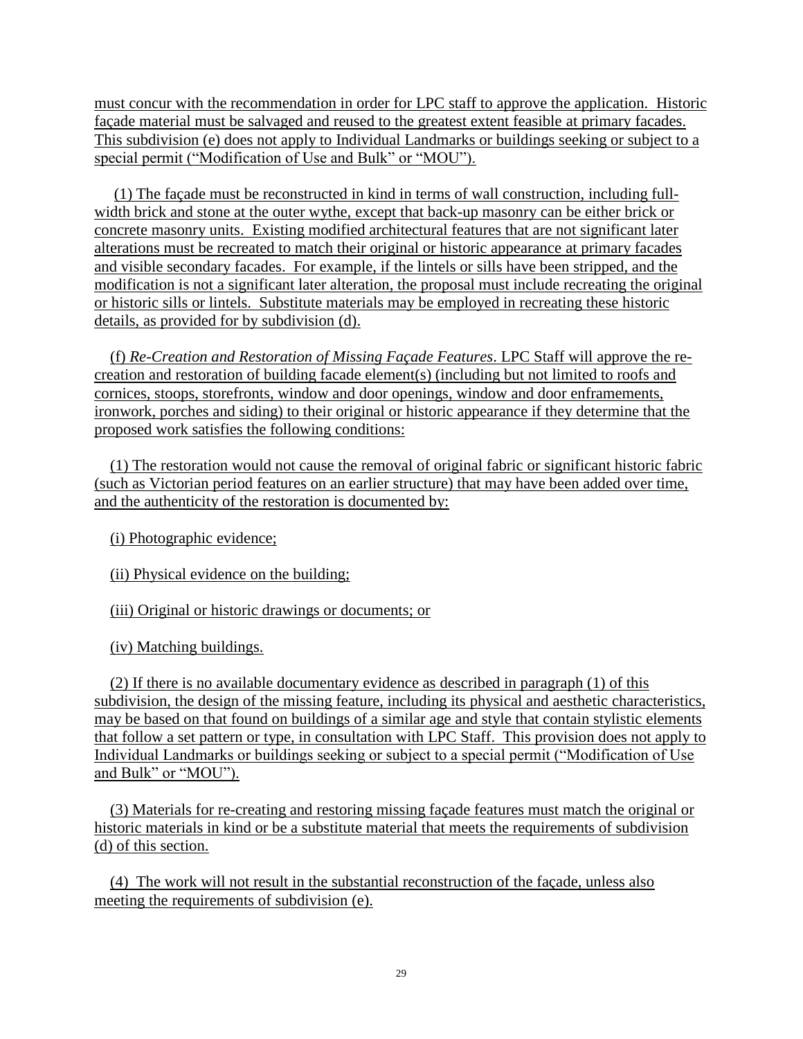must concur with the recommendation in order for LPC staff to approve the application. Historic façade material must be salvaged and reused to the greatest extent feasible at primary facades. This subdivision (e) does not apply to Individual Landmarks or buildings seeking or subject to a special permit ("Modification of Use and Bulk" or "MOU").

(1) The façade must be reconstructed in kind in terms of wall construction, including full-width brick and stone at the outer wythe, except that back-up masonry can be either brick or concrete masonry units. Existing modified architectural features that are not significant later alterations must be recreated to match their original or historic appearance at primary facades and visible secondary facades. For example, if the lintels or sills have been stripped, and the modification is not a significant later alteration, the proposal must include recreating the original or historic sills or lintels. Substitute materials may be employed in recreating these historic details, as provided for by subdivision (d).

(f) *Re-Creation and Restoration of Missing Façade Features*. LPC Staff will approve the re-creation and restoration of building facade element(s) (including but not limited to roofs and cornices, stoops, storefronts, window and door openings, window and door enframements, ironwork, porches and siding) to their original or historic appearance if they determine that the proposed work satisfies the following conditions:

(1) The restoration would not cause the removal of original fabric or significant historic fabric (such as Victorian period features on an earlier structure) that may have been added over time, and the authenticity of the restoration is documented by:

(i) Photographic evidence;

(ii) Physical evidence on the building;

(iii) Original or historic drawings or documents; or

(iv) Matching buildings.

(2) If there is no available documentary evidence as described in paragraph (1) of this subdivision, the design of the missing feature, including its physical and aesthetic characteristics, may be based on that found on buildings of a similar age and style that contain stylistic elements that follow a set pattern or type, in consultation with LPC Staff. This provision does not apply to Individual Landmarks or buildings seeking or subject to a special permit ("Modification of Use and Bulk" or "MOU").

(3) Materials for re-creating and restoring missing façade features must match the original or historic materials in kind or be a substitute material that meets the requirements of subdivision (d) of this section.

(4) The work will not result in the substantial reconstruction of the façade, unless also meeting the requirements of subdivision (e).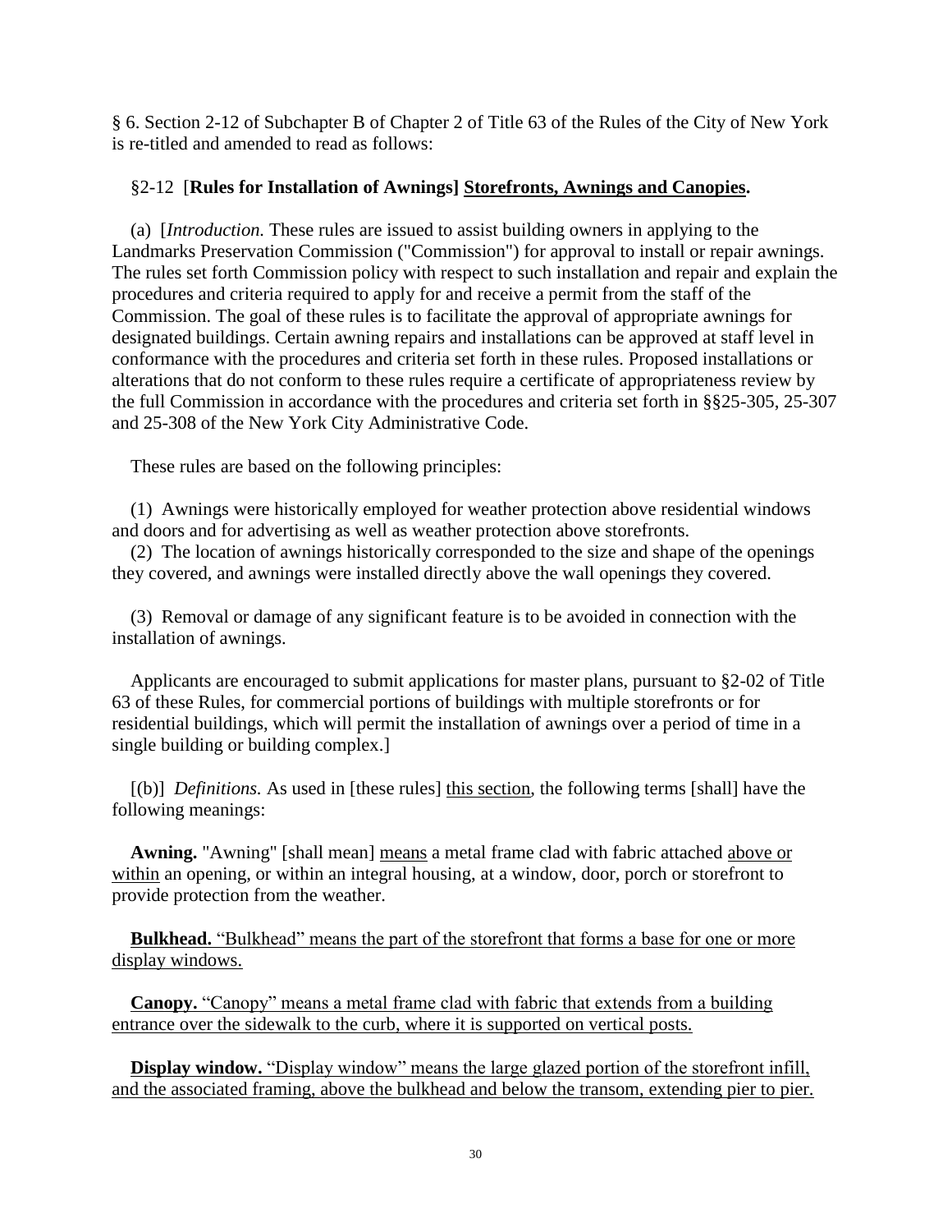§ 6. Section 2-12 of Subchapter B of Chapter 2 of Title 63 of the Rules of the City of New York is re-titled and amended to read as follows:

§2-12 [**Rules for Installation of Awnings]** <u>**Storefronts, Awnings and Canopies**</u>**.**

(a) [*Introduction.* These rules are issued to assist building owners in applying to the Landmarks Preservation Commission ("Commission") for approval to install or repair awnings. The rules set forth Commission policy with respect to such installation and repair and explain the procedures and criteria required to apply for and receive a permit from the staff of the Commission. The goal of these rules is to facilitate the approval of appropriate awnings for designated buildings. Certain awning repairs and installations can be approved at staff level in conformance with the procedures and criteria set forth in these rules. Proposed installations or alterations that do not conform to these rules require a certificate of appropriateness review by the full Commission in accordance with the procedures and criteria set forth in §§25-305, 25-307 and 25-308 of the New York City Administrative Code.

These rules are based on the following principles:

(1) Awnings were historically employed for weather protection above residential windows and doors and for advertising as well as weather protection above storefronts.

(2) The location of awnings historically corresponded to the size and shape of the openings they covered, and awnings were installed directly above the wall openings they covered.

(3) Removal or damage of any significant feature is to be avoided in connection with the installation of awnings.

Applicants are encouraged to submit applications for master plans, pursuant to §2-02 of Title 63 of these Rules, for commercial portions of buildings with multiple storefronts or for residential buildings, which will permit the installation of awnings over a period of time in a single building or building complex.]

[(b)] *Definitions.* As used in [these rules] <u>this section</u>, the following terms [shall] have the following meanings:

**Awning.** "Awning" [shall mean] <u>means</u> a metal frame clad with fabric attached <u>above or within</u> an opening, or within an integral housing, at a window, door, porch or storefront to provide protection from the weather.

<u>**Bulkhead.** "Bulkhead" means the part of the storefront that forms a base for one or more display windows.</u>

<u>**Canopy.** "Canopy" means a metal frame clad with fabric that extends from a building entrance over the sidewalk to the curb, where it is supported on vertical posts.</u>

<u>**Display window.** "Display window" means the large glazed portion of the storefront infill, and the associated framing, above the bulkhead and below the transom, extending pier to pier.</u>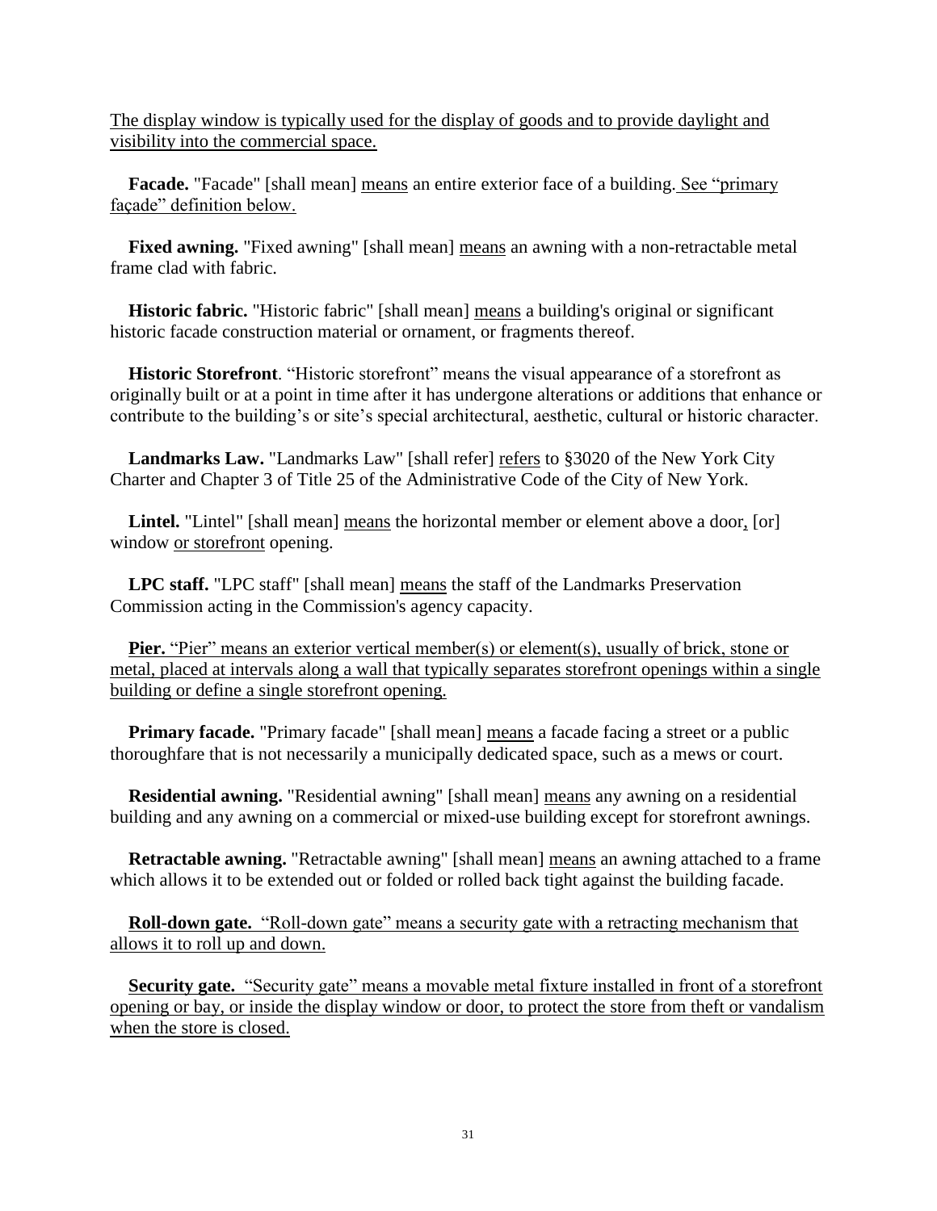The display window is typically used for the display of goods and to provide daylight and visibility into the commercial space.

**Facade.** "Facade" [shall mean] means an entire exterior face of a building. See "primary façade" definition below.

**Fixed awning.** "Fixed awning" [shall mean] means an awning with a non-retractable metal frame clad with fabric.

**Historic fabric.** "Historic fabric" [shall mean] means a building's original or significant historic facade construction material or ornament, or fragments thereof.

**Historic Storefront**. "Historic storefront" means the visual appearance of a storefront as originally built or at a point in time after it has undergone alterations or additions that enhance or contribute to the building's or site's special architectural, aesthetic, cultural or historic character.

**Landmarks Law.** "Landmarks Law" [shall refer] refers to §3020 of the New York City Charter and Chapter 3 of Title 25 of the Administrative Code of the City of New York.

**Lintel.** "Lintel" [shall mean] means the horizontal member or element above a door, [or] window or storefront opening.

**LPC staff.** "LPC staff" [shall mean] means the staff of the Landmarks Preservation Commission acting in the Commission's agency capacity.

**Pier.** "Pier" means an exterior vertical member(s) or element(s), usually of brick, stone or metal, placed at intervals along a wall that typically separates storefront openings within a single building or define a single storefront opening.

**Primary facade.** "Primary facade" [shall mean] means a facade facing a street or a public thoroughfare that is not necessarily a municipally dedicated space, such as a mews or court.

**Residential awning.** "Residential awning" [shall mean] means any awning on a residential building and any awning on a commercial or mixed-use building except for storefront awnings.

**Retractable awning.** "Retractable awning" [shall mean] means an awning attached to a frame which allows it to be extended out or folded or rolled back tight against the building facade.

**Roll-down gate.** "Roll-down gate" means a security gate with a retracting mechanism that allows it to roll up and down.

**Security gate.** "Security gate" means a movable metal fixture installed in front of a storefront opening or bay, or inside the display window or door, to protect the store from theft or vandalism when the store is closed.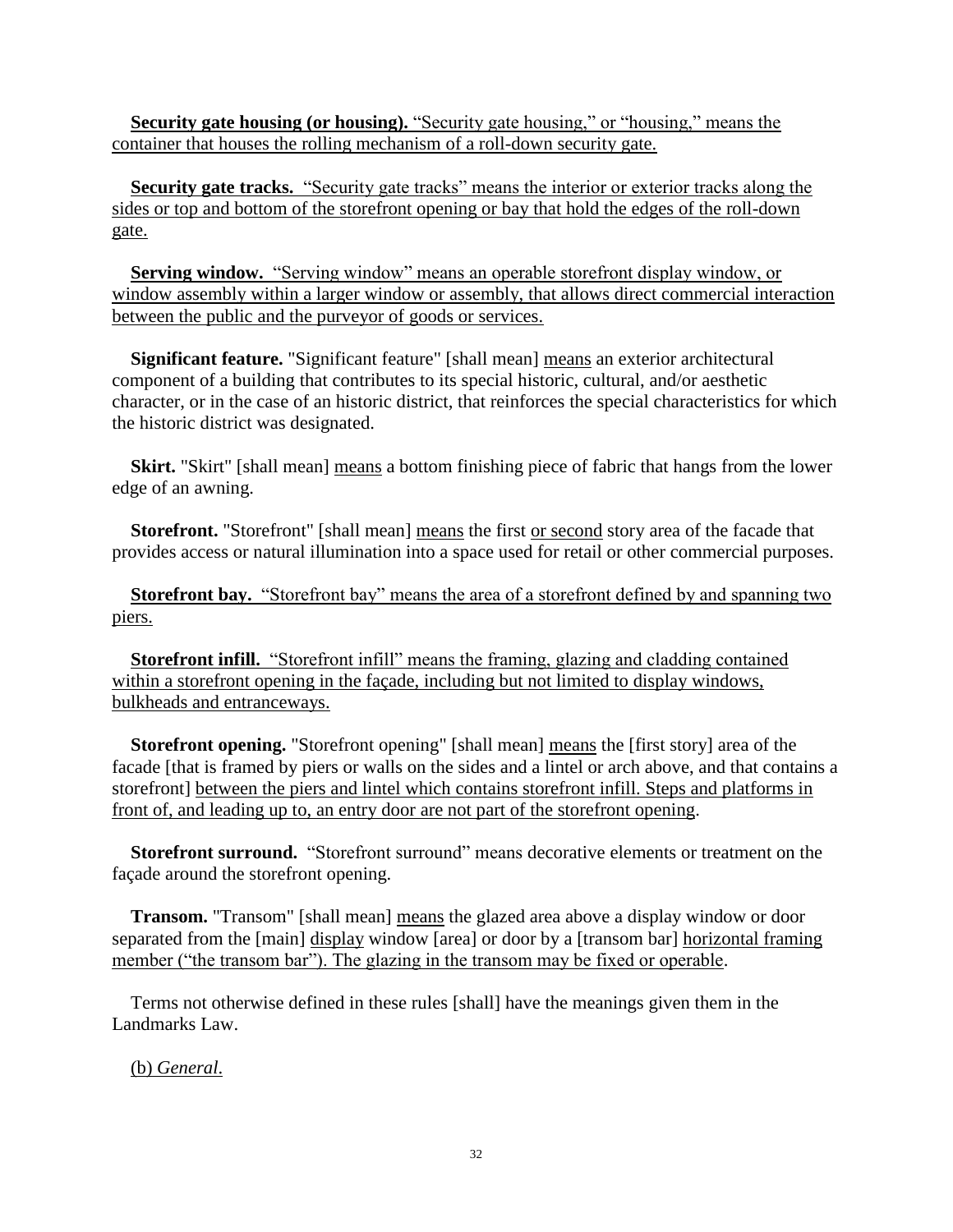**Security gate housing (or housing).** "Security gate housing," or "housing," means the container that houses the rolling mechanism of a roll-down security gate.

**Security gate tracks.** "Security gate tracks" means the interior or exterior tracks along the sides or top and bottom of the storefront opening or bay that hold the edges of the roll-down gate.

**Serving window.** "Serving window" means an operable storefront display window, or window assembly within a larger window or assembly, that allows direct commercial interaction between the public and the purveyor of goods or services.

**Significant feature.** "Significant feature" [shall mean] means an exterior architectural component of a building that contributes to its special historic, cultural, and/or aesthetic character, or in the case of an historic district, that reinforces the special characteristics for which the historic district was designated.

**Skirt.** "Skirt" [shall mean] means a bottom finishing piece of fabric that hangs from the lower edge of an awning.

**Storefront.** "Storefront" [shall mean] means the first or second story area of the facade that provides access or natural illumination into a space used for retail or other commercial purposes.

**Storefront bay.** "Storefront bay" means the area of a storefront defined by and spanning two piers.

**Storefront infill.** "Storefront infill" means the framing, glazing and cladding contained within a storefront opening in the façade, including but not limited to display windows, bulkheads and entranceways.

**Storefront opening.** "Storefront opening" [shall mean] means the [first story] area of the facade [that is framed by piers or walls on the sides and a lintel or arch above, and that contains a storefront] between the piers and lintel which contains storefront infill. Steps and platforms in front of, and leading up to, an entry door are not part of the storefront opening.

**Storefront surround.** "Storefront surround" means decorative elements or treatment on the façade around the storefront opening.

**Transom.** "Transom" [shall mean] means the glazed area above a display window or door separated from the [main] display window [area] or door by a [transom bar] horizontal framing member ("the transom bar"). The glazing in the transom may be fixed or operable.

Terms not otherwise defined in these rules [shall] have the meanings given them in the Landmarks Law.

(b) *General.*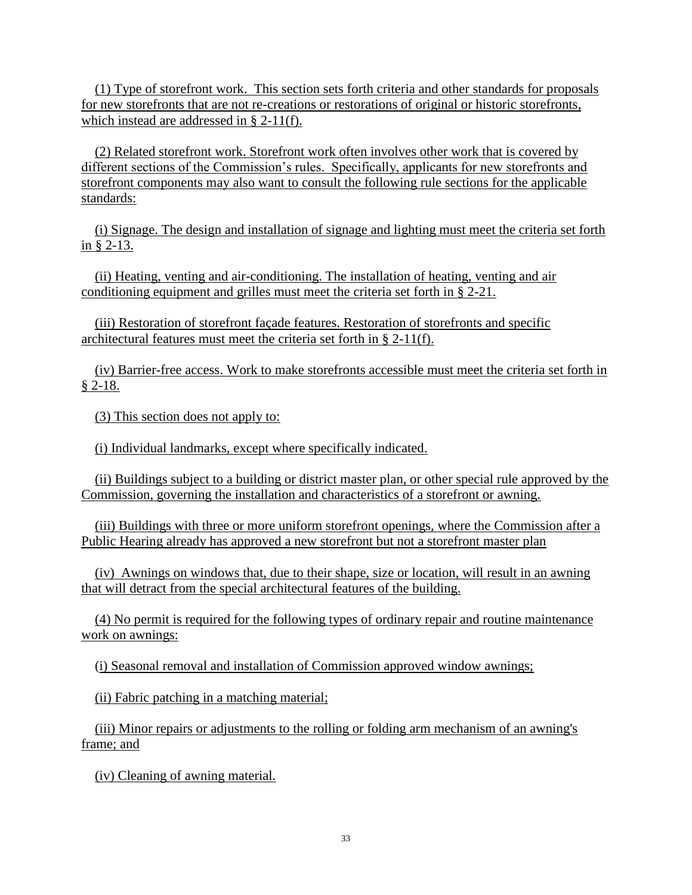(1) Type of storefront work. This section sets forth criteria and other standards for proposals for new storefronts that are not re-creations or restorations of original or historic storefronts, which instead are addressed in § 2-11(f).

(2) Related storefront work. Storefront work often involves other work that is covered by different sections of the Commission's rules. Specifically, applicants for new storefronts and storefront components may also want to consult the following rule sections for the applicable standards:

(i) Signage. The design and installation of signage and lighting must meet the criteria set forth in § 2-13.

(ii) Heating, venting and air-conditioning. The installation of heating, venting and air conditioning equipment and grilles must meet the criteria set forth in § 2-21.

(iii) Restoration of storefront façade features. Restoration of storefronts and specific architectural features must meet the criteria set forth in § 2-11(f).

(iv) Barrier-free access. Work to make storefronts accessible must meet the criteria set forth in § 2-18.

(3) This section does not apply to:

(i) Individual landmarks, except where specifically indicated.

(ii) Buildings subject to a building or district master plan, or other special rule approved by the Commission, governing the installation and characteristics of a storefront or awning.

(iii) Buildings with three or more uniform storefront openings, where the Commission after a Public Hearing already has approved a new storefront but not a storefront master plan

(iv) Awnings on windows that, due to their shape, size or location, will result in an awning that will detract from the special architectural features of the building.

(4) No permit is required for the following types of ordinary repair and routine maintenance work on awnings:

(i) Seasonal removal and installation of Commission approved window awnings;

(ii) Fabric patching in a matching material;

(iii) Minor repairs or adjustments to the rolling or folding arm mechanism of an awning's frame; and

(iv) Cleaning of awning material.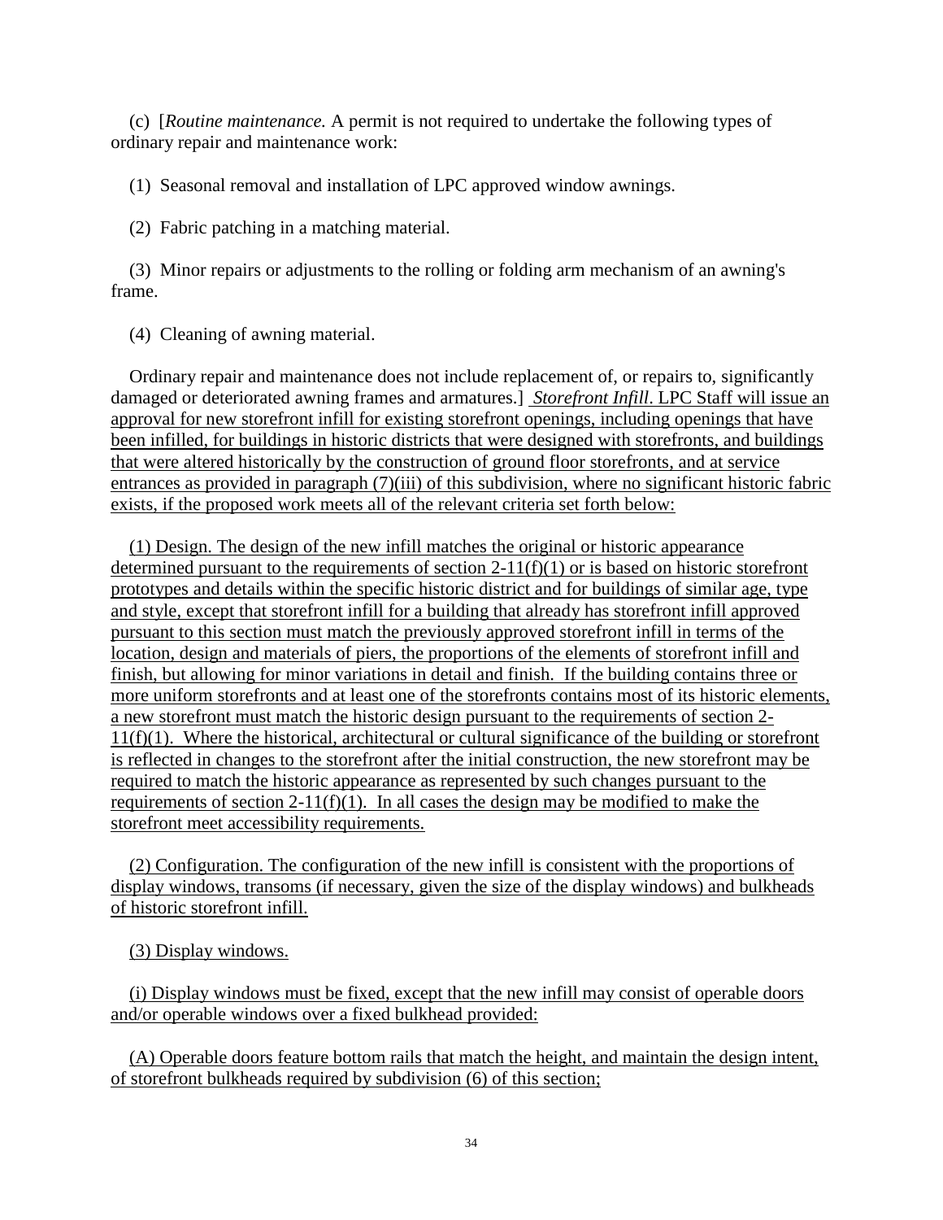(c) [*Routine maintenance.* A permit is not required to undertake the following types of ordinary repair and maintenance work:

(1) Seasonal removal and installation of LPC approved window awnings.

(2) Fabric patching in a matching material.

(3) Minor repairs or adjustments to the rolling or folding arm mechanism of an awning's frame.

(4) Cleaning of awning material.

Ordinary repair and maintenance does not include replacement of, or repairs to, significantly damaged or deteriorated awning frames and armatures.] <u>*Storefront Infill*. LPC Staff will issue an approval for new storefront infill for existing storefront openings, including openings that have been infilled, for buildings in historic districts that were designed with storefronts, and buildings that were altered historically by the construction of ground floor storefronts, and at service entrances as provided in paragraph (7)(iii) of this subdivision, where no significant historic fabric exists, if the proposed work meets all of the relevant criteria set forth below:</u>

<u>(1) Design. The design of the new infill matches the original or historic appearance determined pursuant to the requirements of section 2-11(f)(1) or is based on historic storefront prototypes and details within the specific historic district and for buildings of similar age, type and style, except that storefront infill for a building that already has storefront infill approved pursuant to this section must match the previously approved storefront infill in terms of the location, design and materials of piers, the proportions of the elements of storefront infill and finish, but allowing for minor variations in detail and finish. If the building contains three or more uniform storefronts and at least one of the storefronts contains most of its historic elements, a new storefront must match the historic design pursuant to the requirements of section 2-11(f)(1). Where the historical, architectural or cultural significance of the building or storefront is reflected in changes to the storefront after the initial construction, the new storefront may be required to match the historic appearance as represented by such changes pursuant to the requirements of section 2-11(f)(1). In all cases the design may be modified to make the storefront meet accessibility requirements.</u>

<u>(2) Configuration. The configuration of the new infill is consistent with the proportions of display windows, transoms (if necessary, given the size of the display windows) and bulkheads of historic storefront infill.</u>

<u>(3) Display windows.</u>

<u>(i) Display windows must be fixed, except that the new infill may consist of operable doors and/or operable windows over a fixed bulkhead provided:</u>

<u>(A) Operable doors feature bottom rails that match the height, and maintain the design intent, of storefront bulkheads required by subdivision (6) of this section;</u>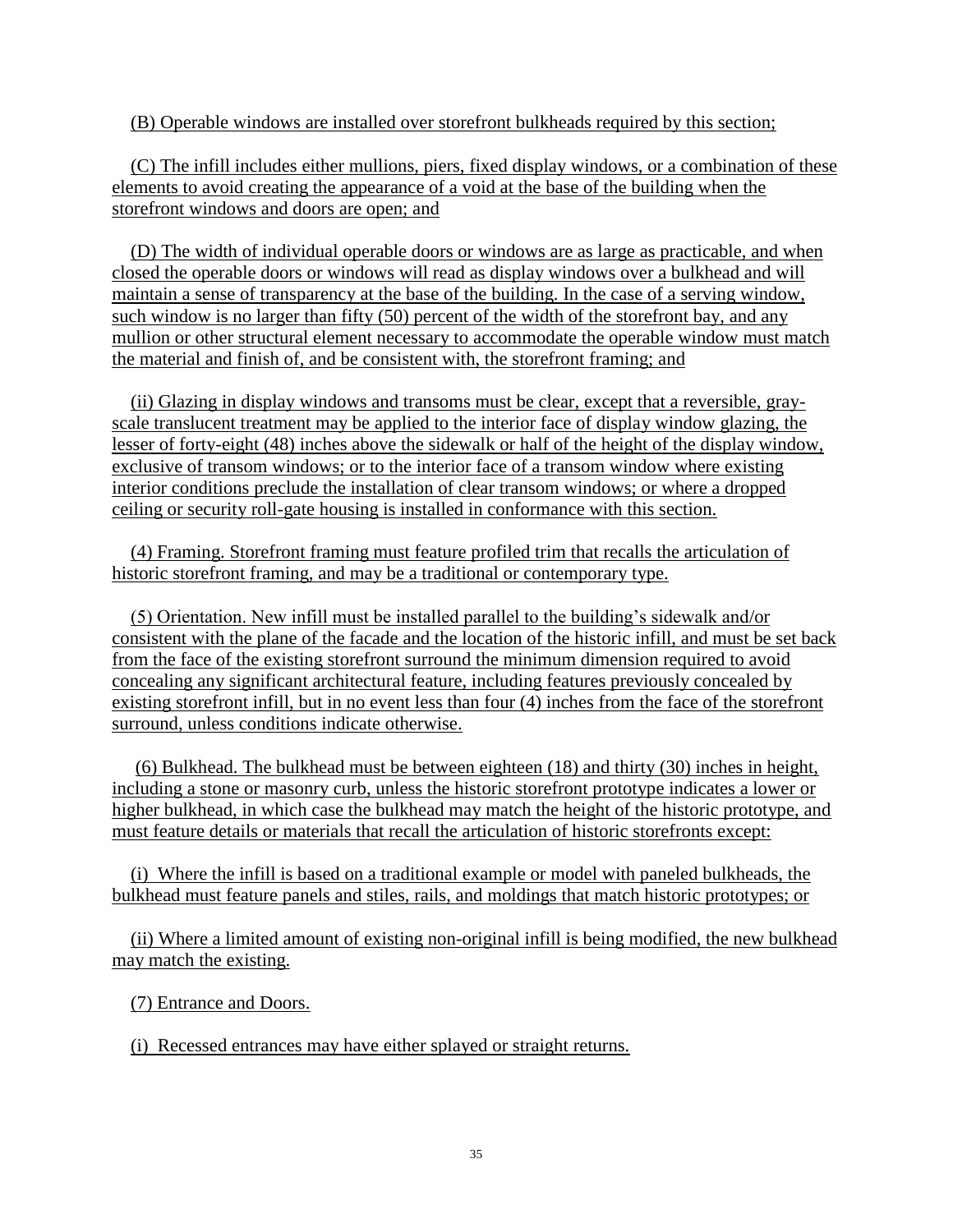(B) Operable windows are installed over storefront bulkheads required by this section;

(C) The infill includes either mullions, piers, fixed display windows, or a combination of these elements to avoid creating the appearance of a void at the base of the building when the storefront windows and doors are open; and

(D) The width of individual operable doors or windows are as large as practicable, and when closed the operable doors or windows will read as display windows over a bulkhead and will maintain a sense of transparency at the base of the building. In the case of a serving window, such window is no larger than fifty (50) percent of the width of the storefront bay, and any mullion or other structural element necessary to accommodate the operable window must match the material and finish of, and be consistent with, the storefront framing; and

(ii) Glazing in display windows and transoms must be clear, except that a reversible, gray-scale translucent treatment may be applied to the interior face of display window glazing, the lesser of forty-eight (48) inches above the sidewalk or half of the height of the display window, exclusive of transom windows; or to the interior face of a transom window where existing interior conditions preclude the installation of clear transom windows; or where a dropped ceiling or security roll-gate housing is installed in conformance with this section.

(4) Framing. Storefront framing must feature profiled trim that recalls the articulation of historic storefront framing, and may be a traditional or contemporary type.

(5) Orientation. New infill must be installed parallel to the building's sidewalk and/or consistent with the plane of the facade and the location of the historic infill, and must be set back from the face of the existing storefront surround the minimum dimension required to avoid concealing any significant architectural feature, including features previously concealed by existing storefront infill, but in no event less than four (4) inches from the face of the storefront surround, unless conditions indicate otherwise.

(6) Bulkhead. The bulkhead must be between eighteen (18) and thirty (30) inches in height, including a stone or masonry curb, unless the historic storefront prototype indicates a lower or higher bulkhead, in which case the bulkhead may match the height of the historic prototype, and must feature details or materials that recall the articulation of historic storefronts except:

(i) Where the infill is based on a traditional example or model with paneled bulkheads, the bulkhead must feature panels and stiles, rails, and moldings that match historic prototypes; or

(ii) Where a limited amount of existing non-original infill is being modified, the new bulkhead may match the existing.

(7) Entrance and Doors.

(i) Recessed entrances may have either splayed or straight returns.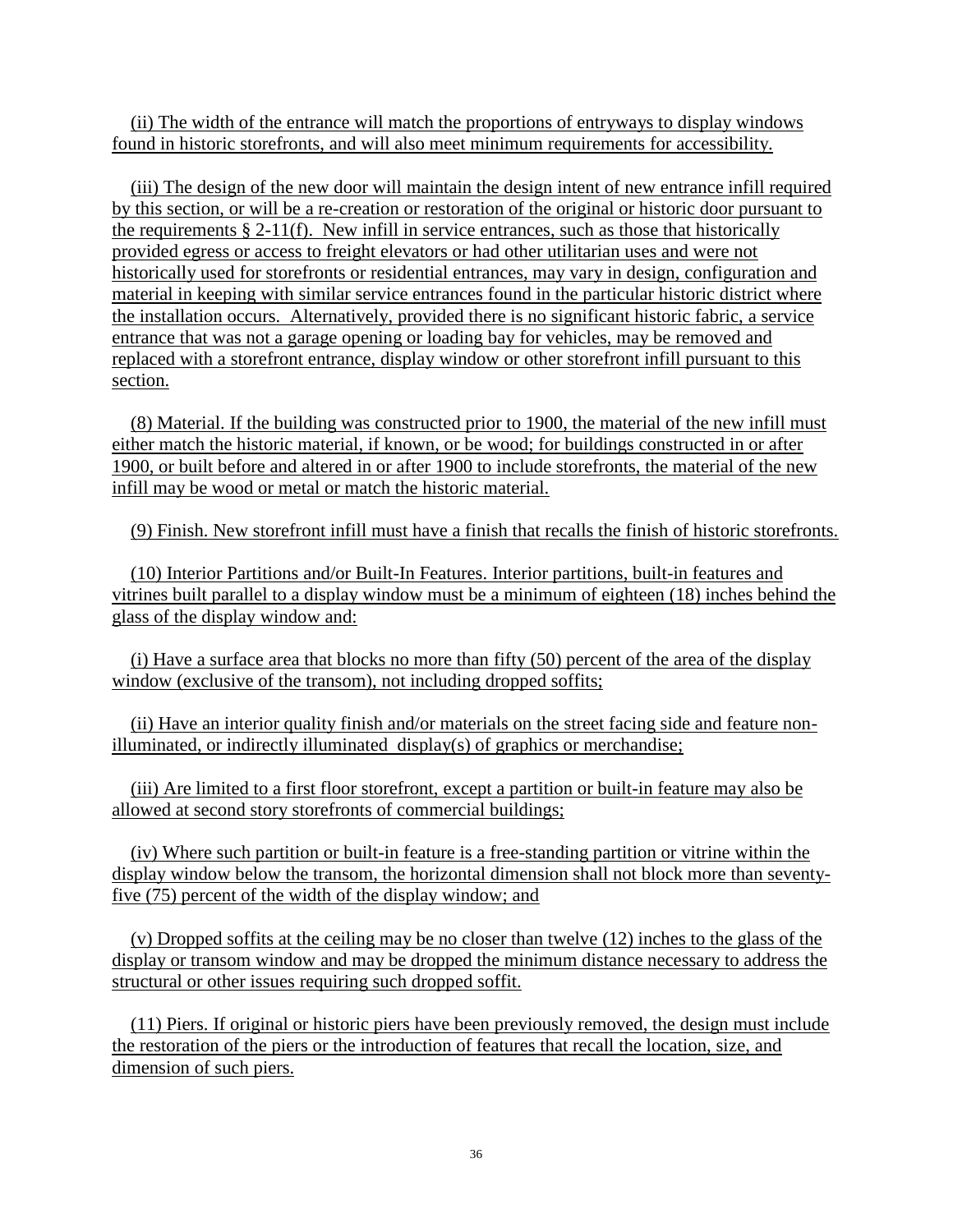(ii) The width of the entrance will match the proportions of entryways to display windows found in historic storefronts, and will also meet minimum requirements for accessibility.

(iii) The design of the new door will maintain the design intent of new entrance infill required by this section, or will be a re-creation or restoration of the original or historic door pursuant to the requirements § 2-11(f). New infill in service entrances, such as those that historically provided egress or access to freight elevators or had other utilitarian uses and were not historically used for storefronts or residential entrances, may vary in design, configuration and material in keeping with similar service entrances found in the particular historic district where the installation occurs. Alternatively, provided there is no significant historic fabric, a service entrance that was not a garage opening or loading bay for vehicles, may be removed and replaced with a storefront entrance, display window or other storefront infill pursuant to this section.

(8) Material. If the building was constructed prior to 1900, the material of the new infill must either match the historic material, if known, or be wood; for buildings constructed in or after 1900, or built before and altered in or after 1900 to include storefronts, the material of the new infill may be wood or metal or match the historic material.

(9) Finish. New storefront infill must have a finish that recalls the finish of historic storefronts.

(10) Interior Partitions and/or Built-In Features. Interior partitions, built-in features and vitrines built parallel to a display window must be a minimum of eighteen (18) inches behind the glass of the display window and:

(i) Have a surface area that blocks no more than fifty (50) percent of the area of the display window (exclusive of the transom), not including dropped soffits;

(ii) Have an interior quality finish and/or materials on the street facing side and feature non-illuminated, or indirectly illuminated display(s) of graphics or merchandise;

(iii) Are limited to a first floor storefront, except a partition or built-in feature may also be allowed at second story storefronts of commercial buildings;

(iv) Where such partition or built-in feature is a free-standing partition or vitrine within the display window below the transom, the horizontal dimension shall not block more than seventy-five (75) percent of the width of the display window; and

(v) Dropped soffits at the ceiling may be no closer than twelve (12) inches to the glass of the display or transom window and may be dropped the minimum distance necessary to address the structural or other issues requiring such dropped soffit.

(11) Piers. If original or historic piers have been previously removed, the design must include the restoration of the piers or the introduction of features that recall the location, size, and dimension of such piers.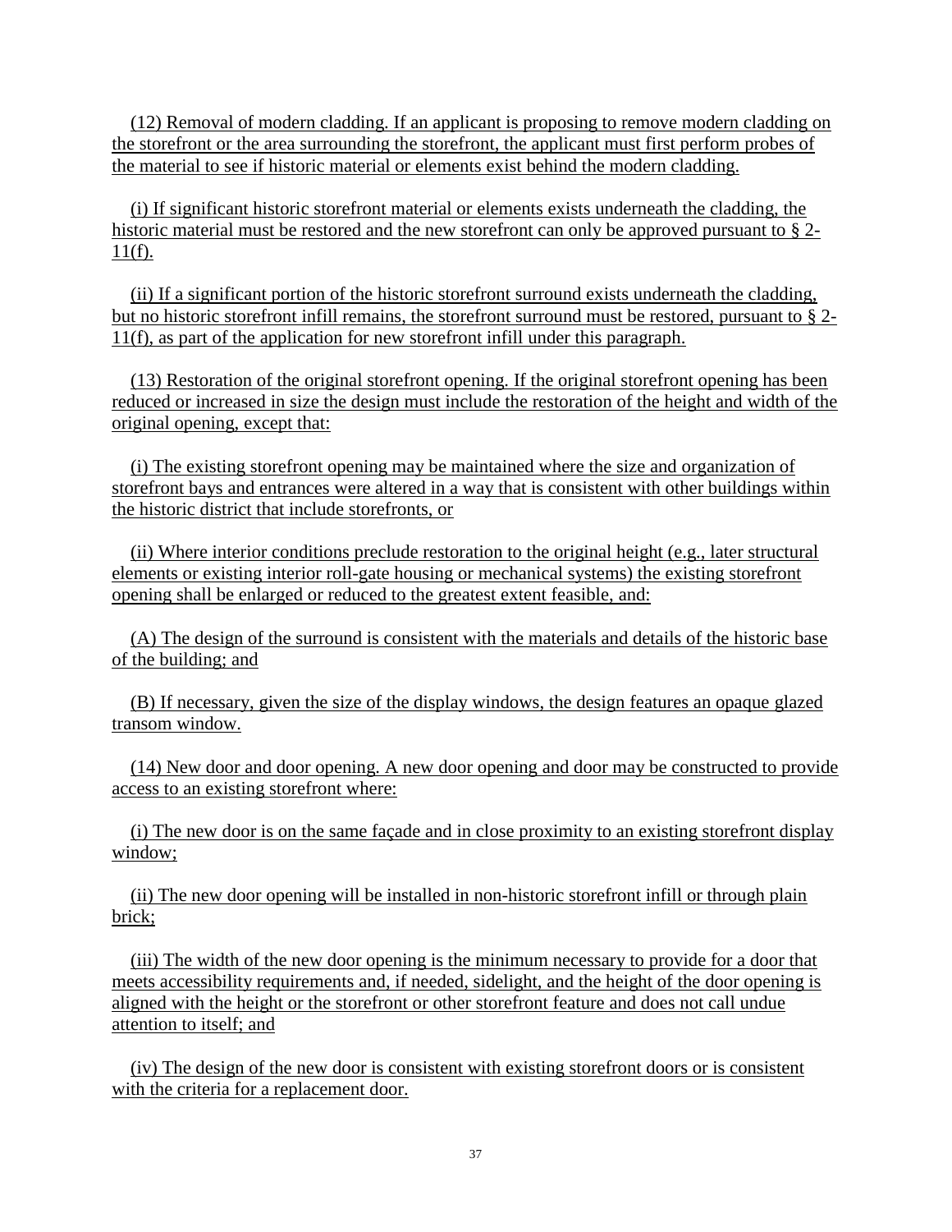(12) Removal of modern cladding. If an applicant is proposing to remove modern cladding on the storefront or the area surrounding the storefront, the applicant must first perform probes of the material to see if historic material or elements exist behind the modern cladding.

(i) If significant historic storefront material or elements exists underneath the cladding, the historic material must be restored and the new storefront can only be approved pursuant to § 2-11(f).

(ii) If a significant portion of the historic storefront surround exists underneath the cladding, but no historic storefront infill remains, the storefront surround must be restored, pursuant to § 2-11(f), as part of the application for new storefront infill under this paragraph.

(13) Restoration of the original storefront opening. If the original storefront opening has been reduced or increased in size the design must include the restoration of the height and width of the original opening, except that:

(i) The existing storefront opening may be maintained where the size and organization of storefront bays and entrances were altered in a way that is consistent with other buildings within the historic district that include storefronts, or

(ii) Where interior conditions preclude restoration to the original height (e.g., later structural elements or existing interior roll-gate housing or mechanical systems) the existing storefront opening shall be enlarged or reduced to the greatest extent feasible, and:

(A) The design of the surround is consistent with the materials and details of the historic base of the building; and

(B) If necessary, given the size of the display windows, the design features an opaque glazed transom window.

(14) New door and door opening. A new door opening and door may be constructed to provide access to an existing storefront where:

(i) The new door is on the same façade and in close proximity to an existing storefront display window;

(ii) The new door opening will be installed in non-historic storefront infill or through plain brick;

(iii) The width of the new door opening is the minimum necessary to provide for a door that meets accessibility requirements and, if needed, sidelight, and the height of the door opening is aligned with the height or the storefront or other storefront feature and does not call undue attention to itself; and

(iv) The design of the new door is consistent with existing storefront doors or is consistent with the criteria for a replacement door.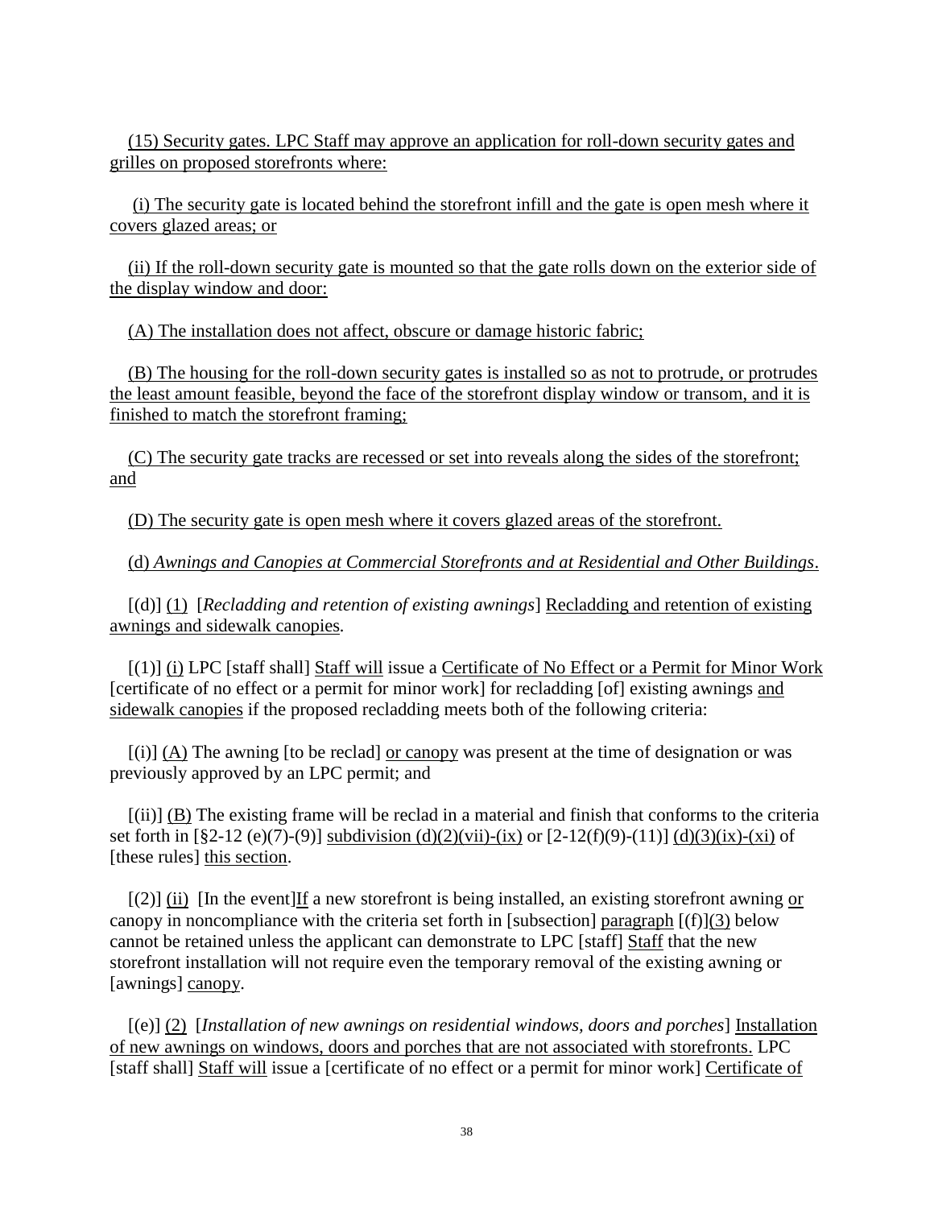(15) Security gates. LPC Staff may approve an application for roll-down security gates and grilles on proposed storefronts where:

(i) The security gate is located behind the storefront infill and the gate is open mesh where it covers glazed areas; or

(ii) If the roll-down security gate is mounted so that the gate rolls down on the exterior side of the display window and door:

(A) The installation does not affect, obscure or damage historic fabric;

(B) The housing for the roll-down security gates is installed so as not to protrude, or protrudes the least amount feasible, beyond the face of the storefront display window or transom, and it is finished to match the storefront framing;

(C) The security gate tracks are recessed or set into reveals along the sides of the storefront; and

(D) The security gate is open mesh where it covers glazed areas of the storefront.

(d) *Awnings and Canopies at Commercial Storefronts and at Residential and Other Buildings*.

[(d)] (1) [*Recladding and retention of existing awnings*] Recladding and retention of existing awnings and sidewalk canopies.

[(1)] (i) LPC [staff shall] Staff will issue a Certificate of No Effect or a Permit for Minor Work [certificate of no effect or a permit for minor work] for recladding [of] existing awnings and sidewalk canopies if the proposed recladding meets both of the following criteria:

[(i)] (A) The awning [to be reclad] or canopy was present at the time of designation or was previously approved by an LPC permit; and

[(ii)] (B) The existing frame will be reclad in a material and finish that conforms to the criteria set forth in [§2-12 (e)(7)-(9)] subdivision (d)(2)(vii)-(ix) or [2-12(f)(9)-(11)] (d)(3)(ix)-(xi) of [these rules] this section.

[(2)] (ii) [In the event]If a new storefront is being installed, an existing storefront awning or canopy in noncompliance with the criteria set forth in [subsection] paragraph [(f)](3) below cannot be retained unless the applicant can demonstrate to LPC [staff] Staff that the new storefront installation will not require even the temporary removal of the existing awning or [awnings] canopy.

[(e)] (2) [*Installation of new awnings on residential windows, doors and porches*] Installation of new awnings on windows, doors and porches that are not associated with storefronts. LPC [staff shall] Staff will issue a [certificate of no effect or a permit for minor work] Certificate of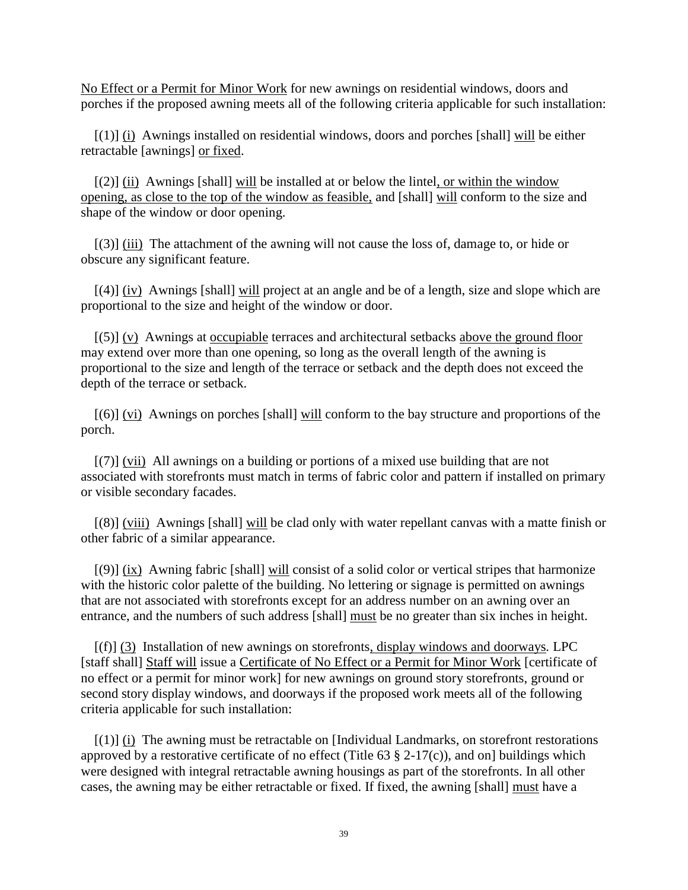No Effect or a Permit for Minor Work for new awnings on residential windows, doors and porches if the proposed awning meets all of the following criteria applicable for such installation:

[(1)] (i) Awnings installed on residential windows, doors and porches [shall] will be either retractable [awnings] or fixed.

[(2)] (ii) Awnings [shall] will be installed at or below the lintel, or within the window opening, as close to the top of the window as feasible, and [shall] will conform to the size and shape of the window or door opening.

[(3)] (iii) The attachment of the awning will not cause the loss of, damage to, or hide or obscure any significant feature.

[(4)] (iv) Awnings [shall] will project at an angle and be of a length, size and slope which are proportional to the size and height of the window or door.

[(5)] (v) Awnings at occupiable terraces and architectural setbacks above the ground floor may extend over more than one opening, so long as the overall length of the awning is proportional to the size and length of the terrace or setback and the depth does not exceed the depth of the terrace or setback.

[(6)] (vi) Awnings on porches [shall] will conform to the bay structure and proportions of the porch.

[(7)] (vii) All awnings on a building or portions of a mixed use building that are not associated with storefronts must match in terms of fabric color and pattern if installed on primary or visible secondary facades.

[(8)] (viii) Awnings [shall] will be clad only with water repellant canvas with a matte finish or other fabric of a similar appearance.

[(9)] (ix) Awning fabric [shall] will consist of a solid color or vertical stripes that harmonize with the historic color palette of the building. No lettering or signage is permitted on awnings that are not associated with storefronts except for an address number on an awning over an entrance, and the numbers of such address [shall] must be no greater than six inches in height.

[(f)] (3) Installation of new awnings on storefronts, display windows and doorways*.* LPC [staff shall] Staff will issue a Certificate of No Effect or a Permit for Minor Work [certificate of no effect or a permit for minor work] for new awnings on ground story storefronts, ground or second story display windows, and doorways if the proposed work meets all of the following criteria applicable for such installation:

[(1)] (i) The awning must be retractable on [Individual Landmarks, on storefront restorations approved by a restorative certificate of no effect (Title 63 § 2-17(c)), and on] buildings which were designed with integral retractable awning housings as part of the storefronts. In all other cases, the awning may be either retractable or fixed. If fixed, the awning [shall] must have a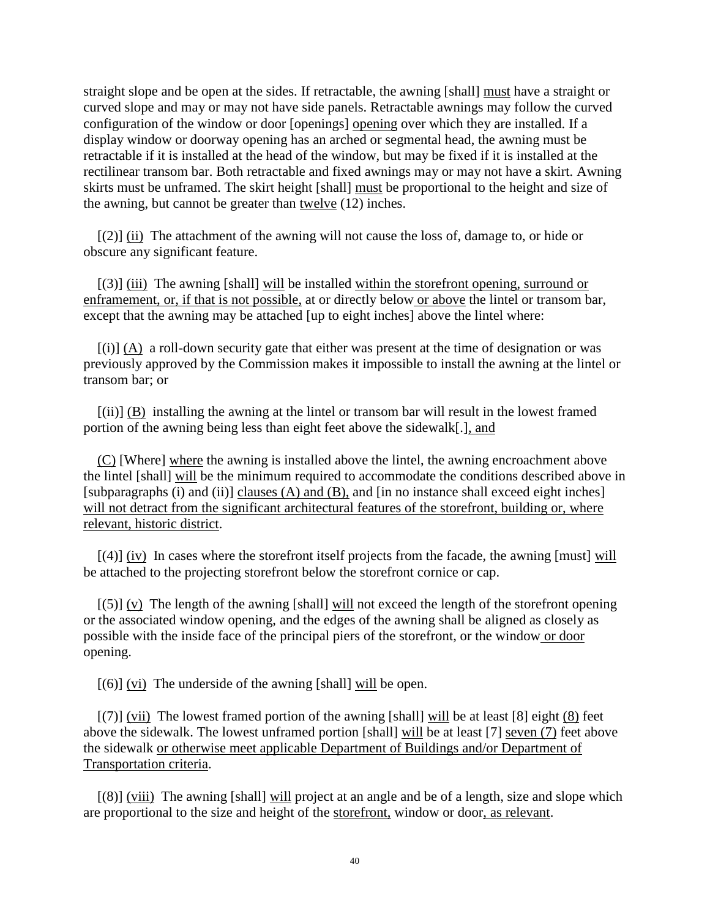straight slope and be open at the sides. If retractable, the awning [shall] must have a straight or curved slope and may or may not have side panels. Retractable awnings may follow the curved configuration of the window or door [openings] opening over which they are installed. If a display window or doorway opening has an arched or segmental head, the awning must be retractable if it is installed at the head of the window, but may be fixed if it is installed at the rectilinear transom bar. Both retractable and fixed awnings may or may not have a skirt. Awning skirts must be unframed. The skirt height [shall] must be proportional to the height and size of the awning, but cannot be greater than twelve (12) inches.

[(2)] (ii) The attachment of the awning will not cause the loss of, damage to, or hide or obscure any significant feature.

[(3)] (iii) The awning [shall] will be installed within the storefront opening, surround or enframement, or, if that is not possible, at or directly below or above the lintel or transom bar, except that the awning may be attached [up to eight inches] above the lintel where:

[(i)] (A) a roll-down security gate that either was present at the time of designation or was previously approved by the Commission makes it impossible to install the awning at the lintel or transom bar; or

[(ii)] (B) installing the awning at the lintel or transom bar will result in the lowest framed portion of the awning being less than eight feet above the sidewalk[.], and

(C) [Where] where the awning is installed above the lintel, the awning encroachment above the lintel [shall] will be the minimum required to accommodate the conditions described above in [subparagraphs (i) and (ii)] clauses (A) and (B), and [in no instance shall exceed eight inches] will not detract from the significant architectural features of the storefront, building or, where relevant, historic district.

[(4)] (iv) In cases where the storefront itself projects from the facade, the awning [must] will be attached to the projecting storefront below the storefront cornice or cap.

[(5)] (v) The length of the awning [shall] will not exceed the length of the storefront opening or the associated window opening, and the edges of the awning shall be aligned as closely as possible with the inside face of the principal piers of the storefront, or the window or door opening.

[(6)] (vi) The underside of the awning [shall] will be open.

[(7)] (vii) The lowest framed portion of the awning [shall] will be at least [8] eight (8) feet above the sidewalk. The lowest unframed portion [shall] will be at least [7] seven (7) feet above the sidewalk or otherwise meet applicable Department of Buildings and/or Department of Transportation criteria.

[(8)] (viii) The awning [shall] will project at an angle and be of a length, size and slope which are proportional to the size and height of the storefront, window or door, as relevant.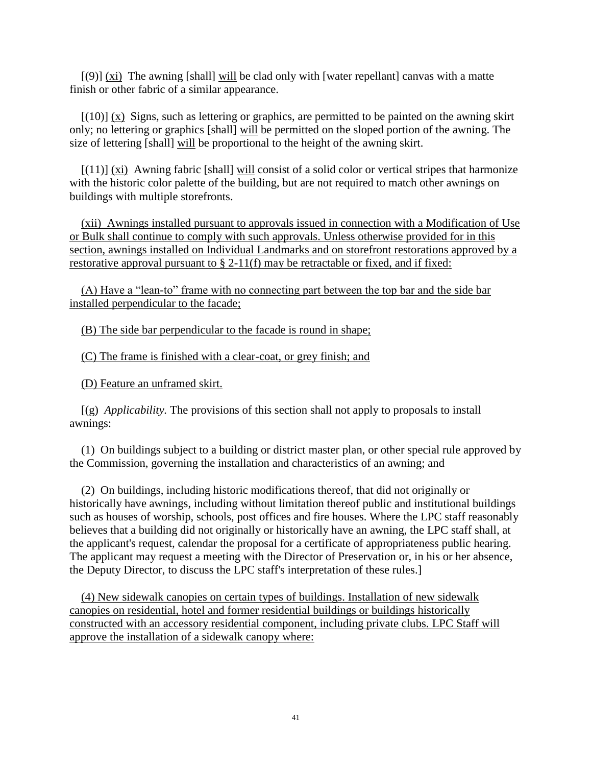[(9)] <u>(xi)</u> The awning [shall] <u>will</u> be clad only with [water repellant] canvas with a matte finish or other fabric of a similar appearance.

[(10)] <u>(x)</u> Signs, such as lettering or graphics, are permitted to be painted on the awning skirt only; no lettering or graphics [shall] <u>will</u> be permitted on the sloped portion of the awning. The size of lettering [shall] <u>will</u> be proportional to the height of the awning skirt.

[(11)] <u>(xi)</u> Awning fabric [shall] <u>will</u> consist of a solid color or vertical stripes that harmonize with the historic color palette of the building, but are not required to match other awnings on buildings with multiple storefronts.

<u>(xii) Awnings installed pursuant to approvals issued in connection with a Modification of Use or Bulk shall continue to comply with such approvals. Unless otherwise provided for in this section, awnings installed on Individual Landmarks and on storefront restorations approved by a restorative approval pursuant to § 2-11(f) may be retractable or fixed, and if fixed:</u>

<u>(A) Have a "lean-to" frame with no connecting part between the top bar and the side bar installed perpendicular to the facade;</u>

<u>(B) The side bar perpendicular to the facade is round in shape;</u>

<u>(C) The frame is finished with a clear-coat, or grey finish; and</u>

<u>(D) Feature an unframed skirt.</u>

[(g) *Applicability.* The provisions of this section shall not apply to proposals to install awnings:

(1) On buildings subject to a building or district master plan, or other special rule approved by the Commission, governing the installation and characteristics of an awning; and

(2) On buildings, including historic modifications thereof, that did not originally or historically have awnings, including without limitation thereof public and institutional buildings such as houses of worship, schools, post offices and fire houses. Where the LPC staff reasonably believes that a building did not originally or historically have an awning, the LPC staff shall, at the applicant's request, calendar the proposal for a certificate of appropriateness public hearing. The applicant may request a meeting with the Director of Preservation or, in his or her absence, the Deputy Director, to discuss the LPC staff's interpretation of these rules.]

<u>(4) New sidewalk canopies on certain types of buildings. Installation of new sidewalk canopies on residential, hotel and former residential buildings or buildings historically constructed with an accessory residential component, including private clubs. LPC Staff will approve the installation of a sidewalk canopy where:</u>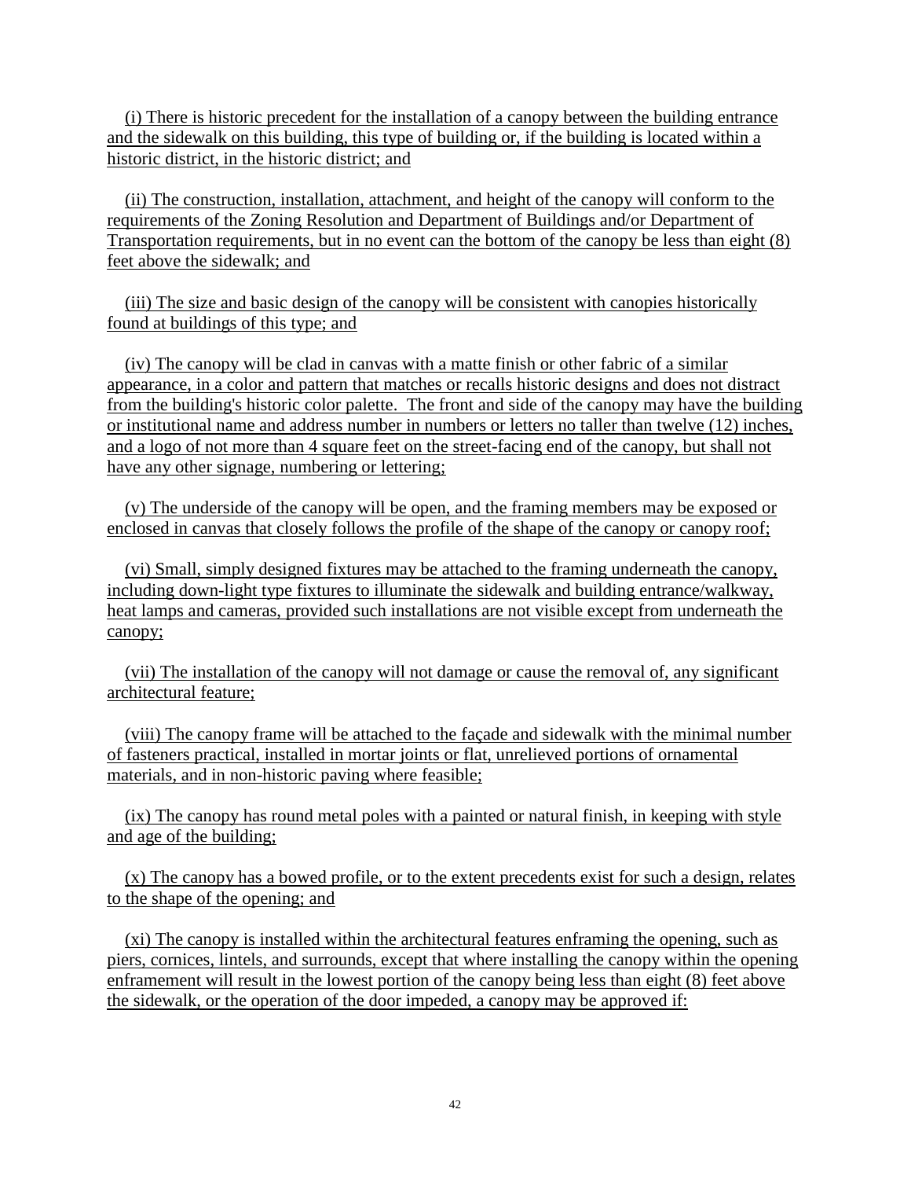(i) There is historic precedent for the installation of a canopy between the building entrance and the sidewalk on this building, this type of building or, if the building is located within a historic district, in the historic district; and

(ii) The construction, installation, attachment, and height of the canopy will conform to the requirements of the Zoning Resolution and Department of Buildings and/or Department of Transportation requirements, but in no event can the bottom of the canopy be less than eight (8) feet above the sidewalk; and

(iii) The size and basic design of the canopy will be consistent with canopies historically found at buildings of this type; and

(iv) The canopy will be clad in canvas with a matte finish or other fabric of a similar appearance, in a color and pattern that matches or recalls historic designs and does not distract from the building's historic color palette. The front and side of the canopy may have the building or institutional name and address number in numbers or letters no taller than twelve (12) inches, and a logo of not more than 4 square feet on the street-facing end of the canopy, but shall not have any other signage, numbering or lettering;

(v) The underside of the canopy will be open, and the framing members may be exposed or enclosed in canvas that closely follows the profile of the shape of the canopy or canopy roof;

(vi) Small, simply designed fixtures may be attached to the framing underneath the canopy, including down-light type fixtures to illuminate the sidewalk and building entrance/walkway, heat lamps and cameras, provided such installations are not visible except from underneath the canopy;

(vii) The installation of the canopy will not damage or cause the removal of, any significant architectural feature;

(viii) The canopy frame will be attached to the façade and sidewalk with the minimal number of fasteners practical, installed in mortar joints or flat, unrelieved portions of ornamental materials, and in non-historic paving where feasible;

(ix) The canopy has round metal poles with a painted or natural finish, in keeping with style and age of the building;

(x) The canopy has a bowed profile, or to the extent precedents exist for such a design, relates to the shape of the opening; and

(xi) The canopy is installed within the architectural features enframing the opening, such as piers, cornices, lintels, and surrounds, except that where installing the canopy within the opening enframement will result in the lowest portion of the canopy being less than eight (8) feet above the sidewalk, or the operation of the door impeded, a canopy may be approved if: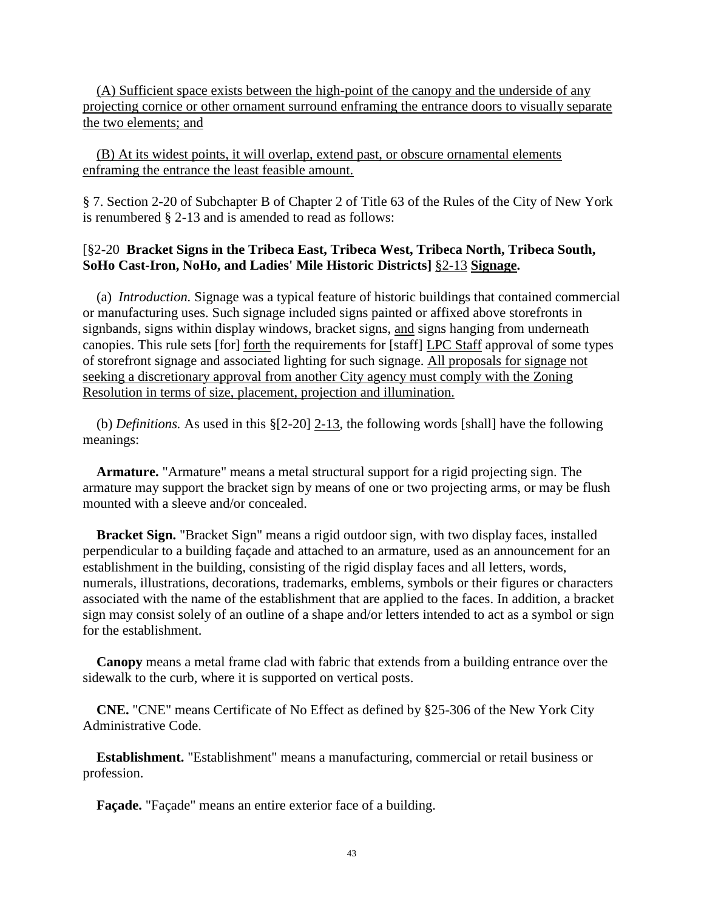(A) Sufficient space exists between the high-point of the canopy and the underside of any projecting cornice or other ornament surround enframing the entrance doors to visually separate the two elements; and

(B) At its widest points, it will overlap, extend past, or obscure ornamental elements enframing the entrance the least feasible amount.

§ 7. Section 2-20 of Subchapter B of Chapter 2 of Title 63 of the Rules of the City of New York is renumbered § 2-13 and is amended to read as follows:

[§2-20 **Bracket Signs in the Tribeca East, Tribeca West, Tribeca North, Tribeca South, SoHo Cast-Iron, NoHo, and Ladies' Mile Historic Districts]** §2-13 **Signage.**

(a) *Introduction.* Signage was a typical feature of historic buildings that contained commercial or manufacturing uses. Such signage included signs painted or affixed above storefronts in signbands, signs within display windows, bracket signs, and signs hanging from underneath canopies. This rule sets [for] forth the requirements for [staff] LPC Staff approval of some types of storefront signage and associated lighting for such signage. All proposals for signage not seeking a discretionary approval from another City agency must comply with the Zoning Resolution in terms of size, placement, projection and illumination.

(b) *Definitions.* As used in this §[2-20] 2-13, the following words [shall] have the following meanings:

**Armature.** "Armature" means a metal structural support for a rigid projecting sign. The armature may support the bracket sign by means of one or two projecting arms, or may be flush mounted with a sleeve and/or concealed.

**Bracket Sign.** "Bracket Sign" means a rigid outdoor sign, with two display faces, installed perpendicular to a building façade and attached to an armature, used as an announcement for an establishment in the building, consisting of the rigid display faces and all letters, words, numerals, illustrations, decorations, trademarks, emblems, symbols or their figures or characters associated with the name of the establishment that are applied to the faces. In addition, a bracket sign may consist solely of an outline of a shape and/or letters intended to act as a symbol or sign for the establishment.

**Canopy** means a metal frame clad with fabric that extends from a building entrance over the sidewalk to the curb, where it is supported on vertical posts.

**CNE.** "CNE" means Certificate of No Effect as defined by §25-306 of the New York City Administrative Code.

**Establishment.** "Establishment" means a manufacturing, commercial or retail business or profession.

**Façade.** "Façade" means an entire exterior face of a building.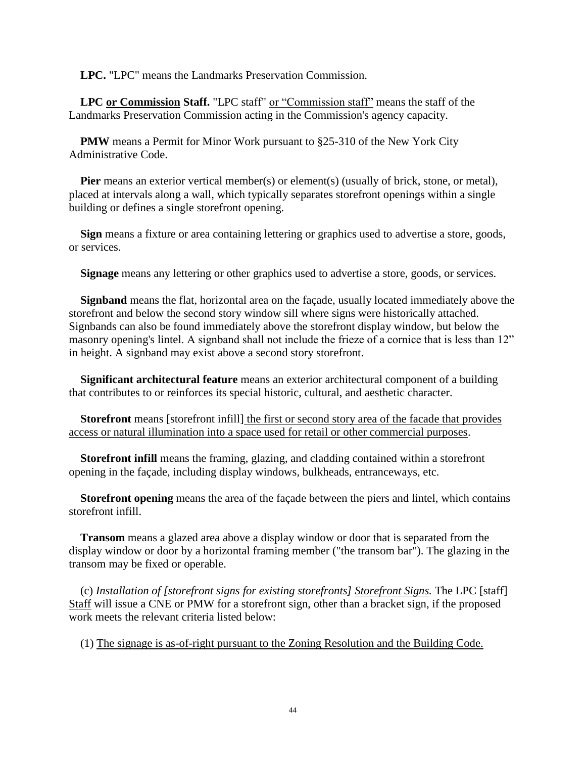**LPC.** "LPC" means the Landmarks Preservation Commission.

**LPC or Commission Staff.** "LPC staff" or "Commission staff" means the staff of the Landmarks Preservation Commission acting in the Commission's agency capacity.

**PMW** means a Permit for Minor Work pursuant to §25-310 of the New York City Administrative Code.

**Pier** means an exterior vertical member(s) or element(s) (usually of brick, stone, or metal), placed at intervals along a wall, which typically separates storefront openings within a single building or defines a single storefront opening.

**Sign** means a fixture or area containing lettering or graphics used to advertise a store, goods, or services.

**Signage** means any lettering or other graphics used to advertise a store, goods, or services.

**Signband** means the flat, horizontal area on the façade, usually located immediately above the storefront and below the second story window sill where signs were historically attached. Signbands can also be found immediately above the storefront display window, but below the masonry opening's lintel. A signband shall not include the frieze of a cornice that is less than 12" in height. A signband may exist above a second story storefront.

**Significant architectural feature** means an exterior architectural component of a building that contributes to or reinforces its special historic, cultural, and aesthetic character.

**Storefront** means [storefront infill] the first or second story area of the facade that provides access or natural illumination into a space used for retail or other commercial purposes.

**Storefront infill** means the framing, glazing, and cladding contained within a storefront opening in the façade, including display windows, bulkheads, entranceways, etc.

**Storefront opening** means the area of the façade between the piers and lintel, which contains storefront infill.

**Transom** means a glazed area above a display window or door that is separated from the display window or door by a horizontal framing member ("the transom bar"). The glazing in the transom may be fixed or operable.

(c) *Installation of [storefront signs for existing storefronts] Storefront Signs.* The LPC [staff] Staff will issue a CNE or PMW for a storefront sign, other than a bracket sign, if the proposed work meets the relevant criteria listed below:

(1) The signage is as-of-right pursuant to the Zoning Resolution and the Building Code.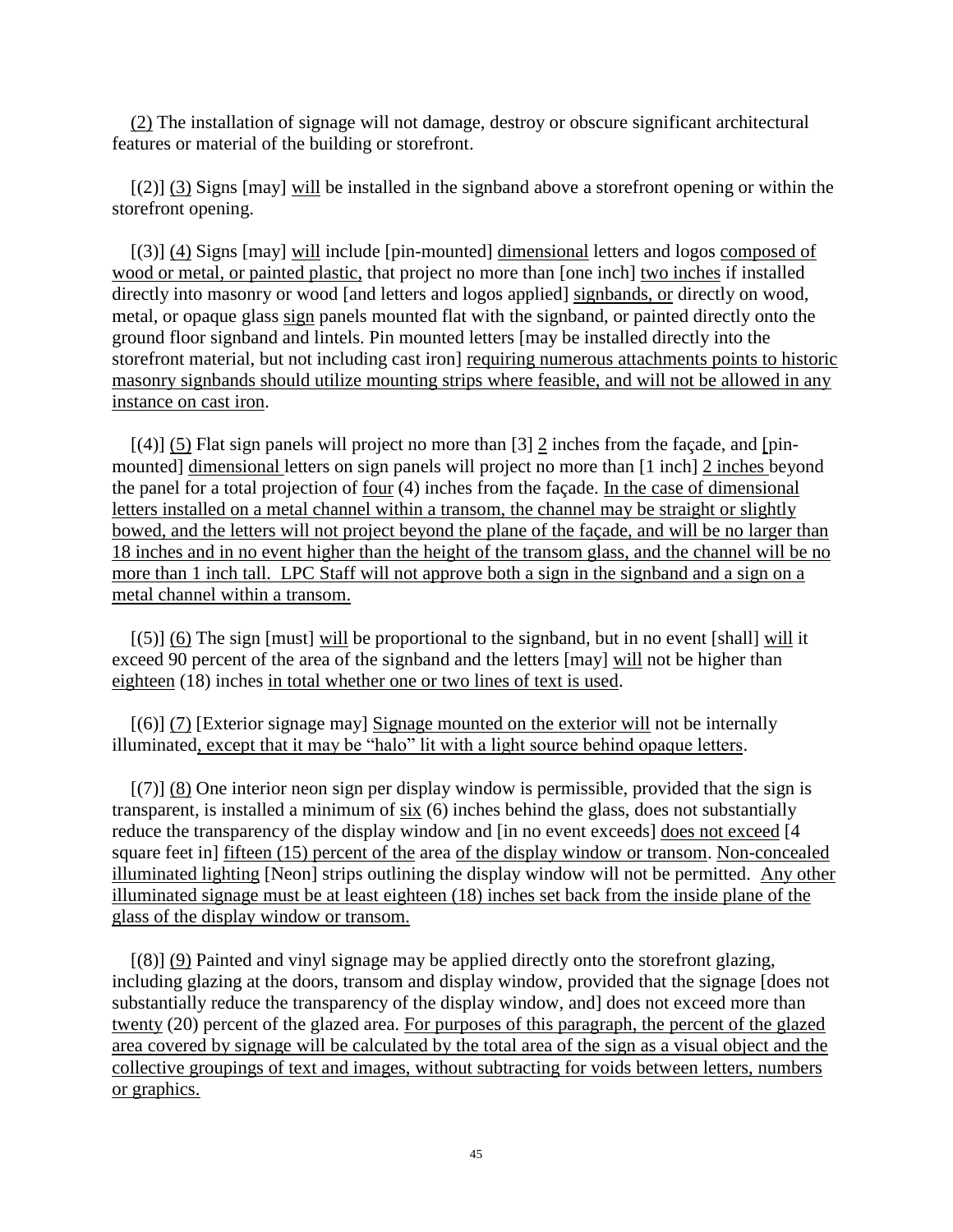<u>(2)</u> The installation of signage will not damage, destroy or obscure significant architectural features or material of the building or storefront.

[(2)] <u>(3)</u> Signs [may] <u>will</u> be installed in the signband above a storefront opening or within the storefront opening.

[(3)] <u>(4)</u> Signs [may] <u>will</u> include [pin-mounted] <u>dimensional</u> letters and logos <u>composed of wood or metal, or painted plastic,</u> that project no more than [one inch] <u>two inches</u> if installed directly into masonry or wood [and letters and logos applied] <u>signbands, or</u> directly on wood, metal, or opaque glass <u>sign</u> panels mounted flat with the signband, or painted directly onto the ground floor signband and lintels. Pin mounted letters [may be installed directly into the storefront material, but not including cast iron] <u>requiring numerous attachments points to historic masonry signbands should utilize mounting strips where feasible, and will not be allowed in any instance on cast iron</u>.

[(4)] <u>(5)</u> Flat sign panels will project no more than [3] <u>2</u> inches from the façade, and [pin-mounted] <u>dimensional</u> letters on sign panels will project no more than [1 inch] <u>2 inches</u> beyond the panel for a total projection of <u>four</u> (4) inches from the façade. <u>In the case of dimensional letters installed on a metal channel within a transom, the channel may be straight or slightly bowed, and the letters will not project beyond the plane of the façade, and will be no larger than 18 inches and in no event higher than the height of the transom glass, and the channel will be no more than 1 inch tall. LPC Staff will not approve both a sign in the signband and a sign on a metal channel within a transom.</u>

[(5)] <u>(6)</u> The sign [must] <u>will</u> be proportional to the signband, but in no event [shall] <u>will</u> it exceed 90 percent of the area of the signband and the letters [may] <u>will</u> not be higher than <u>eighteen</u> (18) inches <u>in total whether one or two lines of text is used</u>.

[(6)] <u>(7)</u> [Exterior signage may] <u>Signage mounted on the exterior will</u> not be internally illuminated<u>, except that it may be "halo" lit with a light source behind opaque letters</u>.

[(7)] <u>(8)</u> One interior neon sign per display window is permissible, provided that the sign is transparent, is installed a minimum of <u>six</u> (6) inches behind the glass, does not substantially reduce the transparency of the display window and [in no event exceeds] <u>does not exceed</u> [4 square feet in] <u>fifteen (15) percent of the</u> area <u>of the display window or transom</u>. <u>Non-concealed illuminated lighting</u> [Neon] strips outlining the display window will not be permitted. <u>Any other illuminated signage must be at least eighteen (18) inches set back from the inside plane of the glass of the display window or transom.</u>

[(8)] <u>(9)</u> Painted and vinyl signage may be applied directly onto the storefront glazing, including glazing at the doors, transom and display window, provided that the signage [does not substantially reduce the transparency of the display window, and] does not exceed more than <u>twenty</u> (20) percent of the glazed area. <u>For purposes of this paragraph, the percent of the glazed area covered by signage will be calculated by the total area of the sign as a visual object and the collective groupings of text and images, without subtracting for voids between letters, numbers or graphics.</u>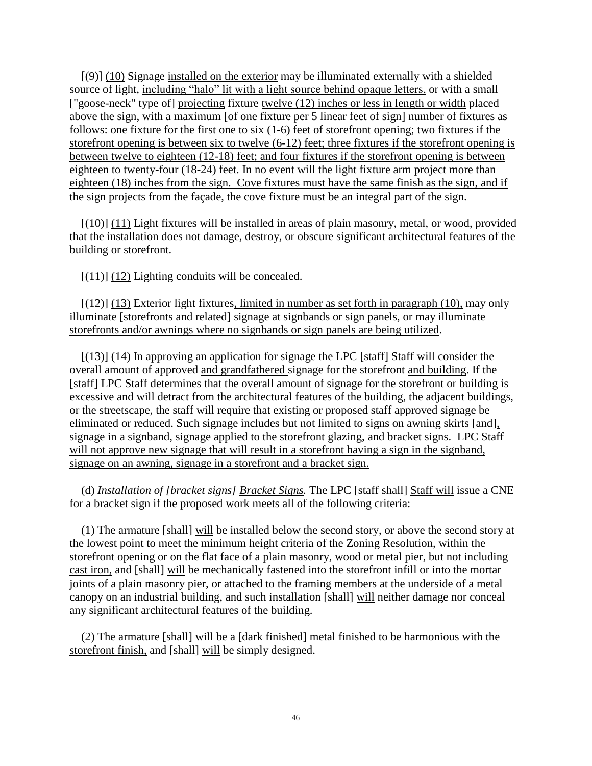[(9)] (10) Signage installed on the exterior may be illuminated externally with a shielded source of light, including "halo" lit with a light source behind opaque letters, or with a small ["goose-neck" type of] projecting fixture twelve (12) inches or less in length or width placed above the sign, with a maximum [of one fixture per 5 linear feet of sign] number of fixtures as follows: one fixture for the first one to six (1-6) feet of storefront opening; two fixtures if the storefront opening is between six to twelve (6-12) feet; three fixtures if the storefront opening is between twelve to eighteen (12-18) feet; and four fixtures if the storefront opening is between eighteen to twenty-four (18-24) feet. In no event will the light fixture arm project more than eighteen (18) inches from the sign. Cove fixtures must have the same finish as the sign, and if the sign projects from the façade, the cove fixture must be an integral part of the sign.

[(10)] (11) Light fixtures will be installed in areas of plain masonry, metal, or wood, provided that the installation does not damage, destroy, or obscure significant architectural features of the building or storefront.

[(11)] (12) Lighting conduits will be concealed.

[(12)] (13) Exterior light fixtures, limited in number as set forth in paragraph (10), may only illuminate [storefronts and related] signage at signbands or sign panels, or may illuminate storefronts and/or awnings where no signbands or sign panels are being utilized.

[(13)] (14) In approving an application for signage the LPC [staff] Staff will consider the overall amount of approved and grandfathered signage for the storefront and building. If the [staff] LPC Staff determines that the overall amount of signage for the storefront or building is excessive and will detract from the architectural features of the building, the adjacent buildings, or the streetscape, the staff will require that existing or proposed staff approved signage be eliminated or reduced. Such signage includes but not limited to signs on awning skirts [and], signage in a signband, signage applied to the storefront glazing, and bracket signs. LPC Staff will not approve new signage that will result in a storefront having a sign in the signband, signage on an awning, signage in a storefront and a bracket sign.

(d) *Installation of [bracket signs] Bracket Signs.* The LPC [staff shall] Staff will issue a CNE for a bracket sign if the proposed work meets all of the following criteria:

(1) The armature [shall] will be installed below the second story, or above the second story at the lowest point to meet the minimum height criteria of the Zoning Resolution, within the storefront opening or on the flat face of a plain masonry, wood or metal pier, but not including cast iron, and [shall] will be mechanically fastened into the storefront infill or into the mortar joints of a plain masonry pier, or attached to the framing members at the underside of a metal canopy on an industrial building, and such installation [shall] will neither damage nor conceal any significant architectural features of the building.

(2) The armature [shall] will be a [dark finished] metal finished to be harmonious with the storefront finish, and [shall] will be simply designed.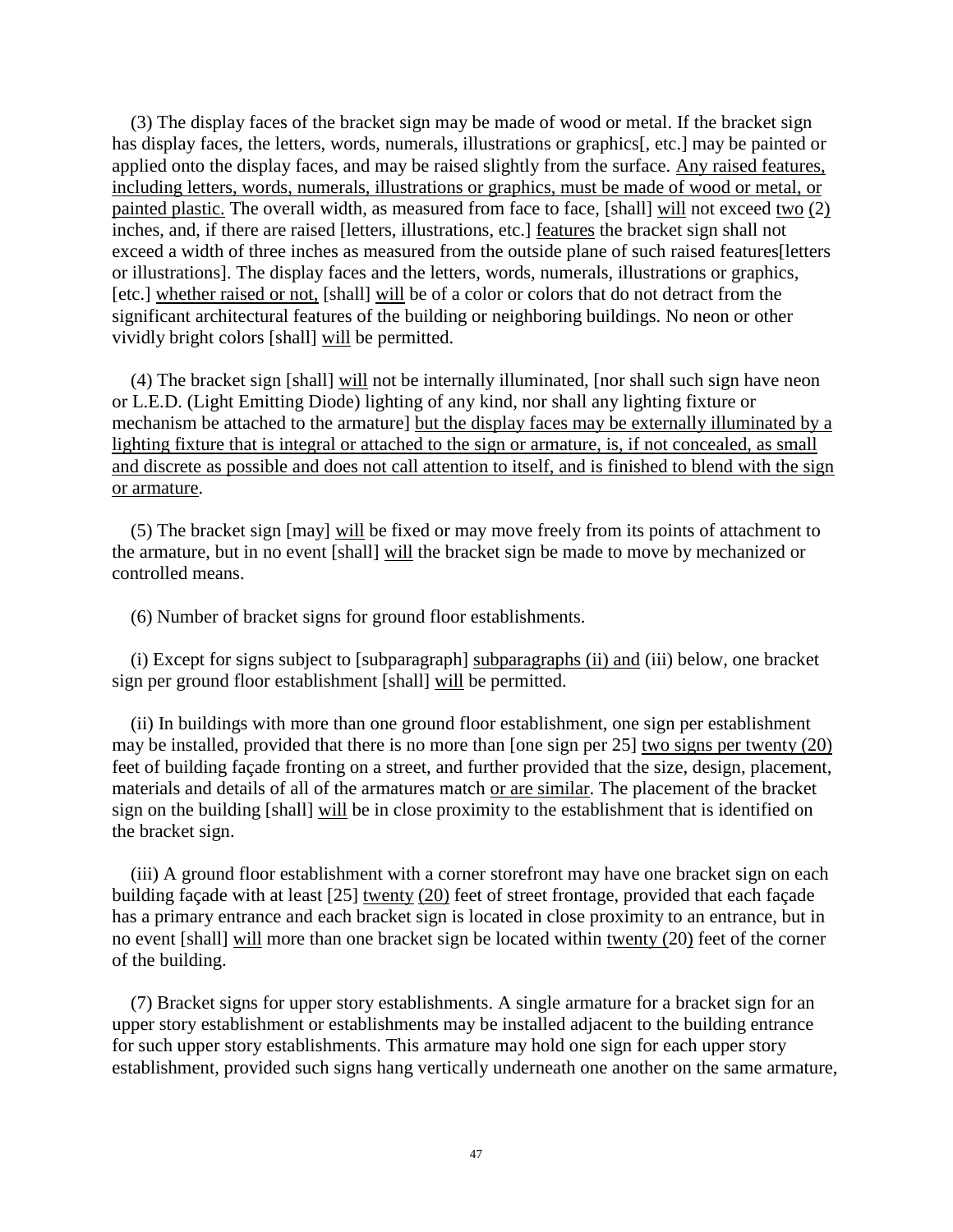(3) The display faces of the bracket sign may be made of wood or metal. If the bracket sign has display faces, the letters, words, numerals, illustrations or graphics[, etc.] may be painted or applied onto the display faces, and may be raised slightly from the surface. <u>Any raised features, including letters, words, numerals, illustrations or graphics, must be made of wood or metal, or painted plastic.</u> The overall width, as measured from face to face, [shall] <u>will</u> not exceed <u>two (2)</u> inches, and, if there are raised [letters, illustrations, etc.] <u>features</u> the bracket sign shall not exceed a width of three inches as measured from the outside plane of such raised features[letters or illustrations]. The display faces and the letters, words, numerals, illustrations or graphics, [etc.] <u>whether raised or not,</u> [shall] <u>will</u> be of a color or colors that do not detract from the significant architectural features of the building or neighboring buildings. No neon or other vividly bright colors [shall] <u>will</u> be permitted.

(4) The bracket sign [shall] <u>will</u> not be internally illuminated, [nor shall such sign have neon or L.E.D. (Light Emitting Diode) lighting of any kind, nor shall any lighting fixture or mechanism be attached to the armature] <u>but the display faces may be externally illuminated by a lighting fixture that is integral or attached to the sign or armature, is, if not concealed, as small and discrete as possible and does not call attention to itself, and is finished to blend with the sign or armature</u>.

(5) The bracket sign [may] <u>will</u> be fixed or may move freely from its points of attachment to the armature, but in no event [shall] <u>will</u> the bracket sign be made to move by mechanized or controlled means.

(6) Number of bracket signs for ground floor establishments.

(i) Except for signs subject to [subparagraph] <u>subparagraphs (ii) and</u> (iii) below, one bracket sign per ground floor establishment [shall] <u>will</u> be permitted.

(ii) In buildings with more than one ground floor establishment, one sign per establishment may be installed, provided that there is no more than [one sign per 25] <u>two signs per twenty (20)</u> feet of building façade fronting on a street, and further provided that the size, design, placement, materials and details of all of the armatures match <u>or are similar</u>. The placement of the bracket sign on the building [shall] <u>will</u> be in close proximity to the establishment that is identified on the bracket sign.

(iii) A ground floor establishment with a corner storefront may have one bracket sign on each building façade with at least [25] <u>twenty (20)</u> feet of street frontage, provided that each façade has a primary entrance and each bracket sign is located in close proximity to an entrance, but in no event [shall] <u>will</u> more than one bracket sign be located within <u>twenty (20)</u> feet of the corner of the building.

(7) Bracket signs for upper story establishments. A single armature for a bracket sign for an upper story establishment or establishments may be installed adjacent to the building entrance for such upper story establishments. This armature may hold one sign for each upper story establishment, provided such signs hang vertically underneath one another on the same armature,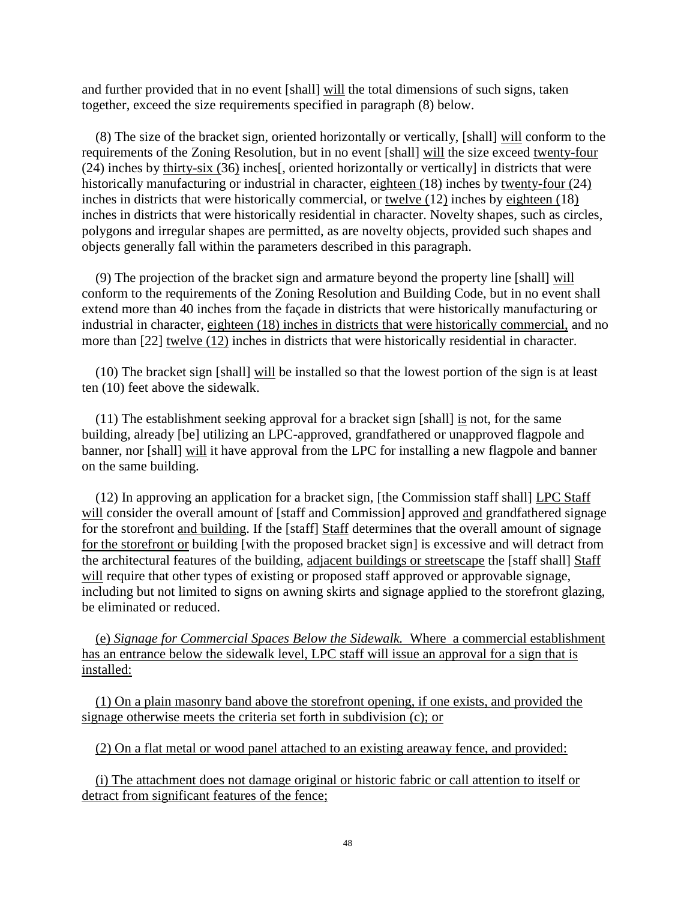and further provided that in no event [shall] will the total dimensions of such signs, taken together, exceed the size requirements specified in paragraph (8) below.

(8) The size of the bracket sign, oriented horizontally or vertically, [shall] will conform to the requirements of the Zoning Resolution, but in no event [shall] will the size exceed twenty-four (24) inches by thirty-six (36) inches[, oriented horizontally or vertically] in districts that were historically manufacturing or industrial in character, eighteen (18) inches by twenty-four (24) inches in districts that were historically commercial, or twelve (12) inches by eighteen (18) inches in districts that were historically residential in character. Novelty shapes, such as circles, polygons and irregular shapes are permitted, as are novelty objects, provided such shapes and objects generally fall within the parameters described in this paragraph.

(9) The projection of the bracket sign and armature beyond the property line [shall] will conform to the requirements of the Zoning Resolution and Building Code, but in no event shall extend more than 40 inches from the façade in districts that were historically manufacturing or industrial in character, eighteen (18) inches in districts that were historically commercial, and no more than [22] twelve (12) inches in districts that were historically residential in character.

(10) The bracket sign [shall] will be installed so that the lowest portion of the sign is at least ten (10) feet above the sidewalk.

(11) The establishment seeking approval for a bracket sign [shall] is not, for the same building, already [be] utilizing an LPC-approved, grandfathered or unapproved flagpole and banner, nor [shall] will it have approval from the LPC for installing a new flagpole and banner on the same building.

(12) In approving an application for a bracket sign, [the Commission staff shall] LPC Staff will consider the overall amount of [staff and Commission] approved and grandfathered signage for the storefront and building. If the [staff] Staff determines that the overall amount of signage for the storefront or building [with the proposed bracket sign] is excessive and will detract from the architectural features of the building, adjacent buildings or streetscape the [staff shall] Staff will require that other types of existing or proposed staff approved or approvable signage, including but not limited to signs on awning skirts and signage applied to the storefront glazing, be eliminated or reduced.

(e) *Signage for Commercial Spaces Below the Sidewalk.* Where a commercial establishment has an entrance below the sidewalk level, LPC staff will issue an approval for a sign that is installed:

(1) On a plain masonry band above the storefront opening, if one exists, and provided the signage otherwise meets the criteria set forth in subdivision (c); or

(2) On a flat metal or wood panel attached to an existing areaway fence, and provided:

(i) The attachment does not damage original or historic fabric or call attention to itself or detract from significant features of the fence;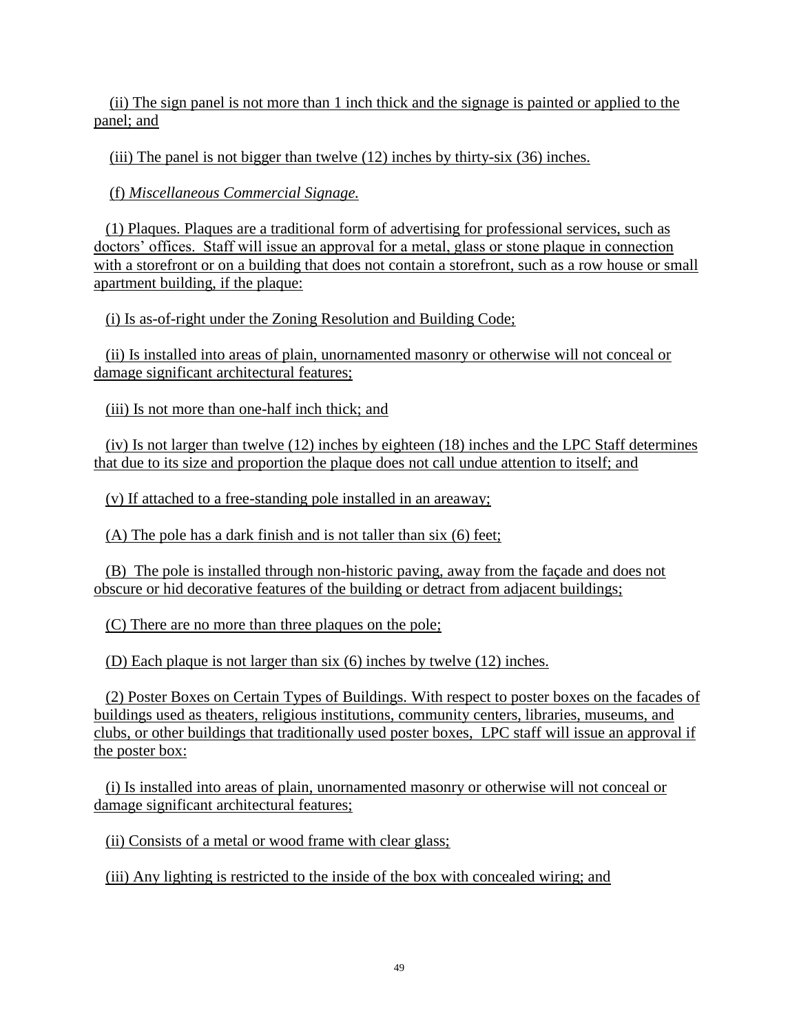(ii) The sign panel is not more than 1 inch thick and the signage is painted or applied to the panel; and

(iii) The panel is not bigger than twelve (12) inches by thirty-six (36) inches.

(f) *Miscellaneous Commercial Signage.*

(1) Plaques. Plaques are a traditional form of advertising for professional services, such as doctors' offices. Staff will issue an approval for a metal, glass or stone plaque in connection with a storefront or on a building that does not contain a storefront, such as a row house or small apartment building, if the plaque:

(i) Is as-of-right under the Zoning Resolution and Building Code;

(ii) Is installed into areas of plain, unornamented masonry or otherwise will not conceal or damage significant architectural features;

(iii) Is not more than one-half inch thick; and

(iv) Is not larger than twelve (12) inches by eighteen (18) inches and the LPC Staff determines that due to its size and proportion the plaque does not call undue attention to itself; and

(v) If attached to a free-standing pole installed in an areaway;

(A) The pole has a dark finish and is not taller than six (6) feet;

(B) The pole is installed through non-historic paving, away from the façade and does not obscure or hid decorative features of the building or detract from adjacent buildings;

(C) There are no more than three plaques on the pole;

(D) Each plaque is not larger than six (6) inches by twelve (12) inches.

(2) Poster Boxes on Certain Types of Buildings. With respect to poster boxes on the facades of buildings used as theaters, religious institutions, community centers, libraries, museums, and clubs, or other buildings that traditionally used poster boxes, LPC staff will issue an approval if the poster box:

(i) Is installed into areas of plain, unornamented masonry or otherwise will not conceal or damage significant architectural features;

(ii) Consists of a metal or wood frame with clear glass;

(iii) Any lighting is restricted to the inside of the box with concealed wiring; and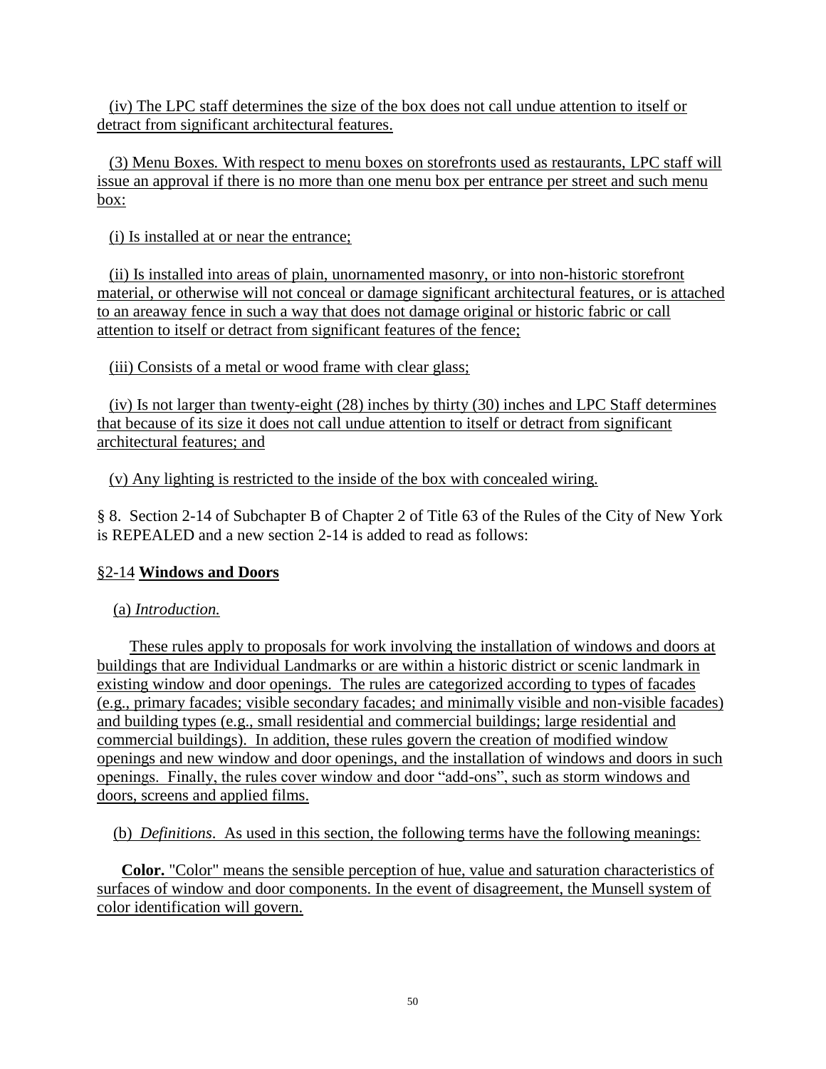(iv) The LPC staff determines the size of the box does not call undue attention to itself or detract from significant architectural features.

(3) Menu Boxes*.* With respect to menu boxes on storefronts used as restaurants, LPC staff will issue an approval if there is no more than one menu box per entrance per street and such menu box:

(i) Is installed at or near the entrance;

(ii) Is installed into areas of plain, unornamented masonry, or into non-historic storefront material, or otherwise will not conceal or damage significant architectural features, or is attached to an areaway fence in such a way that does not damage original or historic fabric or call attention to itself or detract from significant features of the fence;

(iii) Consists of a metal or wood frame with clear glass;

(iv) Is not larger than twenty-eight (28) inches by thirty (30) inches and LPC Staff determines that because of its size it does not call undue attention to itself or detract from significant architectural features; and

(v) Any lighting is restricted to the inside of the box with concealed wiring.

§ 8. Section 2-14 of Subchapter B of Chapter 2 of Title 63 of the Rules of the City of New York is REPEALED and a new section 2-14 is added to read as follows:

§2-14 **Windows and Doors**

(a) *Introduction.*

These rules apply to proposals for work involving the installation of windows and doors at buildings that are Individual Landmarks or are within a historic district or scenic landmark in existing window and door openings. The rules are categorized according to types of facades (e.g., primary facades; visible secondary facades; and minimally visible and non-visible facades) and building types (e.g., small residential and commercial buildings; large residential and commercial buildings). In addition, these rules govern the creation of modified window openings and new window and door openings, and the installation of windows and doors in such openings. Finally, the rules cover window and door "add-ons", such as storm windows and doors, screens and applied films.

(b) *Definitions*. As used in this section, the following terms have the following meanings:

**Color.** "Color" means the sensible perception of hue, value and saturation characteristics of surfaces of window and door components. In the event of disagreement, the Munsell system of color identification will govern.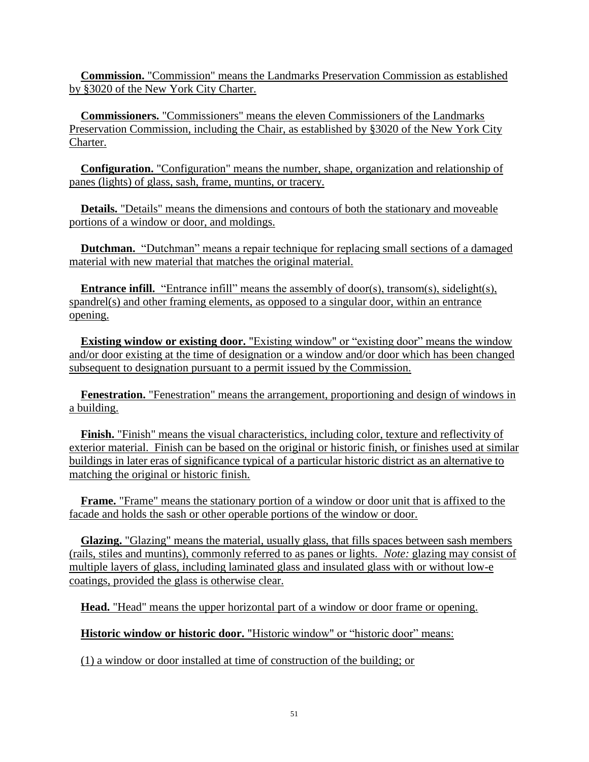**Commission.** "Commission" means the Landmarks Preservation Commission as established by §3020 of the New York City Charter.

**Commissioners.** "Commissioners" means the eleven Commissioners of the Landmarks Preservation Commission, including the Chair, as established by §3020 of the New York City Charter.

**Configuration.** "Configuration" means the number, shape, organization and relationship of panes (lights) of glass, sash, frame, muntins, or tracery.

**Details.** "Details" means the dimensions and contours of both the stationary and moveable portions of a window or door, and moldings.

**Dutchman.** "Dutchman" means a repair technique for replacing small sections of a damaged material with new material that matches the original material.

**Entrance infill.** "Entrance infill" means the assembly of door(s), transom(s), sidelight(s), spandrel(s) and other framing elements, as opposed to a singular door, within an entrance opening.

**Existing window or existing door.** "Existing window" or "existing door" means the window and/or door existing at the time of designation or a window and/or door which has been changed subsequent to designation pursuant to a permit issued by the Commission.

**Fenestration.** "Fenestration" means the arrangement, proportioning and design of windows in a building.

**Finish.** "Finish" means the visual characteristics, including color, texture and reflectivity of exterior material. Finish can be based on the original or historic finish, or finishes used at similar buildings in later eras of significance typical of a particular historic district as an alternative to matching the original or historic finish.

**Frame.** "Frame" means the stationary portion of a window or door unit that is affixed to the facade and holds the sash or other operable portions of the window or door.

**Glazing.** "Glazing" means the material, usually glass, that fills spaces between sash members (rails, stiles and muntins), commonly referred to as panes or lights. *Note:* glazing may consist of multiple layers of glass, including laminated glass and insulated glass with or without low-e coatings, provided the glass is otherwise clear.

**Head.** "Head" means the upper horizontal part of a window or door frame or opening.

**Historic window or historic door.** "Historic window" or "historic door" means:

(1) a window or door installed at time of construction of the building; or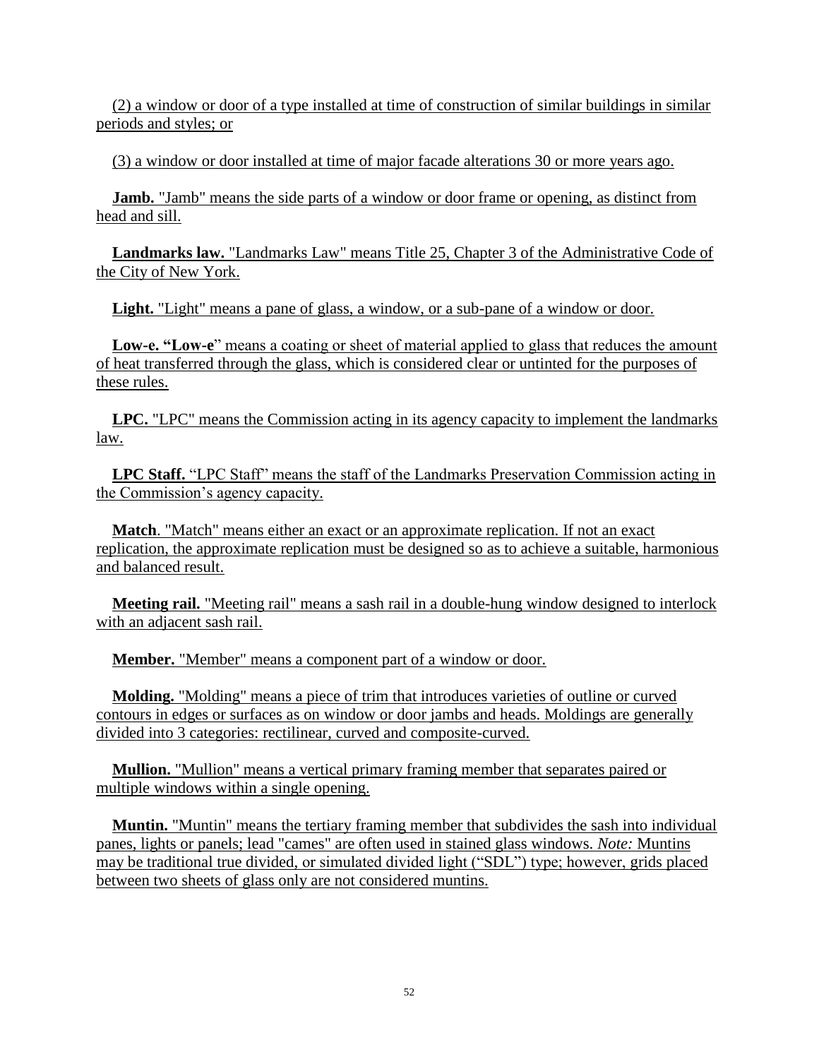(2) a window or door of a type installed at time of construction of similar buildings in similar periods and styles; or

(3) a window or door installed at time of major facade alterations 30 or more years ago.

**Jamb.** "Jamb" means the side parts of a window or door frame or opening, as distinct from head and sill.

**Landmarks law.** "Landmarks Law" means Title 25, Chapter 3 of the Administrative Code of the City of New York.

**Light.** "Light" means a pane of glass, a window, or a sub-pane of a window or door.

**Low-e. "Low-e**" means a coating or sheet of material applied to glass that reduces the amount of heat transferred through the glass, which is considered clear or untinted for the purposes of these rules.

**LPC.** "LPC" means the Commission acting in its agency capacity to implement the landmarks law.

**LPC Staff.** "LPC Staff" means the staff of the Landmarks Preservation Commission acting in the Commission's agency capacity.

**Match**. "Match" means either an exact or an approximate replication. If not an exact replication, the approximate replication must be designed so as to achieve a suitable, harmonious and balanced result.

**Meeting rail.** "Meeting rail" means a sash rail in a double-hung window designed to interlock with an adjacent sash rail.

**Member.** "Member" means a component part of a window or door.

**Molding.** "Molding" means a piece of trim that introduces varieties of outline or curved contours in edges or surfaces as on window or door jambs and heads. Moldings are generally divided into 3 categories: rectilinear, curved and composite-curved.

**Mullion.** "Mullion" means a vertical primary framing member that separates paired or multiple windows within a single opening.

**Muntin.** "Muntin" means the tertiary framing member that subdivides the sash into individual panes, lights or panels; lead "cames" are often used in stained glass windows. *Note:* Muntins may be traditional true divided, or simulated divided light ("SDL") type; however, grids placed between two sheets of glass only are not considered muntins.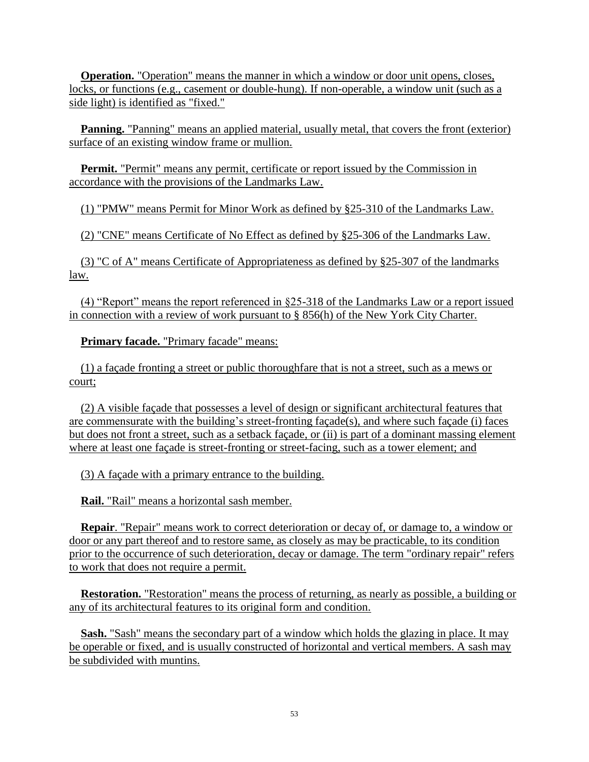**Operation.** "Operation" means the manner in which a window or door unit opens, closes, locks, or functions (e.g., casement or double-hung). If non-operable, a window unit (such as a side light) is identified as "fixed."

**Panning.** "Panning" means an applied material, usually metal, that covers the front (exterior) surface of an existing window frame or mullion.

**Permit.** "Permit" means any permit, certificate or report issued by the Commission in accordance with the provisions of the Landmarks Law.

(1) "PMW" means Permit for Minor Work as defined by §25-310 of the Landmarks Law.

(2) "CNE" means Certificate of No Effect as defined by §25-306 of the Landmarks Law.

(3) "C of A" means Certificate of Appropriateness as defined by §25-307 of the landmarks law.

(4) "Report" means the report referenced in §25-318 of the Landmarks Law or a report issued in connection with a review of work pursuant to § 856(h) of the New York City Charter.

**Primary facade.** "Primary facade" means:

(1) a façade fronting a street or public thoroughfare that is not a street, such as a mews or court;

(2) A visible façade that possesses a level of design or significant architectural features that are commensurate with the building's street-fronting façade(s), and where such façade (i) faces but does not front a street, such as a setback façade, or (ii) is part of a dominant massing element where at least one façade is street-fronting or street-facing, such as a tower element; and

(3) A façade with a primary entrance to the building.

**Rail.** "Rail" means a horizontal sash member.

**Repair**. "Repair" means work to correct deterioration or decay of, or damage to, a window or door or any part thereof and to restore same, as closely as may be practicable, to its condition prior to the occurrence of such deterioration, decay or damage. The term "ordinary repair" refers to work that does not require a permit.

**Restoration.** "Restoration" means the process of returning, as nearly as possible, a building or any of its architectural features to its original form and condition.

**Sash.** "Sash" means the secondary part of a window which holds the glazing in place. It may be operable or fixed, and is usually constructed of horizontal and vertical members. A sash may be subdivided with muntins.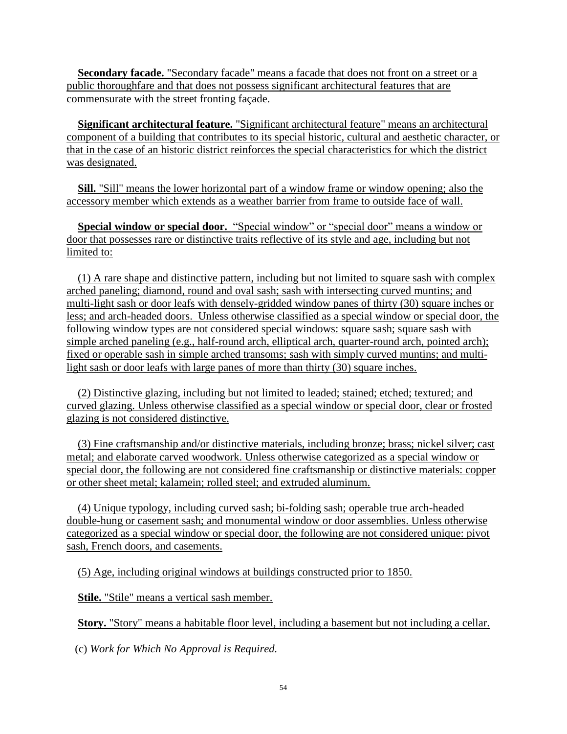**Secondary facade.** "Secondary facade" means a facade that does not front on a street or a public thoroughfare and that does not possess significant architectural features that are commensurate with the street fronting façade.

**Significant architectural feature.** "Significant architectural feature" means an architectural component of a building that contributes to its special historic, cultural and aesthetic character, or that in the case of an historic district reinforces the special characteristics for which the district was designated.

**Sill.** "Sill" means the lower horizontal part of a window frame or window opening; also the accessory member which extends as a weather barrier from frame to outside face of wall.

**Special window or special door.** "Special window" or "special door" means a window or door that possesses rare or distinctive traits reflective of its style and age, including but not limited to:

(1) A rare shape and distinctive pattern, including but not limited to square sash with complex arched paneling; diamond, round and oval sash; sash with intersecting curved muntins; and multi-light sash or door leafs with densely-gridded window panes of thirty (30) square inches or less; and arch-headed doors. Unless otherwise classified as a special window or special door, the following window types are not considered special windows: square sash; square sash with simple arched paneling (e.g., half-round arch, elliptical arch, quarter-round arch, pointed arch); fixed or operable sash in simple arched transoms; sash with simply curved muntins; and multi-light sash or door leafs with large panes of more than thirty (30) square inches.

(2) Distinctive glazing, including but not limited to leaded; stained; etched; textured; and curved glazing. Unless otherwise classified as a special window or special door, clear or frosted glazing is not considered distinctive.

(3) Fine craftsmanship and/or distinctive materials, including bronze; brass; nickel silver; cast metal; and elaborate carved woodwork. Unless otherwise categorized as a special window or special door, the following are not considered fine craftsmanship or distinctive materials: copper or other sheet metal; kalamein; rolled steel; and extruded aluminum.

(4) Unique typology, including curved sash; bi-folding sash; operable true arch-headed double-hung or casement sash; and monumental window or door assemblies. Unless otherwise categorized as a special window or special door, the following are not considered unique: pivot sash, French doors, and casements.

(5) Age, including original windows at buildings constructed prior to 1850.

**Stile.** "Stile" means a vertical sash member.

**Story.** "Story" means a habitable floor level, including a basement but not including a cellar.

(c) *Work for Which No Approval is Required.*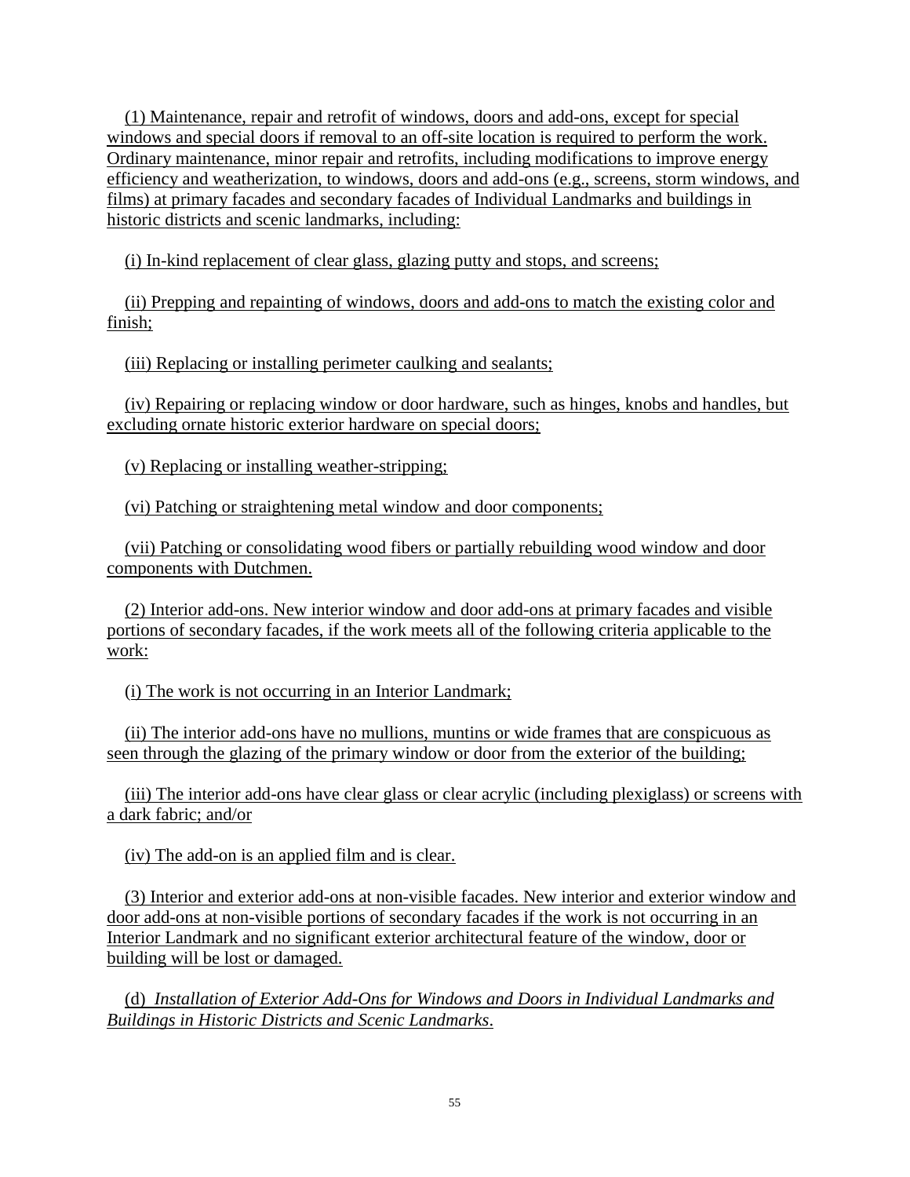(1) Maintenance, repair and retrofit of windows, doors and add-ons, except for special windows and special doors if removal to an off-site location is required to perform the work. Ordinary maintenance, minor repair and retrofits, including modifications to improve energy efficiency and weatherization, to windows, doors and add-ons (e.g., screens, storm windows, and films) at primary facades and secondary facades of Individual Landmarks and buildings in historic districts and scenic landmarks, including:

(i) In-kind replacement of clear glass, glazing putty and stops, and screens;

(ii) Prepping and repainting of windows, doors and add-ons to match the existing color and finish;

(iii) Replacing or installing perimeter caulking and sealants;

(iv) Repairing or replacing window or door hardware, such as hinges, knobs and handles, but excluding ornate historic exterior hardware on special doors;

(v) Replacing or installing weather-stripping;

(vi) Patching or straightening metal window and door components;

(vii) Patching or consolidating wood fibers or partially rebuilding wood window and door components with Dutchmen.

(2) Interior add-ons. New interior window and door add-ons at primary facades and visible portions of secondary facades, if the work meets all of the following criteria applicable to the work:

(i) The work is not occurring in an Interior Landmark;

(ii) The interior add-ons have no mullions, muntins or wide frames that are conspicuous as seen through the glazing of the primary window or door from the exterior of the building;

(iii) The interior add-ons have clear glass or clear acrylic (including plexiglass) or screens with a dark fabric; and/or

(iv) The add-on is an applied film and is clear.

(3) Interior and exterior add-ons at non-visible facades. New interior and exterior window and door add-ons at non-visible portions of secondary facades if the work is not occurring in an Interior Landmark and no significant exterior architectural feature of the window, door or building will be lost or damaged.

(d) *Installation of Exterior Add-Ons for Windows and Doors in Individual Landmarks and Buildings in Historic Districts and Scenic Landmarks*.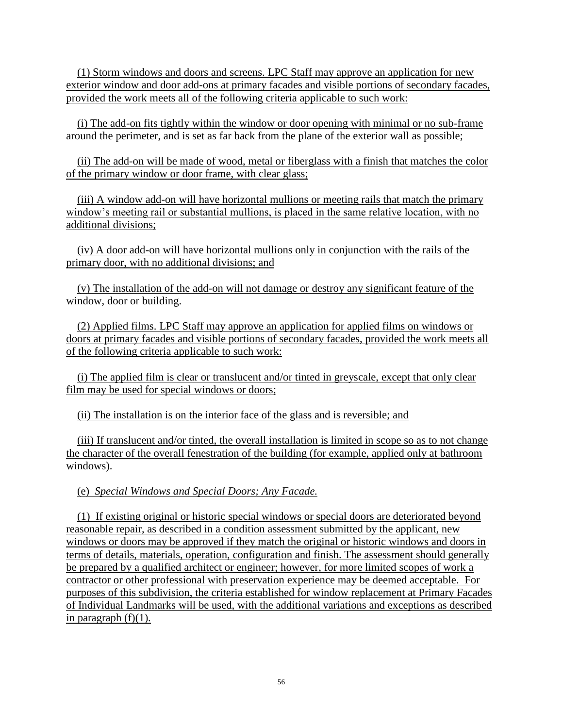(1) Storm windows and doors and screens. LPC Staff may approve an application for new exterior window and door add-ons at primary facades and visible portions of secondary facades, provided the work meets all of the following criteria applicable to such work:

(i) The add-on fits tightly within the window or door opening with minimal or no sub-frame around the perimeter, and is set as far back from the plane of the exterior wall as possible;

(ii) The add-on will be made of wood, metal or fiberglass with a finish that matches the color of the primary window or door frame, with clear glass;

(iii) A window add-on will have horizontal mullions or meeting rails that match the primary window's meeting rail or substantial mullions, is placed in the same relative location, with no additional divisions;

(iv) A door add-on will have horizontal mullions only in conjunction with the rails of the primary door, with no additional divisions; and

(v) The installation of the add-on will not damage or destroy any significant feature of the window, door or building.

(2) Applied films. LPC Staff may approve an application for applied films on windows or doors at primary facades and visible portions of secondary facades, provided the work meets all of the following criteria applicable to such work:

(i) The applied film is clear or translucent and/or tinted in greyscale, except that only clear film may be used for special windows or doors;

(ii) The installation is on the interior face of the glass and is reversible; and

(iii) If translucent and/or tinted, the overall installation is limited in scope so as to not change the character of the overall fenestration of the building (for example, applied only at bathroom windows).

(e) *Special Windows and Special Doors; Any Facade.*

(1) If existing original or historic special windows or special doors are deteriorated beyond reasonable repair, as described in a condition assessment submitted by the applicant, new windows or doors may be approved if they match the original or historic windows and doors in terms of details, materials, operation, configuration and finish. The assessment should generally be prepared by a qualified architect or engineer; however, for more limited scopes of work a contractor or other professional with preservation experience may be deemed acceptable. For purposes of this subdivision, the criteria established for window replacement at Primary Facades of Individual Landmarks will be used, with the additional variations and exceptions as described in paragraph (f)(1).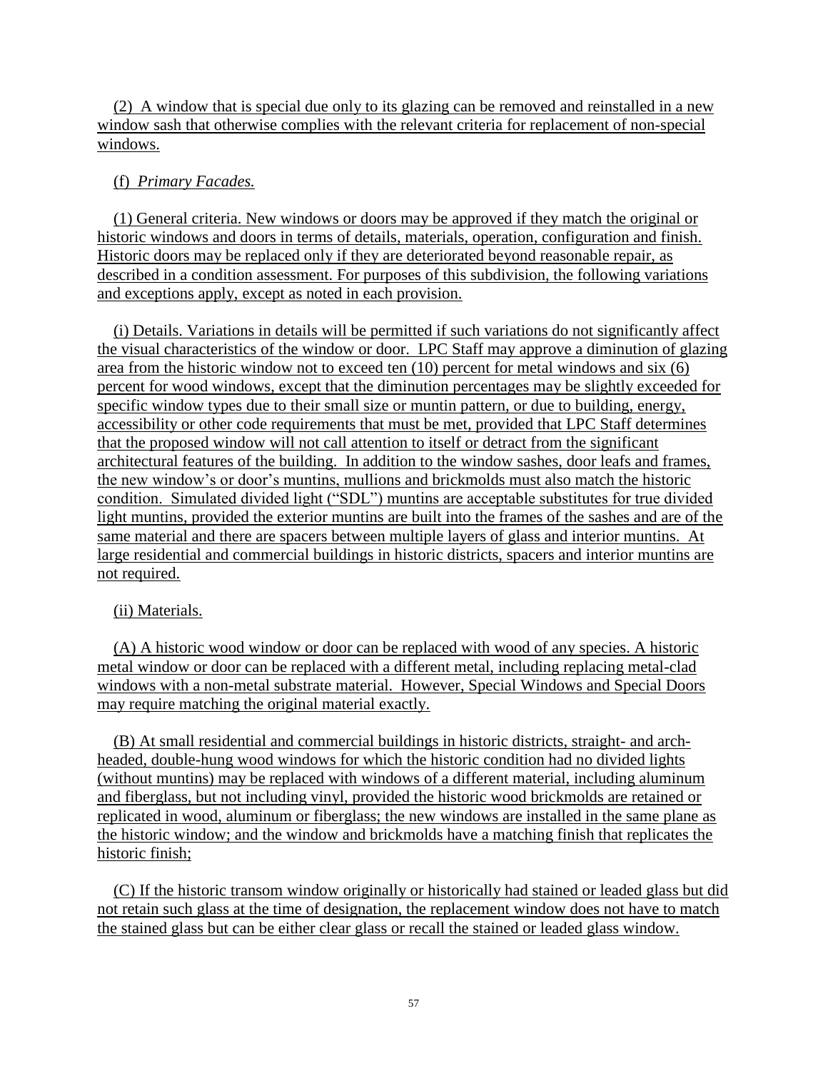(2) A window that is special due only to its glazing can be removed and reinstalled in a new window sash that otherwise complies with the relevant criteria for replacement of non-special windows.

(f) *Primary Facades.*

(1) General criteria. New windows or doors may be approved if they match the original or historic windows and doors in terms of details, materials, operation, configuration and finish. Historic doors may be replaced only if they are deteriorated beyond reasonable repair, as described in a condition assessment. For purposes of this subdivision, the following variations and exceptions apply, except as noted in each provision.

(i) Details. Variations in details will be permitted if such variations do not significantly affect the visual characteristics of the window or door. LPC Staff may approve a diminution of glazing area from the historic window not to exceed ten (10) percent for metal windows and six (6) percent for wood windows, except that the diminution percentages may be slightly exceeded for specific window types due to their small size or muntin pattern, or due to building, energy, accessibility or other code requirements that must be met, provided that LPC Staff determines that the proposed window will not call attention to itself or detract from the significant architectural features of the building. In addition to the window sashes, door leafs and frames, the new window's or door's muntins, mullions and brickmolds must also match the historic condition. Simulated divided light ("SDL") muntins are acceptable substitutes for true divided light muntins, provided the exterior muntins are built into the frames of the sashes and are of the same material and there are spacers between multiple layers of glass and interior muntins. At large residential and commercial buildings in historic districts, spacers and interior muntins are not required.

(ii) Materials.

(A) A historic wood window or door can be replaced with wood of any species. A historic metal window or door can be replaced with a different metal, including replacing metal-clad windows with a non-metal substrate material. However, Special Windows and Special Doors may require matching the original material exactly.

(B) At small residential and commercial buildings in historic districts, straight- and arch-headed, double-hung wood windows for which the historic condition had no divided lights (without muntins) may be replaced with windows of a different material, including aluminum and fiberglass, but not including vinyl, provided the historic wood brickmolds are retained or replicated in wood, aluminum or fiberglass; the new windows are installed in the same plane as the historic window; and the window and brickmolds have a matching finish that replicates the historic finish;

(C) If the historic transom window originally or historically had stained or leaded glass but did not retain such glass at the time of designation, the replacement window does not have to match the stained glass but can be either clear glass or recall the stained or leaded glass window.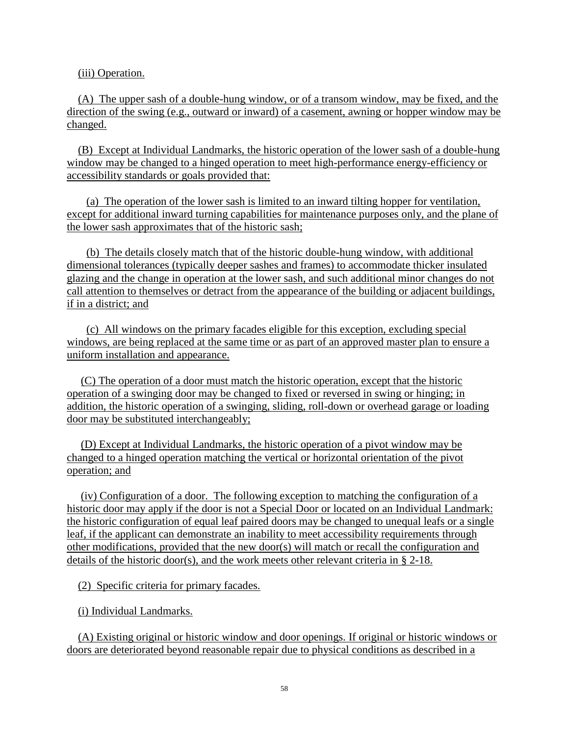(iii) Operation.

(A) The upper sash of a double-hung window, or of a transom window, may be fixed, and the direction of the swing (e.g., outward or inward) of a casement, awning or hopper window may be changed.

(B) Except at Individual Landmarks, the historic operation of the lower sash of a double-hung window may be changed to a hinged operation to meet high-performance energy-efficiency or accessibility standards or goals provided that:

(a) The operation of the lower sash is limited to an inward tilting hopper for ventilation, except for additional inward turning capabilities for maintenance purposes only, and the plane of the lower sash approximates that of the historic sash;

(b) The details closely match that of the historic double-hung window, with additional dimensional tolerances (typically deeper sashes and frames) to accommodate thicker insulated glazing and the change in operation at the lower sash, and such additional minor changes do not call attention to themselves or detract from the appearance of the building or adjacent buildings, if in a district; and

(c) All windows on the primary facades eligible for this exception, excluding special windows, are being replaced at the same time or as part of an approved master plan to ensure a uniform installation and appearance.

(C) The operation of a door must match the historic operation, except that the historic operation of a swinging door may be changed to fixed or reversed in swing or hinging; in addition, the historic operation of a swinging, sliding, roll-down or overhead garage or loading door may be substituted interchangeably;

(D) Except at Individual Landmarks, the historic operation of a pivot window may be changed to a hinged operation matching the vertical or horizontal orientation of the pivot operation; and

(iv) Configuration of a door. The following exception to matching the configuration of a historic door may apply if the door is not a Special Door or located on an Individual Landmark: the historic configuration of equal leaf paired doors may be changed to unequal leafs or a single leaf, if the applicant can demonstrate an inability to meet accessibility requirements through other modifications, provided that the new door(s) will match or recall the configuration and details of the historic door(s), and the work meets other relevant criteria in § 2-18.

(2) Specific criteria for primary facades.

(i) Individual Landmarks.

(A) Existing original or historic window and door openings. If original or historic windows or doors are deteriorated beyond reasonable repair due to physical conditions as described in a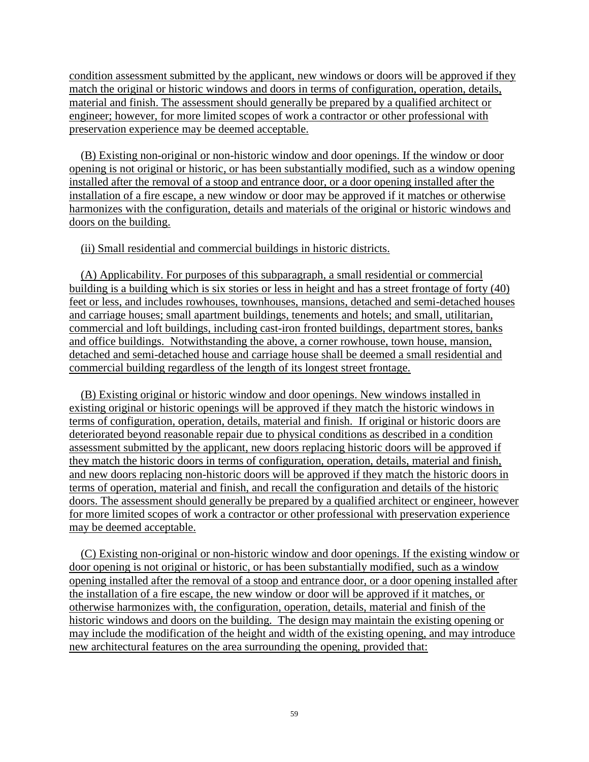condition assessment submitted by the applicant, new windows or doors will be approved if they match the original or historic windows and doors in terms of configuration, operation, details, material and finish. The assessment should generally be prepared by a qualified architect or engineer; however, for more limited scopes of work a contractor or other professional with preservation experience may be deemed acceptable.

(B) Existing non-original or non-historic window and door openings. If the window or door opening is not original or historic, or has been substantially modified, such as a window opening installed after the removal of a stoop and entrance door, or a door opening installed after the installation of a fire escape, a new window or door may be approved if it matches or otherwise harmonizes with the configuration, details and materials of the original or historic windows and doors on the building.

(ii) Small residential and commercial buildings in historic districts.

(A) Applicability. For purposes of this subparagraph, a small residential or commercial building is a building which is six stories or less in height and has a street frontage of forty (40) feet or less, and includes rowhouses, townhouses, mansions, detached and semi-detached houses and carriage houses; small apartment buildings, tenements and hotels; and small, utilitarian, commercial and loft buildings, including cast-iron fronted buildings, department stores, banks and office buildings. Notwithstanding the above, a corner rowhouse, town house, mansion, detached and semi-detached house and carriage house shall be deemed a small residential and commercial building regardless of the length of its longest street frontage.

(B) Existing original or historic window and door openings. New windows installed in existing original or historic openings will be approved if they match the historic windows in terms of configuration, operation, details, material and finish. If original or historic doors are deteriorated beyond reasonable repair due to physical conditions as described in a condition assessment submitted by the applicant, new doors replacing historic doors will be approved if they match the historic doors in terms of configuration, operation, details, material and finish, and new doors replacing non-historic doors will be approved if they match the historic doors in terms of operation, material and finish, and recall the configuration and details of the historic doors. The assessment should generally be prepared by a qualified architect or engineer, however for more limited scopes of work a contractor or other professional with preservation experience may be deemed acceptable.

(C) Existing non-original or non-historic window and door openings. If the existing window or door opening is not original or historic, or has been substantially modified, such as a window opening installed after the removal of a stoop and entrance door, or a door opening installed after the installation of a fire escape, the new window or door will be approved if it matches, or otherwise harmonizes with, the configuration, operation, details, material and finish of the historic windows and doors on the building. The design may maintain the existing opening or may include the modification of the height and width of the existing opening, and may introduce new architectural features on the area surrounding the opening, provided that: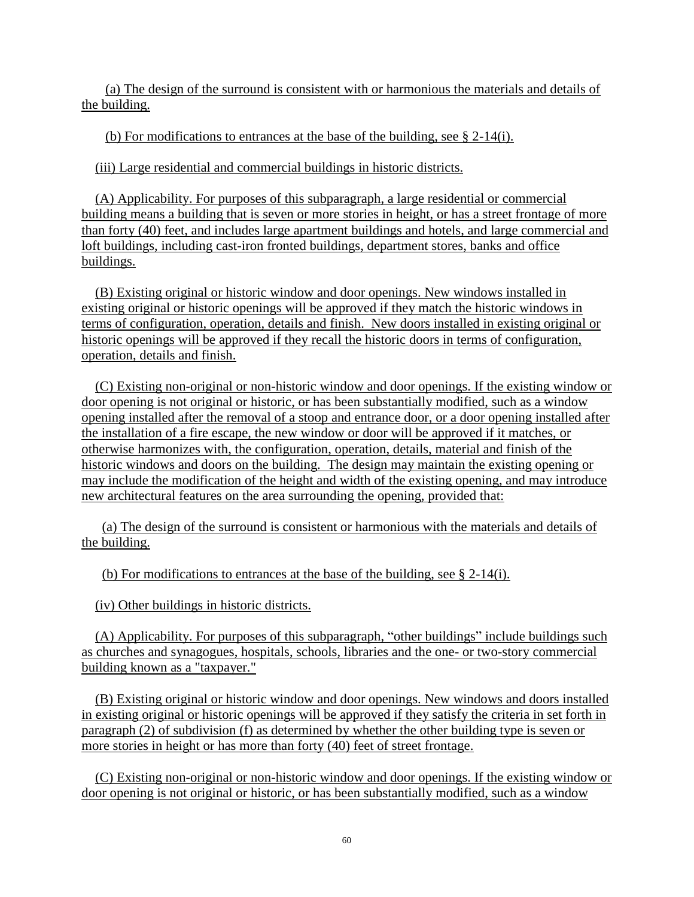(a) The design of the surround is consistent with or harmonious the materials and details of the building.

(b) For modifications to entrances at the base of the building, see § 2-14(i).

(iii) Large residential and commercial buildings in historic districts.

(A) Applicability. For purposes of this subparagraph, a large residential or commercial building means a building that is seven or more stories in height, or has a street frontage of more than forty (40) feet, and includes large apartment buildings and hotels, and large commercial and loft buildings, including cast-iron fronted buildings, department stores, banks and office buildings.

(B) Existing original or historic window and door openings. New windows installed in existing original or historic openings will be approved if they match the historic windows in terms of configuration, operation, details and finish. New doors installed in existing original or historic openings will be approved if they recall the historic doors in terms of configuration, operation, details and finish.

(C) Existing non-original or non-historic window and door openings. If the existing window or door opening is not original or historic, or has been substantially modified, such as a window opening installed after the removal of a stoop and entrance door, or a door opening installed after the installation of a fire escape, the new window or door will be approved if it matches, or otherwise harmonizes with, the configuration, operation, details, material and finish of the historic windows and doors on the building. The design may maintain the existing opening or may include the modification of the height and width of the existing opening, and may introduce new architectural features on the area surrounding the opening, provided that:

(a) The design of the surround is consistent or harmonious with the materials and details of the building.

(b) For modifications to entrances at the base of the building, see § 2-14(i).

(iv) Other buildings in historic districts.

(A) Applicability. For purposes of this subparagraph, "other buildings" include buildings such as churches and synagogues, hospitals, schools, libraries and the one- or two-story commercial building known as a "taxpayer."

(B) Existing original or historic window and door openings. New windows and doors installed in existing original or historic openings will be approved if they satisfy the criteria in set forth in paragraph (2) of subdivision (f) as determined by whether the other building type is seven or more stories in height or has more than forty (40) feet of street frontage.

(C) Existing non-original or non-historic window and door openings. If the existing window or door opening is not original or historic, or has been substantially modified, such as a window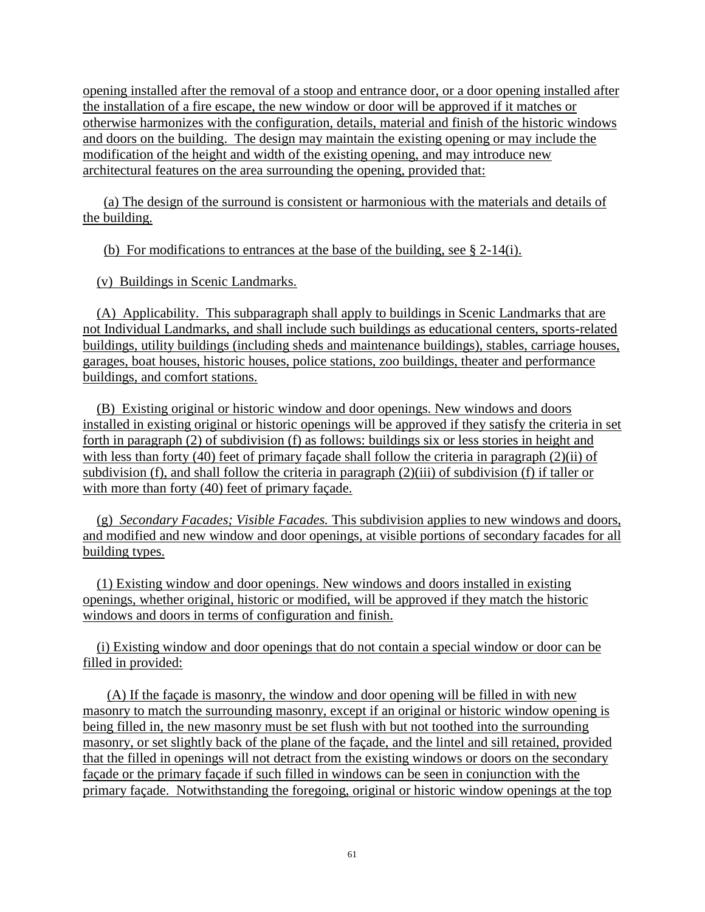opening installed after the removal of a stoop and entrance door, or a door opening installed after the installation of a fire escape, the new window or door will be approved if it matches or otherwise harmonizes with the configuration, details, material and finish of the historic windows and doors on the building. The design may maintain the existing opening or may include the modification of the height and width of the existing opening, and may introduce new architectural features on the area surrounding the opening, provided that:

(a) The design of the surround is consistent or harmonious with the materials and details of the building.

(b) For modifications to entrances at the base of the building, see § 2-14(i).

(v) Buildings in Scenic Landmarks.

(A) Applicability. This subparagraph shall apply to buildings in Scenic Landmarks that are not Individual Landmarks, and shall include such buildings as educational centers, sports-related buildings, utility buildings (including sheds and maintenance buildings), stables, carriage houses, garages, boat houses, historic houses, police stations, zoo buildings, theater and performance buildings, and comfort stations.

(B) Existing original or historic window and door openings. New windows and doors installed in existing original or historic openings will be approved if they satisfy the criteria in set forth in paragraph (2) of subdivision (f) as follows: buildings six or less stories in height and with less than forty (40) feet of primary façade shall follow the criteria in paragraph (2)(ii) of subdivision (f), and shall follow the criteria in paragraph (2)(iii) of subdivision (f) if taller or with more than forty (40) feet of primary façade.

(g) *Secondary Facades; Visible Facades.* This subdivision applies to new windows and doors, and modified and new window and door openings, at visible portions of secondary facades for all building types.

(1) Existing window and door openings. New windows and doors installed in existing openings, whether original, historic or modified, will be approved if they match the historic windows and doors in terms of configuration and finish.

(i) Existing window and door openings that do not contain a special window or door can be filled in provided:

(A) If the façade is masonry, the window and door opening will be filled in with new masonry to match the surrounding masonry, except if an original or historic window opening is being filled in, the new masonry must be set flush with but not toothed into the surrounding masonry, or set slightly back of the plane of the façade, and the lintel and sill retained, provided that the filled in openings will not detract from the existing windows or doors on the secondary façade or the primary façade if such filled in windows can be seen in conjunction with the primary façade. Notwithstanding the foregoing, original or historic window openings at the top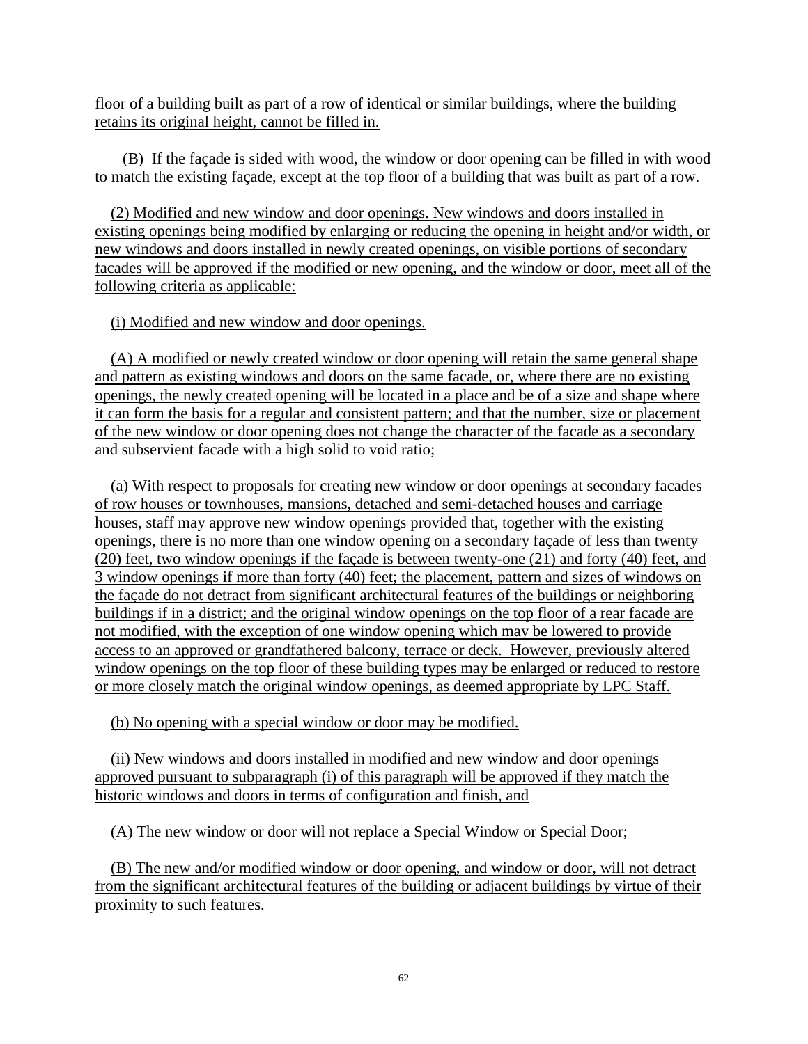floor of a building built as part of a row of identical or similar buildings, where the building retains its original height, cannot be filled in.

(B) If the façade is sided with wood, the window or door opening can be filled in with wood to match the existing façade, except at the top floor of a building that was built as part of a row.

(2) Modified and new window and door openings. New windows and doors installed in existing openings being modified by enlarging or reducing the opening in height and/or width, or new windows and doors installed in newly created openings, on visible portions of secondary facades will be approved if the modified or new opening, and the window or door, meet all of the following criteria as applicable:

(i) Modified and new window and door openings.

(A) A modified or newly created window or door opening will retain the same general shape and pattern as existing windows and doors on the same facade, or, where there are no existing openings, the newly created opening will be located in a place and be of a size and shape where it can form the basis for a regular and consistent pattern; and that the number, size or placement of the new window or door opening does not change the character of the facade as a secondary and subservient facade with a high solid to void ratio;

(a) With respect to proposals for creating new window or door openings at secondary facades of row houses or townhouses, mansions, detached and semi-detached houses and carriage houses, staff may approve new window openings provided that, together with the existing openings, there is no more than one window opening on a secondary façade of less than twenty (20) feet, two window openings if the façade is between twenty-one (21) and forty (40) feet, and 3 window openings if more than forty (40) feet; the placement, pattern and sizes of windows on the façade do not detract from significant architectural features of the buildings or neighboring buildings if in a district; and the original window openings on the top floor of a rear facade are not modified, with the exception of one window opening which may be lowered to provide access to an approved or grandfathered balcony, terrace or deck. However, previously altered window openings on the top floor of these building types may be enlarged or reduced to restore or more closely match the original window openings, as deemed appropriate by LPC Staff.

(b) No opening with a special window or door may be modified.

(ii) New windows and doors installed in modified and new window and door openings approved pursuant to subparagraph (i) of this paragraph will be approved if they match the historic windows and doors in terms of configuration and finish, and

(A) The new window or door will not replace a Special Window or Special Door;

(B) The new and/or modified window or door opening, and window or door, will not detract from the significant architectural features of the building or adjacent buildings by virtue of their proximity to such features.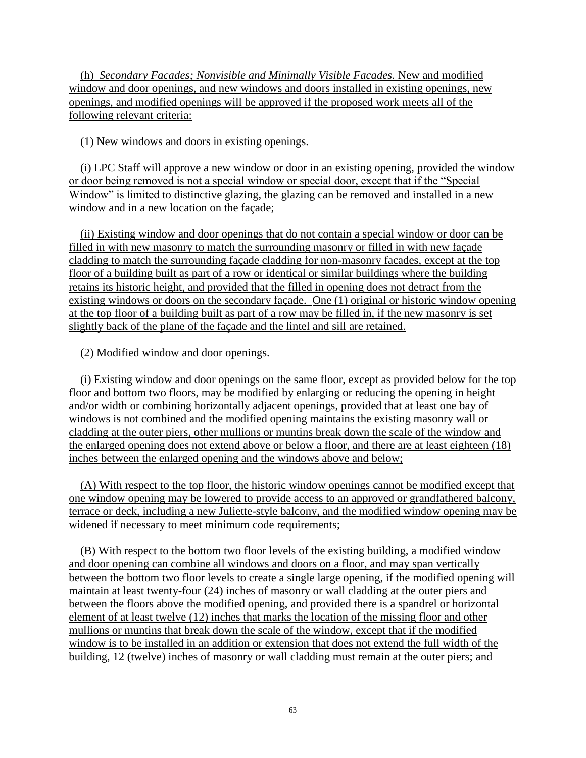(h) *Secondary Facades; Nonvisible and Minimally Visible Facades.* New and modified window and door openings, and new windows and doors installed in existing openings, new openings, and modified openings will be approved if the proposed work meets all of the following relevant criteria:

(1) New windows and doors in existing openings.

(i) LPC Staff will approve a new window or door in an existing opening, provided the window or door being removed is not a special window or special door, except that if the "Special Window" is limited to distinctive glazing, the glazing can be removed and installed in a new window and in a new location on the façade;

(ii) Existing window and door openings that do not contain a special window or door can be filled in with new masonry to match the surrounding masonry or filled in with new façade cladding to match the surrounding façade cladding for non-masonry facades, except at the top floor of a building built as part of a row or identical or similar buildings where the building retains its historic height, and provided that the filled in opening does not detract from the existing windows or doors on the secondary façade. One (1) original or historic window opening at the top floor of a building built as part of a row may be filled in, if the new masonry is set slightly back of the plane of the façade and the lintel and sill are retained.

(2) Modified window and door openings.

(i) Existing window and door openings on the same floor, except as provided below for the top floor and bottom two floors, may be modified by enlarging or reducing the opening in height and/or width or combining horizontally adjacent openings, provided that at least one bay of windows is not combined and the modified opening maintains the existing masonry wall or cladding at the outer piers, other mullions or muntins break down the scale of the window and the enlarged opening does not extend above or below a floor, and there are at least eighteen (18) inches between the enlarged opening and the windows above and below;

(A) With respect to the top floor, the historic window openings cannot be modified except that one window opening may be lowered to provide access to an approved or grandfathered balcony, terrace or deck, including a new Juliette-style balcony, and the modified window opening may be widened if necessary to meet minimum code requirements;

(B) With respect to the bottom two floor levels of the existing building, a modified window and door opening can combine all windows and doors on a floor, and may span vertically between the bottom two floor levels to create a single large opening, if the modified opening will maintain at least twenty-four (24) inches of masonry or wall cladding at the outer piers and between the floors above the modified opening, and provided there is a spandrel or horizontal element of at least twelve (12) inches that marks the location of the missing floor and other mullions or muntins that break down the scale of the window, except that if the modified window is to be installed in an addition or extension that does not extend the full width of the building, 12 (twelve) inches of masonry or wall cladding must remain at the outer piers; and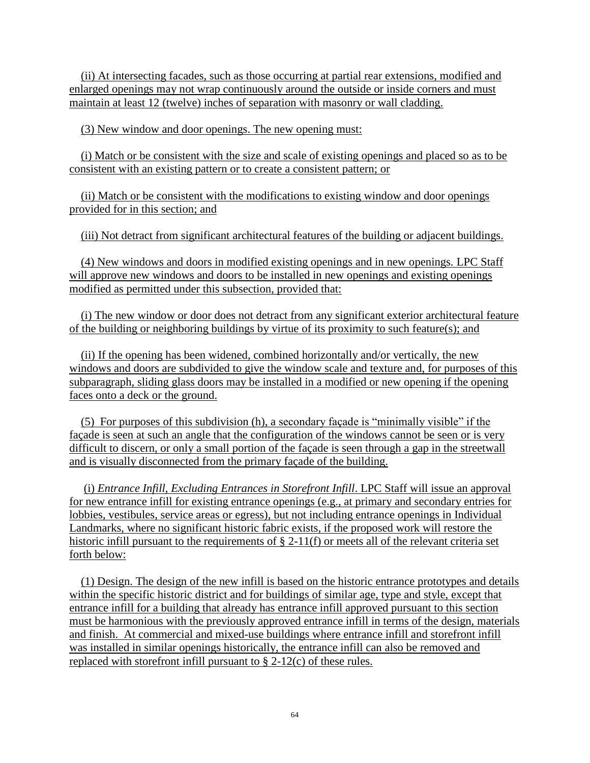(ii) At intersecting facades, such as those occurring at partial rear extensions, modified and enlarged openings may not wrap continuously around the outside or inside corners and must maintain at least 12 (twelve) inches of separation with masonry or wall cladding.

(3) New window and door openings. The new opening must:

(i) Match or be consistent with the size and scale of existing openings and placed so as to be consistent with an existing pattern or to create a consistent pattern; or

(ii) Match or be consistent with the modifications to existing window and door openings provided for in this section; and

(iii) Not detract from significant architectural features of the building or adjacent buildings.

(4) New windows and doors in modified existing openings and in new openings. LPC Staff will approve new windows and doors to be installed in new openings and existing openings modified as permitted under this subsection, provided that:

(i) The new window or door does not detract from any significant exterior architectural feature of the building or neighboring buildings by virtue of its proximity to such feature(s); and

(ii) If the opening has been widened, combined horizontally and/or vertically, the new windows and doors are subdivided to give the window scale and texture and, for purposes of this subparagraph, sliding glass doors may be installed in a modified or new opening if the opening faces onto a deck or the ground.

(5) For purposes of this subdivision (h), a secondary façade is "minimally visible" if the façade is seen at such an angle that the configuration of the windows cannot be seen or is very difficult to discern, or only a small portion of the façade is seen through a gap in the streetwall and is visually disconnected from the primary façade of the building.

(i) *Entrance Infill, Excluding Entrances in Storefront Infill*. LPC Staff will issue an approval for new entrance infill for existing entrance openings (e.g., at primary and secondary entries for lobbies, vestibules, service areas or egress), but not including entrance openings in Individual Landmarks, where no significant historic fabric exists, if the proposed work will restore the historic infill pursuant to the requirements of § 2-11(f) or meets all of the relevant criteria set forth below:

(1) Design. The design of the new infill is based on the historic entrance prototypes and details within the specific historic district and for buildings of similar age, type and style, except that entrance infill for a building that already has entrance infill approved pursuant to this section must be harmonious with the previously approved entrance infill in terms of the design, materials and finish. At commercial and mixed-use buildings where entrance infill and storefront infill was installed in similar openings historically, the entrance infill can also be removed and replaced with storefront infill pursuant to § 2-12(c) of these rules.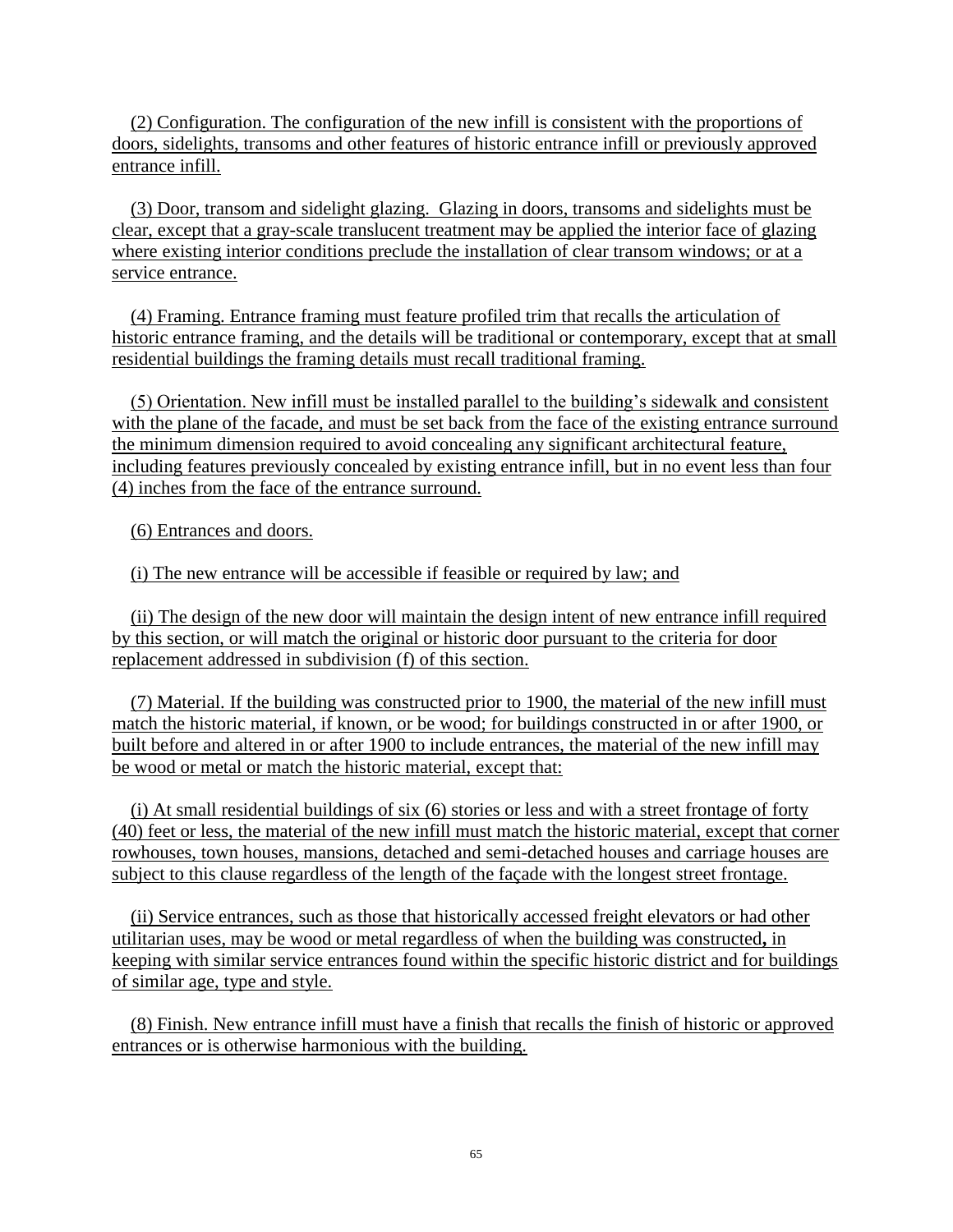(2) Configuration. The configuration of the new infill is consistent with the proportions of doors, sidelights, transoms and other features of historic entrance infill or previously approved entrance infill.

(3) Door, transom and sidelight glazing. Glazing in doors, transoms and sidelights must be clear, except that a gray-scale translucent treatment may be applied the interior face of glazing where existing interior conditions preclude the installation of clear transom windows; or at a service entrance.

(4) Framing. Entrance framing must feature profiled trim that recalls the articulation of historic entrance framing, and the details will be traditional or contemporary, except that at small residential buildings the framing details must recall traditional framing.

(5) Orientation. New infill must be installed parallel to the building's sidewalk and consistent with the plane of the facade, and must be set back from the face of the existing entrance surround the minimum dimension required to avoid concealing any significant architectural feature, including features previously concealed by existing entrance infill, but in no event less than four (4) inches from the face of the entrance surround.

(6) Entrances and doors.

(i) The new entrance will be accessible if feasible or required by law; and

(ii) The design of the new door will maintain the design intent of new entrance infill required by this section, or will match the original or historic door pursuant to the criteria for door replacement addressed in subdivision (f) of this section.

(7) Material. If the building was constructed prior to 1900, the material of the new infill must match the historic material, if known, or be wood; for buildings constructed in or after 1900, or built before and altered in or after 1900 to include entrances, the material of the new infill may be wood or metal or match the historic material, except that:

(i) At small residential buildings of six (6) stories or less and with a street frontage of forty (40) feet or less, the material of the new infill must match the historic material, except that corner rowhouses, town houses, mansions, detached and semi-detached houses and carriage houses are subject to this clause regardless of the length of the façade with the longest street frontage.

(ii) Service entrances, such as those that historically accessed freight elevators or had other utilitarian uses, may be wood or metal regardless of when the building was constructed**,** in keeping with similar service entrances found within the specific historic district and for buildings of similar age, type and style.

(8) Finish. New entrance infill must have a finish that recalls the finish of historic or approved entrances or is otherwise harmonious with the building.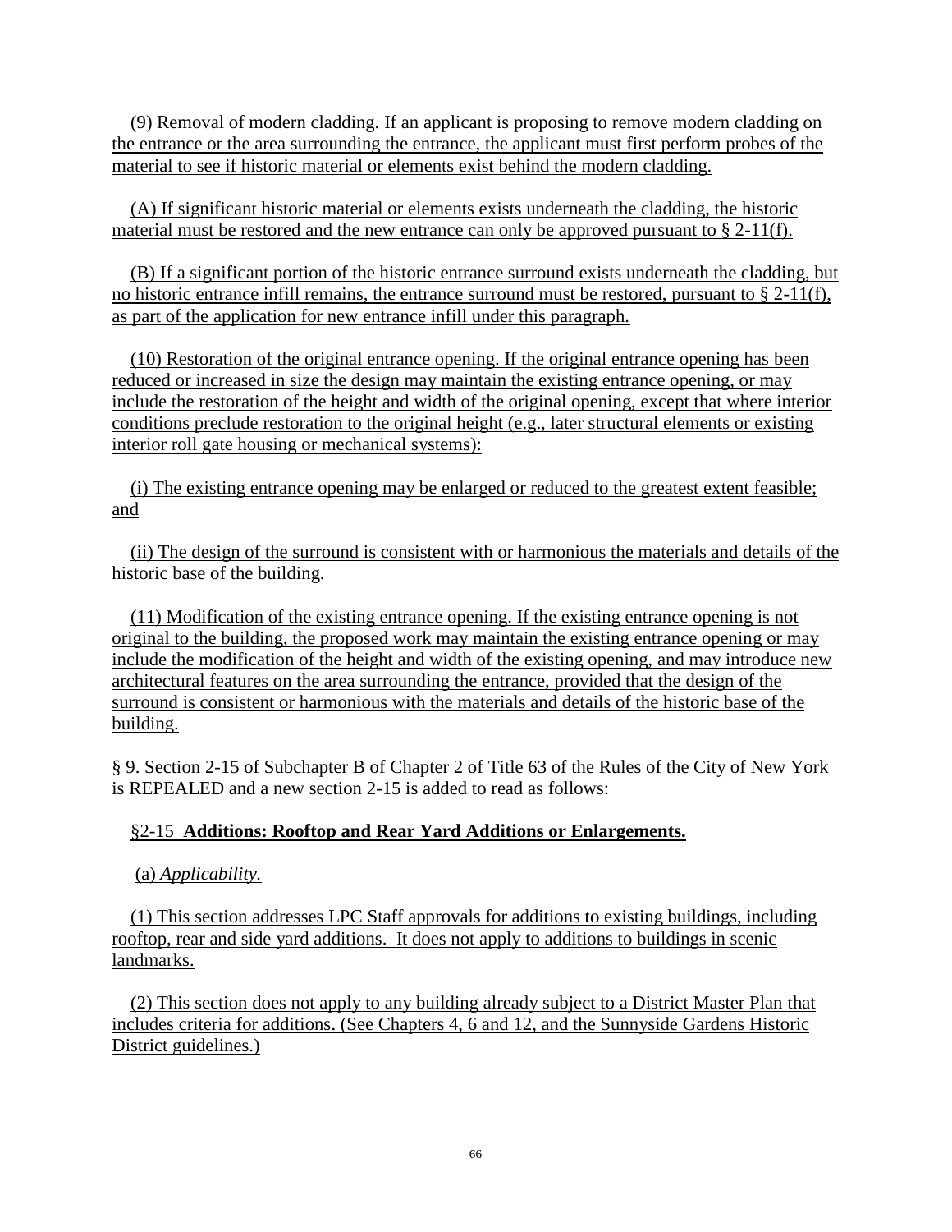(9) Removal of modern cladding. If an applicant is proposing to remove modern cladding on the entrance or the area surrounding the entrance, the applicant must first perform probes of the material to see if historic material or elements exist behind the modern cladding.

(A) If significant historic material or elements exists underneath the cladding, the historic material must be restored and the new entrance can only be approved pursuant to § 2-11(f).

(B) If a significant portion of the historic entrance surround exists underneath the cladding, but no historic entrance infill remains, the entrance surround must be restored, pursuant to § 2-11(f), as part of the application for new entrance infill under this paragraph.

(10) Restoration of the original entrance opening. If the original entrance opening has been reduced or increased in size the design may maintain the existing entrance opening, or may include the restoration of the height and width of the original opening, except that where interior conditions preclude restoration to the original height (e.g., later structural elements or existing interior roll gate housing or mechanical systems):

(i) The existing entrance opening may be enlarged or reduced to the greatest extent feasible; and

(ii) The design of the surround is consistent with or harmonious the materials and details of the historic base of the building.

(11) Modification of the existing entrance opening. If the existing entrance opening is not original to the building, the proposed work may maintain the existing entrance opening or may include the modification of the height and width of the existing opening, and may introduce new architectural features on the area surrounding the entrance, provided that the design of the surround is consistent or harmonious with the materials and details of the historic base of the building.

§ 9. Section 2-15 of Subchapter B of Chapter 2 of Title 63 of the Rules of the City of New York is REPEALED and a new section 2-15 is added to read as follows:

§2-15 **Additions: Rooftop and Rear Yard Additions or Enlargements.**

(a) *Applicability.*

(1) This section addresses LPC Staff approvals for additions to existing buildings, including rooftop, rear and side yard additions. It does not apply to additions to buildings in scenic landmarks.

(2) This section does not apply to any building already subject to a District Master Plan that includes criteria for additions. (See Chapters 4, 6 and 12, and the Sunnyside Gardens Historic District guidelines.)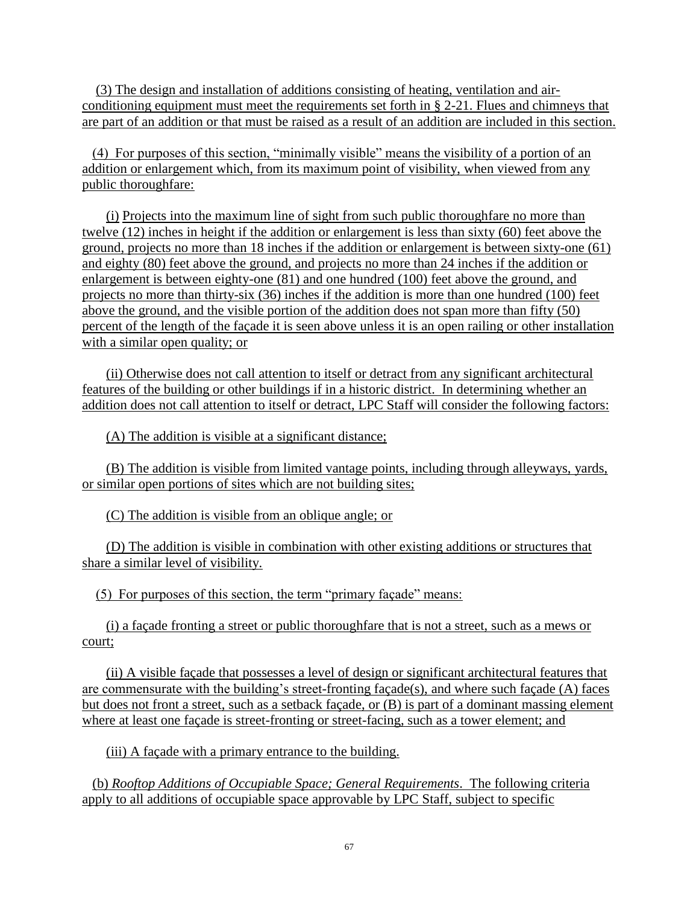(3) The design and installation of additions consisting of heating, ventilation and air-conditioning equipment must meet the requirements set forth in § 2-21. Flues and chimneys that are part of an addition or that must be raised as a result of an addition are included in this section.

(4) For purposes of this section, "minimally visible" means the visibility of a portion of an addition or enlargement which, from its maximum point of visibility, when viewed from any public thoroughfare:

(i) Projects into the maximum line of sight from such public thoroughfare no more than twelve (12) inches in height if the addition or enlargement is less than sixty (60) feet above the ground, projects no more than 18 inches if the addition or enlargement is between sixty-one (61) and eighty (80) feet above the ground, and projects no more than 24 inches if the addition or enlargement is between eighty-one (81) and one hundred (100) feet above the ground, and projects no more than thirty-six (36) inches if the addition is more than one hundred (100) feet above the ground, and the visible portion of the addition does not span more than fifty (50) percent of the length of the façade it is seen above unless it is an open railing or other installation with a similar open quality; or

(ii) Otherwise does not call attention to itself or detract from any significant architectural features of the building or other buildings if in a historic district. In determining whether an addition does not call attention to itself or detract, LPC Staff will consider the following factors:

(A) The addition is visible at a significant distance;

(B) The addition is visible from limited vantage points, including through alleyways, yards, or similar open portions of sites which are not building sites;

(C) The addition is visible from an oblique angle; or

(D) The addition is visible in combination with other existing additions or structures that share a similar level of visibility.

(5) For purposes of this section, the term "primary façade" means:

(i) a façade fronting a street or public thoroughfare that is not a street, such as a mews or court;

(ii) A visible façade that possesses a level of design or significant architectural features that are commensurate with the building's street-fronting façade(s), and where such façade (A) faces but does not front a street, such as a setback façade, or (B) is part of a dominant massing element where at least one façade is street-fronting or street-facing, such as a tower element; and

(iii) A façade with a primary entrance to the building.

(b) *Rooftop Additions of Occupiable Space; General Requirements*. The following criteria apply to all additions of occupiable space approvable by LPC Staff, subject to specific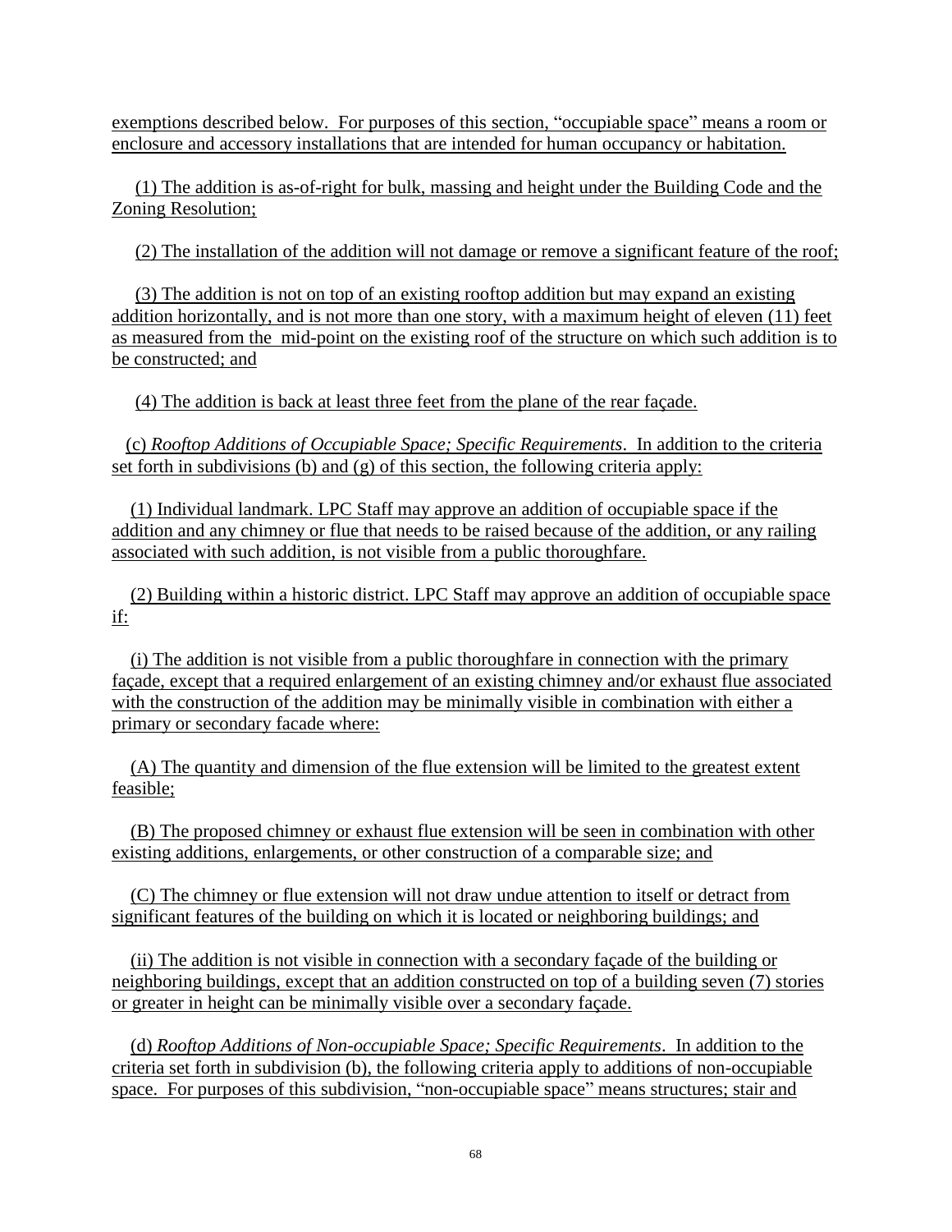exemptions described below. For purposes of this section, "occupiable space" means a room or enclosure and accessory installations that are intended for human occupancy or habitation.

(1) The addition is as-of-right for bulk, massing and height under the Building Code and the Zoning Resolution;

(2) The installation of the addition will not damage or remove a significant feature of the roof;

(3) The addition is not on top of an existing rooftop addition but may expand an existing addition horizontally, and is not more than one story, with a maximum height of eleven (11) feet as measured from the mid-point on the existing roof of the structure on which such addition is to be constructed; and

(4) The addition is back at least three feet from the plane of the rear façade.

(c) *Rooftop Additions of Occupiable Space; Specific Requirements*. In addition to the criteria set forth in subdivisions (b) and (g) of this section, the following criteria apply:

(1) Individual landmark. LPC Staff may approve an addition of occupiable space if the addition and any chimney or flue that needs to be raised because of the addition, or any railing associated with such addition, is not visible from a public thoroughfare.

(2) Building within a historic district. LPC Staff may approve an addition of occupiable space if:

(i) The addition is not visible from a public thoroughfare in connection with the primary façade, except that a required enlargement of an existing chimney and/or exhaust flue associated with the construction of the addition may be minimally visible in combination with either a primary or secondary facade where:

(A) The quantity and dimension of the flue extension will be limited to the greatest extent feasible;

(B) The proposed chimney or exhaust flue extension will be seen in combination with other existing additions, enlargements, or other construction of a comparable size; and

(C) The chimney or flue extension will not draw undue attention to itself or detract from significant features of the building on which it is located or neighboring buildings; and

(ii) The addition is not visible in connection with a secondary façade of the building or neighboring buildings, except that an addition constructed on top of a building seven (7) stories or greater in height can be minimally visible over a secondary façade.

(d) *Rooftop Additions of Non-occupiable Space; Specific Requirements*. In addition to the criteria set forth in subdivision (b), the following criteria apply to additions of non-occupiable space. For purposes of this subdivision, "non-occupiable space" means structures; stair and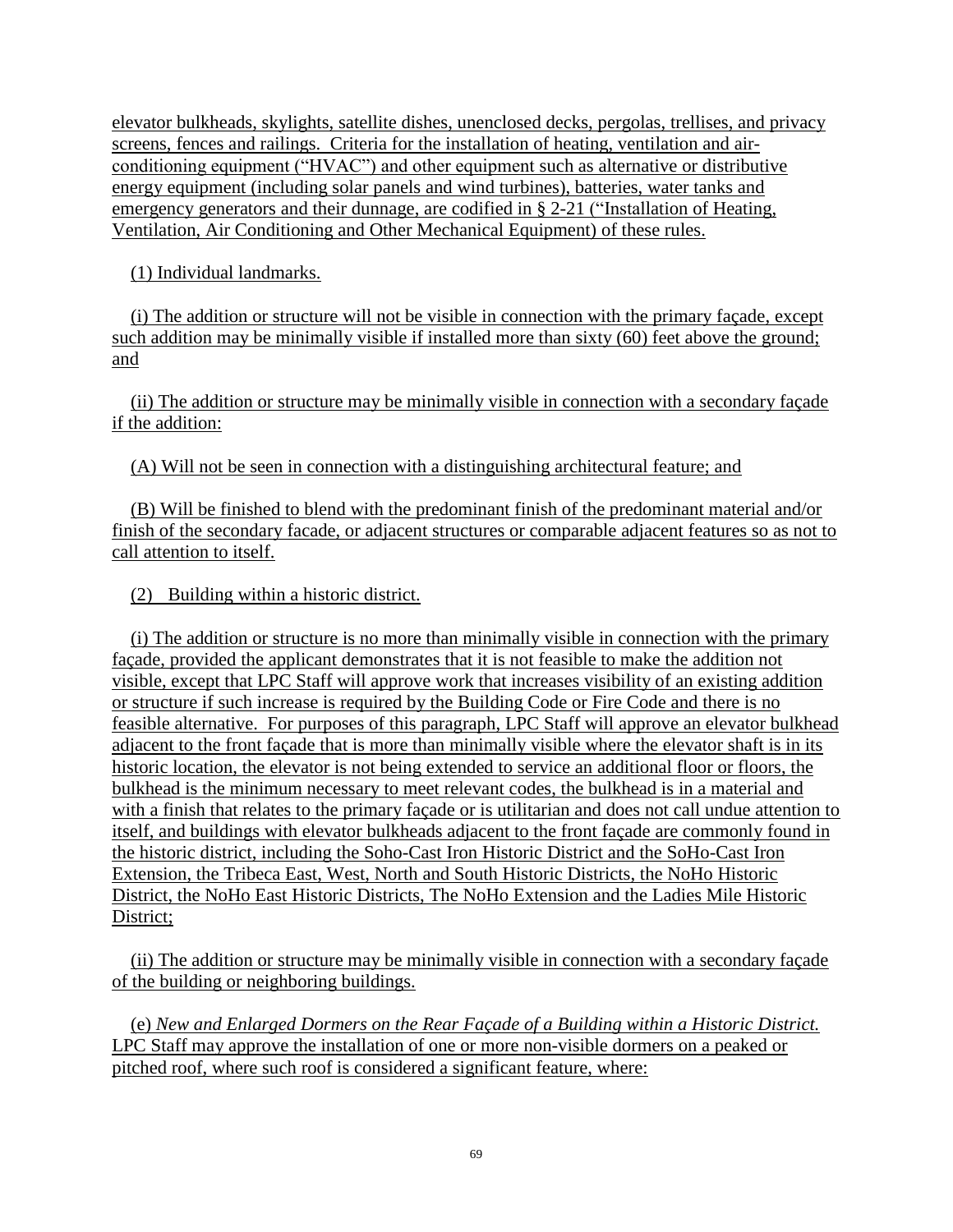elevator bulkheads, skylights, satellite dishes, unenclosed decks, pergolas, trellises, and privacy screens, fences and railings. Criteria for the installation of heating, ventilation and air-conditioning equipment ("HVAC") and other equipment such as alternative or distributive energy equipment (including solar panels and wind turbines), batteries, water tanks and emergency generators and their dunnage, are codified in § 2-21 ("Installation of Heating, Ventilation, Air Conditioning and Other Mechanical Equipment) of these rules.

(1) Individual landmarks.

(i) The addition or structure will not be visible in connection with the primary façade, except such addition may be minimally visible if installed more than sixty (60) feet above the ground; and

(ii) The addition or structure may be minimally visible in connection with a secondary façade if the addition:

(A) Will not be seen in connection with a distinguishing architectural feature; and

(B) Will be finished to blend with the predominant finish of the predominant material and/or finish of the secondary facade, or adjacent structures or comparable adjacent features so as not to call attention to itself.

(2) Building within a historic district.

(i) The addition or structure is no more than minimally visible in connection with the primary façade, provided the applicant demonstrates that it is not feasible to make the addition not visible, except that LPC Staff will approve work that increases visibility of an existing addition or structure if such increase is required by the Building Code or Fire Code and there is no feasible alternative. For purposes of this paragraph, LPC Staff will approve an elevator bulkhead adjacent to the front façade that is more than minimally visible where the elevator shaft is in its historic location, the elevator is not being extended to service an additional floor or floors, the bulkhead is the minimum necessary to meet relevant codes, the bulkhead is in a material and with a finish that relates to the primary façade or is utilitarian and does not call undue attention to itself, and buildings with elevator bulkheads adjacent to the front façade are commonly found in the historic district, including the Soho-Cast Iron Historic District and the SoHo-Cast Iron Extension, the Tribeca East, West, North and South Historic Districts, the NoHo Historic District, the NoHo East Historic Districts, The NoHo Extension and the Ladies Mile Historic District;

(ii) The addition or structure may be minimally visible in connection with a secondary façade of the building or neighboring buildings.

(e) *New and Enlarged Dormers on the Rear Façade of a Building within a Historic District.* LPC Staff may approve the installation of one or more non-visible dormers on a peaked or pitched roof, where such roof is considered a significant feature, where: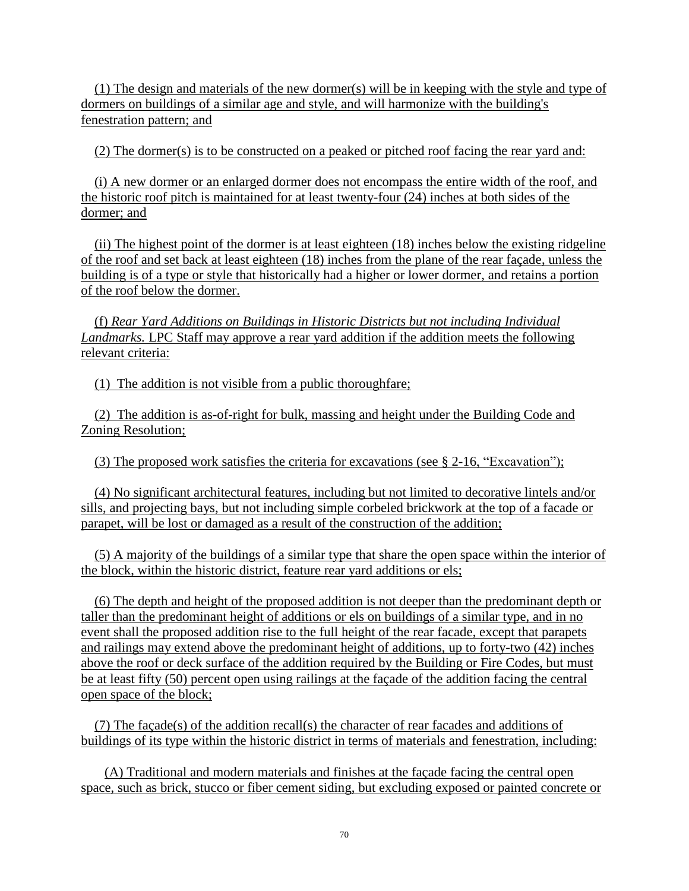(1) The design and materials of the new dormer(s) will be in keeping with the style and type of dormers on buildings of a similar age and style, and will harmonize with the building's fenestration pattern; and

(2) The dormer(s) is to be constructed on a peaked or pitched roof facing the rear yard and:

(i) A new dormer or an enlarged dormer does not encompass the entire width of the roof, and the historic roof pitch is maintained for at least twenty-four (24) inches at both sides of the dormer; and

(ii) The highest point of the dormer is at least eighteen (18) inches below the existing ridgeline of the roof and set back at least eighteen (18) inches from the plane of the rear façade, unless the building is of a type or style that historically had a higher or lower dormer, and retains a portion of the roof below the dormer.

(f) *Rear Yard Additions on Buildings in Historic Districts but not including Individual Landmarks.* LPC Staff may approve a rear yard addition if the addition meets the following relevant criteria:

(1) The addition is not visible from a public thoroughfare;

(2) The addition is as-of-right for bulk, massing and height under the Building Code and Zoning Resolution;

(3) The proposed work satisfies the criteria for excavations (see § 2-16, "Excavation");

(4) No significant architectural features, including but not limited to decorative lintels and/or sills, and projecting bays, but not including simple corbeled brickwork at the top of a facade or parapet, will be lost or damaged as a result of the construction of the addition;

(5) A majority of the buildings of a similar type that share the open space within the interior of the block, within the historic district, feature rear yard additions or els;

(6) The depth and height of the proposed addition is not deeper than the predominant depth or taller than the predominant height of additions or els on buildings of a similar type, and in no event shall the proposed addition rise to the full height of the rear facade, except that parapets and railings may extend above the predominant height of additions, up to forty-two (42) inches above the roof or deck surface of the addition required by the Building or Fire Codes, but must be at least fifty (50) percent open using railings at the façade of the addition facing the central open space of the block;

(7) The façade(s) of the addition recall(s) the character of rear facades and additions of buildings of its type within the historic district in terms of materials and fenestration, including:

(A) Traditional and modern materials and finishes at the façade facing the central open space, such as brick, stucco or fiber cement siding, but excluding exposed or painted concrete or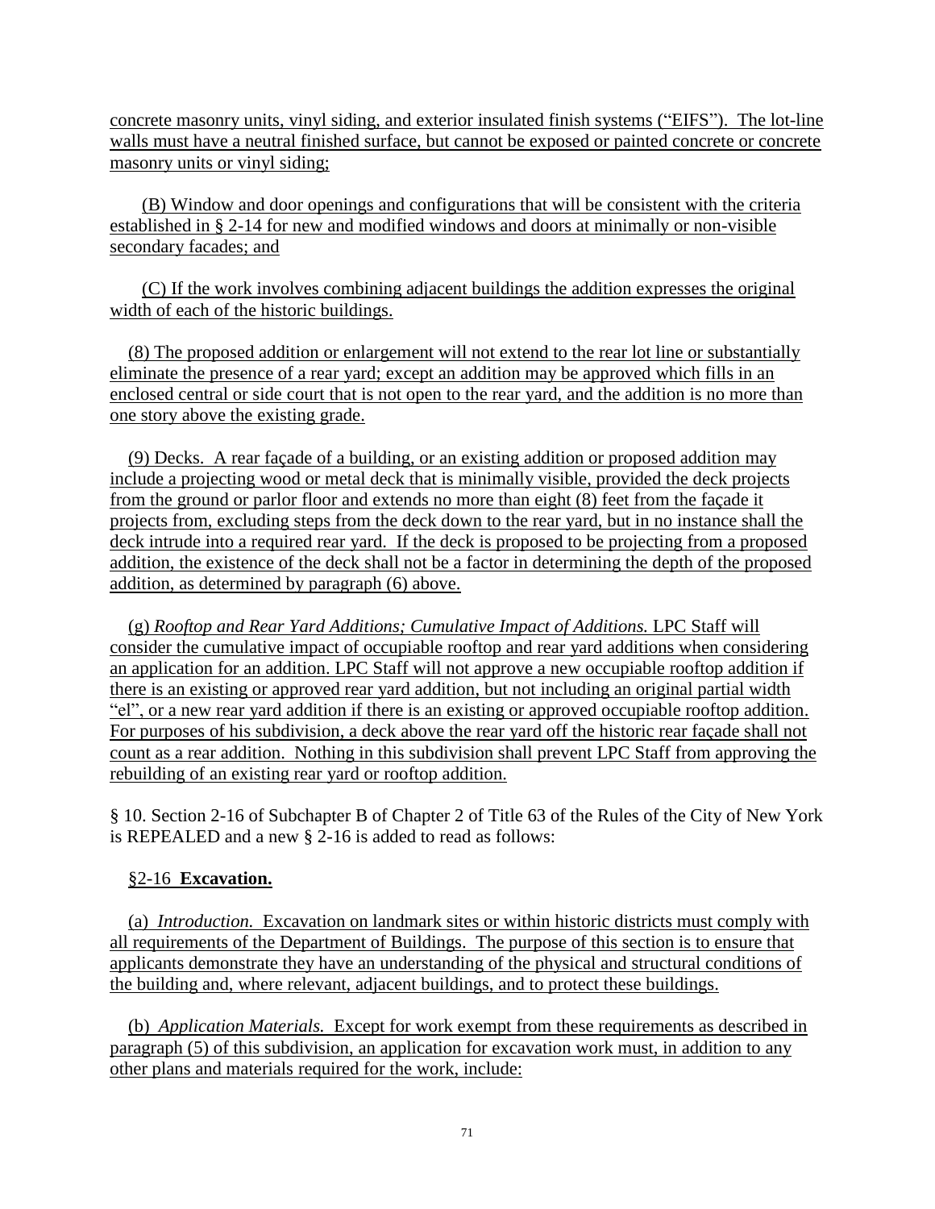concrete masonry units, vinyl siding, and exterior insulated finish systems ("EIFS"). The lot-line walls must have a neutral finished surface, but cannot be exposed or painted concrete or concrete masonry units or vinyl siding;

(B) Window and door openings and configurations that will be consistent with the criteria established in § 2-14 for new and modified windows and doors at minimally or non-visible secondary facades; and

(C) If the work involves combining adjacent buildings the addition expresses the original width of each of the historic buildings.

(8) The proposed addition or enlargement will not extend to the rear lot line or substantially eliminate the presence of a rear yard; except an addition may be approved which fills in an enclosed central or side court that is not open to the rear yard, and the addition is no more than one story above the existing grade.

(9) Decks. A rear façade of a building, or an existing addition or proposed addition may include a projecting wood or metal deck that is minimally visible, provided the deck projects from the ground or parlor floor and extends no more than eight (8) feet from the façade it projects from, excluding steps from the deck down to the rear yard, but in no instance shall the deck intrude into a required rear yard. If the deck is proposed to be projecting from a proposed addition, the existence of the deck shall not be a factor in determining the depth of the proposed addition, as determined by paragraph (6) above.

(g) *Rooftop and Rear Yard Additions; Cumulative Impact of Additions.* LPC Staff will consider the cumulative impact of occupiable rooftop and rear yard additions when considering an application for an addition. LPC Staff will not approve a new occupiable rooftop addition if there is an existing or approved rear yard addition, but not including an original partial width "el", or a new rear yard addition if there is an existing or approved occupiable rooftop addition. For purposes of his subdivision, a deck above the rear yard off the historic rear façade shall not count as a rear addition. Nothing in this subdivision shall prevent LPC Staff from approving the rebuilding of an existing rear yard or rooftop addition.

§ 10. Section 2-16 of Subchapter B of Chapter 2 of Title 63 of the Rules of the City of New York is REPEALED and a new § 2-16 is added to read as follows:

§2-16 **Excavation.**

(a) *Introduction.* Excavation on landmark sites or within historic districts must comply with all requirements of the Department of Buildings. The purpose of this section is to ensure that applicants demonstrate they have an understanding of the physical and structural conditions of the building and, where relevant, adjacent buildings, and to protect these buildings.

(b) *Application Materials.* Except for work exempt from these requirements as described in paragraph (5) of this subdivision, an application for excavation work must, in addition to any other plans and materials required for the work, include: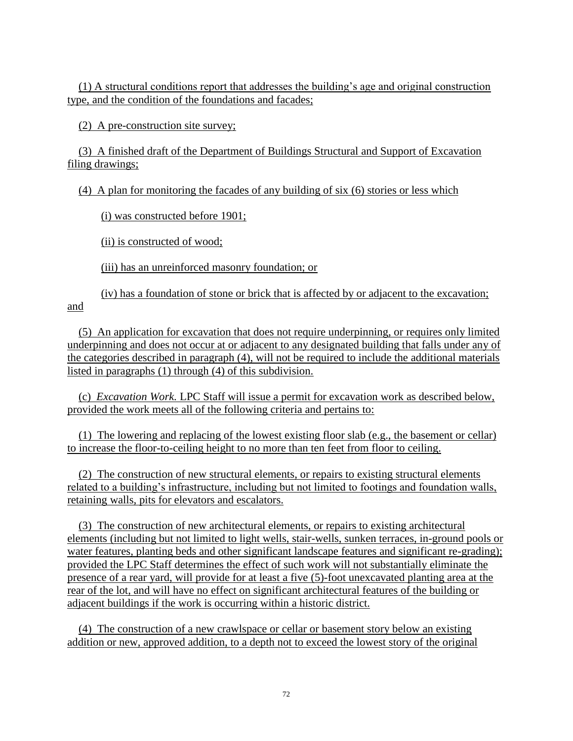(1) A structural conditions report that addresses the building's age and original construction type, and the condition of the foundations and facades;

(2) A pre-construction site survey;

(3) A finished draft of the Department of Buildings Structural and Support of Excavation filing drawings;

(4) A plan for monitoring the facades of any building of six (6) stories or less which

(i) was constructed before 1901;

(ii) is constructed of wood;

(iii) has an unreinforced masonry foundation; or

(iv) has a foundation of stone or brick that is affected by or adjacent to the excavation; and

(5) An application for excavation that does not require underpinning, or requires only limited underpinning and does not occur at or adjacent to any designated building that falls under any of the categories described in paragraph (4), will not be required to include the additional materials listed in paragraphs (1) through (4) of this subdivision.

(c) *Excavation Work.* LPC Staff will issue a permit for excavation work as described below, provided the work meets all of the following criteria and pertains to:

(1) The lowering and replacing of the lowest existing floor slab (e.g., the basement or cellar) to increase the floor-to-ceiling height to no more than ten feet from floor to ceiling.

(2) The construction of new structural elements, or repairs to existing structural elements related to a building's infrastructure, including but not limited to footings and foundation walls, retaining walls, pits for elevators and escalators.

(3) The construction of new architectural elements, or repairs to existing architectural elements (including but not limited to light wells, stair-wells, sunken terraces, in-ground pools or water features, planting beds and other significant landscape features and significant re-grading); provided the LPC Staff determines the effect of such work will not substantially eliminate the presence of a rear yard, will provide for at least a five (5)-foot unexcavated planting area at the rear of the lot, and will have no effect on significant architectural features of the building or adjacent buildings if the work is occurring within a historic district.

(4) The construction of a new crawlspace or cellar or basement story below an existing addition or new, approved addition, to a depth not to exceed the lowest story of the original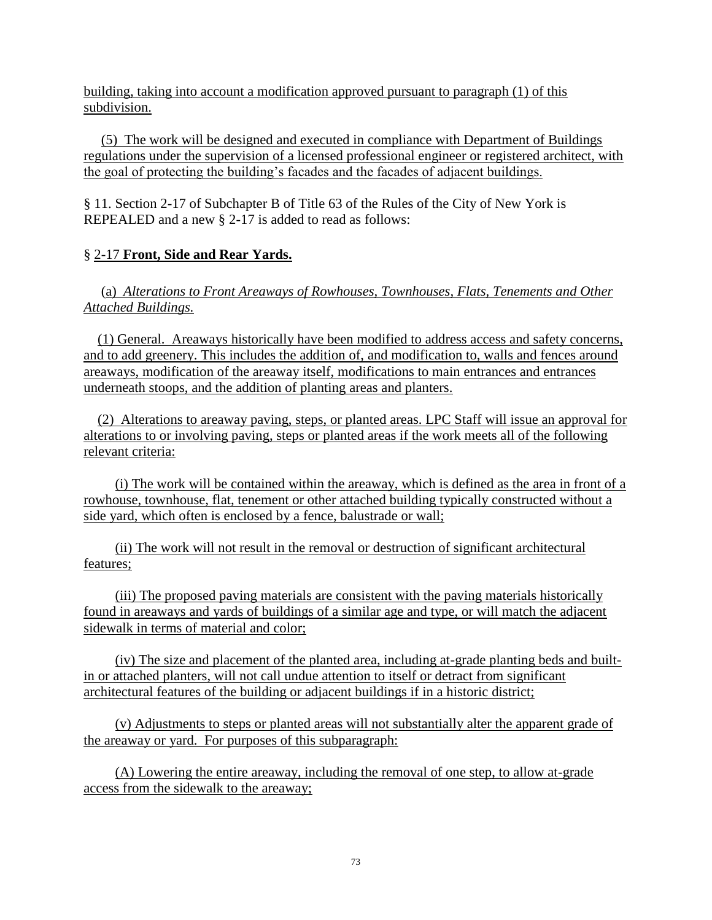building, taking into account a modification approved pursuant to paragraph (1) of this subdivision.

(5) The work will be designed and executed in compliance with Department of Buildings regulations under the supervision of a licensed professional engineer or registered architect, with the goal of protecting the building's facades and the facades of adjacent buildings.

§ 11. Section 2-17 of Subchapter B of Title 63 of the Rules of the City of New York is REPEALED and a new § 2-17 is added to read as follows:

§ 2-17 **Front, Side and Rear Yards.**

(a) *Alterations to Front Areaways of Rowhouses, Townhouses, Flats, Tenements and Other Attached Buildings.*

(1) General. Areaways historically have been modified to address access and safety concerns, and to add greenery. This includes the addition of, and modification to, walls and fences around areaways, modification of the areaway itself, modifications to main entrances and entrances underneath stoops, and the addition of planting areas and planters.

(2) Alterations to areaway paving, steps, or planted areas. LPC Staff will issue an approval for alterations to or involving paving, steps or planted areas if the work meets all of the following relevant criteria:

(i) The work will be contained within the areaway, which is defined as the area in front of a rowhouse, townhouse, flat, tenement or other attached building typically constructed without a side yard, which often is enclosed by a fence, balustrade or wall;

(ii) The work will not result in the removal or destruction of significant architectural features;

(iii) The proposed paving materials are consistent with the paving materials historically found in areaways and yards of buildings of a similar age and type, or will match the adjacent sidewalk in terms of material and color;

(iv) The size and placement of the planted area, including at-grade planting beds and built-in or attached planters, will not call undue attention to itself or detract from significant architectural features of the building or adjacent buildings if in a historic district;

(v) Adjustments to steps or planted areas will not substantially alter the apparent grade of the areaway or yard. For purposes of this subparagraph:

(A) Lowering the entire areaway, including the removal of one step, to allow at-grade access from the sidewalk to the areaway;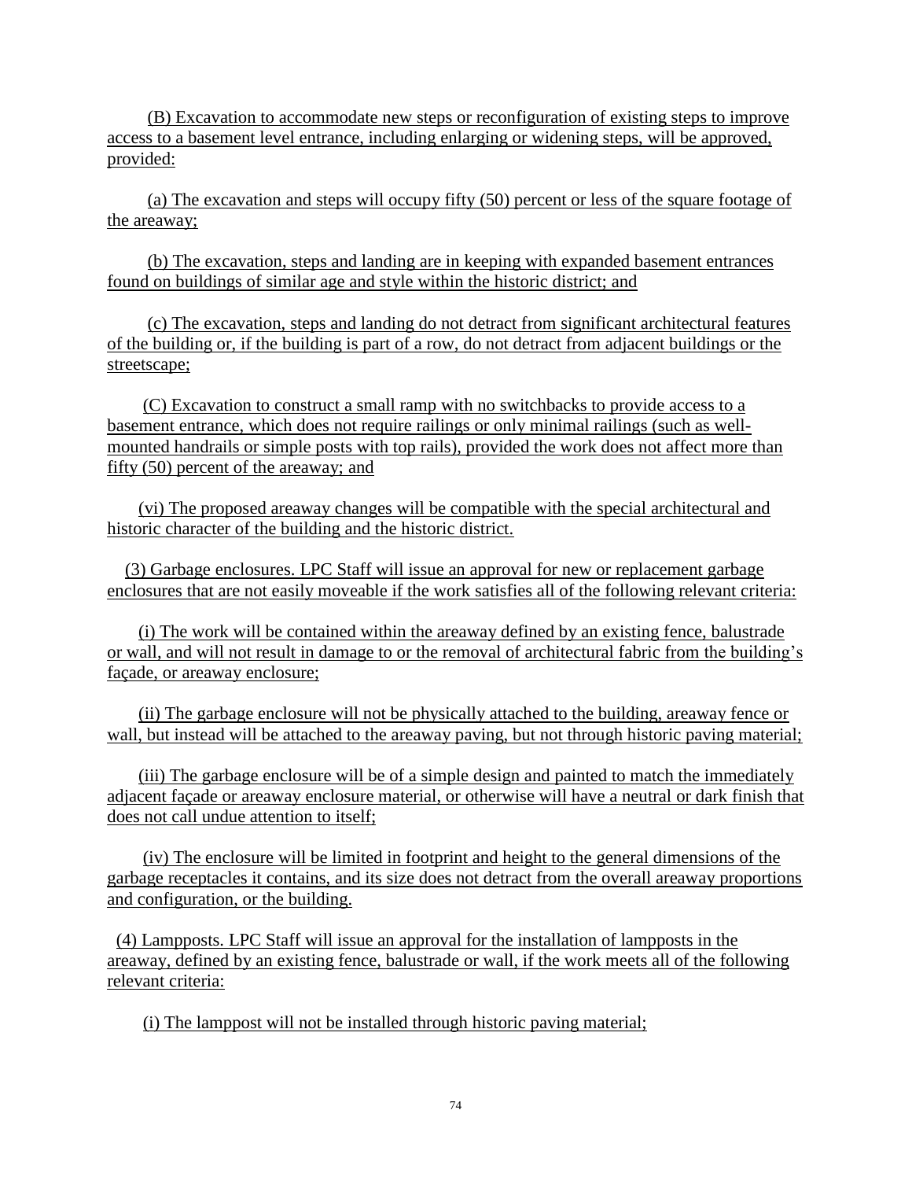(B) Excavation to accommodate new steps or reconfiguration of existing steps to improve access to a basement level entrance, including enlarging or widening steps, will be approved, provided:

(a) The excavation and steps will occupy fifty (50) percent or less of the square footage of the areaway;

(b) The excavation, steps and landing are in keeping with expanded basement entrances found on buildings of similar age and style within the historic district; and

(c) The excavation, steps and landing do not detract from significant architectural features of the building or, if the building is part of a row, do not detract from adjacent buildings or the streetscape;

(C) Excavation to construct a small ramp with no switchbacks to provide access to a basement entrance, which does not require railings or only minimal railings (such as well-mounted handrails or simple posts with top rails), provided the work does not affect more than fifty (50) percent of the areaway; and

(vi) The proposed areaway changes will be compatible with the special architectural and historic character of the building and the historic district.

(3) Garbage enclosures. LPC Staff will issue an approval for new or replacement garbage enclosures that are not easily moveable if the work satisfies all of the following relevant criteria:

(i) The work will be contained within the areaway defined by an existing fence, balustrade or wall, and will not result in damage to or the removal of architectural fabric from the building's façade, or areaway enclosure;

(ii) The garbage enclosure will not be physically attached to the building, areaway fence or wall, but instead will be attached to the areaway paving, but not through historic paving material;

(iii) The garbage enclosure will be of a simple design and painted to match the immediately adjacent façade or areaway enclosure material, or otherwise will have a neutral or dark finish that does not call undue attention to itself;

(iv) The enclosure will be limited in footprint and height to the general dimensions of the garbage receptacles it contains, and its size does not detract from the overall areaway proportions and configuration, or the building.

(4) Lampposts. LPC Staff will issue an approval for the installation of lampposts in the areaway, defined by an existing fence, balustrade or wall, if the work meets all of the following relevant criteria:

(i) The lamppost will not be installed through historic paving material;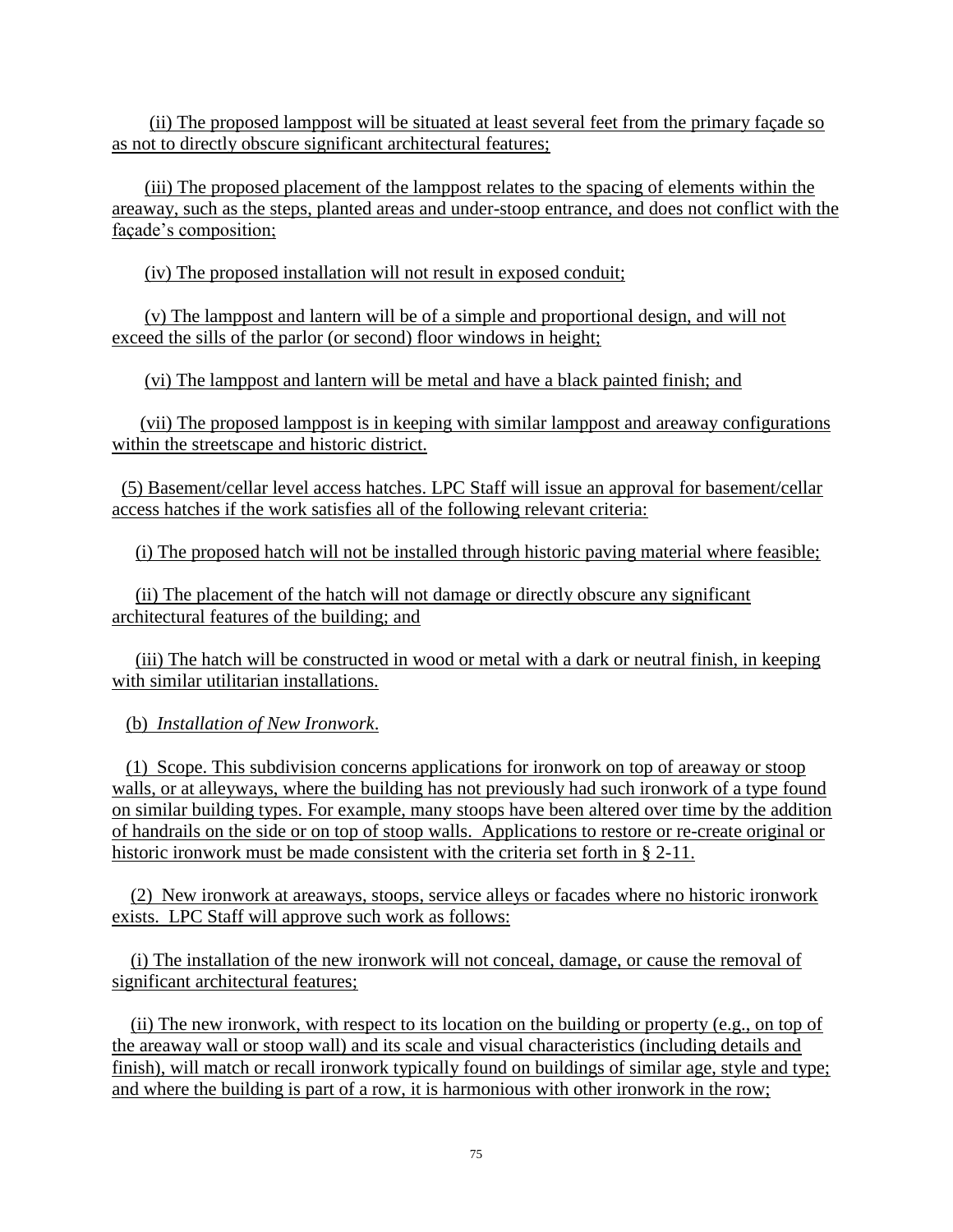(ii) The proposed lamppost will be situated at least several feet from the primary façade so as not to directly obscure significant architectural features;

(iii) The proposed placement of the lamppost relates to the spacing of elements within the areaway, such as the steps, planted areas and under-stoop entrance, and does not conflict with the façade's composition;

(iv) The proposed installation will not result in exposed conduit;

(v) The lamppost and lantern will be of a simple and proportional design, and will not exceed the sills of the parlor (or second) floor windows in height;

(vi) The lamppost and lantern will be metal and have a black painted finish; and

(vii) The proposed lamppost is in keeping with similar lamppost and areaway configurations within the streetscape and historic district.

(5) Basement/cellar level access hatches. LPC Staff will issue an approval for basement/cellar access hatches if the work satisfies all of the following relevant criteria:

(i) The proposed hatch will not be installed through historic paving material where feasible;

(ii) The placement of the hatch will not damage or directly obscure any significant architectural features of the building; and

(iii) The hatch will be constructed in wood or metal with a dark or neutral finish, in keeping with similar utilitarian installations.

(b) *Installation of New Ironwork*.

(1) Scope. This subdivision concerns applications for ironwork on top of areaway or stoop walls, or at alleyways, where the building has not previously had such ironwork of a type found on similar building types. For example, many stoops have been altered over time by the addition of handrails on the side or on top of stoop walls. Applications to restore or re-create original or historic ironwork must be made consistent with the criteria set forth in § 2-11.

(2) New ironwork at areaways, stoops, service alleys or facades where no historic ironwork exists. LPC Staff will approve such work as follows:

(i) The installation of the new ironwork will not conceal, damage, or cause the removal of significant architectural features;

(ii) The new ironwork, with respect to its location on the building or property (e.g., on top of the areaway wall or stoop wall) and its scale and visual characteristics (including details and finish), will match or recall ironwork typically found on buildings of similar age, style and type; and where the building is part of a row, it is harmonious with other ironwork in the row;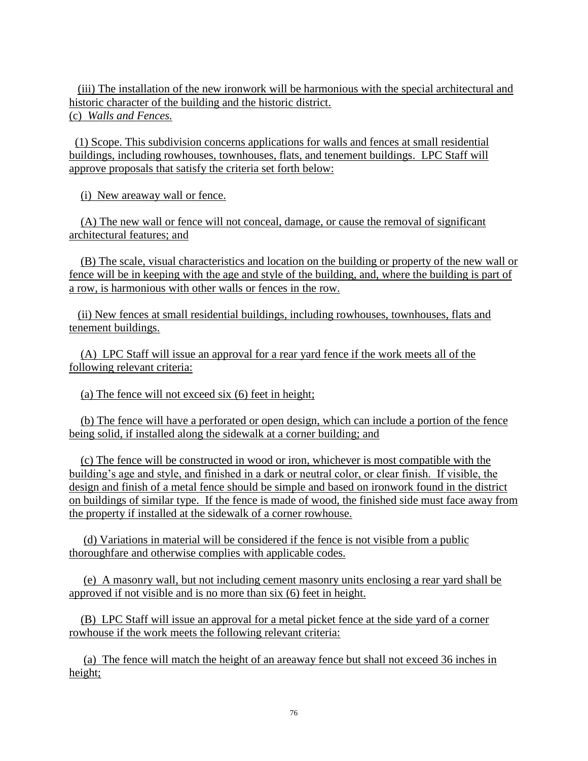(iii) The installation of the new ironwork will be harmonious with the special architectural and historic character of the building and the historic district.

(c) *Walls and Fences.*

(1) Scope. This subdivision concerns applications for walls and fences at small residential buildings, including rowhouses, townhouses, flats, and tenement buildings. LPC Staff will approve proposals that satisfy the criteria set forth below:

(i) New areaway wall or fence.

(A) The new wall or fence will not conceal, damage, or cause the removal of significant architectural features; and

(B) The scale, visual characteristics and location on the building or property of the new wall or fence will be in keeping with the age and style of the building, and, where the building is part of a row, is harmonious with other walls or fences in the row.

(ii) New fences at small residential buildings, including rowhouses, townhouses, flats and tenement buildings.

(A) LPC Staff will issue an approval for a rear yard fence if the work meets all of the following relevant criteria:

(a) The fence will not exceed six (6) feet in height;

(b) The fence will have a perforated or open design, which can include a portion of the fence being solid, if installed along the sidewalk at a corner building; and

(c) The fence will be constructed in wood or iron, whichever is most compatible with the building's age and style, and finished in a dark or neutral color, or clear finish. If visible, the design and finish of a metal fence should be simple and based on ironwork found in the district on buildings of similar type. If the fence is made of wood, the finished side must face away from the property if installed at the sidewalk of a corner rowhouse.

(d) Variations in material will be considered if the fence is not visible from a public thoroughfare and otherwise complies with applicable codes.

(e) A masonry wall, but not including cement masonry units enclosing a rear yard shall be approved if not visible and is no more than six (6) feet in height.

(B) LPC Staff will issue an approval for a metal picket fence at the side yard of a corner rowhouse if the work meets the following relevant criteria:

(a) The fence will match the height of an areaway fence but shall not exceed 36 inches in height;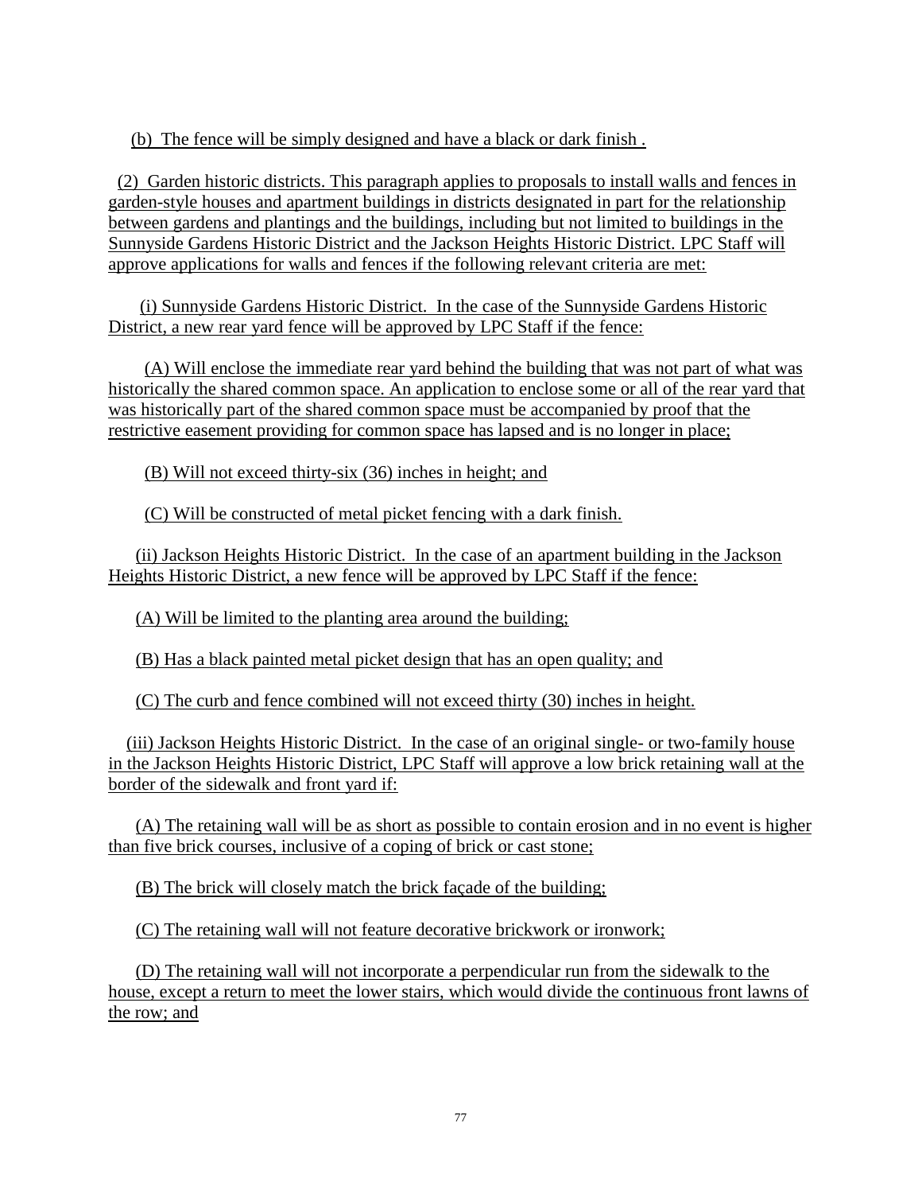(b) The fence will be simply designed and have a black or dark finish .

(2) Garden historic districts. This paragraph applies to proposals to install walls and fences in garden-style houses and apartment buildings in districts designated in part for the relationship between gardens and plantings and the buildings, including but not limited to buildings in the Sunnyside Gardens Historic District and the Jackson Heights Historic District. LPC Staff will approve applications for walls and fences if the following relevant criteria are met:

(i) Sunnyside Gardens Historic District. In the case of the Sunnyside Gardens Historic District, a new rear yard fence will be approved by LPC Staff if the fence:

(A) Will enclose the immediate rear yard behind the building that was not part of what was historically the shared common space. An application to enclose some or all of the rear yard that was historically part of the shared common space must be accompanied by proof that the restrictive easement providing for common space has lapsed and is no longer in place;

(B) Will not exceed thirty-six (36) inches in height; and

(C) Will be constructed of metal picket fencing with a dark finish.

(ii) Jackson Heights Historic District. In the case of an apartment building in the Jackson Heights Historic District, a new fence will be approved by LPC Staff if the fence:

(A) Will be limited to the planting area around the building;

(B) Has a black painted metal picket design that has an open quality; and

(C) The curb and fence combined will not exceed thirty (30) inches in height.

(iii) Jackson Heights Historic District. In the case of an original single- or two-family house in the Jackson Heights Historic District, LPC Staff will approve a low brick retaining wall at the border of the sidewalk and front yard if:

(A) The retaining wall will be as short as possible to contain erosion and in no event is higher than five brick courses, inclusive of a coping of brick or cast stone;

(B) The brick will closely match the brick façade of the building;

(C) The retaining wall will not feature decorative brickwork or ironwork;

(D) The retaining wall will not incorporate a perpendicular run from the sidewalk to the house, except a return to meet the lower stairs, which would divide the continuous front lawns of the row; and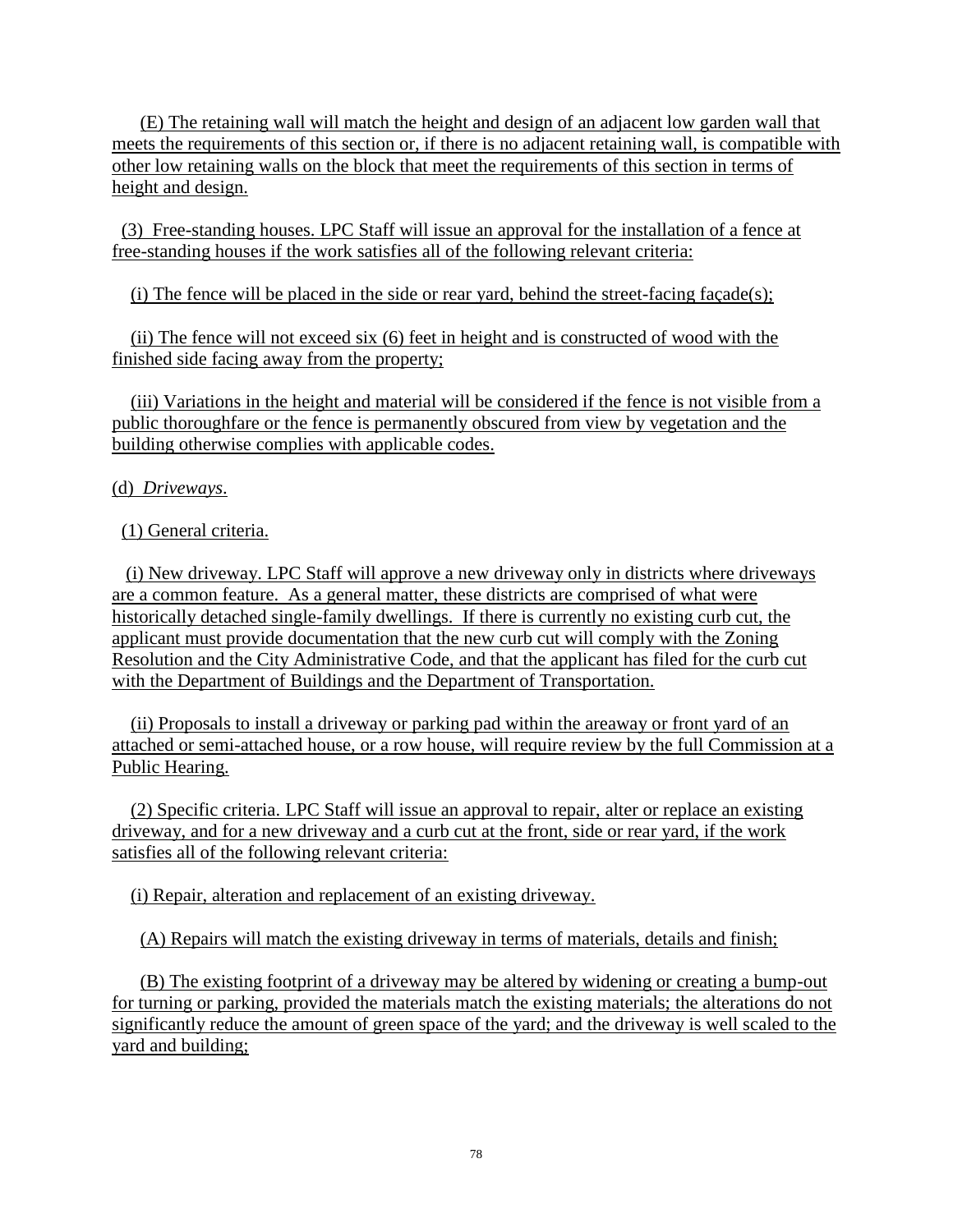(E) The retaining wall will match the height and design of an adjacent low garden wall that meets the requirements of this section or, if there is no adjacent retaining wall, is compatible with other low retaining walls on the block that meet the requirements of this section in terms of height and design.

(3) Free-standing houses. LPC Staff will issue an approval for the installation of a fence at free-standing houses if the work satisfies all of the following relevant criteria:

(i) The fence will be placed in the side or rear yard, behind the street-facing façade(s);

(ii) The fence will not exceed six (6) feet in height and is constructed of wood with the finished side facing away from the property;

(iii) Variations in the height and material will be considered if the fence is not visible from a public thoroughfare or the fence is permanently obscured from view by vegetation and the building otherwise complies with applicable codes.

(d) *Driveways.*

(1) General criteria.

(i) New driveway. LPC Staff will approve a new driveway only in districts where driveways are a common feature. As a general matter, these districts are comprised of what were historically detached single-family dwellings. If there is currently no existing curb cut, the applicant must provide documentation that the new curb cut will comply with the Zoning Resolution and the City Administrative Code, and that the applicant has filed for the curb cut with the Department of Buildings and the Department of Transportation.

(ii) Proposals to install a driveway or parking pad within the areaway or front yard of an attached or semi-attached house, or a row house, will require review by the full Commission at a Public Hearing.

(2) Specific criteria. LPC Staff will issue an approval to repair, alter or replace an existing driveway, and for a new driveway and a curb cut at the front, side or rear yard, if the work satisfies all of the following relevant criteria:

(i) Repair, alteration and replacement of an existing driveway.

(A) Repairs will match the existing driveway in terms of materials, details and finish;

(B) The existing footprint of a driveway may be altered by widening or creating a bump-out for turning or parking, provided the materials match the existing materials; the alterations do not significantly reduce the amount of green space of the yard; and the driveway is well scaled to the yard and building;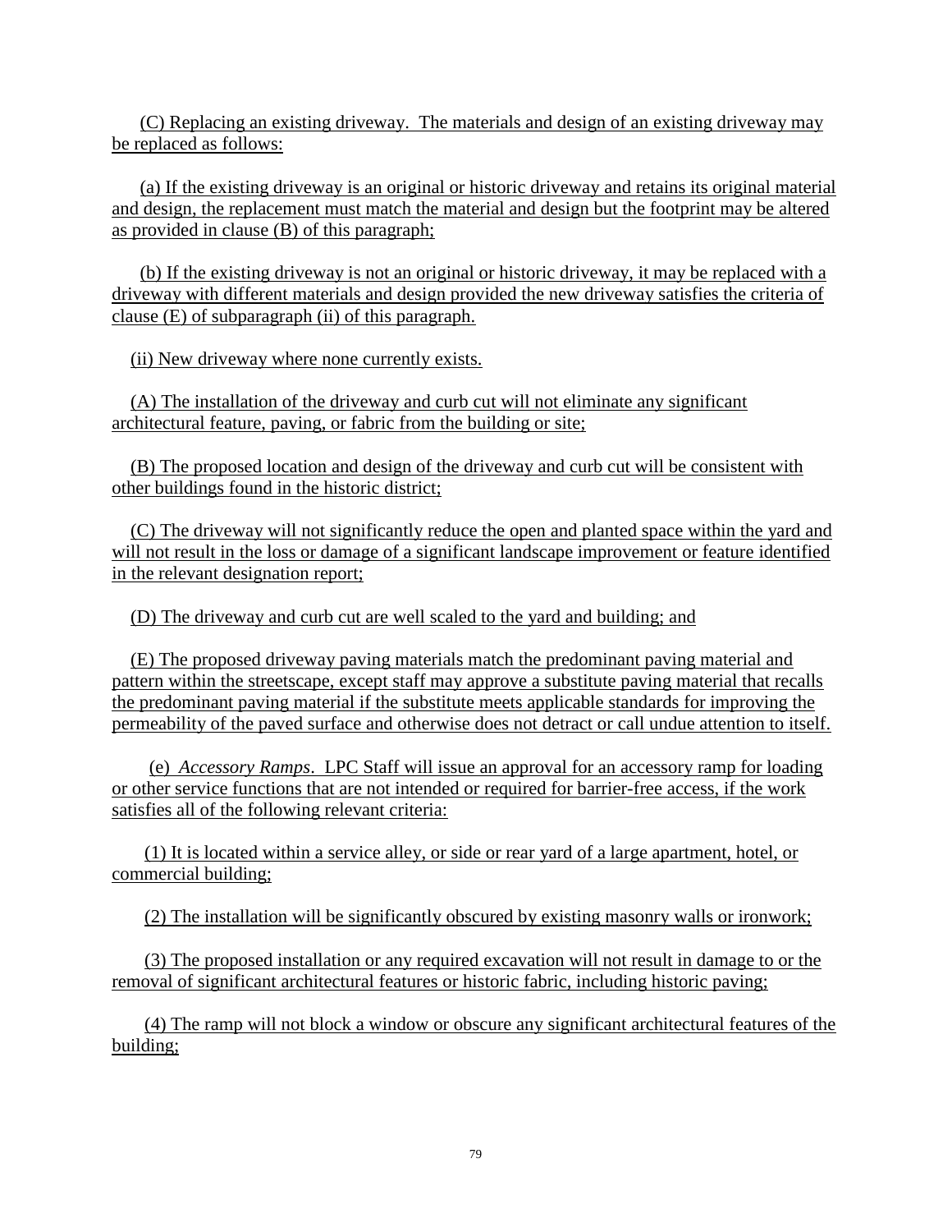(C) Replacing an existing driveway. The materials and design of an existing driveway may be replaced as follows:

(a) If the existing driveway is an original or historic driveway and retains its original material and design, the replacement must match the material and design but the footprint may be altered as provided in clause (B) of this paragraph;

(b) If the existing driveway is not an original or historic driveway, it may be replaced with a driveway with different materials and design provided the new driveway satisfies the criteria of clause (E) of subparagraph (ii) of this paragraph.

(ii) New driveway where none currently exists.

(A) The installation of the driveway and curb cut will not eliminate any significant architectural feature, paving, or fabric from the building or site;

(B) The proposed location and design of the driveway and curb cut will be consistent with other buildings found in the historic district;

(C) The driveway will not significantly reduce the open and planted space within the yard and will not result in the loss or damage of a significant landscape improvement or feature identified in the relevant designation report;

(D) The driveway and curb cut are well scaled to the yard and building; and

(E) The proposed driveway paving materials match the predominant paving material and pattern within the streetscape, except staff may approve a substitute paving material that recalls the predominant paving material if the substitute meets applicable standards for improving the permeability of the paved surface and otherwise does not detract or call undue attention to itself.

(e) *Accessory Ramps*. LPC Staff will issue an approval for an accessory ramp for loading or other service functions that are not intended or required for barrier-free access, if the work satisfies all of the following relevant criteria:

(1) It is located within a service alley, or side or rear yard of a large apartment, hotel, or commercial building;

(2) The installation will be significantly obscured by existing masonry walls or ironwork;

(3) The proposed installation or any required excavation will not result in damage to or the removal of significant architectural features or historic fabric, including historic paving;

(4) The ramp will not block a window or obscure any significant architectural features of the building;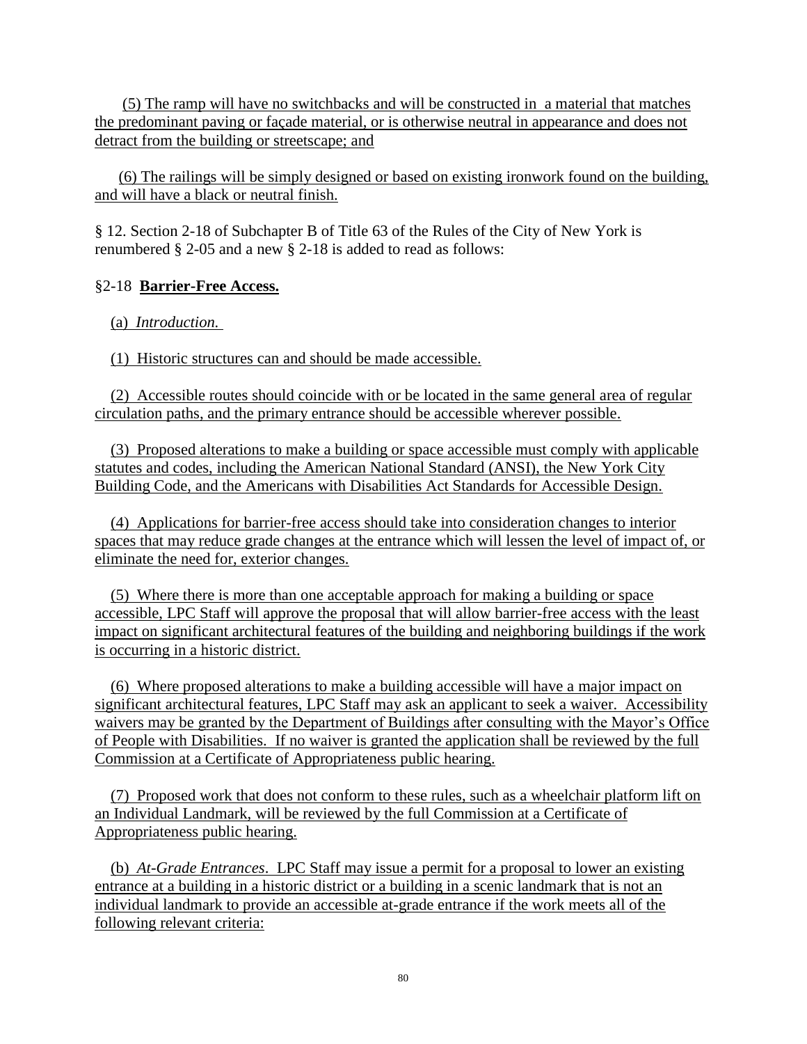(5) The ramp will have no switchbacks and will be constructed in a material that matches the predominant paving or façade material, or is otherwise neutral in appearance and does not detract from the building or streetscape; and

(6) The railings will be simply designed or based on existing ironwork found on the building, and will have a black or neutral finish.

§ 12. Section 2-18 of Subchapter B of Title 63 of the Rules of the City of New York is renumbered § 2-05 and a new § 2-18 is added to read as follows:

§2-18 **Barrier-Free Access.**

(a) *Introduction.*

(1) Historic structures can and should be made accessible.

(2) Accessible routes should coincide with or be located in the same general area of regular circulation paths, and the primary entrance should be accessible wherever possible.

(3) Proposed alterations to make a building or space accessible must comply with applicable statutes and codes, including the American National Standard (ANSI), the New York City Building Code, and the Americans with Disabilities Act Standards for Accessible Design.

(4) Applications for barrier-free access should take into consideration changes to interior spaces that may reduce grade changes at the entrance which will lessen the level of impact of, or eliminate the need for, exterior changes.

(5) Where there is more than one acceptable approach for making a building or space accessible, LPC Staff will approve the proposal that will allow barrier-free access with the least impact on significant architectural features of the building and neighboring buildings if the work is occurring in a historic district.

(6) Where proposed alterations to make a building accessible will have a major impact on significant architectural features, LPC Staff may ask an applicant to seek a waiver. Accessibility waivers may be granted by the Department of Buildings after consulting with the Mayor's Office of People with Disabilities. If no waiver is granted the application shall be reviewed by the full Commission at a Certificate of Appropriateness public hearing.

(7) Proposed work that does not conform to these rules, such as a wheelchair platform lift on an Individual Landmark, will be reviewed by the full Commission at a Certificate of Appropriateness public hearing.

(b) *At-Grade Entrances*. LPC Staff may issue a permit for a proposal to lower an existing entrance at a building in a historic district or a building in a scenic landmark that is not an individual landmark to provide an accessible at-grade entrance if the work meets all of the following relevant criteria: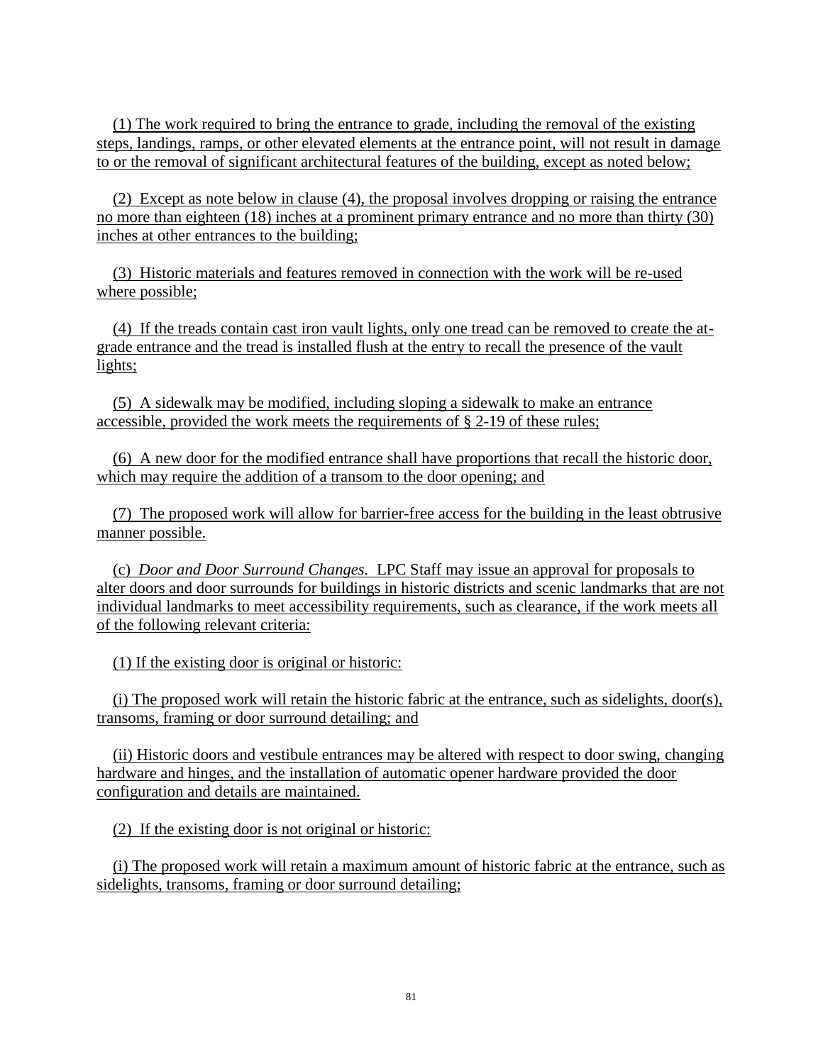(1) The work required to bring the entrance to grade, including the removal of the existing steps, landings, ramps, or other elevated elements at the entrance point, will not result in damage to or the removal of significant architectural features of the building, except as noted below;

(2) Except as note below in clause (4), the proposal involves dropping or raising the entrance no more than eighteen (18) inches at a prominent primary entrance and no more than thirty (30) inches at other entrances to the building;

(3) Historic materials and features removed in connection with the work will be re-used where possible;

(4) If the treads contain cast iron vault lights, only one tread can be removed to create the at-grade entrance and the tread is installed flush at the entry to recall the presence of the vault lights;

(5) A sidewalk may be modified, including sloping a sidewalk to make an entrance accessible, provided the work meets the requirements of § 2-19 of these rules;

(6) A new door for the modified entrance shall have proportions that recall the historic door, which may require the addition of a transom to the door opening; and

(7) The proposed work will allow for barrier-free access for the building in the least obtrusive manner possible.

(c) *Door and Door Surround Changes.* LPC Staff may issue an approval for proposals to alter doors and door surrounds for buildings in historic districts and scenic landmarks that are not individual landmarks to meet accessibility requirements, such as clearance, if the work meets all of the following relevant criteria:

(1) If the existing door is original or historic:

(i) The proposed work will retain the historic fabric at the entrance, such as sidelights, door(s), transoms, framing or door surround detailing; and

(ii) Historic doors and vestibule entrances may be altered with respect to door swing, changing hardware and hinges, and the installation of automatic opener hardware provided the door configuration and details are maintained.

(2) If the existing door is not original or historic:

(i) The proposed work will retain a maximum amount of historic fabric at the entrance, such as sidelights, transoms, framing or door surround detailing;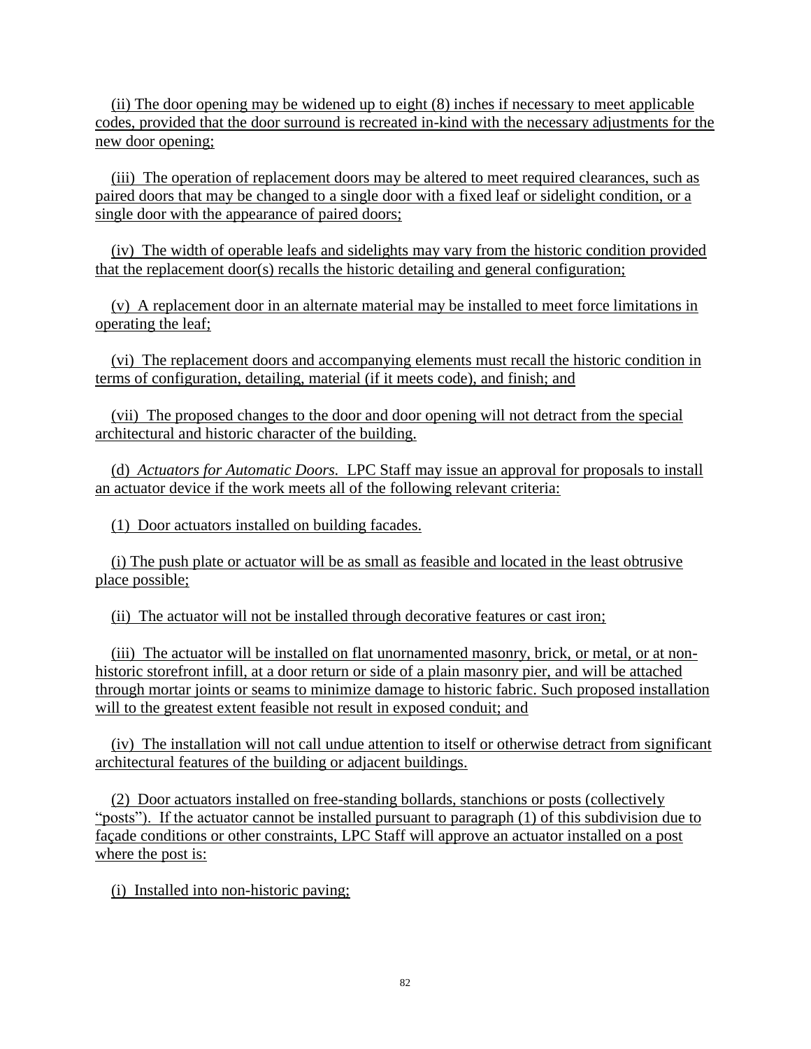(ii) The door opening may be widened up to eight (8) inches if necessary to meet applicable codes, provided that the door surround is recreated in-kind with the necessary adjustments for the new door opening;

(iii) The operation of replacement doors may be altered to meet required clearances, such as paired doors that may be changed to a single door with a fixed leaf or sidelight condition, or a single door with the appearance of paired doors;

(iv) The width of operable leafs and sidelights may vary from the historic condition provided that the replacement door(s) recalls the historic detailing and general configuration;

(v) A replacement door in an alternate material may be installed to meet force limitations in operating the leaf;

(vi) The replacement doors and accompanying elements must recall the historic condition in terms of configuration, detailing, material (if it meets code), and finish; and

(vii) The proposed changes to the door and door opening will not detract from the special architectural and historic character of the building.

(d) *Actuators for Automatic Doors.* LPC Staff may issue an approval for proposals to install an actuator device if the work meets all of the following relevant criteria:

(1) Door actuators installed on building facades.

(i) The push plate or actuator will be as small as feasible and located in the least obtrusive place possible;

(ii) The actuator will not be installed through decorative features or cast iron;

(iii) The actuator will be installed on flat unornamented masonry, brick, or metal, or at non-historic storefront infill, at a door return or side of a plain masonry pier, and will be attached through mortar joints or seams to minimize damage to historic fabric. Such proposed installation will to the greatest extent feasible not result in exposed conduit; and

(iv) The installation will not call undue attention to itself or otherwise detract from significant architectural features of the building or adjacent buildings.

(2) Door actuators installed on free-standing bollards, stanchions or posts (collectively "posts"). If the actuator cannot be installed pursuant to paragraph (1) of this subdivision due to façade conditions or other constraints, LPC Staff will approve an actuator installed on a post where the post is:

(i) Installed into non-historic paving;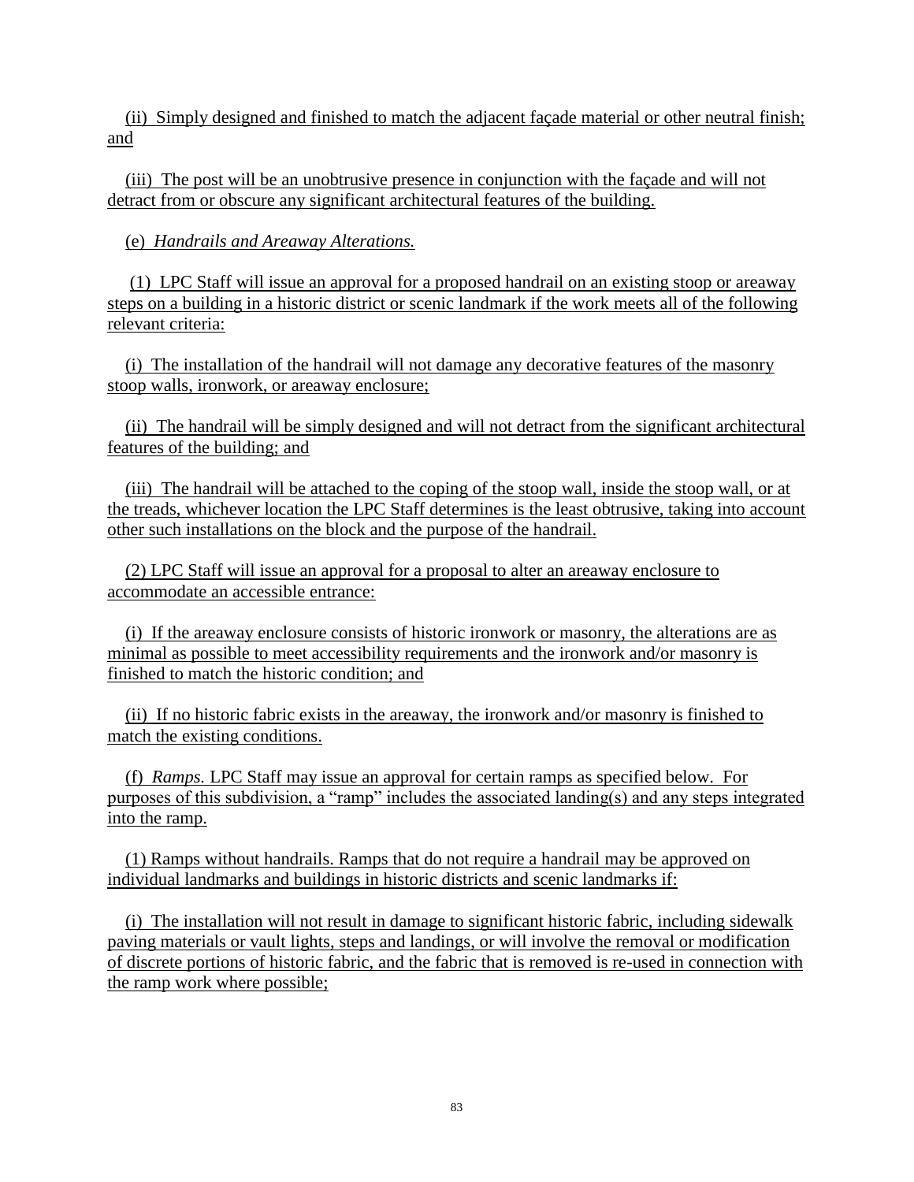(ii) Simply designed and finished to match the adjacent façade material or other neutral finish; and

(iii) The post will be an unobtrusive presence in conjunction with the façade and will not detract from or obscure any significant architectural features of the building.

(e) *Handrails and Areaway Alterations.*

(1) LPC Staff will issue an approval for a proposed handrail on an existing stoop or areaway steps on a building in a historic district or scenic landmark if the work meets all of the following relevant criteria:

(i) The installation of the handrail will not damage any decorative features of the masonry stoop walls, ironwork, or areaway enclosure;

(ii) The handrail will be simply designed and will not detract from the significant architectural features of the building; and

(iii) The handrail will be attached to the coping of the stoop wall, inside the stoop wall, or at the treads, whichever location the LPC Staff determines is the least obtrusive, taking into account other such installations on the block and the purpose of the handrail.

(2) LPC Staff will issue an approval for a proposal to alter an areaway enclosure to accommodate an accessible entrance:

(i) If the areaway enclosure consists of historic ironwork or masonry, the alterations are as minimal as possible to meet accessibility requirements and the ironwork and/or masonry is finished to match the historic condition; and

(ii) If no historic fabric exists in the areaway, the ironwork and/or masonry is finished to match the existing conditions.

(f) *Ramps.* LPC Staff may issue an approval for certain ramps as specified below. For purposes of this subdivision, a "ramp" includes the associated landing(s) and any steps integrated into the ramp.

(1) Ramps without handrails. Ramps that do not require a handrail may be approved on individual landmarks and buildings in historic districts and scenic landmarks if:

(i) The installation will not result in damage to significant historic fabric, including sidewalk paving materials or vault lights, steps and landings, or will involve the removal or modification of discrete portions of historic fabric, and the fabric that is removed is re-used in connection with the ramp work where possible;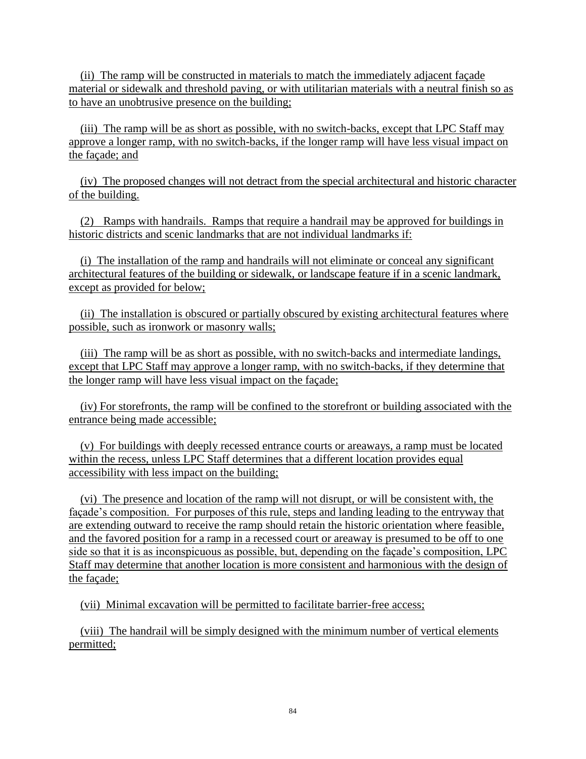(ii) The ramp will be constructed in materials to match the immediately adjacent façade material or sidewalk and threshold paving, or with utilitarian materials with a neutral finish so as to have an unobtrusive presence on the building;

(iii) The ramp will be as short as possible, with no switch-backs, except that LPC Staff may approve a longer ramp, with no switch-backs, if the longer ramp will have less visual impact on the façade; and

(iv) The proposed changes will not detract from the special architectural and historic character of the building.

(2) Ramps with handrails. Ramps that require a handrail may be approved for buildings in historic districts and scenic landmarks that are not individual landmarks if:

(i) The installation of the ramp and handrails will not eliminate or conceal any significant architectural features of the building or sidewalk, or landscape feature if in a scenic landmark, except as provided for below;

(ii) The installation is obscured or partially obscured by existing architectural features where possible, such as ironwork or masonry walls;

(iii) The ramp will be as short as possible, with no switch-backs and intermediate landings, except that LPC Staff may approve a longer ramp, with no switch-backs, if they determine that the longer ramp will have less visual impact on the façade;

(iv) For storefronts, the ramp will be confined to the storefront or building associated with the entrance being made accessible;

(v) For buildings with deeply recessed entrance courts or areaways, a ramp must be located within the recess, unless LPC Staff determines that a different location provides equal accessibility with less impact on the building;

(vi) The presence and location of the ramp will not disrupt, or will be consistent with, the façade's composition. For purposes of this rule, steps and landing leading to the entryway that are extending outward to receive the ramp should retain the historic orientation where feasible, and the favored position for a ramp in a recessed court or areaway is presumed to be off to one side so that it is as inconspicuous as possible, but, depending on the façade's composition, LPC Staff may determine that another location is more consistent and harmonious with the design of the façade;

(vii) Minimal excavation will be permitted to facilitate barrier-free access;

(viii) The handrail will be simply designed with the minimum number of vertical elements permitted;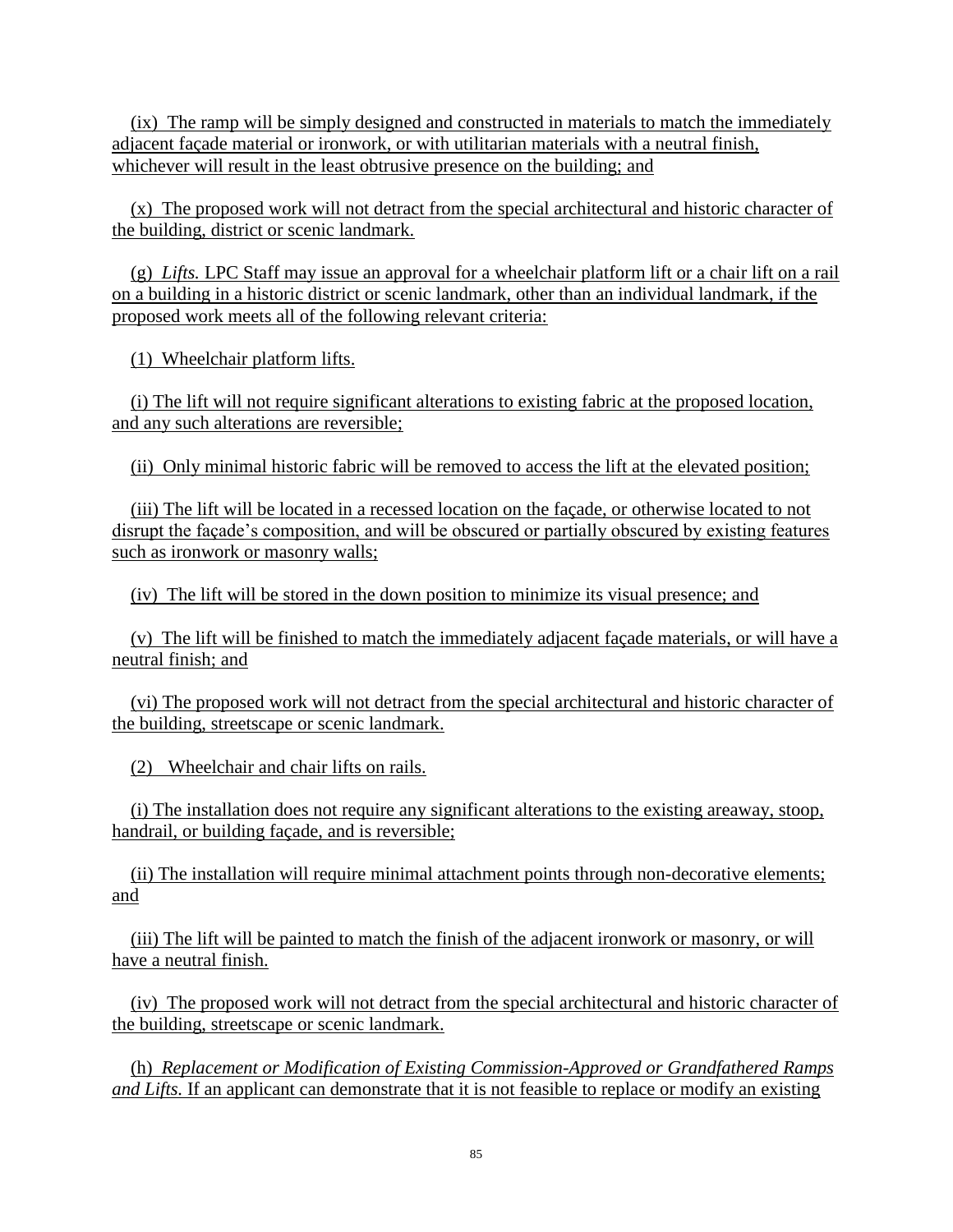(ix) The ramp will be simply designed and constructed in materials to match the immediately adjacent façade material or ironwork, or with utilitarian materials with a neutral finish, whichever will result in the least obtrusive presence on the building; and

(x) The proposed work will not detract from the special architectural and historic character of the building, district or scenic landmark.

(g) *Lifts.* LPC Staff may issue an approval for a wheelchair platform lift or a chair lift on a rail on a building in a historic district or scenic landmark, other than an individual landmark, if the proposed work meets all of the following relevant criteria:

(1) Wheelchair platform lifts.

(i) The lift will not require significant alterations to existing fabric at the proposed location, and any such alterations are reversible;

(ii) Only minimal historic fabric will be removed to access the lift at the elevated position;

(iii) The lift will be located in a recessed location on the façade, or otherwise located to not disrupt the façade's composition, and will be obscured or partially obscured by existing features such as ironwork or masonry walls;

(iv) The lift will be stored in the down position to minimize its visual presence; and

(v) The lift will be finished to match the immediately adjacent façade materials, or will have a neutral finish; and

(vi) The proposed work will not detract from the special architectural and historic character of the building, streetscape or scenic landmark.

(2) Wheelchair and chair lifts on rails.

(i) The installation does not require any significant alterations to the existing areaway, stoop, handrail, or building façade, and is reversible;

(ii) The installation will require minimal attachment points through non-decorative elements; and

(iii) The lift will be painted to match the finish of the adjacent ironwork or masonry, or will have a neutral finish.

(iv) The proposed work will not detract from the special architectural and historic character of the building, streetscape or scenic landmark.

(h) *Replacement or Modification of Existing Commission-Approved or Grandfathered Ramps and Lifts.* If an applicant can demonstrate that it is not feasible to replace or modify an existing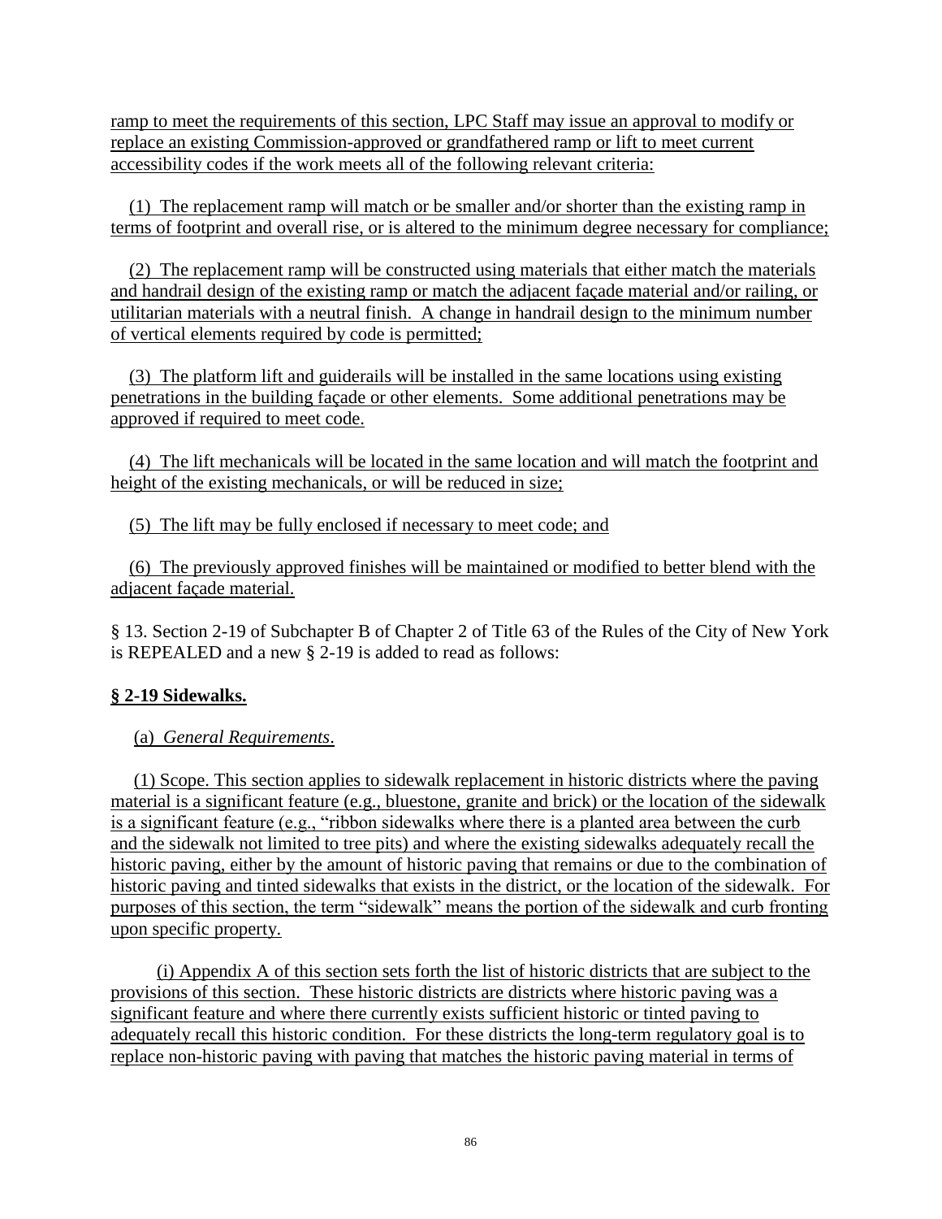ramp to meet the requirements of this section, LPC Staff may issue an approval to modify or replace an existing Commission-approved or grandfathered ramp or lift to meet current accessibility codes if the work meets all of the following relevant criteria:

(1) The replacement ramp will match or be smaller and/or shorter than the existing ramp in terms of footprint and overall rise, or is altered to the minimum degree necessary for compliance;

(2) The replacement ramp will be constructed using materials that either match the materials and handrail design of the existing ramp or match the adjacent façade material and/or railing, or utilitarian materials with a neutral finish. A change in handrail design to the minimum number of vertical elements required by code is permitted;

(3) The platform lift and guiderails will be installed in the same locations using existing penetrations in the building façade or other elements. Some additional penetrations may be approved if required to meet code.

(4) The lift mechanicals will be located in the same location and will match the footprint and height of the existing mechanicals, or will be reduced in size;

(5) The lift may be fully enclosed if necessary to meet code; and

(6) The previously approved finishes will be maintained or modified to better blend with the adjacent façade material.

§ 13. Section 2-19 of Subchapter B of Chapter 2 of Title 63 of the Rules of the City of New York is REPEALED and a new § 2-19 is added to read as follows:

**§ 2-19 Sidewalks.**

(a) *General Requirements*.

(1) Scope. This section applies to sidewalk replacement in historic districts where the paving material is a significant feature (e.g., bluestone, granite and brick) or the location of the sidewalk is a significant feature (e.g., "ribbon sidewalks where there is a planted area between the curb and the sidewalk not limited to tree pits) and where the existing sidewalks adequately recall the historic paving, either by the amount of historic paving that remains or due to the combination of historic paving and tinted sidewalks that exists in the district, or the location of the sidewalk. For purposes of this section, the term "sidewalk" means the portion of the sidewalk and curb fronting upon specific property.

(i) Appendix A of this section sets forth the list of historic districts that are subject to the provisions of this section. These historic districts are districts where historic paving was a significant feature and where there currently exists sufficient historic or tinted paving to adequately recall this historic condition. For these districts the long-term regulatory goal is to replace non-historic paving with paving that matches the historic paving material in terms of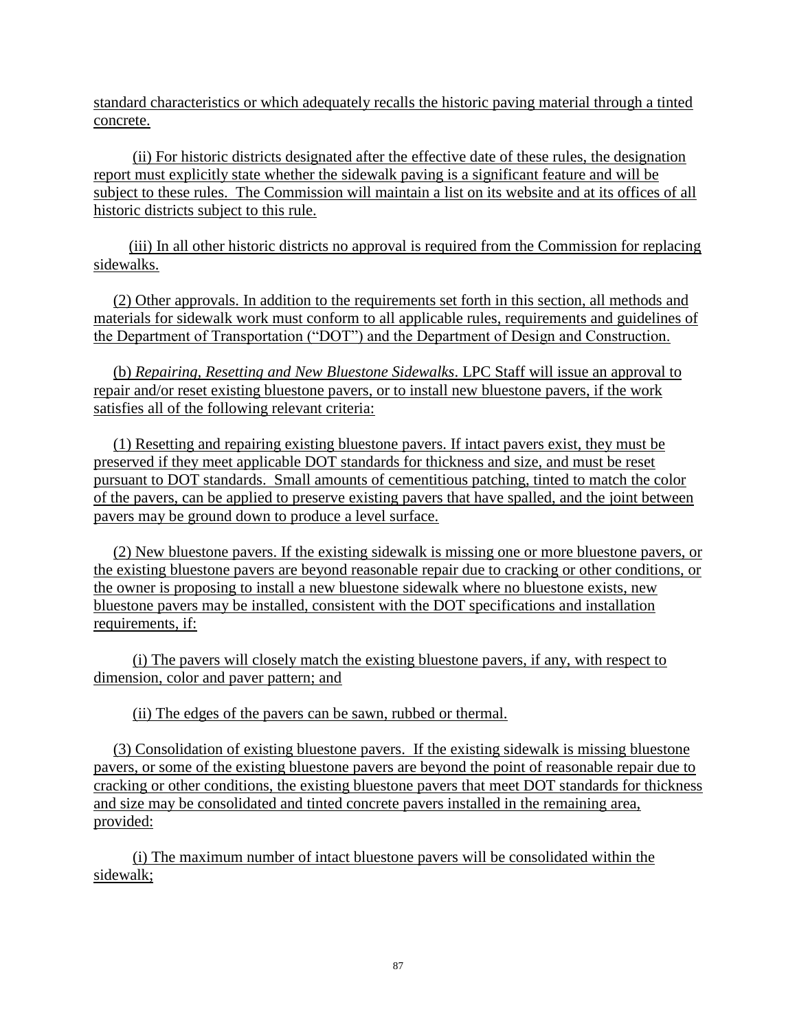standard characteristics or which adequately recalls the historic paving material through a tinted concrete.

(ii) For historic districts designated after the effective date of these rules, the designation report must explicitly state whether the sidewalk paving is a significant feature and will be subject to these rules. The Commission will maintain a list on its website and at its offices of all historic districts subject to this rule.

(iii) In all other historic districts no approval is required from the Commission for replacing sidewalks.

(2) Other approvals. In addition to the requirements set forth in this section, all methods and materials for sidewalk work must conform to all applicable rules, requirements and guidelines of the Department of Transportation ("DOT") and the Department of Design and Construction.

(b) *Repairing, Resetting and New Bluestone Sidewalks*. LPC Staff will issue an approval to repair and/or reset existing bluestone pavers, or to install new bluestone pavers, if the work satisfies all of the following relevant criteria:

(1) Resetting and repairing existing bluestone pavers. If intact pavers exist, they must be preserved if they meet applicable DOT standards for thickness and size, and must be reset pursuant to DOT standards. Small amounts of cementitious patching, tinted to match the color of the pavers, can be applied to preserve existing pavers that have spalled, and the joint between pavers may be ground down to produce a level surface.

(2) New bluestone pavers. If the existing sidewalk is missing one or more bluestone pavers, or the existing bluestone pavers are beyond reasonable repair due to cracking or other conditions, or the owner is proposing to install a new bluestone sidewalk where no bluestone exists, new bluestone pavers may be installed, consistent with the DOT specifications and installation requirements, if:

(i) The pavers will closely match the existing bluestone pavers, if any, with respect to dimension, color and paver pattern; and

(ii) The edges of the pavers can be sawn, rubbed or thermal.

(3) Consolidation of existing bluestone pavers. If the existing sidewalk is missing bluestone pavers, or some of the existing bluestone pavers are beyond the point of reasonable repair due to cracking or other conditions, the existing bluestone pavers that meet DOT standards for thickness and size may be consolidated and tinted concrete pavers installed in the remaining area, provided:

(i) The maximum number of intact bluestone pavers will be consolidated within the sidewalk;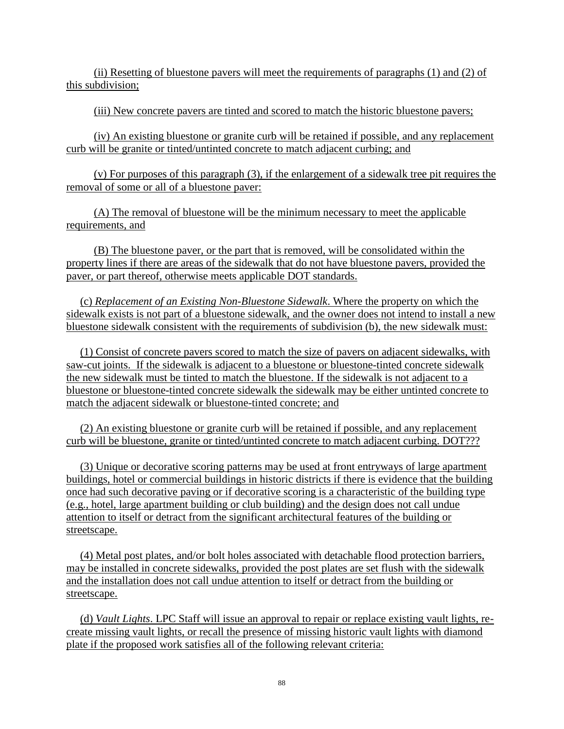(ii) Resetting of bluestone pavers will meet the requirements of paragraphs (1) and (2) of this subdivision;

(iii) New concrete pavers are tinted and scored to match the historic bluestone pavers;

(iv) An existing bluestone or granite curb will be retained if possible, and any replacement curb will be granite or tinted/untinted concrete to match adjacent curbing; and

(v) For purposes of this paragraph (3), if the enlargement of a sidewalk tree pit requires the removal of some or all of a bluestone paver:

(A) The removal of bluestone will be the minimum necessary to meet the applicable requirements, and

(B) The bluestone paver, or the part that is removed, will be consolidated within the property lines if there are areas of the sidewalk that do not have bluestone pavers, provided the paver, or part thereof, otherwise meets applicable DOT standards.

(c) *Replacement of an Existing Non-Bluestone Sidewalk*. Where the property on which the sidewalk exists is not part of a bluestone sidewalk, and the owner does not intend to install a new bluestone sidewalk consistent with the requirements of subdivision (b), the new sidewalk must:

(1) Consist of concrete pavers scored to match the size of pavers on adjacent sidewalks, with saw-cut joints. If the sidewalk is adjacent to a bluestone or bluestone-tinted concrete sidewalk the new sidewalk must be tinted to match the bluestone. If the sidewalk is not adjacent to a bluestone or bluestone-tinted concrete sidewalk the sidewalk may be either untinted concrete to match the adjacent sidewalk or bluestone-tinted concrete; and

(2) An existing bluestone or granite curb will be retained if possible, and any replacement curb will be bluestone, granite or tinted/untinted concrete to match adjacent curbing. DOT???

(3) Unique or decorative scoring patterns may be used at front entryways of large apartment buildings, hotel or commercial buildings in historic districts if there is evidence that the building once had such decorative paving or if decorative scoring is a characteristic of the building type (e.g., hotel, large apartment building or club building) and the design does not call undue attention to itself or detract from the significant architectural features of the building or streetscape.

(4) Metal post plates, and/or bolt holes associated with detachable flood protection barriers, may be installed in concrete sidewalks, provided the post plates are set flush with the sidewalk and the installation does not call undue attention to itself or detract from the building or streetscape.

(d) *Vault Lights*. LPC Staff will issue an approval to repair or replace existing vault lights, re-create missing vault lights, or recall the presence of missing historic vault lights with diamond plate if the proposed work satisfies all of the following relevant criteria: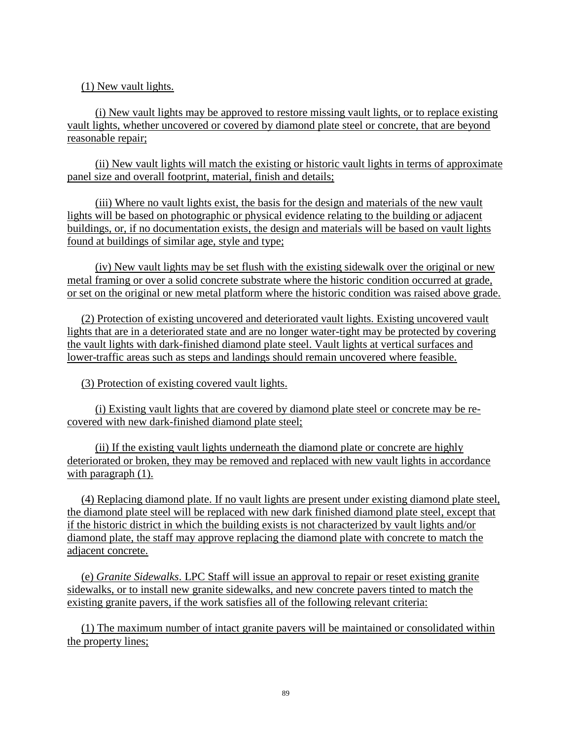(1) New vault lights.

(i) New vault lights may be approved to restore missing vault lights, or to replace existing vault lights, whether uncovered or covered by diamond plate steel or concrete, that are beyond reasonable repair;

(ii) New vault lights will match the existing or historic vault lights in terms of approximate panel size and overall footprint, material, finish and details;

(iii) Where no vault lights exist, the basis for the design and materials of the new vault lights will be based on photographic or physical evidence relating to the building or adjacent buildings, or, if no documentation exists, the design and materials will be based on vault lights found at buildings of similar age, style and type;

(iv) New vault lights may be set flush with the existing sidewalk over the original or new metal framing or over a solid concrete substrate where the historic condition occurred at grade, or set on the original or new metal platform where the historic condition was raised above grade.

(2) Protection of existing uncovered and deteriorated vault lights. Existing uncovered vault lights that are in a deteriorated state and are no longer water-tight may be protected by covering the vault lights with dark-finished diamond plate steel. Vault lights at vertical surfaces and lower-traffic areas such as steps and landings should remain uncovered where feasible.

(3) Protection of existing covered vault lights.

(i) Existing vault lights that are covered by diamond plate steel or concrete may be re-covered with new dark-finished diamond plate steel;

(ii) If the existing vault lights underneath the diamond plate or concrete are highly deteriorated or broken, they may be removed and replaced with new vault lights in accordance with paragraph (1).

(4) Replacing diamond plate. If no vault lights are present under existing diamond plate steel, the diamond plate steel will be replaced with new dark finished diamond plate steel, except that if the historic district in which the building exists is not characterized by vault lights and/or diamond plate, the staff may approve replacing the diamond plate with concrete to match the adjacent concrete.

(e) *Granite Sidewalks*. LPC Staff will issue an approval to repair or reset existing granite sidewalks, or to install new granite sidewalks, and new concrete pavers tinted to match the existing granite pavers, if the work satisfies all of the following relevant criteria:

(1) The maximum number of intact granite pavers will be maintained or consolidated within the property lines;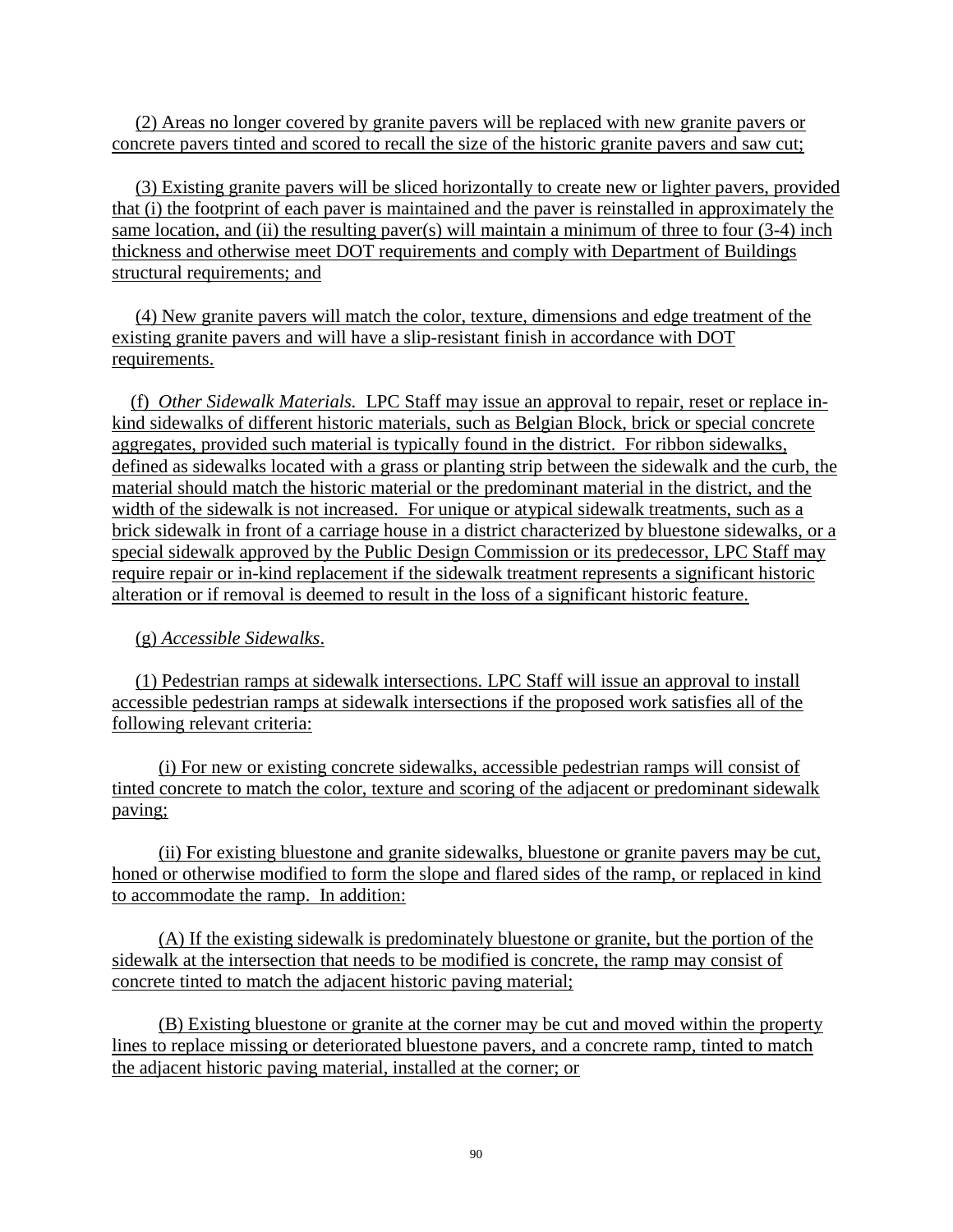(2) Areas no longer covered by granite pavers will be replaced with new granite pavers or concrete pavers tinted and scored to recall the size of the historic granite pavers and saw cut;

(3) Existing granite pavers will be sliced horizontally to create new or lighter pavers, provided that (i) the footprint of each paver is maintained and the paver is reinstalled in approximately the same location, and (ii) the resulting paver(s) will maintain a minimum of three to four (3-4) inch thickness and otherwise meet DOT requirements and comply with Department of Buildings structural requirements; and

(4) New granite pavers will match the color, texture, dimensions and edge treatment of the existing granite pavers and will have a slip-resistant finish in accordance with DOT requirements.

(f) *Other Sidewalk Materials.* LPC Staff may issue an approval to repair, reset or replace in-kind sidewalks of different historic materials, such as Belgian Block, brick or special concrete aggregates, provided such material is typically found in the district. For ribbon sidewalks, defined as sidewalks located with a grass or planting strip between the sidewalk and the curb, the material should match the historic material or the predominant material in the district, and the width of the sidewalk is not increased. For unique or atypical sidewalk treatments, such as a brick sidewalk in front of a carriage house in a district characterized by bluestone sidewalks, or a special sidewalk approved by the Public Design Commission or its predecessor, LPC Staff may require repair or in-kind replacement if the sidewalk treatment represents a significant historic alteration or if removal is deemed to result in the loss of a significant historic feature.

(g) *Accessible Sidewalks*.

(1) Pedestrian ramps at sidewalk intersections. LPC Staff will issue an approval to install accessible pedestrian ramps at sidewalk intersections if the proposed work satisfies all of the following relevant criteria:

(i) For new or existing concrete sidewalks, accessible pedestrian ramps will consist of tinted concrete to match the color, texture and scoring of the adjacent or predominant sidewalk paving;

(ii) For existing bluestone and granite sidewalks, bluestone or granite pavers may be cut, honed or otherwise modified to form the slope and flared sides of the ramp, or replaced in kind to accommodate the ramp. In addition:

(A) If the existing sidewalk is predominately bluestone or granite, but the portion of the sidewalk at the intersection that needs to be modified is concrete, the ramp may consist of concrete tinted to match the adjacent historic paving material;

(B) Existing bluestone or granite at the corner may be cut and moved within the property lines to replace missing or deteriorated bluestone pavers, and a concrete ramp, tinted to match the adjacent historic paving material, installed at the corner; or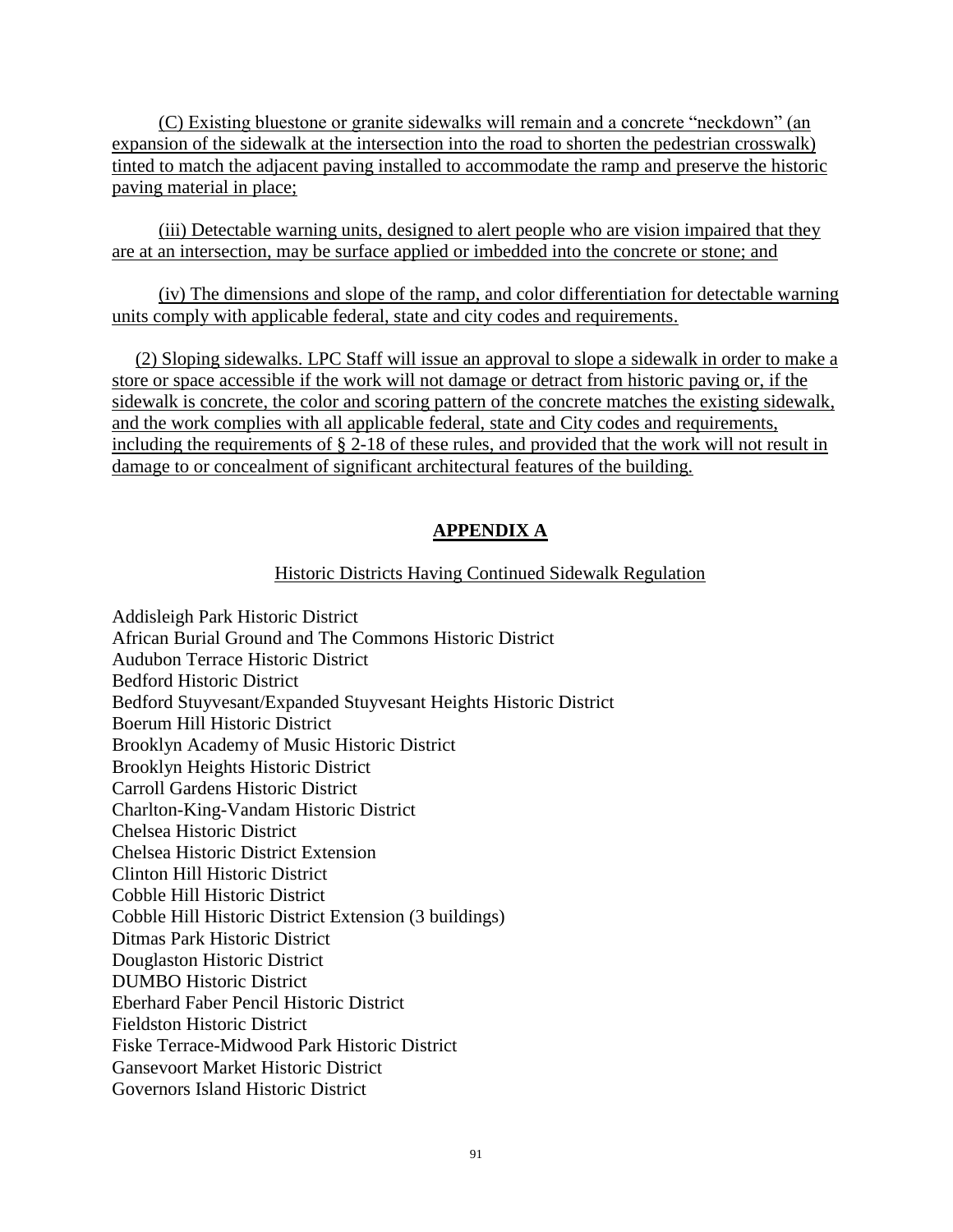(C) Existing bluestone or granite sidewalks will remain and a concrete "neckdown" (an expansion of the sidewalk at the intersection into the road to shorten the pedestrian crosswalk) tinted to match the adjacent paving installed to accommodate the ramp and preserve the historic paving material in place;

(iii) Detectable warning units, designed to alert people who are vision impaired that they are at an intersection, may be surface applied or imbedded into the concrete or stone; and

(iv) The dimensions and slope of the ramp, and color differentiation for detectable warning units comply with applicable federal, state and city codes and requirements.

(2) Sloping sidewalks. LPC Staff will issue an approval to slope a sidewalk in order to make a store or space accessible if the work will not damage or detract from historic paving or, if the sidewalk is concrete, the color and scoring pattern of the concrete matches the existing sidewalk, and the work complies with all applicable federal, state and City codes and requirements, including the requirements of § 2-18 of these rules, and provided that the work will not result in damage to or concealment of significant architectural features of the building.

## APPENDIX A

Historic Districts Having Continued Sidewalk Regulation

Addisleigh Park Historic District
African Burial Ground and The Commons Historic District
Audubon Terrace Historic District
Bedford Historic District
Bedford Stuyvesant/Expanded Stuyvesant Heights Historic District
Boerum Hill Historic District
Brooklyn Academy of Music Historic District
Brooklyn Heights Historic District
Carroll Gardens Historic District
Charlton-King-Vandam Historic District
Chelsea Historic District
Chelsea Historic District Extension
Clinton Hill Historic District
Cobble Hill Historic District
Cobble Hill Historic District Extension (3 buildings)
Ditmas Park Historic District
Douglaston Historic District
DUMBO Historic District
Eberhard Faber Pencil Historic District
Fieldston Historic District
Fiske Terrace-Midwood Park Historic District
Gansevoort Market Historic District
Governors Island Historic District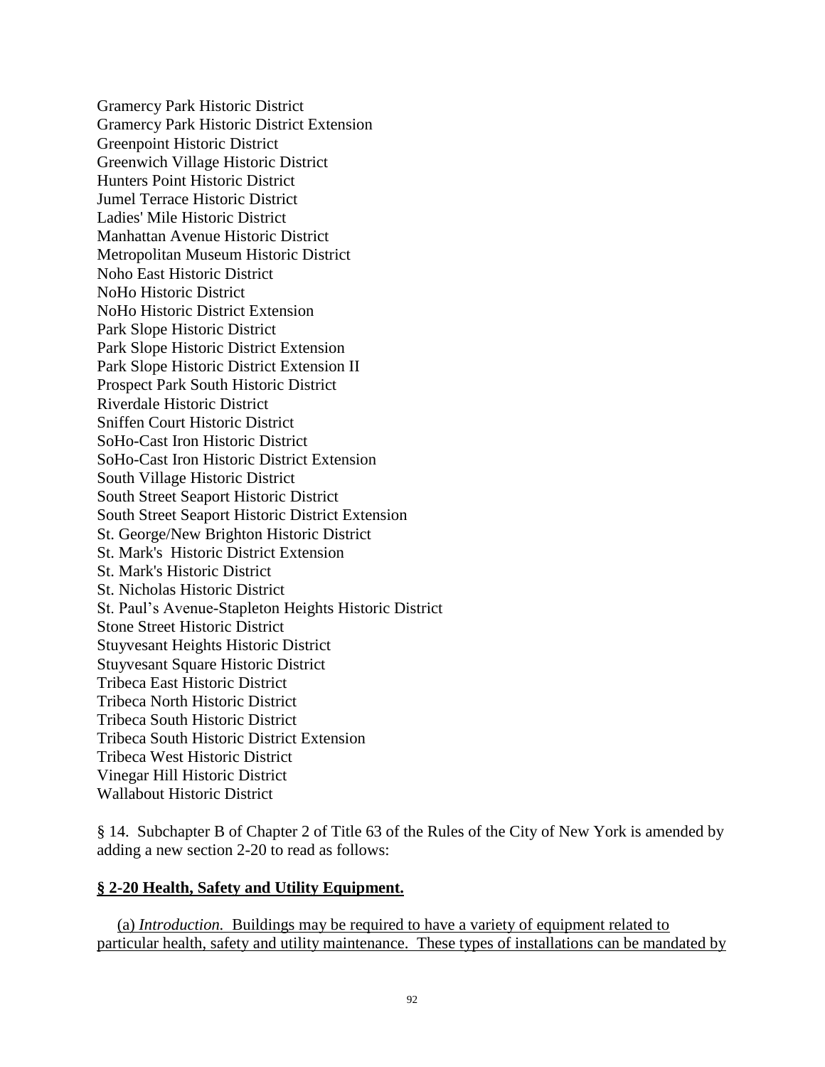Gramercy Park Historic District
Gramercy Park Historic District Extension
Greenpoint Historic District
Greenwich Village Historic District
Hunters Point Historic District
Jumel Terrace Historic District
Ladies' Mile Historic District
Manhattan Avenue Historic District
Metropolitan Museum Historic District
Noho East Historic District
NoHo Historic District
NoHo Historic District Extension
Park Slope Historic District
Park Slope Historic District Extension
Park Slope Historic District Extension II
Prospect Park South Historic District
Riverdale Historic District
Sniffen Court Historic District
SoHo-Cast Iron Historic District
SoHo-Cast Iron Historic District Extension
South Village Historic District
South Street Seaport Historic District
South Street Seaport Historic District Extension
St. George/New Brighton Historic District
St. Mark's  Historic District Extension
St. Mark's Historic District
St. Nicholas Historic District
St. Paul's Avenue-Stapleton Heights Historic District
Stone Street Historic District
Stuyvesant Heights Historic District
Stuyvesant Square Historic District
Tribeca East Historic District
Tribeca North Historic District
Tribeca South Historic District
Tribeca South Historic District Extension
Tribeca West Historic District
Vinegar Hill Historic District
Wallabout Historic District

§ 14. Subchapter B of Chapter 2 of Title 63 of the Rules of the City of New York is amended by adding a new section 2-20 to read as follows:

**§ 2-20 Health, Safety and Utility Equipment.**

(a) *Introduction.* Buildings may be required to have a variety of equipment related to particular health, safety and utility maintenance. These types of installations can be mandated by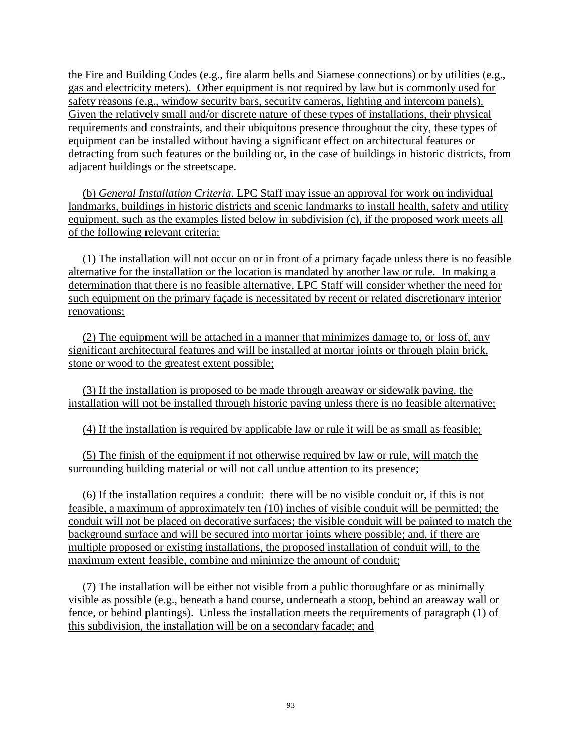the Fire and Building Codes (e.g., fire alarm bells and Siamese connections) or by utilities (e.g., gas and electricity meters). Other equipment is not required by law but is commonly used for safety reasons (e.g., window security bars, security cameras, lighting and intercom panels). Given the relatively small and/or discrete nature of these types of installations, their physical requirements and constraints, and their ubiquitous presence throughout the city, these types of equipment can be installed without having a significant effect on architectural features or detracting from such features or the building or, in the case of buildings in historic districts, from adjacent buildings or the streetscape.

(b) *General Installation Criteria*. LPC Staff may issue an approval for work on individual landmarks, buildings in historic districts and scenic landmarks to install health, safety and utility equipment, such as the examples listed below in subdivision (c), if the proposed work meets all of the following relevant criteria:

(1) The installation will not occur on or in front of a primary façade unless there is no feasible alternative for the installation or the location is mandated by another law or rule. In making a determination that there is no feasible alternative, LPC Staff will consider whether the need for such equipment on the primary façade is necessitated by recent or related discretionary interior renovations;

(2) The equipment will be attached in a manner that minimizes damage to, or loss of, any significant architectural features and will be installed at mortar joints or through plain brick, stone or wood to the greatest extent possible;

(3) If the installation is proposed to be made through areaway or sidewalk paving, the installation will not be installed through historic paving unless there is no feasible alternative;

(4) If the installation is required by applicable law or rule it will be as small as feasible;

(5) The finish of the equipment if not otherwise required by law or rule, will match the surrounding building material or will not call undue attention to its presence;

(6) If the installation requires a conduit: there will be no visible conduit or, if this is not feasible, a maximum of approximately ten (10) inches of visible conduit will be permitted; the conduit will not be placed on decorative surfaces; the visible conduit will be painted to match the background surface and will be secured into mortar joints where possible; and, if there are multiple proposed or existing installations, the proposed installation of conduit will, to the maximum extent feasible, combine and minimize the amount of conduit;

(7) The installation will be either not visible from a public thoroughfare or as minimally visible as possible (e.g., beneath a band course, underneath a stoop, behind an areaway wall or fence, or behind plantings). Unless the installation meets the requirements of paragraph (1) of this subdivision, the installation will be on a secondary facade; and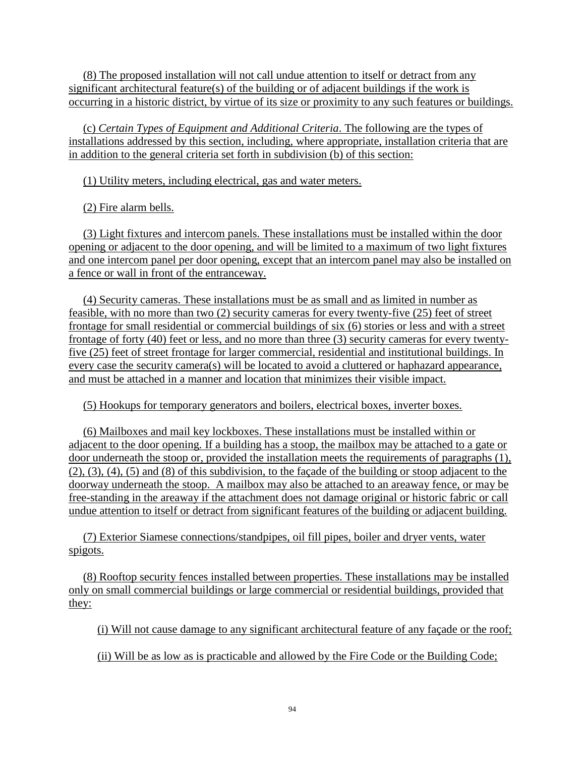(8) The proposed installation will not call undue attention to itself or detract from any significant architectural feature(s) of the building or of adjacent buildings if the work is occurring in a historic district, by virtue of its size or proximity to any such features or buildings.

(c) *Certain Types of Equipment and Additional Criteria*. The following are the types of installations addressed by this section, including, where appropriate, installation criteria that are in addition to the general criteria set forth in subdivision (b) of this section:

(1) Utility meters, including electrical, gas and water meters.

(2) Fire alarm bells.

(3) Light fixtures and intercom panels. These installations must be installed within the door opening or adjacent to the door opening, and will be limited to a maximum of two light fixtures and one intercom panel per door opening, except that an intercom panel may also be installed on a fence or wall in front of the entranceway.

(4) Security cameras. These installations must be as small and as limited in number as feasible, with no more than two (2) security cameras for every twenty-five (25) feet of street frontage for small residential or commercial buildings of six (6) stories or less and with a street frontage of forty (40) feet or less, and no more than three (3) security cameras for every twenty-five (25) feet of street frontage for larger commercial, residential and institutional buildings. In every case the security camera(s) will be located to avoid a cluttered or haphazard appearance, and must be attached in a manner and location that minimizes their visible impact.

(5) Hookups for temporary generators and boilers, electrical boxes, inverter boxes.

(6) Mailboxes and mail key lockboxes. These installations must be installed within or adjacent to the door opening. If a building has a stoop, the mailbox may be attached to a gate or door underneath the stoop or, provided the installation meets the requirements of paragraphs (1), (2), (3), (4), (5) and (8) of this subdivision, to the façade of the building or stoop adjacent to the doorway underneath the stoop. A mailbox may also be attached to an areaway fence, or may be free-standing in the areaway if the attachment does not damage original or historic fabric or call undue attention to itself or detract from significant features of the building or adjacent building.

(7) Exterior Siamese connections/standpipes, oil fill pipes, boiler and dryer vents, water spigots.

(8) Rooftop security fences installed between properties. These installations may be installed only on small commercial buildings or large commercial or residential buildings, provided that they:

(i) Will not cause damage to any significant architectural feature of any façade or the roof;

(ii) Will be as low as is practicable and allowed by the Fire Code or the Building Code;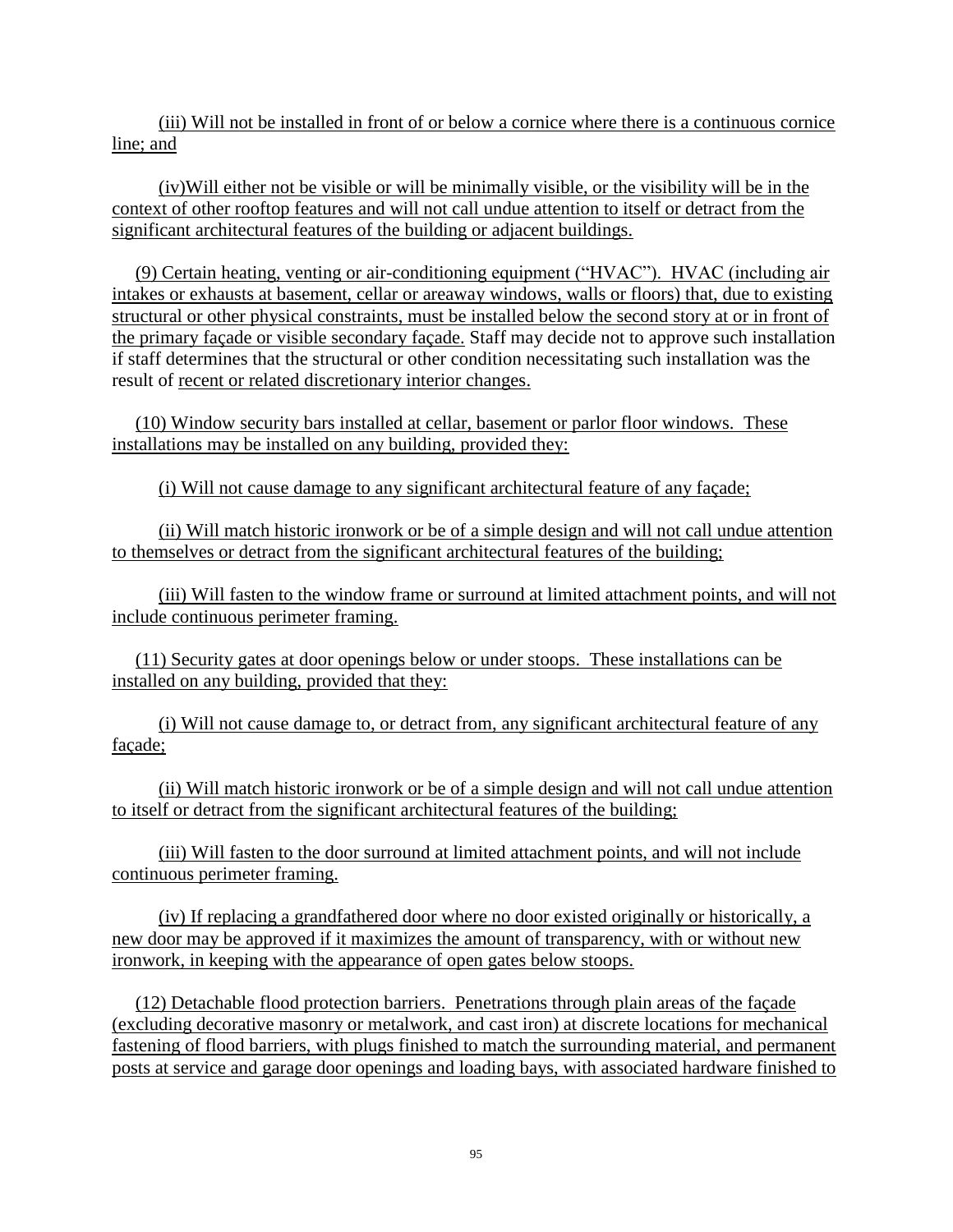(iii) Will not be installed in front of or below a cornice where there is a continuous cornice line; and

(iv)Will either not be visible or will be minimally visible, or the visibility will be in the context of other rooftop features and will not call undue attention to itself or detract from the significant architectural features of the building or adjacent buildings.

(9) Certain heating, venting or air-conditioning equipment ("HVAC"). HVAC (including air intakes or exhausts at basement, cellar or areaway windows, walls or floors) that, due to existing structural or other physical constraints, must be installed below the second story at or in front of the primary façade or visible secondary façade. Staff may decide not to approve such installation if staff determines that the structural or other condition necessitating such installation was the result of recent or related discretionary interior changes.

(10) Window security bars installed at cellar, basement or parlor floor windows. These installations may be installed on any building, provided they:

(i) Will not cause damage to any significant architectural feature of any façade;

(ii) Will match historic ironwork or be of a simple design and will not call undue attention to themselves or detract from the significant architectural features of the building;

(iii) Will fasten to the window frame or surround at limited attachment points, and will not include continuous perimeter framing.

(11) Security gates at door openings below or under stoops. These installations can be installed on any building, provided that they:

(i) Will not cause damage to, or detract from, any significant architectural feature of any façade;

(ii) Will match historic ironwork or be of a simple design and will not call undue attention to itself or detract from the significant architectural features of the building;

(iii) Will fasten to the door surround at limited attachment points, and will not include continuous perimeter framing.

(iv) If replacing a grandfathered door where no door existed originally or historically, a new door may be approved if it maximizes the amount of transparency, with or without new ironwork, in keeping with the appearance of open gates below stoops.

(12) Detachable flood protection barriers. Penetrations through plain areas of the façade (excluding decorative masonry or metalwork, and cast iron) at discrete locations for mechanical fastening of flood barriers, with plugs finished to match the surrounding material, and permanent posts at service and garage door openings and loading bays, with associated hardware finished to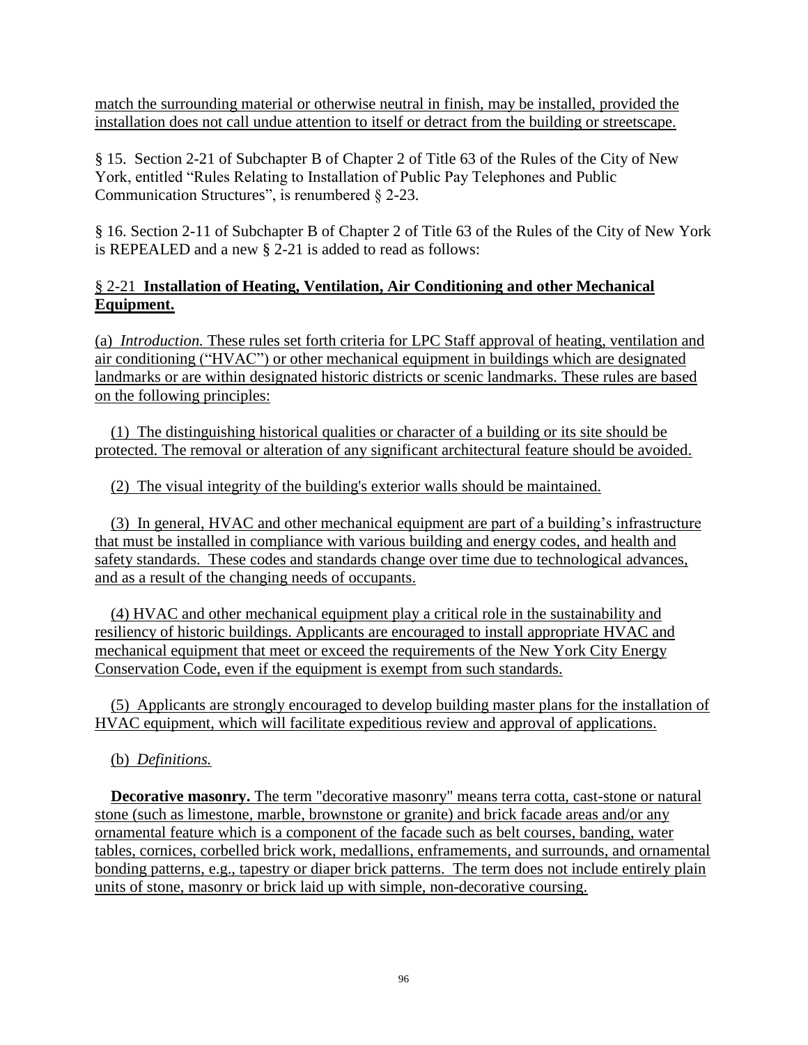match the surrounding material or otherwise neutral in finish, may be installed, provided the installation does not call undue attention to itself or detract from the building or streetscape.

§ 15. Section 2-21 of Subchapter B of Chapter 2 of Title 63 of the Rules of the City of New York, entitled "Rules Relating to Installation of Public Pay Telephones and Public Communication Structures", is renumbered § 2-23.

§ 16. Section 2-11 of Subchapter B of Chapter 2 of Title 63 of the Rules of the City of New York is REPEALED and a new § 2-21 is added to read as follows:

§ 2-21 **Installation of Heating, Ventilation, Air Conditioning and other Mechanical Equipment.**

(a) *Introduction.* These rules set forth criteria for LPC Staff approval of heating, ventilation and air conditioning ("HVAC") or other mechanical equipment in buildings which are designated landmarks or are within designated historic districts or scenic landmarks. These rules are based on the following principles:

(1) The distinguishing historical qualities or character of a building or its site should be protected. The removal or alteration of any significant architectural feature should be avoided.

(2) The visual integrity of the building's exterior walls should be maintained.

(3) In general, HVAC and other mechanical equipment are part of a building's infrastructure that must be installed in compliance with various building and energy codes, and health and safety standards. These codes and standards change over time due to technological advances, and as a result of the changing needs of occupants.

(4) HVAC and other mechanical equipment play a critical role in the sustainability and resiliency of historic buildings. Applicants are encouraged to install appropriate HVAC and mechanical equipment that meet or exceed the requirements of the New York City Energy Conservation Code, even if the equipment is exempt from such standards.

(5) Applicants are strongly encouraged to develop building master plans for the installation of HVAC equipment, which will facilitate expeditious review and approval of applications.

(b) *Definitions.*

**Decorative masonry.** The term "decorative masonry" means terra cotta, cast-stone or natural stone (such as limestone, marble, brownstone or granite) and brick facade areas and/or any ornamental feature which is a component of the facade such as belt courses, banding, water tables, cornices, corbelled brick work, medallions, enframements, and surrounds, and ornamental bonding patterns, e.g., tapestry or diaper brick patterns. The term does not include entirely plain units of stone, masonry or brick laid up with simple, non-decorative coursing.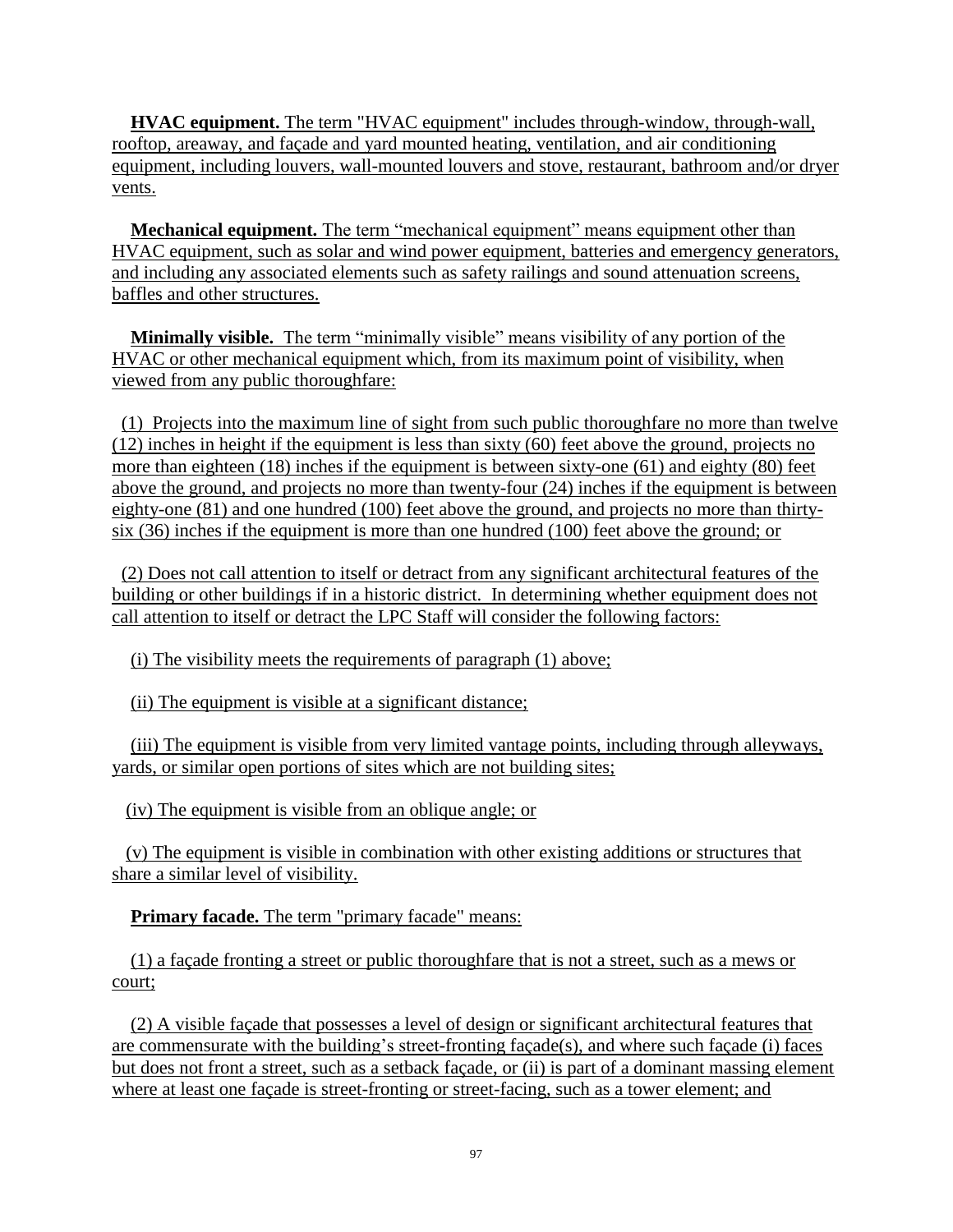**HVAC equipment.** The term "HVAC equipment" includes through-window, through-wall, rooftop, areaway, and façade and yard mounted heating, ventilation, and air conditioning equipment, including louvers, wall-mounted louvers and stove, restaurant, bathroom and/or dryer vents.

**Mechanical equipment.** The term "mechanical equipment" means equipment other than HVAC equipment, such as solar and wind power equipment, batteries and emergency generators, and including any associated elements such as safety railings and sound attenuation screens, baffles and other structures.

**Minimally visible.** The term "minimally visible" means visibility of any portion of the HVAC or other mechanical equipment which, from its maximum point of visibility, when viewed from any public thoroughfare:

(1) Projects into the maximum line of sight from such public thoroughfare no more than twelve (12) inches in height if the equipment is less than sixty (60) feet above the ground, projects no more than eighteen (18) inches if the equipment is between sixty-one (61) and eighty (80) feet above the ground, and projects no more than twenty-four (24) inches if the equipment is between eighty-one (81) and one hundred (100) feet above the ground, and projects no more than thirty-six (36) inches if the equipment is more than one hundred (100) feet above the ground; or

(2) Does not call attention to itself or detract from any significant architectural features of the building or other buildings if in a historic district. In determining whether equipment does not call attention to itself or detract the LPC Staff will consider the following factors:

(i) The visibility meets the requirements of paragraph (1) above;

(ii) The equipment is visible at a significant distance;

(iii) The equipment is visible from very limited vantage points, including through alleyways, yards, or similar open portions of sites which are not building sites;

(iv) The equipment is visible from an oblique angle; or

(v) The equipment is visible in combination with other existing additions or structures that share a similar level of visibility.

**Primary facade.** The term "primary facade" means:

(1) a façade fronting a street or public thoroughfare that is not a street, such as a mews or court;

(2) A visible façade that possesses a level of design or significant architectural features that are commensurate with the building's street-fronting façade(s), and where such façade (i) faces but does not front a street, such as a setback façade, or (ii) is part of a dominant massing element where at least one façade is street-fronting or street-facing, such as a tower element; and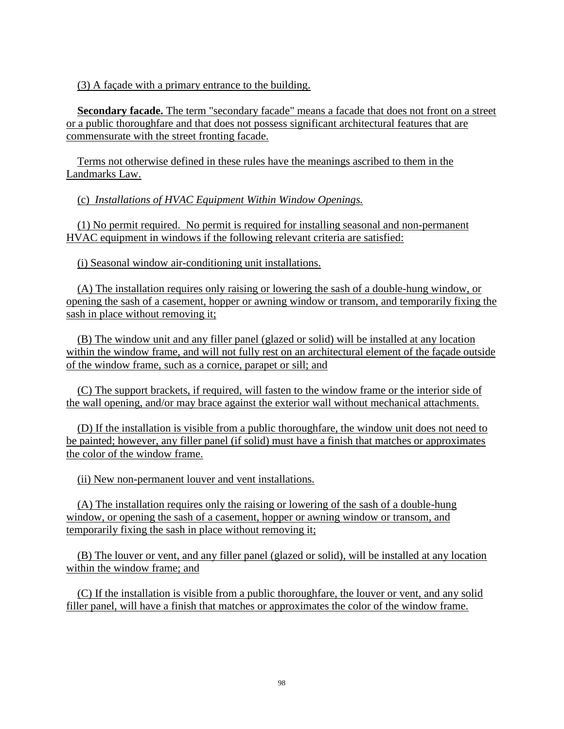(3) A façade with a primary entrance to the building.

**Secondary facade.** The term "secondary facade" means a facade that does not front on a street or a public thoroughfare and that does not possess significant architectural features that are commensurate with the street fronting facade.

Terms not otherwise defined in these rules have the meanings ascribed to them in the Landmarks Law.

(c) *Installations of HVAC Equipment Within Window Openings.*

(1) No permit required. No permit is required for installing seasonal and non-permanent HVAC equipment in windows if the following relevant criteria are satisfied:

(i) Seasonal window air-conditioning unit installations.

(A) The installation requires only raising or lowering the sash of a double-hung window, or opening the sash of a casement, hopper or awning window or transom, and temporarily fixing the sash in place without removing it;

(B) The window unit and any filler panel (glazed or solid) will be installed at any location within the window frame, and will not fully rest on an architectural element of the façade outside of the window frame, such as a cornice, parapet or sill; and

(C) The support brackets, if required, will fasten to the window frame or the interior side of the wall opening, and/or may brace against the exterior wall without mechanical attachments.

(D) If the installation is visible from a public thoroughfare, the window unit does not need to be painted; however, any filler panel (if solid) must have a finish that matches or approximates the color of the window frame.

(ii) New non-permanent louver and vent installations.

(A) The installation requires only the raising or lowering of the sash of a double-hung window, or opening the sash of a casement, hopper or awning window or transom, and temporarily fixing the sash in place without removing it;

(B) The louver or vent, and any filler panel (glazed or solid), will be installed at any location within the window frame; and

(C) If the installation is visible from a public thoroughfare, the louver or vent, and any solid filler panel, will have a finish that matches or approximates the color of the window frame.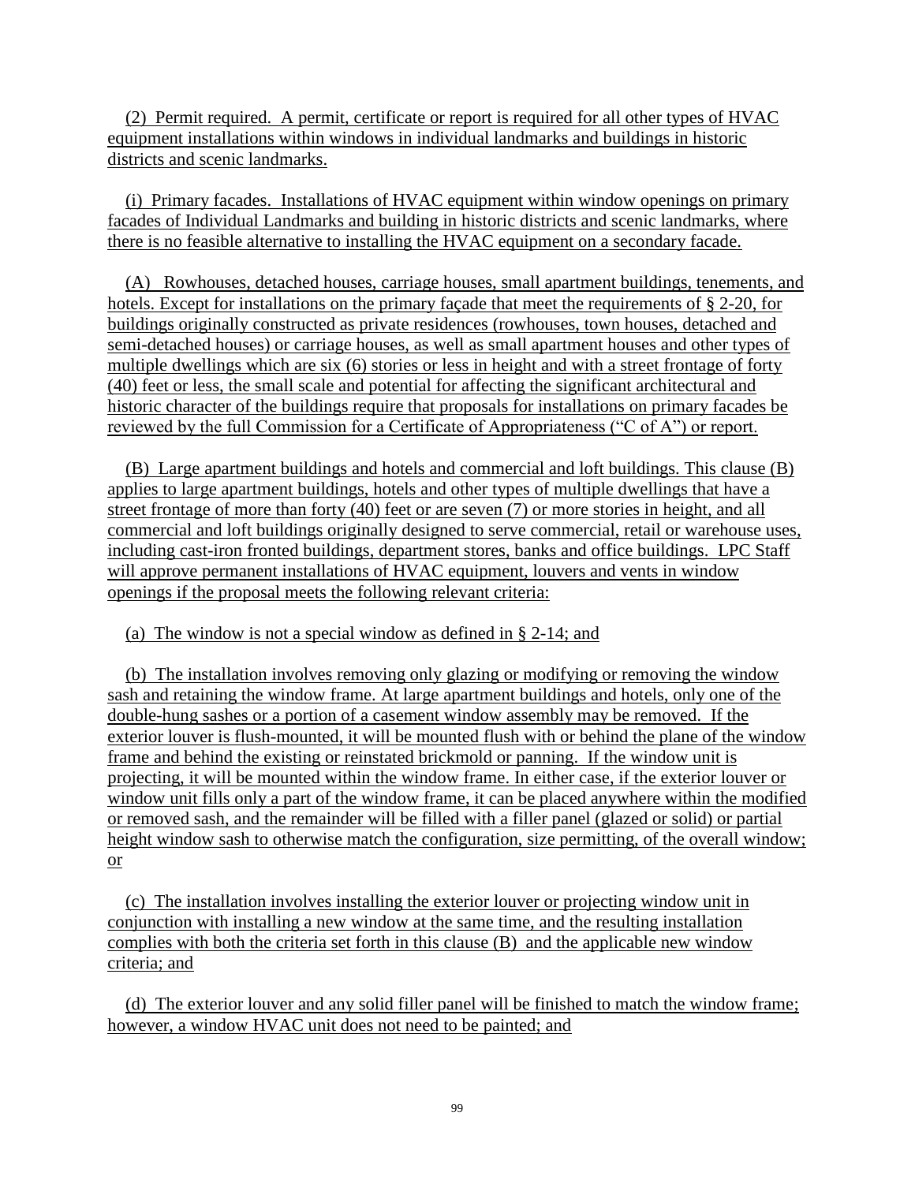(2) Permit required. A permit, certificate or report is required for all other types of HVAC equipment installations within windows in individual landmarks and buildings in historic districts and scenic landmarks.

(i) Primary facades. Installations of HVAC equipment within window openings on primary facades of Individual Landmarks and building in historic districts and scenic landmarks, where there is no feasible alternative to installing the HVAC equipment on a secondary facade.

(A) Rowhouses, detached houses, carriage houses, small apartment buildings, tenements, and hotels. Except for installations on the primary façade that meet the requirements of § 2-20, for buildings originally constructed as private residences (rowhouses, town houses, detached and semi-detached houses) or carriage houses, as well as small apartment houses and other types of multiple dwellings which are six (6) stories or less in height and with a street frontage of forty (40) feet or less, the small scale and potential for affecting the significant architectural and historic character of the buildings require that proposals for installations on primary facades be reviewed by the full Commission for a Certificate of Appropriateness ("C of A") or report.

(B) Large apartment buildings and hotels and commercial and loft buildings. This clause (B) applies to large apartment buildings, hotels and other types of multiple dwellings that have a street frontage of more than forty (40) feet or are seven (7) or more stories in height, and all commercial and loft buildings originally designed to serve commercial, retail or warehouse uses, including cast-iron fronted buildings, department stores, banks and office buildings. LPC Staff will approve permanent installations of HVAC equipment, louvers and vents in window openings if the proposal meets the following relevant criteria:

(a) The window is not a special window as defined in § 2-14; and

(b) The installation involves removing only glazing or modifying or removing the window sash and retaining the window frame. At large apartment buildings and hotels, only one of the double-hung sashes or a portion of a casement window assembly may be removed. If the exterior louver is flush-mounted, it will be mounted flush with or behind the plane of the window frame and behind the existing or reinstated brickmold or panning. If the window unit is projecting, it will be mounted within the window frame. In either case, if the exterior louver or window unit fills only a part of the window frame, it can be placed anywhere within the modified or removed sash, and the remainder will be filled with a filler panel (glazed or solid) or partial height window sash to otherwise match the configuration, size permitting, of the overall window; or

(c) The installation involves installing the exterior louver or projecting window unit in conjunction with installing a new window at the same time, and the resulting installation complies with both the criteria set forth in this clause (B) and the applicable new window criteria; and

(d) The exterior louver and any solid filler panel will be finished to match the window frame; however, a window HVAC unit does not need to be painted; and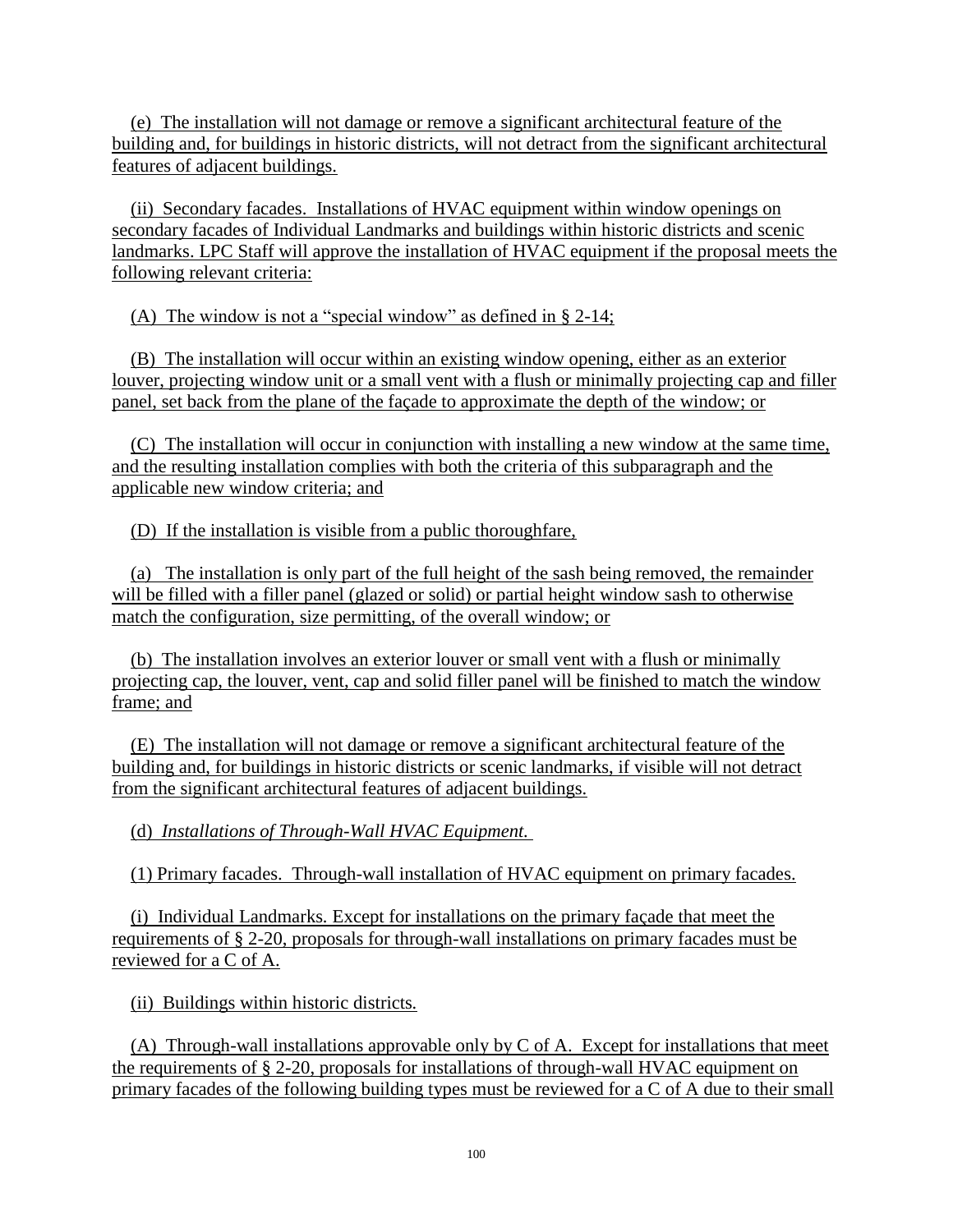(e) The installation will not damage or remove a significant architectural feature of the building and, for buildings in historic districts, will not detract from the significant architectural features of adjacent buildings.

(ii) Secondary facades. Installations of HVAC equipment within window openings on secondary facades of Individual Landmarks and buildings within historic districts and scenic landmarks. LPC Staff will approve the installation of HVAC equipment if the proposal meets the following relevant criteria:

(A) The window is not a "special window" as defined in § 2-14;

(B) The installation will occur within an existing window opening, either as an exterior louver, projecting window unit or a small vent with a flush or minimally projecting cap and filler panel, set back from the plane of the façade to approximate the depth of the window; or

(C) The installation will occur in conjunction with installing a new window at the same time, and the resulting installation complies with both the criteria of this subparagraph and the applicable new window criteria; and

(D) If the installation is visible from a public thoroughfare,

(a) The installation is only part of the full height of the sash being removed, the remainder will be filled with a filler panel (glazed or solid) or partial height window sash to otherwise match the configuration, size permitting, of the overall window; or

(b) The installation involves an exterior louver or small vent with a flush or minimally projecting cap, the louver, vent, cap and solid filler panel will be finished to match the window frame; and

(E) The installation will not damage or remove a significant architectural feature of the building and, for buildings in historic districts or scenic landmarks, if visible will not detract from the significant architectural features of adjacent buildings.

(d) *Installations of Through-Wall HVAC Equipment.*

(1) Primary facades. Through-wall installation of HVAC equipment on primary facades.

(i) Individual Landmarks. Except for installations on the primary façade that meet the requirements of § 2-20, proposals for through-wall installations on primary facades must be reviewed for a C of A.

(ii) Buildings within historic districts.

(A) Through-wall installations approvable only by C of A. Except for installations that meet the requirements of § 2-20, proposals for installations of through-wall HVAC equipment on primary facades of the following building types must be reviewed for a C of A due to their small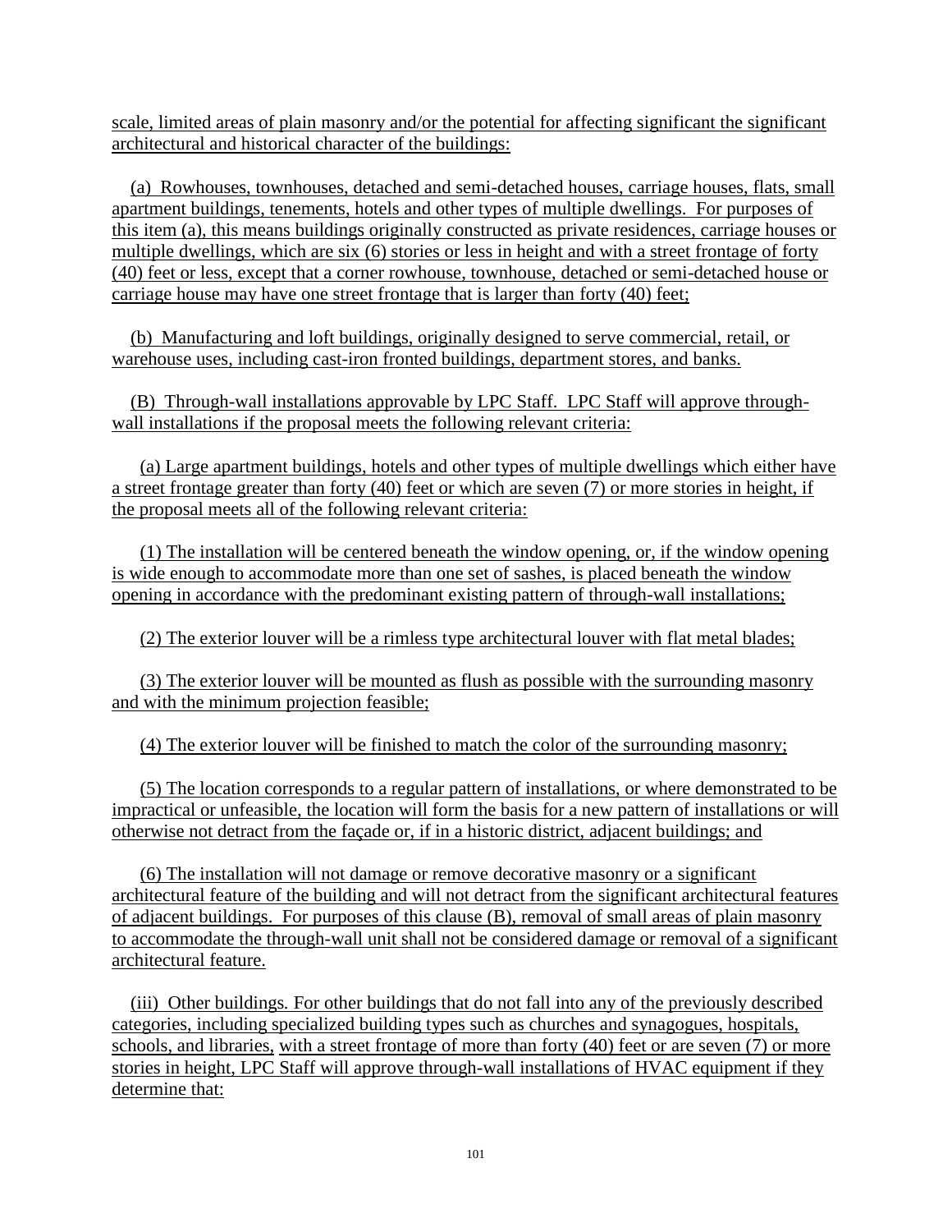scale, limited areas of plain masonry and/or the potential for affecting significant the significant architectural and historical character of the buildings:

(a) Rowhouses, townhouses, detached and semi-detached houses, carriage houses, flats, small apartment buildings, tenements, hotels and other types of multiple dwellings. For purposes of this item (a), this means buildings originally constructed as private residences, carriage houses or multiple dwellings, which are six (6) stories or less in height and with a street frontage of forty (40) feet or less, except that a corner rowhouse, townhouse, detached or semi-detached house or carriage house may have one street frontage that is larger than forty (40) feet;

(b) Manufacturing and loft buildings, originally designed to serve commercial, retail, or warehouse uses, including cast-iron fronted buildings, department stores, and banks.

(B) Through-wall installations approvable by LPC Staff. LPC Staff will approve through-wall installations if the proposal meets the following relevant criteria:

(a) Large apartment buildings, hotels and other types of multiple dwellings which either have a street frontage greater than forty (40) feet or which are seven (7) or more stories in height, if the proposal meets all of the following relevant criteria:

(1) The installation will be centered beneath the window opening, or, if the window opening is wide enough to accommodate more than one set of sashes, is placed beneath the window opening in accordance with the predominant existing pattern of through-wall installations;

(2) The exterior louver will be a rimless type architectural louver with flat metal blades;

(3) The exterior louver will be mounted as flush as possible with the surrounding masonry and with the minimum projection feasible;

(4) The exterior louver will be finished to match the color of the surrounding masonry;

(5) The location corresponds to a regular pattern of installations, or where demonstrated to be impractical or unfeasible, the location will form the basis for a new pattern of installations or will otherwise not detract from the façade or, if in a historic district, adjacent buildings; and

(6) The installation will not damage or remove decorative masonry or a significant architectural feature of the building and will not detract from the significant architectural features of adjacent buildings. For purposes of this clause (B), removal of small areas of plain masonry to accommodate the through-wall unit shall not be considered damage or removal of a significant architectural feature.

(iii) Other buildings. For other buildings that do not fall into any of the previously described categories, including specialized building types such as churches and synagogues, hospitals, schools, and libraries, with a street frontage of more than forty (40) feet or are seven (7) or more stories in height, LPC Staff will approve through-wall installations of HVAC equipment if they determine that: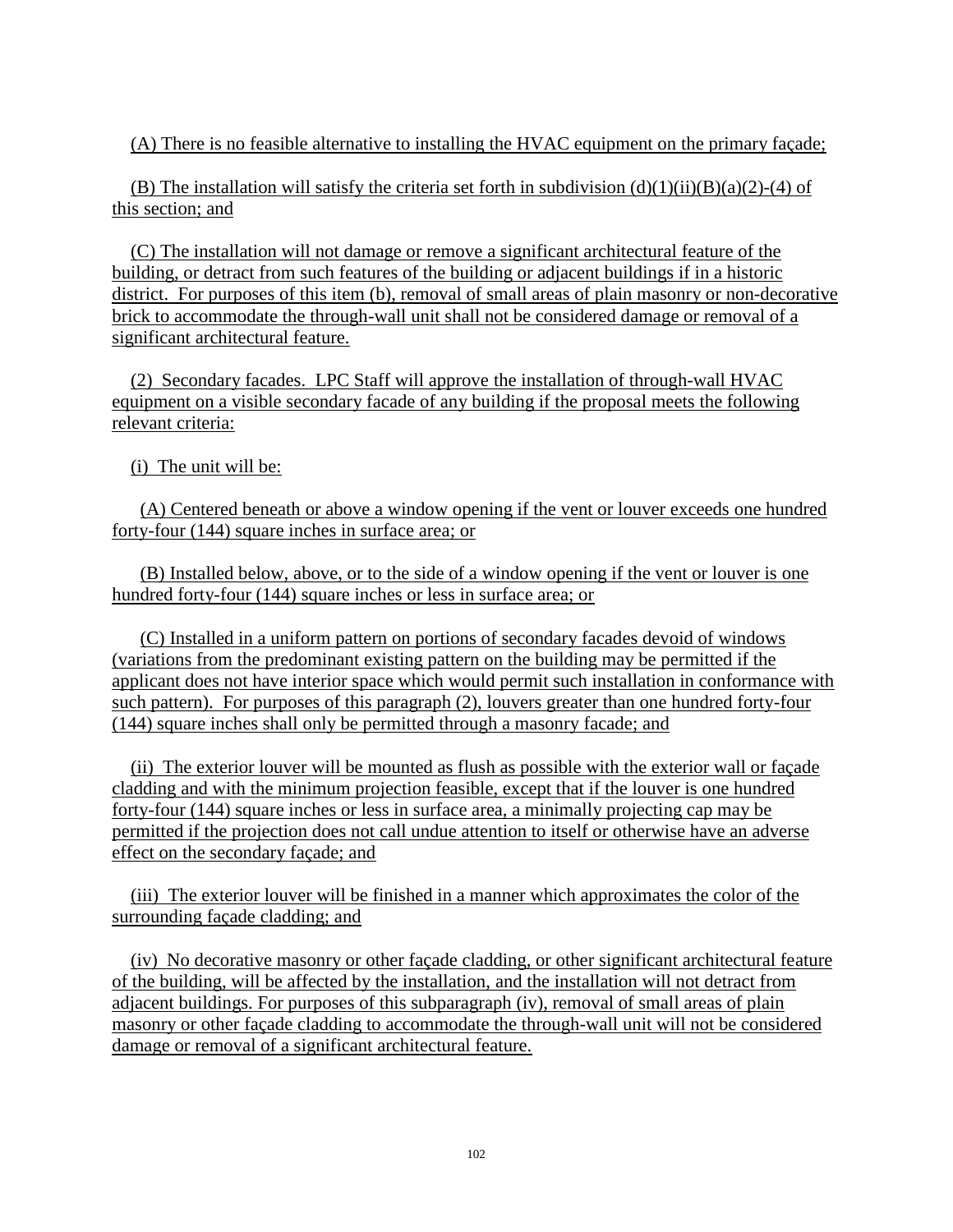(A) There is no feasible alternative to installing the HVAC equipment on the primary façade;

(B) The installation will satisfy the criteria set forth in subdivision (d)(1)(ii)(B)(a)(2)-(4) of this section; and

(C) The installation will not damage or remove a significant architectural feature of the building, or detract from such features of the building or adjacent buildings if in a historic district. For purposes of this item (b), removal of small areas of plain masonry or non-decorative brick to accommodate the through-wall unit shall not be considered damage or removal of a significant architectural feature.

(2) Secondary facades. LPC Staff will approve the installation of through-wall HVAC equipment on a visible secondary facade of any building if the proposal meets the following relevant criteria:

(i) The unit will be:

(A) Centered beneath or above a window opening if the vent or louver exceeds one hundred forty-four (144) square inches in surface area; or

(B) Installed below, above, or to the side of a window opening if the vent or louver is one hundred forty-four (144) square inches or less in surface area; or

(C) Installed in a uniform pattern on portions of secondary facades devoid of windows (variations from the predominant existing pattern on the building may be permitted if the applicant does not have interior space which would permit such installation in conformance with such pattern). For purposes of this paragraph (2), louvers greater than one hundred forty-four (144) square inches shall only be permitted through a masonry facade; and

(ii) The exterior louver will be mounted as flush as possible with the exterior wall or façade cladding and with the minimum projection feasible, except that if the louver is one hundred forty-four (144) square inches or less in surface area, a minimally projecting cap may be permitted if the projection does not call undue attention to itself or otherwise have an adverse effect on the secondary façade; and

(iii) The exterior louver will be finished in a manner which approximates the color of the surrounding façade cladding; and

(iv) No decorative masonry or other façade cladding, or other significant architectural feature of the building, will be affected by the installation, and the installation will not detract from adjacent buildings. For purposes of this subparagraph (iv), removal of small areas of plain masonry or other façade cladding to accommodate the through-wall unit will not be considered damage or removal of a significant architectural feature.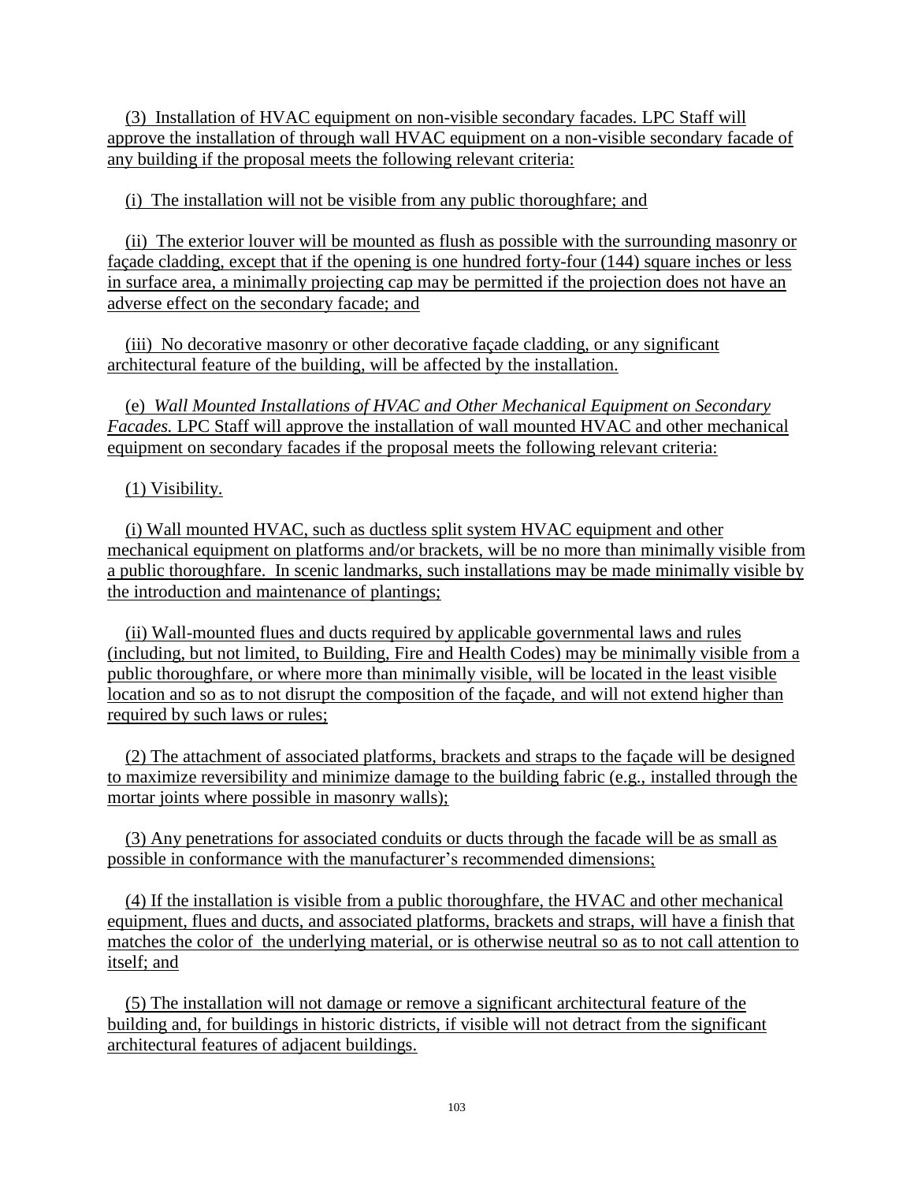(3) Installation of HVAC equipment on non-visible secondary facades. LPC Staff will approve the installation of through wall HVAC equipment on a non-visible secondary facade of any building if the proposal meets the following relevant criteria:

(i) The installation will not be visible from any public thoroughfare; and

(ii) The exterior louver will be mounted as flush as possible with the surrounding masonry or façade cladding, except that if the opening is one hundred forty-four (144) square inches or less in surface area, a minimally projecting cap may be permitted if the projection does not have an adverse effect on the secondary facade; and

(iii) No decorative masonry or other decorative façade cladding, or any significant architectural feature of the building, will be affected by the installation.

(e) *Wall Mounted Installations of HVAC and Other Mechanical Equipment on Secondary Facades.* LPC Staff will approve the installation of wall mounted HVAC and other mechanical equipment on secondary facades if the proposal meets the following relevant criteria:

(1) Visibility.

(i) Wall mounted HVAC, such as ductless split system HVAC equipment and other mechanical equipment on platforms and/or brackets, will be no more than minimally visible from a public thoroughfare. In scenic landmarks, such installations may be made minimally visible by the introduction and maintenance of plantings;

(ii) Wall-mounted flues and ducts required by applicable governmental laws and rules (including, but not limited, to Building, Fire and Health Codes) may be minimally visible from a public thoroughfare, or where more than minimally visible, will be located in the least visible location and so as to not disrupt the composition of the façade, and will not extend higher than required by such laws or rules;

(2) The attachment of associated platforms, brackets and straps to the façade will be designed to maximize reversibility and minimize damage to the building fabric (e.g., installed through the mortar joints where possible in masonry walls);

(3) Any penetrations for associated conduits or ducts through the facade will be as small as possible in conformance with the manufacturer's recommended dimensions;

(4) If the installation is visible from a public thoroughfare, the HVAC and other mechanical equipment, flues and ducts, and associated platforms, brackets and straps, will have a finish that matches the color of the underlying material, or is otherwise neutral so as to not call attention to itself; and

(5) The installation will not damage or remove a significant architectural feature of the building and, for buildings in historic districts, if visible will not detract from the significant architectural features of adjacent buildings.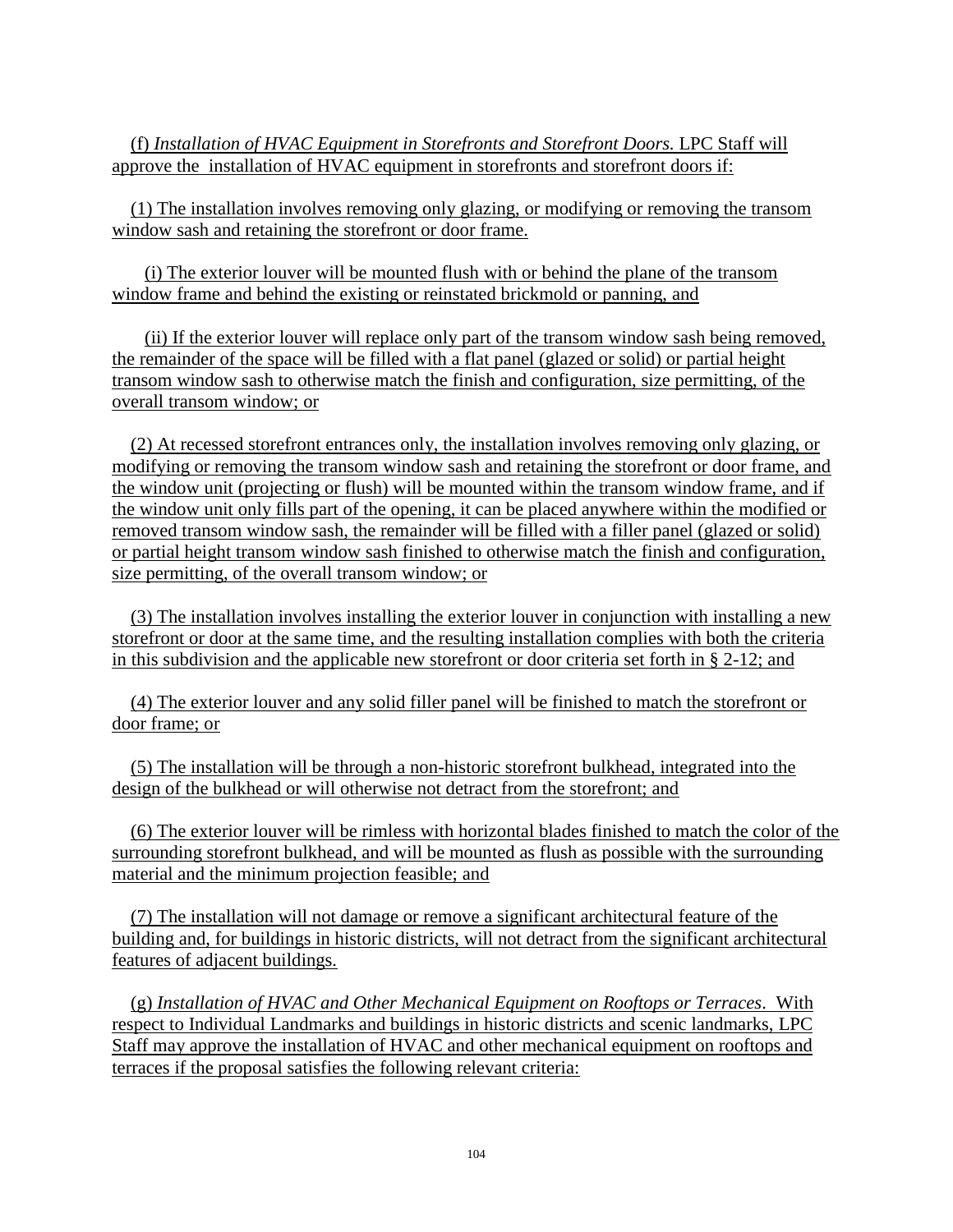(f) *Installation of HVAC Equipment in Storefronts and Storefront Doors.* LPC Staff will approve the installation of HVAC equipment in storefronts and storefront doors if:

(1) The installation involves removing only glazing, or modifying or removing the transom window sash and retaining the storefront or door frame.

(i) The exterior louver will be mounted flush with or behind the plane of the transom window frame and behind the existing or reinstated brickmold or panning, and

(ii) If the exterior louver will replace only part of the transom window sash being removed, the remainder of the space will be filled with a flat panel (glazed or solid) or partial height transom window sash to otherwise match the finish and configuration, size permitting, of the overall transom window; or

(2) At recessed storefront entrances only, the installation involves removing only glazing, or modifying or removing the transom window sash and retaining the storefront or door frame, and the window unit (projecting or flush) will be mounted within the transom window frame, and if the window unit only fills part of the opening, it can be placed anywhere within the modified or removed transom window sash, the remainder will be filled with a filler panel (glazed or solid) or partial height transom window sash finished to otherwise match the finish and configuration, size permitting, of the overall transom window; or

(3) The installation involves installing the exterior louver in conjunction with installing a new storefront or door at the same time, and the resulting installation complies with both the criteria in this subdivision and the applicable new storefront or door criteria set forth in § 2-12; and

(4) The exterior louver and any solid filler panel will be finished to match the storefront or door frame; or

(5) The installation will be through a non-historic storefront bulkhead, integrated into the design of the bulkhead or will otherwise not detract from the storefront; and

(6) The exterior louver will be rimless with horizontal blades finished to match the color of the surrounding storefront bulkhead, and will be mounted as flush as possible with the surrounding material and the minimum projection feasible; and

(7) The installation will not damage or remove a significant architectural feature of the building and, for buildings in historic districts, will not detract from the significant architectural features of adjacent buildings.

(g) *Installation of HVAC and Other Mechanical Equipment on Rooftops or Terraces*. With respect to Individual Landmarks and buildings in historic districts and scenic landmarks, LPC Staff may approve the installation of HVAC and other mechanical equipment on rooftops and terraces if the proposal satisfies the following relevant criteria: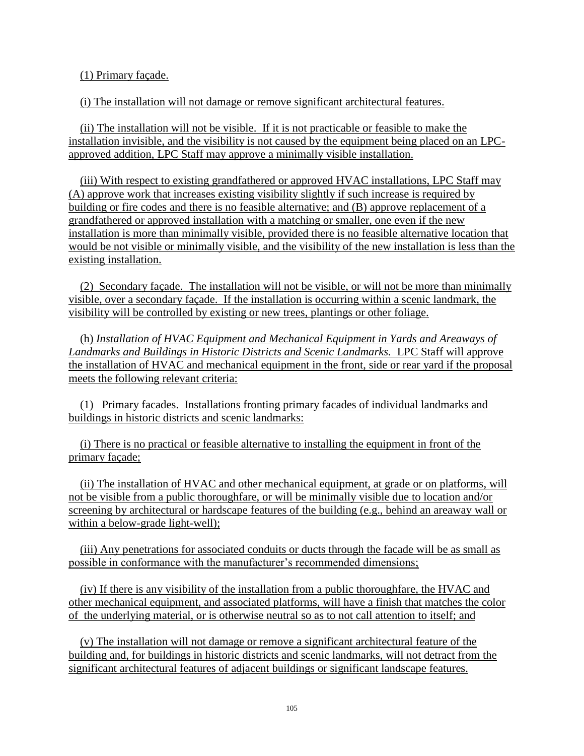(1) Primary façade.

(i) The installation will not damage or remove significant architectural features.

(ii) The installation will not be visible. If it is not practicable or feasible to make the installation invisible, and the visibility is not caused by the equipment being placed on an LPC-approved addition, LPC Staff may approve a minimally visible installation.

(iii) With respect to existing grandfathered or approved HVAC installations, LPC Staff may (A) approve work that increases existing visibility slightly if such increase is required by building or fire codes and there is no feasible alternative; and (B) approve replacement of a grandfathered or approved installation with a matching or smaller, one even if the new installation is more than minimally visible, provided there is no feasible alternative location that would be not visible or minimally visible, and the visibility of the new installation is less than the existing installation.

(2) Secondary façade. The installation will not be visible, or will not be more than minimally visible, over a secondary façade. If the installation is occurring within a scenic landmark, the visibility will be controlled by existing or new trees, plantings or other foliage.

(h) *Installation of HVAC Equipment and Mechanical Equipment in Yards and Areaways of Landmarks and Buildings in Historic Districts and Scenic Landmarks.* LPC Staff will approve the installation of HVAC and mechanical equipment in the front, side or rear yard if the proposal meets the following relevant criteria:

(1) Primary facades. Installations fronting primary facades of individual landmarks and buildings in historic districts and scenic landmarks:

(i) There is no practical or feasible alternative to installing the equipment in front of the primary façade;

(ii) The installation of HVAC and other mechanical equipment, at grade or on platforms, will not be visible from a public thoroughfare, or will be minimally visible due to location and/or screening by architectural or hardscape features of the building (e.g., behind an areaway wall or within a below-grade light-well);

(iii) Any penetrations for associated conduits or ducts through the facade will be as small as possible in conformance with the manufacturer's recommended dimensions;

(iv) If there is any visibility of the installation from a public thoroughfare, the HVAC and other mechanical equipment, and associated platforms, will have a finish that matches the color of the underlying material, or is otherwise neutral so as to not call attention to itself; and

(v) The installation will not damage or remove a significant architectural feature of the building and, for buildings in historic districts and scenic landmarks, will not detract from the significant architectural features of adjacent buildings or significant landscape features.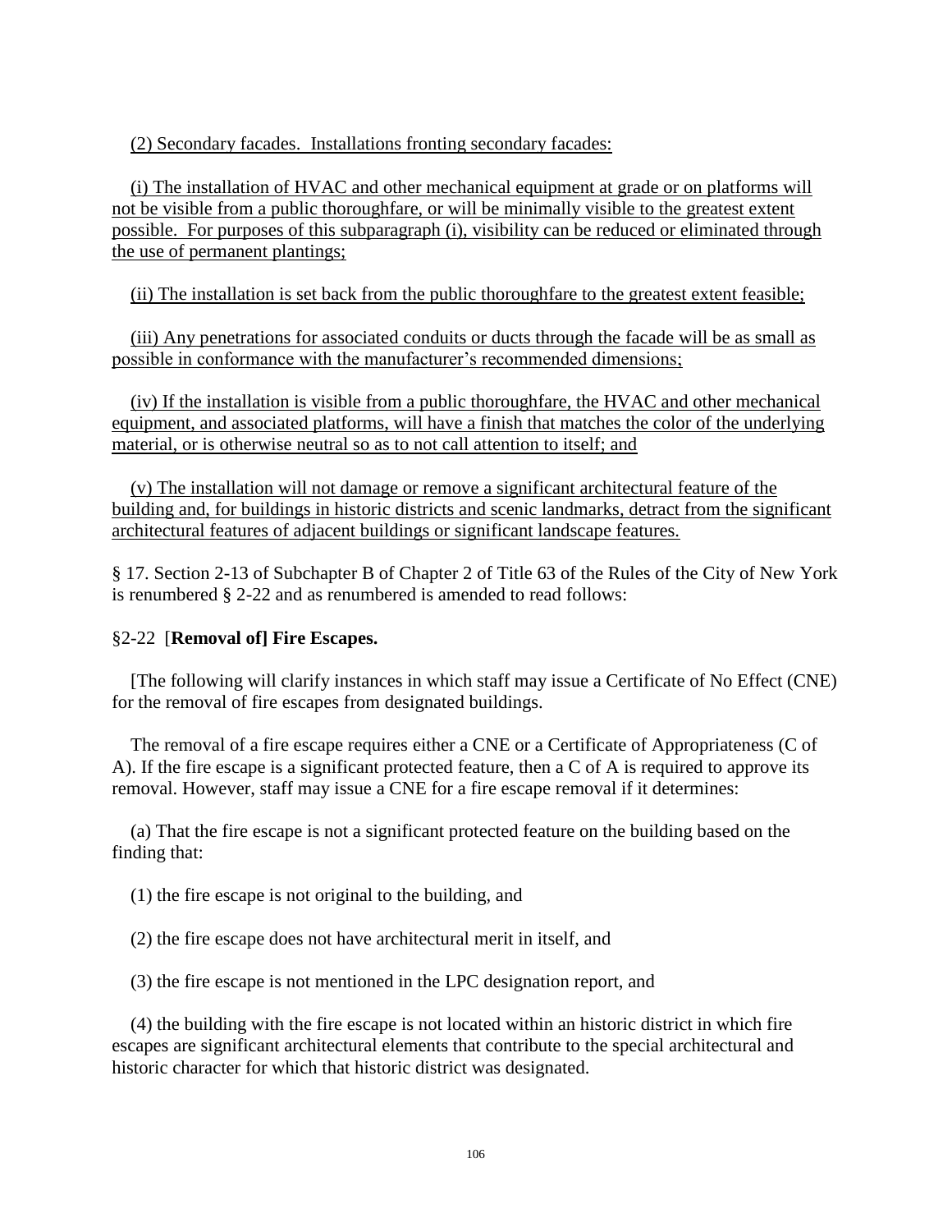(2) Secondary facades. Installations fronting secondary facades:

(i) The installation of HVAC and other mechanical equipment at grade or on platforms will not be visible from a public thoroughfare, or will be minimally visible to the greatest extent possible. For purposes of this subparagraph (i), visibility can be reduced or eliminated through the use of permanent plantings;

(ii) The installation is set back from the public thoroughfare to the greatest extent feasible;

(iii) Any penetrations for associated conduits or ducts through the facade will be as small as possible in conformance with the manufacturer's recommended dimensions;

(iv) If the installation is visible from a public thoroughfare, the HVAC and other mechanical equipment, and associated platforms, will have a finish that matches the color of the underlying material, or is otherwise neutral so as to not call attention to itself; and

(v) The installation will not damage or remove a significant architectural feature of the building and, for buildings in historic districts and scenic landmarks, detract from the significant architectural features of adjacent buildings or significant landscape features.

§ 17. Section 2-13 of Subchapter B of Chapter 2 of Title 63 of the Rules of the City of New York is renumbered § 2-22 and as renumbered is amended to read follows:

§2-22 [**Removal of] Fire Escapes.**

[The following will clarify instances in which staff may issue a Certificate of No Effect (CNE) for the removal of fire escapes from designated buildings.

The removal of a fire escape requires either a CNE or a Certificate of Appropriateness (C of A). If the fire escape is a significant protected feature, then a C of A is required to approve its removal. However, staff may issue a CNE for a fire escape removal if it determines:

(a) That the fire escape is not a significant protected feature on the building based on the finding that:

(1) the fire escape is not original to the building, and

(2) the fire escape does not have architectural merit in itself, and

(3) the fire escape is not mentioned in the LPC designation report, and

(4) the building with the fire escape is not located within an historic district in which fire escapes are significant architectural elements that contribute to the special architectural and historic character for which that historic district was designated.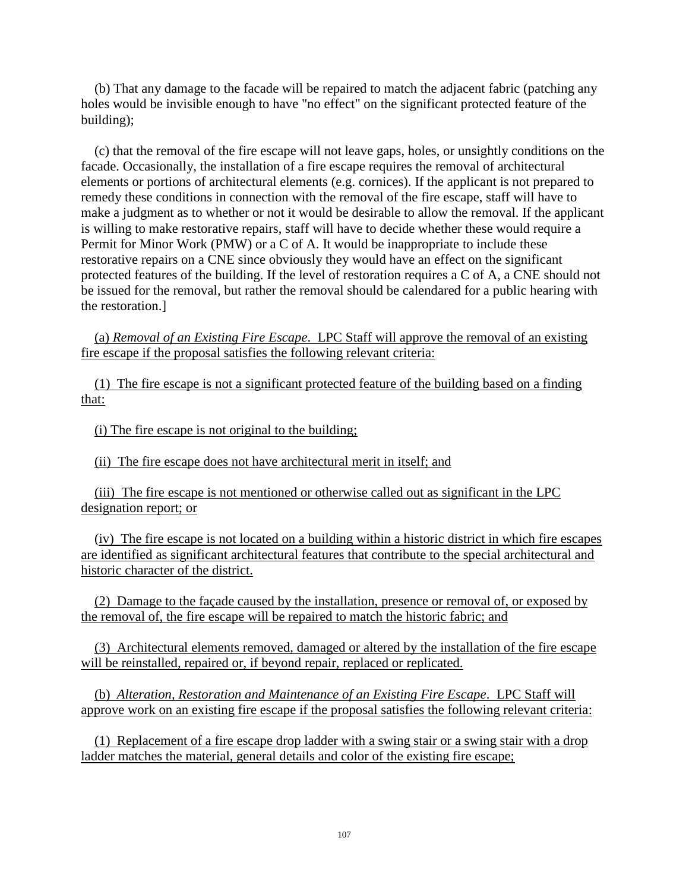(b) That any damage to the facade will be repaired to match the adjacent fabric (patching any holes would be invisible enough to have "no effect" on the significant protected feature of the building);

(c) that the removal of the fire escape will not leave gaps, holes, or unsightly conditions on the facade. Occasionally, the installation of a fire escape requires the removal of architectural elements or portions of architectural elements (e.g. cornices). If the applicant is not prepared to remedy these conditions in connection with the removal of the fire escape, staff will have to make a judgment as to whether or not it would be desirable to allow the removal. If the applicant is willing to make restorative repairs, staff will have to decide whether these would require a Permit for Minor Work (PMW) or a C of A. It would be inappropriate to include these restorative repairs on a CNE since obviously they would have an effect on the significant protected features of the building. If the level of restoration requires a C of A, a CNE should not be issued for the removal, but rather the removal should be calendared for a public hearing with the restoration.]

<u>(a) *Removal of an Existing Fire Escape*. LPC Staff will approve the removal of an existing fire escape if the proposal satisfies the following relevant criteria:</u>

<u>(1) The fire escape is not a significant protected feature of the building based on a finding that:</u>

<u>(i) The fire escape is not original to the building;</u>

<u>(ii) The fire escape does not have architectural merit in itself; and</u>

<u>(iii) The fire escape is not mentioned or otherwise called out as significant in the LPC designation report; or</u>

<u>(iv) The fire escape is not located on a building within a historic district in which fire escapes are identified as significant architectural features that contribute to the special architectural and historic character of the district.</u>

<u>(2) Damage to the façade caused by the installation, presence or removal of, or exposed by the removal of, the fire escape will be repaired to match the historic fabric; and</u>

<u>(3) Architectural elements removed, damaged or altered by the installation of the fire escape will be reinstalled, repaired or, if beyond repair, replaced or replicated.</u>

<u>(b) *Alteration, Restoration and Maintenance of an Existing Fire Escape*. LPC Staff will approve work on an existing fire escape if the proposal satisfies the following relevant criteria:</u>

<u>(1) Replacement of a fire escape drop ladder with a swing stair or a swing stair with a drop ladder matches the material, general details and color of the existing fire escape;</u>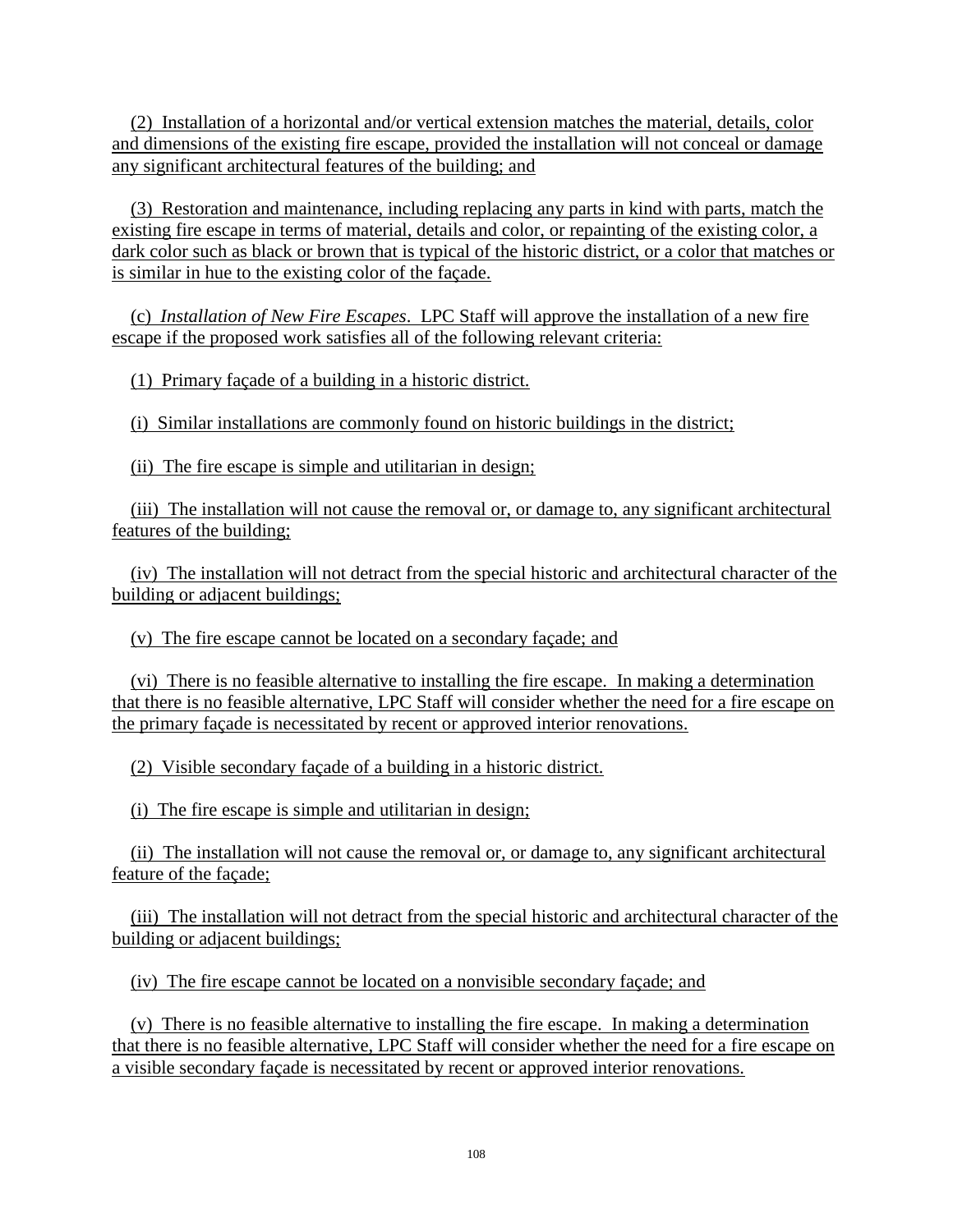(2) Installation of a horizontal and/or vertical extension matches the material, details, color and dimensions of the existing fire escape, provided the installation will not conceal or damage any significant architectural features of the building; and

(3) Restoration and maintenance, including replacing any parts in kind with parts, match the existing fire escape in terms of material, details and color, or repainting of the existing color, a dark color such as black or brown that is typical of the historic district, or a color that matches or is similar in hue to the existing color of the façade.

(c) *Installation of New Fire Escapes*. LPC Staff will approve the installation of a new fire escape if the proposed work satisfies all of the following relevant criteria:

(1) Primary façade of a building in a historic district.

(i) Similar installations are commonly found on historic buildings in the district;

(ii) The fire escape is simple and utilitarian in design;

(iii) The installation will not cause the removal or, or damage to, any significant architectural features of the building;

(iv) The installation will not detract from the special historic and architectural character of the building or adjacent buildings;

(v) The fire escape cannot be located on a secondary façade; and

(vi) There is no feasible alternative to installing the fire escape. In making a determination that there is no feasible alternative, LPC Staff will consider whether the need for a fire escape on the primary façade is necessitated by recent or approved interior renovations.

(2) Visible secondary façade of a building in a historic district.

(i) The fire escape is simple and utilitarian in design;

(ii) The installation will not cause the removal or, or damage to, any significant architectural feature of the façade;

(iii) The installation will not detract from the special historic and architectural character of the building or adjacent buildings;

(iv) The fire escape cannot be located on a nonvisible secondary façade; and

(v) There is no feasible alternative to installing the fire escape. In making a determination that there is no feasible alternative, LPC Staff will consider whether the need for a fire escape on a visible secondary façade is necessitated by recent or approved interior renovations.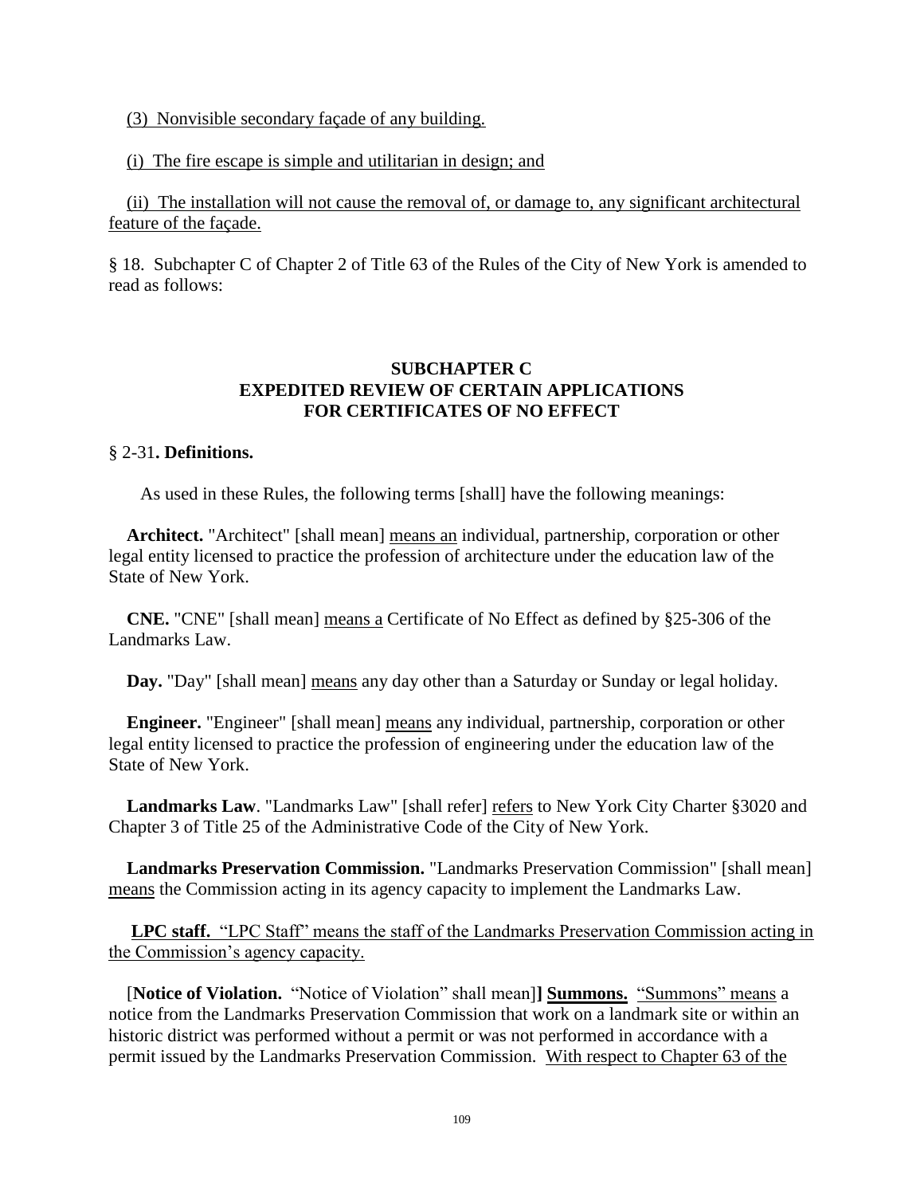(3) Nonvisible secondary façade of any building.

(i) The fire escape is simple and utilitarian in design; and

(ii) The installation will not cause the removal of, or damage to, any significant architectural feature of the façade.

§ 18. Subchapter C of Chapter 2 of Title 63 of the Rules of the City of New York is amended to read as follows:

**SUBCHAPTER C**
**EXPEDITED REVIEW OF CERTAIN APPLICATIONS FOR CERTIFICATES OF NO EFFECT**

§ 2-31**. Definitions.**

As used in these Rules, the following terms [shall] have the following meanings:

**Architect.** "Architect" [shall mean] means an individual, partnership, corporation or other legal entity licensed to practice the profession of architecture under the education law of the State of New York.

**CNE.** "CNE" [shall mean] means a Certificate of No Effect as defined by §25-306 of the Landmarks Law.

**Day.** "Day" [shall mean] means any day other than a Saturday or Sunday or legal holiday.

**Engineer.** "Engineer" [shall mean] means any individual, partnership, corporation or other legal entity licensed to practice the profession of engineering under the education law of the State of New York.

**Landmarks Law**. "Landmarks Law" [shall refer] refers to New York City Charter §3020 and Chapter 3 of Title 25 of the Administrative Code of the City of New York.

**Landmarks Preservation Commission.** "Landmarks Preservation Commission" [shall mean] means the Commission acting in its agency capacity to implement the Landmarks Law.

**LPC staff.** "LPC Staff" means the staff of the Landmarks Preservation Commission acting in the Commission's agency capacity.

[**Notice of Violation.** "Notice of Violation" shall mean]**] Summons.** "Summons" means a notice from the Landmarks Preservation Commission that work on a landmark site or within an historic district was performed without a permit or was not performed in accordance with a permit issued by the Landmarks Preservation Commission. With respect to Chapter 63 of the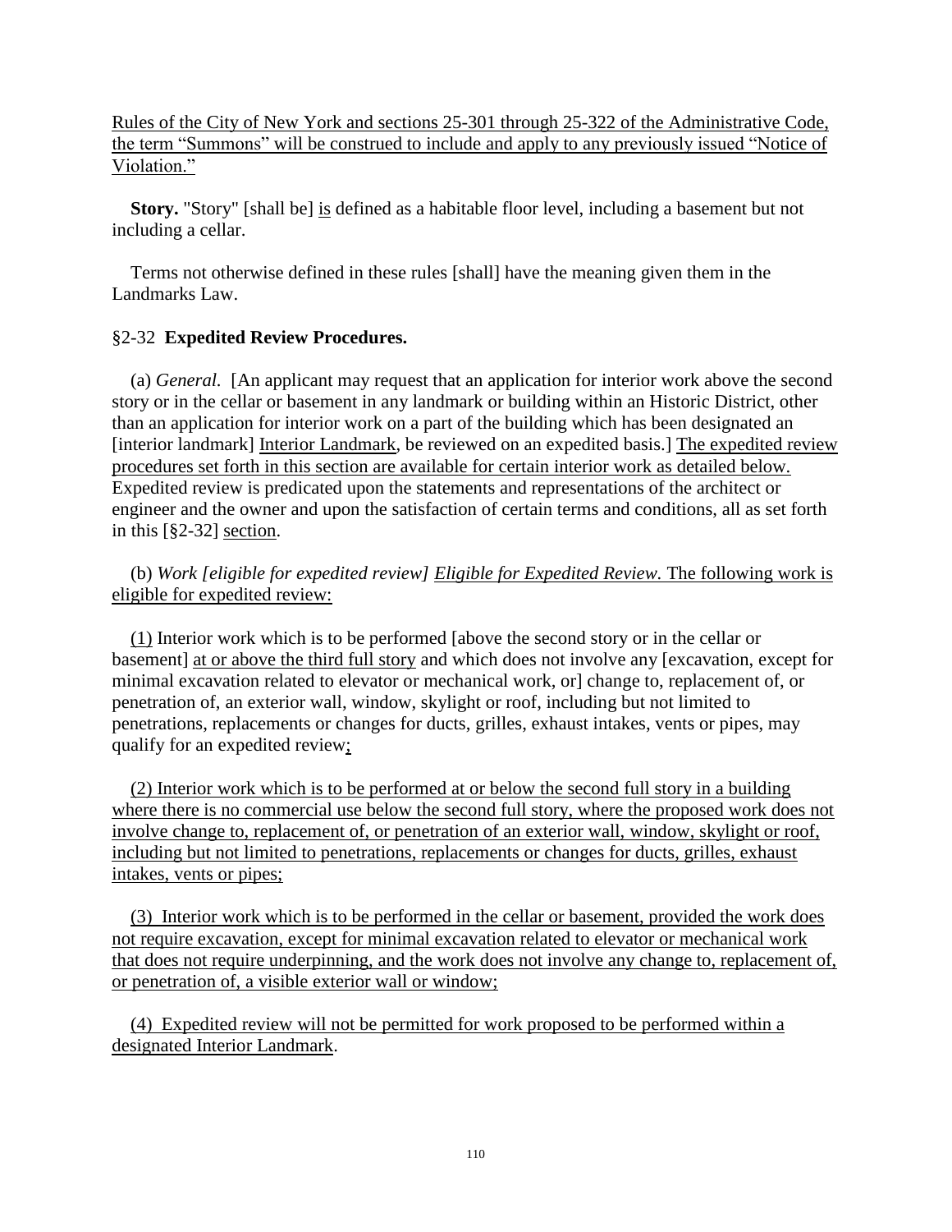Rules of the City of New York and sections 25-301 through 25-322 of the Administrative Code, the term "Summons" will be construed to include and apply to any previously issued "Notice of Violation."

**Story.** "Story" [shall be] is defined as a habitable floor level, including a basement but not including a cellar.

Terms not otherwise defined in these rules [shall] have the meaning given them in the Landmarks Law.

### §2-32 **Expedited Review Procedures.**

(a) *General.* [An applicant may request that an application for interior work above the second story or in the cellar or basement in any landmark or building within an Historic District, other than an application for interior work on a part of the building which has been designated an [interior landmark] Interior Landmark, be reviewed on an expedited basis.] The expedited review procedures set forth in this section are available for certain interior work as detailed below. Expedited review is predicated upon the statements and representations of the architect or engineer and the owner and upon the satisfaction of certain terms and conditions, all as set forth in this [§2-32] section.

(b) *Work [eligible for expedited review] Eligible for Expedited Review.* The following work is eligible for expedited review:

(1) Interior work which is to be performed [above the second story or in the cellar or basement] at or above the third full story and which does not involve any [excavation, except for minimal excavation related to elevator or mechanical work, or] change to, replacement of, or penetration of, an exterior wall, window, skylight or roof, including but not limited to penetrations, replacements or changes for ducts, grilles, exhaust intakes, vents or pipes, may qualify for an expedited review;

(2) Interior work which is to be performed at or below the second full story in a building where there is no commercial use below the second full story, where the proposed work does not involve change to, replacement of, or penetration of an exterior wall, window, skylight or roof, including but not limited to penetrations, replacements or changes for ducts, grilles, exhaust intakes, vents or pipes;

(3) Interior work which is to be performed in the cellar or basement, provided the work does not require excavation, except for minimal excavation related to elevator or mechanical work that does not require underpinning, and the work does not involve any change to, replacement of, or penetration of, a visible exterior wall or window;

(4) Expedited review will not be permitted for work proposed to be performed within a designated Interior Landmark.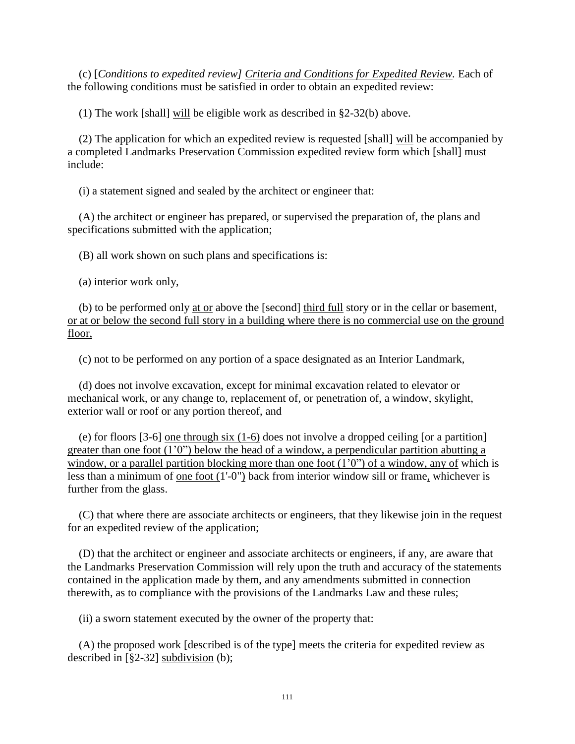(c) [*Conditions to expedited review]* *Criteria and Conditions for Expedited Review.* Each of the following conditions must be satisfied in order to obtain an expedited review:

(1) The work [shall] will be eligible work as described in §2-32(b) above.

(2) The application for which an expedited review is requested [shall] will be accompanied by a completed Landmarks Preservation Commission expedited review form which [shall] must include:

(i) a statement signed and sealed by the architect or engineer that:

(A) the architect or engineer has prepared, or supervised the preparation of, the plans and specifications submitted with the application;

(B) all work shown on such plans and specifications is:

(a) interior work only,

(b) to be performed only at or above the [second] third full story or in the cellar or basement, or at or below the second full story in a building where there is no commercial use on the ground floor,

(c) not to be performed on any portion of a space designated as an Interior Landmark,

(d) does not involve excavation, except for minimal excavation related to elevator or mechanical work, or any change to, replacement of, or penetration of, a window, skylight, exterior wall or roof or any portion thereof, and

(e) for floors [3-6] one through six (1-6) does not involve a dropped ceiling [or a partition] greater than one foot (1'0") below the head of a window, a perpendicular partition abutting a window, or a parallel partition blocking more than one foot (1'0") of a window, any of which is less than a minimum of one foot (1'-0") back from interior window sill or frame, whichever is further from the glass.

(C) that where there are associate architects or engineers, that they likewise join in the request for an expedited review of the application;

(D) that the architect or engineer and associate architects or engineers, if any, are aware that the Landmarks Preservation Commission will rely upon the truth and accuracy of the statements contained in the application made by them, and any amendments submitted in connection therewith, as to compliance with the provisions of the Landmarks Law and these rules;

(ii) a sworn statement executed by the owner of the property that:

(A) the proposed work [described is of the type] meets the criteria for expedited review as described in [§2-32] subdivision (b);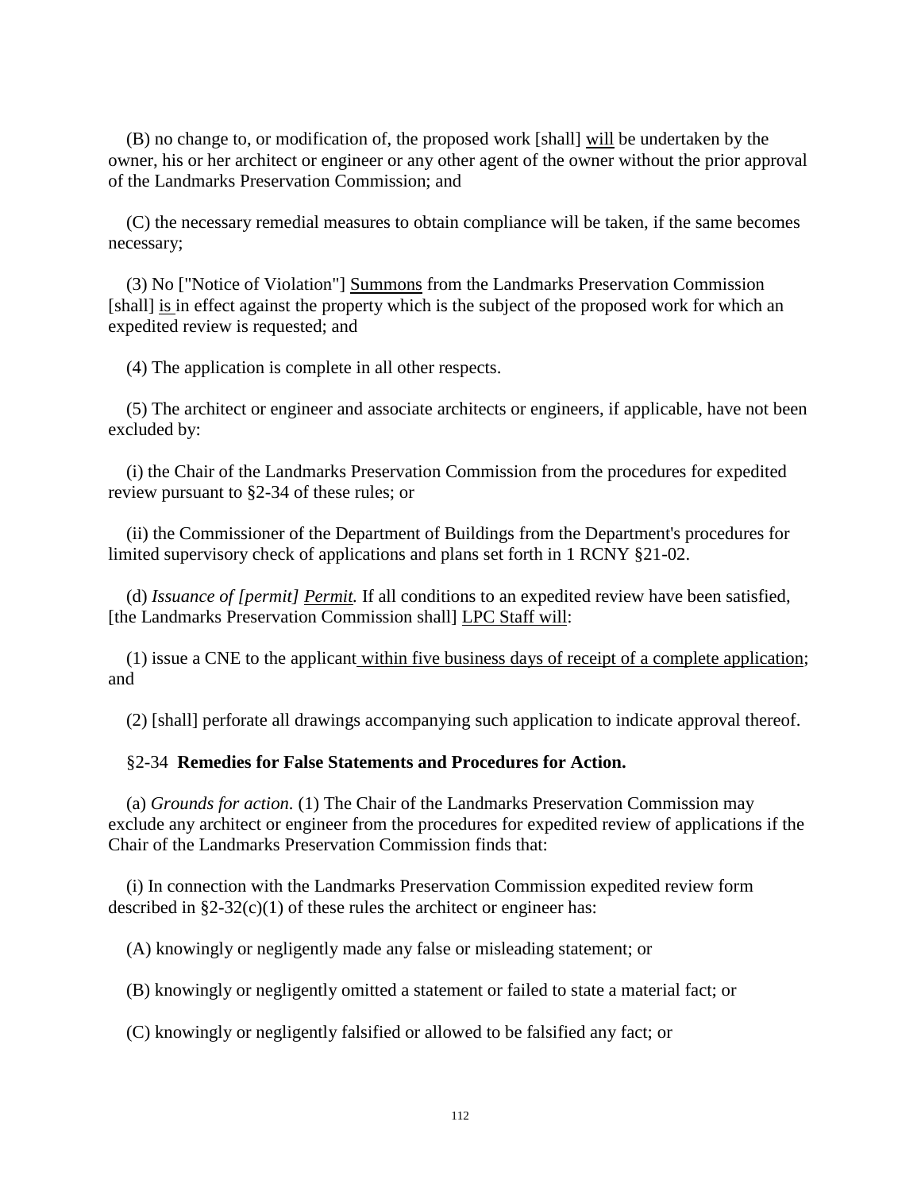(B) no change to, or modification of, the proposed work [shall] will be undertaken by the owner, his or her architect or engineer or any other agent of the owner without the prior approval of the Landmarks Preservation Commission; and

(C) the necessary remedial measures to obtain compliance will be taken, if the same becomes necessary;

(3) No ["Notice of Violation"] Summons from the Landmarks Preservation Commission [shall] is in effect against the property which is the subject of the proposed work for which an expedited review is requested; and

(4) The application is complete in all other respects.

(5) The architect or engineer and associate architects or engineers, if applicable, have not been excluded by:

(i) the Chair of the Landmarks Preservation Commission from the procedures for expedited review pursuant to §2-34 of these rules; or

(ii) the Commissioner of the Department of Buildings from the Department's procedures for limited supervisory check of applications and plans set forth in 1 RCNY §21-02.

(d) *Issuance of [permit] Permit.* If all conditions to an expedited review have been satisfied, [the Landmarks Preservation Commission shall] LPC Staff will:

(1) issue a CNE to the applicant within five business days of receipt of a complete application; and

(2) [shall] perforate all drawings accompanying such application to indicate approval thereof.

§2-34 **Remedies for False Statements and Procedures for Action.**

(a) *Grounds for action.* (1) The Chair of the Landmarks Preservation Commission may exclude any architect or engineer from the procedures for expedited review of applications if the Chair of the Landmarks Preservation Commission finds that:

(i) In connection with the Landmarks Preservation Commission expedited review form described in §2-32(c)(1) of these rules the architect or engineer has:

(A) knowingly or negligently made any false or misleading statement; or

(B) knowingly or negligently omitted a statement or failed to state a material fact; or

(C) knowingly or negligently falsified or allowed to be falsified any fact; or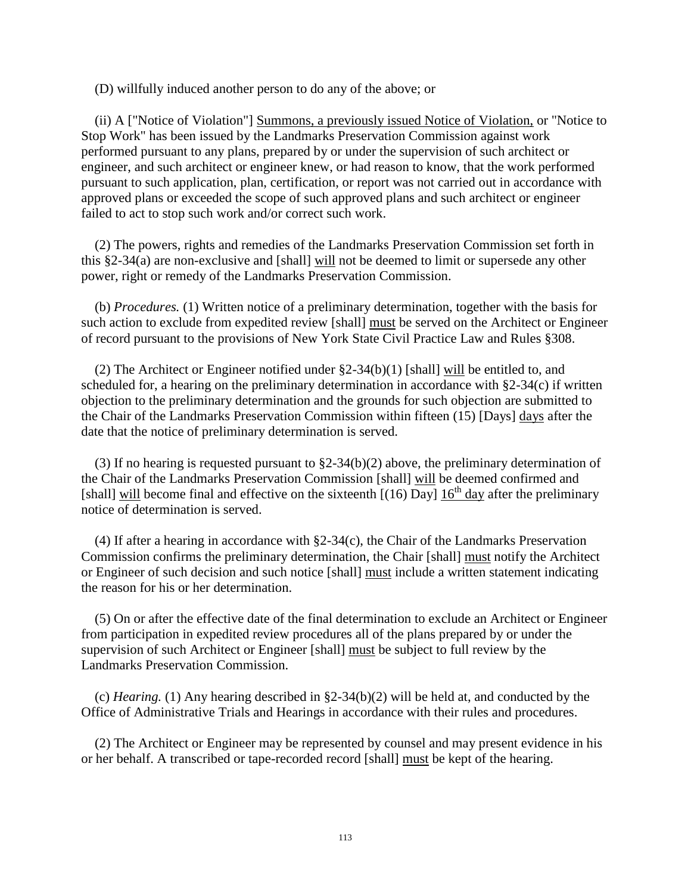(D) willfully induced another person to do any of the above; or

(ii) A ["Notice of Violation"] <u>Summons, a previously issued Notice of Violation,</u> or "Notice to Stop Work" has been issued by the Landmarks Preservation Commission against work performed pursuant to any plans, prepared by or under the supervision of such architect or engineer, and such architect or engineer knew, or had reason to know, that the work performed pursuant to such application, plan, certification, or report was not carried out in accordance with approved plans or exceeded the scope of such approved plans and such architect or engineer failed to act to stop such work and/or correct such work.

(2) The powers, rights and remedies of the Landmarks Preservation Commission set forth in this §2-34(a) are non-exclusive and [shall] <u>will</u> not be deemed to limit or supersede any other power, right or remedy of the Landmarks Preservation Commission.

(b) *Procedures.* (1) Written notice of a preliminary determination, together with the basis for such action to exclude from expedited review [shall] <u>must</u> be served on the Architect or Engineer of record pursuant to the provisions of New York State Civil Practice Law and Rules §308.

(2) The Architect or Engineer notified under §2-34(b)(1) [shall] <u>will</u> be entitled to, and scheduled for, a hearing on the preliminary determination in accordance with §2-34(c) if written objection to the preliminary determination and the grounds for such objection are submitted to the Chair of the Landmarks Preservation Commission within fifteen (15) [Days] <u>days</u> after the date that the notice of preliminary determination is served.

(3) If no hearing is requested pursuant to §2-34(b)(2) above, the preliminary determination of the Chair of the Landmarks Preservation Commission [shall] <u>will</u> be deemed confirmed and [shall] <u>will</u> become final and effective on the sixteenth [(16) Day] <u>16th day</u> after the preliminary notice of determination is served.

(4) If after a hearing in accordance with §2-34(c), the Chair of the Landmarks Preservation Commission confirms the preliminary determination, the Chair [shall] <u>must</u> notify the Architect or Engineer of such decision and such notice [shall] <u>must</u> include a written statement indicating the reason for his or her determination.

(5) On or after the effective date of the final determination to exclude an Architect or Engineer from participation in expedited review procedures all of the plans prepared by or under the supervision of such Architect or Engineer [shall] <u>must</u> be subject to full review by the Landmarks Preservation Commission.

(c) *Hearing.* (1) Any hearing described in §2-34(b)(2) will be held at, and conducted by the Office of Administrative Trials and Hearings in accordance with their rules and procedures.

(2) The Architect or Engineer may be represented by counsel and may present evidence in his or her behalf. A transcribed or tape-recorded record [shall] <u>must</u> be kept of the hearing.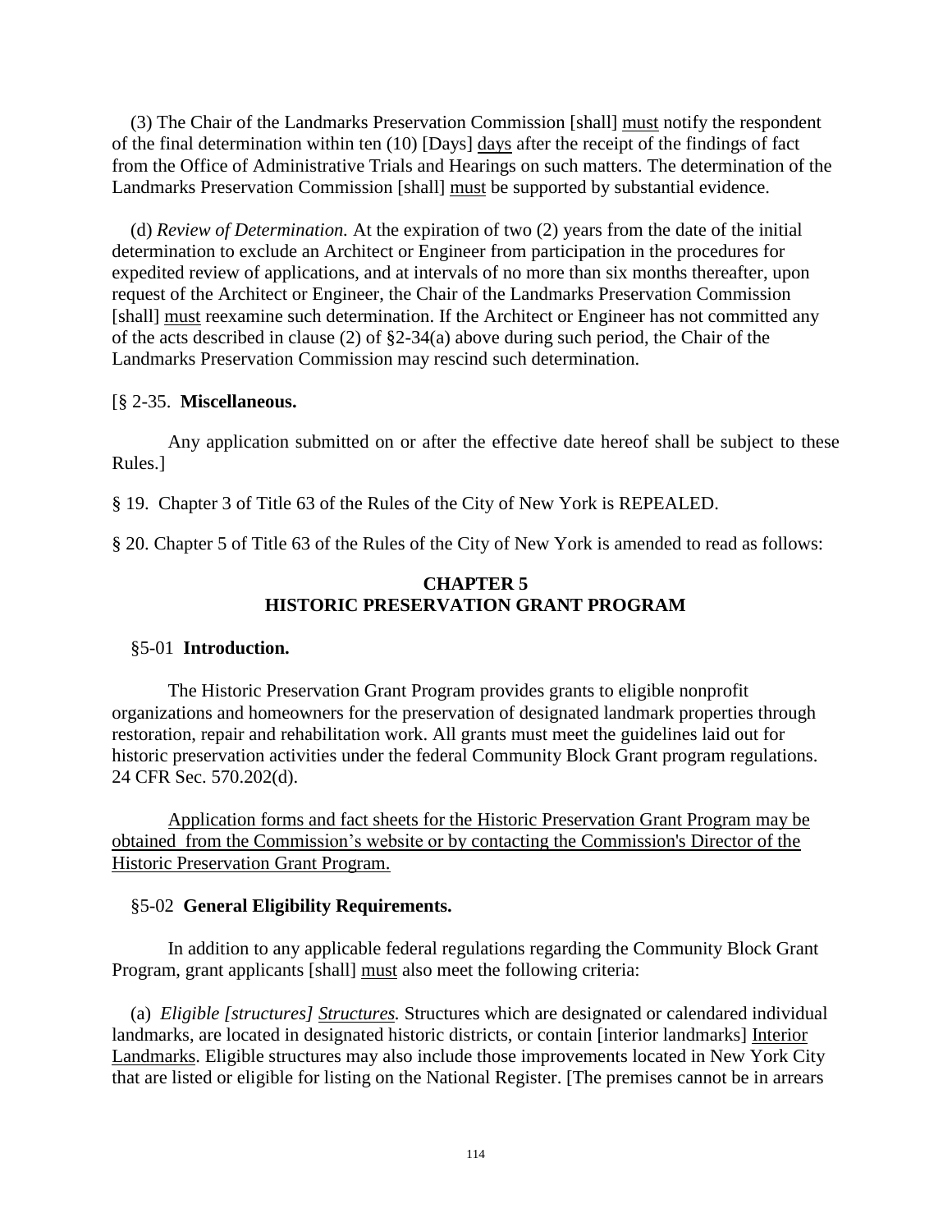(3) The Chair of the Landmarks Preservation Commission [shall] <u>must</u> notify the respondent of the final determination within ten (10) [Days] <u>days</u> after the receipt of the findings of fact from the Office of Administrative Trials and Hearings on such matters. The determination of the Landmarks Preservation Commission [shall] <u>must</u> be supported by substantial evidence.

(d) *Review of Determination.* At the expiration of two (2) years from the date of the initial determination to exclude an Architect or Engineer from participation in the procedures for expedited review of applications, and at intervals of no more than six months thereafter, upon request of the Architect or Engineer, the Chair of the Landmarks Preservation Commission [shall] <u>must</u> reexamine such determination. If the Architect or Engineer has not committed any of the acts described in clause (2) of §2-34(a) above during such period, the Chair of the Landmarks Preservation Commission may rescind such determination.

[§ 2-35. **Miscellaneous.**

Any application submitted on or after the effective date hereof shall be subject to these Rules.]

§ 19. Chapter 3 of Title 63 of the Rules of the City of New York is REPEALED.

§ 20. Chapter 5 of Title 63 of the Rules of the City of New York is amended to read as follows:

## CHAPTER 5
## HISTORIC PRESERVATION GRANT PROGRAM

§5-01 **Introduction.**

The Historic Preservation Grant Program provides grants to eligible nonprofit organizations and homeowners for the preservation of designated landmark properties through restoration, repair and rehabilitation work. All grants must meet the guidelines laid out for historic preservation activities under the federal Community Block Grant program regulations. 24 CFR Sec. 570.202(d).

<u>Application forms and fact sheets for the Historic Preservation Grant Program may be obtained from the Commission's website or by contacting the Commission's Director of the Historic Preservation Grant Program.</u>

§5-02 **General Eligibility Requirements.**

In addition to any applicable federal regulations regarding the Community Block Grant Program, grant applicants [shall] <u>must</u> also meet the following criteria:

(a) *Eligible [structures] <u>Structures</u>.* Structures which are designated or calendared individual landmarks, are located in designated historic districts, or contain [interior landmarks] <u>Interior Landmarks</u>. Eligible structures may also include those improvements located in New York City that are listed or eligible for listing on the National Register. [The premises cannot be in arrears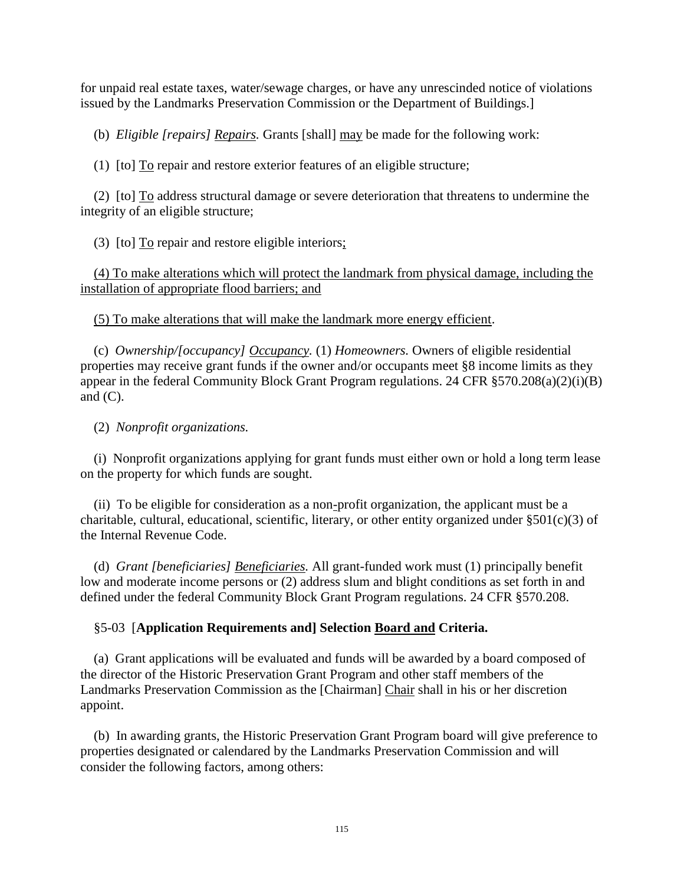for unpaid real estate taxes, water/sewage charges, or have any unrescinded notice of violations issued by the Landmarks Preservation Commission or the Department of Buildings.]

(b) *Eligible [repairs] Repairs.* Grants [shall] may be made for the following work:

(1) [to] To repair and restore exterior features of an eligible structure;

(2) [to] To address structural damage or severe deterioration that threatens to undermine the integrity of an eligible structure;

(3) [to] To repair and restore eligible interiors;

(4) To make alterations which will protect the landmark from physical damage, including the installation of appropriate flood barriers; and

(5) To make alterations that will make the landmark more energy efficient.

(c) *Ownership/[occupancy] Occupancy.* (1) *Homeowners.* Owners of eligible residential properties may receive grant funds if the owner and/or occupants meet §8 income limits as they appear in the federal Community Block Grant Program regulations. 24 CFR §570.208(a)(2)(i)(B) and (C).

(2) *Nonprofit organizations.*

(i) Nonprofit organizations applying for grant funds must either own or hold a long term lease on the property for which funds are sought.

(ii) To be eligible for consideration as a non-profit organization, the applicant must be a charitable, cultural, educational, scientific, literary, or other entity organized under §501(c)(3) of the Internal Revenue Code.

(d) *Grant [beneficiaries] Beneficiaries.* All grant-funded work must (1) principally benefit low and moderate income persons or (2) address slum and blight conditions as set forth in and defined under the federal Community Block Grant Program regulations. 24 CFR §570.208.

§5-03 [**Application Requirements and] Selection Board and Criteria.**

(a) Grant applications will be evaluated and funds will be awarded by a board composed of the director of the Historic Preservation Grant Program and other staff members of the Landmarks Preservation Commission as the [Chairman] Chair shall in his or her discretion appoint.

(b) In awarding grants, the Historic Preservation Grant Program board will give preference to properties designated or calendared by the Landmarks Preservation Commission and will consider the following factors, among others: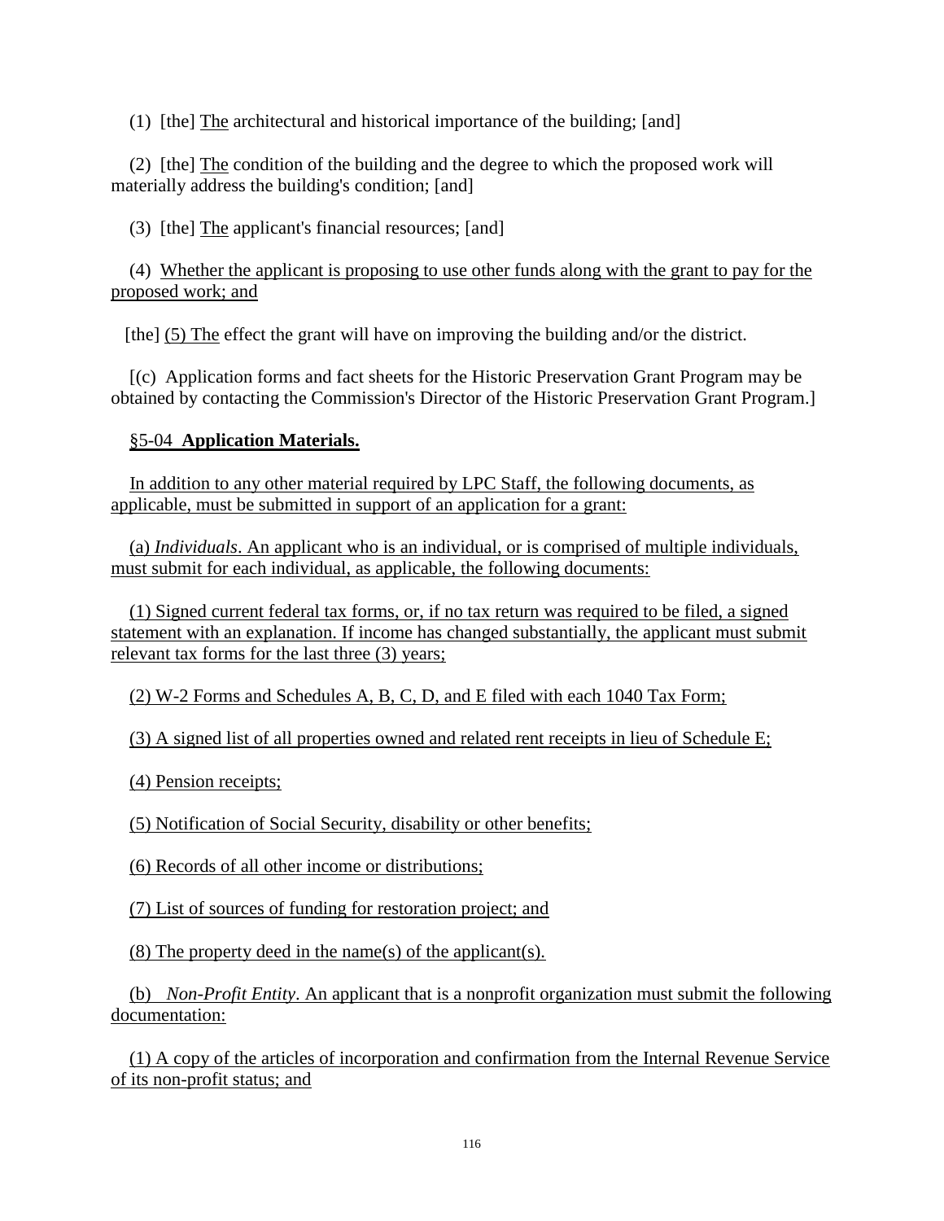(1) [the] The architectural and historical importance of the building; [and]

(2) [the] The condition of the building and the degree to which the proposed work will materially address the building's condition; [and]

(3) [the] The applicant's financial resources; [and]

(4) Whether the applicant is proposing to use other funds along with the grant to pay for the proposed work; and

[the] (5) The effect the grant will have on improving the building and/or the district.

[(c) Application forms and fact sheets for the Historic Preservation Grant Program may be obtained by contacting the Commission's Director of the Historic Preservation Grant Program.]

§5-04 **Application Materials.**

In addition to any other material required by LPC Staff, the following documents, as applicable, must be submitted in support of an application for a grant:

(a) *Individuals*. An applicant who is an individual, or is comprised of multiple individuals, must submit for each individual, as applicable, the following documents:

(1) Signed current federal tax forms, or, if no tax return was required to be filed, a signed statement with an explanation. If income has changed substantially, the applicant must submit relevant tax forms for the last three (3) years;

(2) W-2 Forms and Schedules A, B, C, D, and E filed with each 1040 Tax Form;

(3) A signed list of all properties owned and related rent receipts in lieu of Schedule E;

(4) Pension receipts;

(5) Notification of Social Security, disability or other benefits;

(6) Records of all other income or distributions;

(7) List of sources of funding for restoration project; and

(8) The property deed in the name(s) of the applicant(s).

(b) *Non-Profit Entity*. An applicant that is a nonprofit organization must submit the following documentation:

(1) A copy of the articles of incorporation and confirmation from the Internal Revenue Service of its non-profit status; and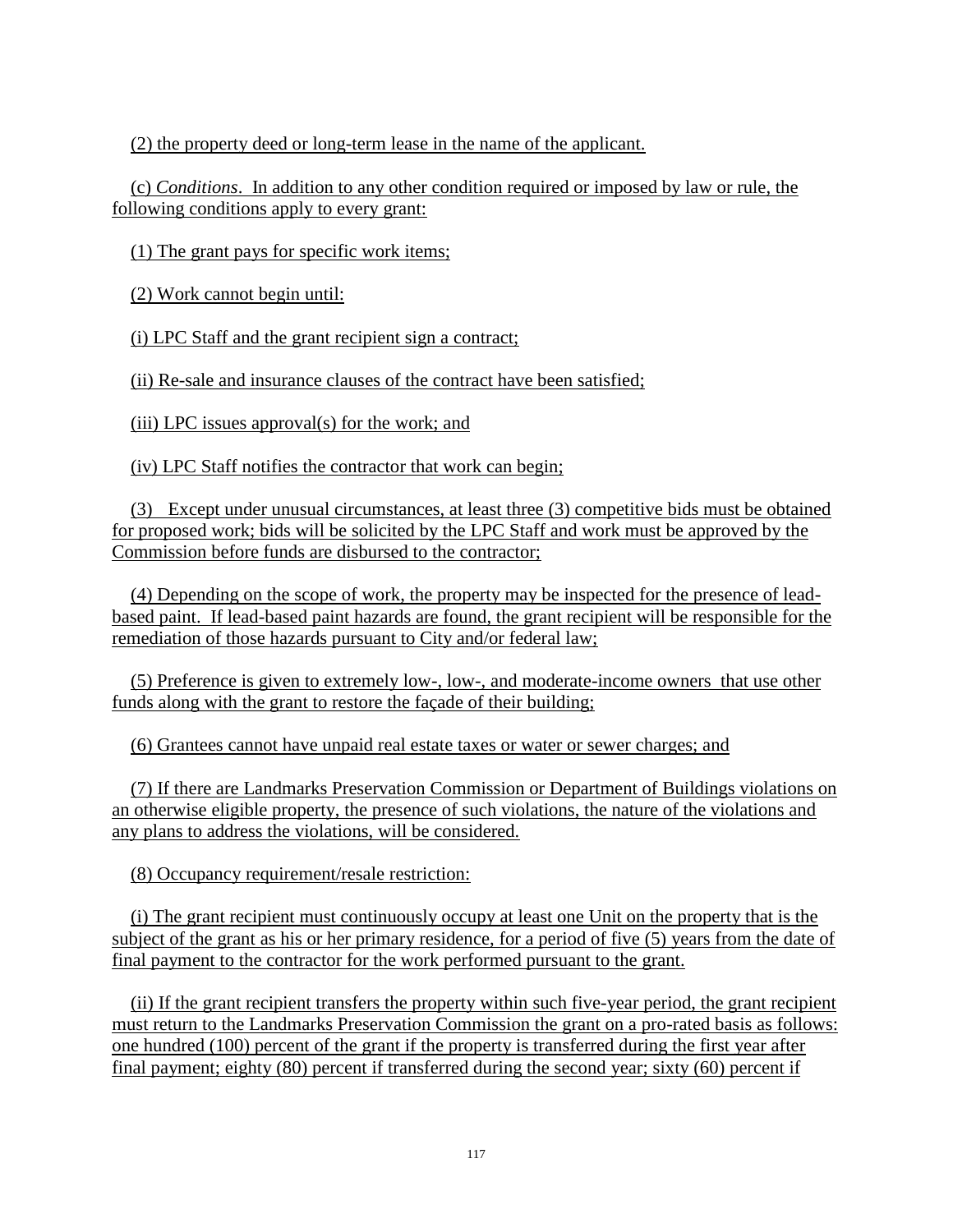(2) the property deed or long-term lease in the name of the applicant.

(c) *Conditions*. In addition to any other condition required or imposed by law or rule, the following conditions apply to every grant:

(1) The grant pays for specific work items;

(2) Work cannot begin until:

(i) LPC Staff and the grant recipient sign a contract;

(ii) Re-sale and insurance clauses of the contract have been satisfied;

(iii) LPC issues approval(s) for the work; and

(iv) LPC Staff notifies the contractor that work can begin;

(3) Except under unusual circumstances, at least three (3) competitive bids must be obtained for proposed work; bids will be solicited by the LPC Staff and work must be approved by the Commission before funds are disbursed to the contractor;

(4) Depending on the scope of work, the property may be inspected for the presence of lead-based paint. If lead-based paint hazards are found, the grant recipient will be responsible for the remediation of those hazards pursuant to City and/or federal law;

(5) Preference is given to extremely low-, low-, and moderate-income owners that use other funds along with the grant to restore the façade of their building;

(6) Grantees cannot have unpaid real estate taxes or water or sewer charges; and

(7) If there are Landmarks Preservation Commission or Department of Buildings violations on an otherwise eligible property, the presence of such violations, the nature of the violations and any plans to address the violations, will be considered.

(8) Occupancy requirement/resale restriction:

(i) The grant recipient must continuously occupy at least one Unit on the property that is the subject of the grant as his or her primary residence, for a period of five (5) years from the date of final payment to the contractor for the work performed pursuant to the grant.

(ii) If the grant recipient transfers the property within such five-year period, the grant recipient must return to the Landmarks Preservation Commission the grant on a pro-rated basis as follows: one hundred (100) percent of the grant if the property is transferred during the first year after final payment; eighty (80) percent if transferred during the second year; sixty (60) percent if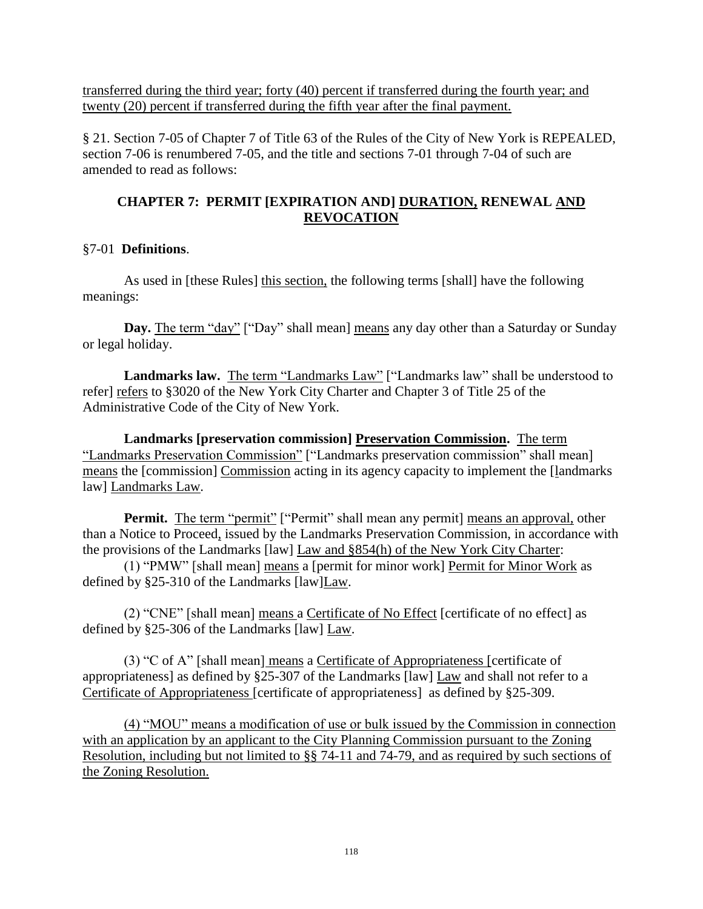transferred during the third year; forty (40) percent if transferred during the fourth year; and twenty (20) percent if transferred during the fifth year after the final payment.

§ 21. Section 7-05 of Chapter 7 of Title 63 of the Rules of the City of New York is REPEALED, section 7-06 is renumbered 7-05, and the title and sections 7-01 through 7-04 of such are amended to read as follows:

## CHAPTER 7: PERMIT [EXPIRATION AND] DURATION, RENEWAL AND REVOCATION

§7-01 **Definitions**.

As used in [these Rules] this section, the following terms [shall] have the following meanings:

**Day.** The term "day" ["Day" shall mean] means any day other than a Saturday or Sunday or legal holiday.

**Landmarks law.** The term "Landmarks Law" ["Landmarks law" shall be understood to refer] refers to §3020 of the New York City Charter and Chapter 3 of Title 25 of the Administrative Code of the City of New York.

**Landmarks [preservation commission] Preservation Commission.** The term "Landmarks Preservation Commission" ["Landmarks preservation commission" shall mean] means the [commission] Commission acting in its agency capacity to implement the [landmarks law] Landmarks Law.

**Permit.** The term "permit" ["Permit" shall mean any permit] means an approval, other than a Notice to Proceed, issued by the Landmarks Preservation Commission, in accordance with the provisions of the Landmarks [law] Law and §854(h) of the New York City Charter:

(1) "PMW" [shall mean] means a [permit for minor work] Permit for Minor Work as defined by §25-310 of the Landmarks [law]Law.

(2) "CNE" [shall mean] means a Certificate of No Effect [certificate of no effect] as defined by §25-306 of the Landmarks [law] Law.

(3) "C of A" [shall mean] means a Certificate of Appropriateness [certificate of appropriateness] as defined by §25-307 of the Landmarks [law] Law and shall not refer to a Certificate of Appropriateness [certificate of appropriateness] as defined by §25-309.

(4) "MOU" means a modification of use or bulk issued by the Commission in connection with an application by an applicant to the City Planning Commission pursuant to the Zoning Resolution, including but not limited to §§ 74-11 and 74-79, and as required by such sections of the Zoning Resolution.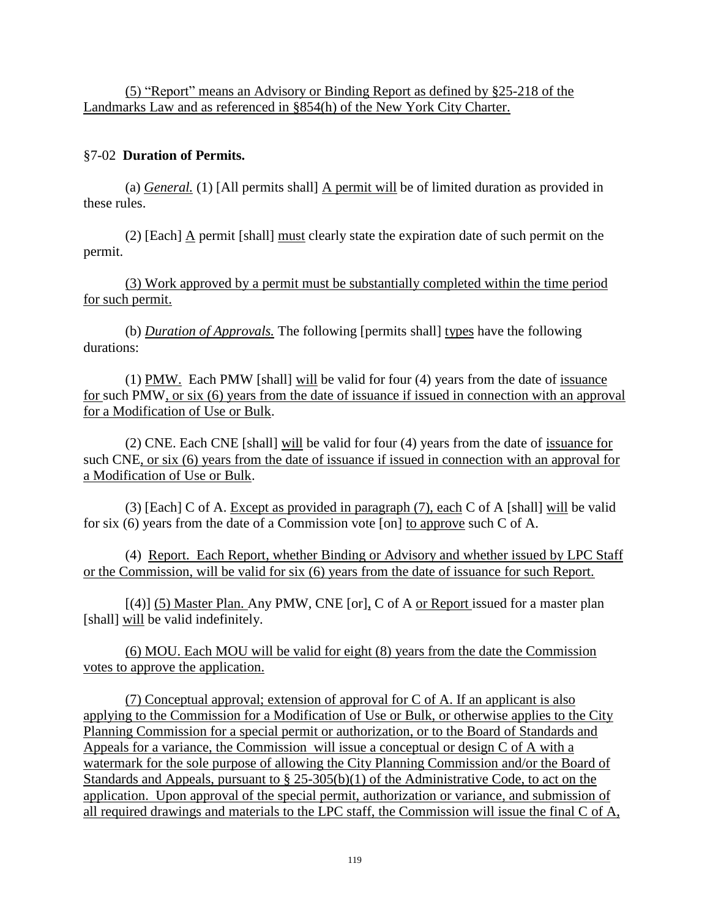(5) "Report" means an Advisory or Binding Report as defined by §25-218 of the Landmarks Law and as referenced in §854(h) of the New York City Charter.

§7-02 **Duration of Permits.**

(a) *General.* (1) [All permits shall] A permit will be of limited duration as provided in these rules.

(2) [Each] A permit [shall] must clearly state the expiration date of such permit on the permit.

(3) Work approved by a permit must be substantially completed within the time period for such permit.

(b) *Duration of Approvals.* The following [permits shall] types have the following durations:

(1) PMW. Each PMW [shall] will be valid for four (4) years from the date of issuance for such PMW, or six (6) years from the date of issuance if issued in connection with an approval for a Modification of Use or Bulk.

(2) CNE. Each CNE [shall] will be valid for four (4) years from the date of issuance for such CNE, or six (6) years from the date of issuance if issued in connection with an approval for a Modification of Use or Bulk.

(3) [Each] C of A. Except as provided in paragraph (7), each C of A [shall] will be valid for six (6) years from the date of a Commission vote [on] to approve such C of A.

(4) Report. Each Report, whether Binding or Advisory and whether issued by LPC Staff or the Commission, will be valid for six (6) years from the date of issuance for such Report.

[(4)] (5) Master Plan. Any PMW, CNE [or], C of A or Report issued for a master plan [shall] will be valid indefinitely.

(6) MOU. Each MOU will be valid for eight (8) years from the date the Commission votes to approve the application.

(7) Conceptual approval; extension of approval for C of A. If an applicant is also applying to the Commission for a Modification of Use or Bulk, or otherwise applies to the City Planning Commission for a special permit or authorization, or to the Board of Standards and Appeals for a variance, the Commission will issue a conceptual or design C of A with a watermark for the sole purpose of allowing the City Planning Commission and/or the Board of Standards and Appeals, pursuant to § 25-305(b)(1) of the Administrative Code, to act on the application. Upon approval of the special permit, authorization or variance, and submission of all required drawings and materials to the LPC staff, the Commission will issue the final C of A,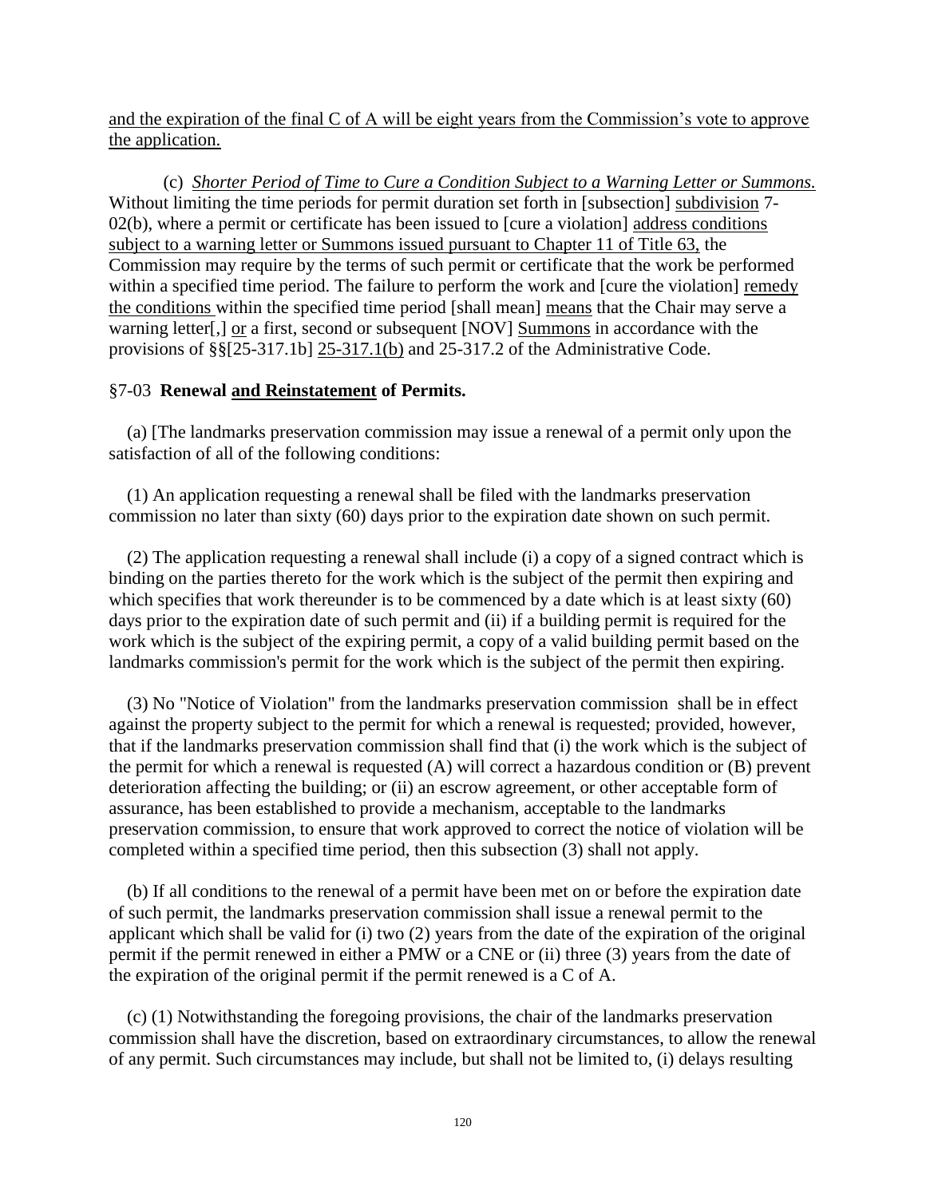<u>and the expiration of the final C of A will be eight years from the Commission's vote to approve the application.</u>

(c) *<u>Shorter Period of Time to Cure a Condition Subject to a Warning Letter or Summons.</u>* Without limiting the time periods for permit duration set forth in [subsection] <u>subdivision</u> 7-02(b), where a permit or certificate has been issued to [cure a violation] <u>address conditions subject to a warning letter or Summons issued pursuant to Chapter 11 of Title 63,</u> the Commission may require by the terms of such permit or certificate that the work be performed within a specified time period. The failure to perform the work and [cure the violation] <u>remedy the conditions</u> within the specified time period [shall mean] <u>means</u> that the Chair may serve a warning letter[,] <u>or</u> a first, second or subsequent [NOV] <u>Summons</u> in accordance with the provisions of §§[25-317.1b] <u>25-317.1(b)</u> and 25-317.2 of the Administrative Code.

### §7-03 **Renewal <u>and Reinstatement</u> of Permits.**

(a) [The landmarks preservation commission may issue a renewal of a permit only upon the satisfaction of all of the following conditions:

(1) An application requesting a renewal shall be filed with the landmarks preservation commission no later than sixty (60) days prior to the expiration date shown on such permit.

(2) The application requesting a renewal shall include (i) a copy of a signed contract which is binding on the parties thereto for the work which is the subject of the permit then expiring and which specifies that work thereunder is to be commenced by a date which is at least sixty (60) days prior to the expiration date of such permit and (ii) if a building permit is required for the work which is the subject of the expiring permit, a copy of a valid building permit based on the landmarks commission's permit for the work which is the subject of the permit then expiring.

(3) No "Notice of Violation" from the landmarks preservation commission shall be in effect against the property subject to the permit for which a renewal is requested; provided, however, that if the landmarks preservation commission shall find that (i) the work which is the subject of the permit for which a renewal is requested (A) will correct a hazardous condition or (B) prevent deterioration affecting the building; or (ii) an escrow agreement, or other acceptable form of assurance, has been established to provide a mechanism, acceptable to the landmarks preservation commission, to ensure that work approved to correct the notice of violation will be completed within a specified time period, then this subsection (3) shall not apply.

(b) If all conditions to the renewal of a permit have been met on or before the expiration date of such permit, the landmarks preservation commission shall issue a renewal permit to the applicant which shall be valid for (i) two (2) years from the date of the expiration of the original permit if the permit renewed in either a PMW or a CNE or (ii) three (3) years from the date of the expiration of the original permit if the permit renewed is a C of A.

(c) (1) Notwithstanding the foregoing provisions, the chair of the landmarks preservation commission shall have the discretion, based on extraordinary circumstances, to allow the renewal of any permit. Such circumstances may include, but shall not be limited to, (i) delays resulting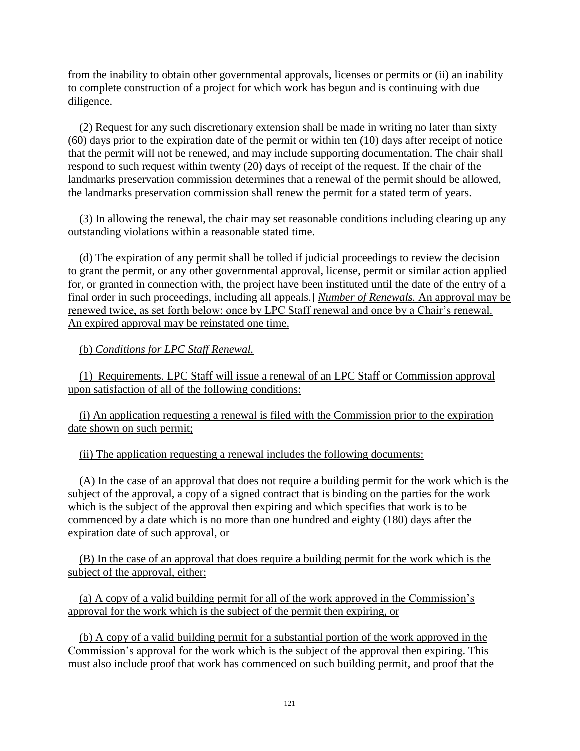from the inability to obtain other governmental approvals, licenses or permits or (ii) an inability to complete construction of a project for which work has begun and is continuing with due diligence.

(2) Request for any such discretionary extension shall be made in writing no later than sixty (60) days prior to the expiration date of the permit or within ten (10) days after receipt of notice that the permit will not be renewed, and may include supporting documentation. The chair shall respond to such request within twenty (20) days of receipt of the request. If the chair of the landmarks preservation commission determines that a renewal of the permit should be allowed, the landmarks preservation commission shall renew the permit for a stated term of years.

(3) In allowing the renewal, the chair may set reasonable conditions including clearing up any outstanding violations within a reasonable stated time.

(d) The expiration of any permit shall be tolled if judicial proceedings to review the decision to grant the permit, or any other governmental approval, license, permit or similar action applied for, or granted in connection with, the project have been instituted until the date of the entry of a final order in such proceedings, including all appeals.] <u>*Number of Renewals.* An approval may be renewed twice, as set forth below: once by LPC Staff renewal and once by a Chair's renewal. An expired approval may be reinstated one time.</u>

<u>(b) *Conditions for LPC Staff Renewal.*</u>

<u>(1) Requirements. LPC Staff will issue a renewal of an LPC Staff or Commission approval upon satisfaction of all of the following conditions:</u>

<u>(i) An application requesting a renewal is filed with the Commission prior to the expiration date shown on such permit;</u>

<u>(ii) The application requesting a renewal includes the following documents:</u>

<u>(A) In the case of an approval that does not require a building permit for the work which is the subject of the approval, a copy of a signed contract that is binding on the parties for the work which is the subject of the approval then expiring and which specifies that work is to be commenced by a date which is no more than one hundred and eighty (180) days after the expiration date of such approval, or</u>

<u>(B) In the case of an approval that does require a building permit for the work which is the subject of the approval, either:</u>

<u>(a) A copy of a valid building permit for all of the work approved in the Commission's approval for the work which is the subject of the permit then expiring, or</u>

<u>(b) A copy of a valid building permit for a substantial portion of the work approved in the Commission's approval for the work which is the subject of the approval then expiring. This must also include proof that work has commenced on such building permit, and proof that the</u>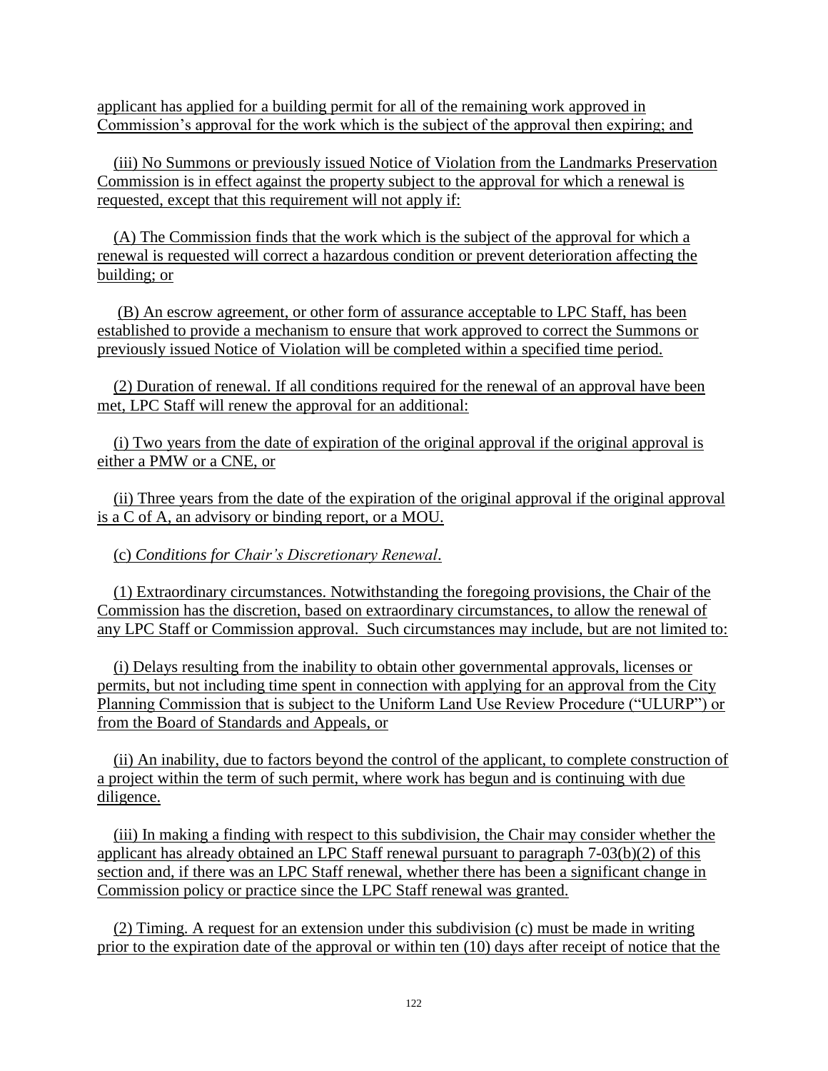applicant has applied for a building permit for all of the remaining work approved in Commission's approval for the work which is the subject of the approval then expiring; and

(iii) No Summons or previously issued Notice of Violation from the Landmarks Preservation Commission is in effect against the property subject to the approval for which a renewal is requested, except that this requirement will not apply if:

(A) The Commission finds that the work which is the subject of the approval for which a renewal is requested will correct a hazardous condition or prevent deterioration affecting the building; or

(B) An escrow agreement, or other form of assurance acceptable to LPC Staff, has been established to provide a mechanism to ensure that work approved to correct the Summons or previously issued Notice of Violation will be completed within a specified time period.

(2) Duration of renewal. If all conditions required for the renewal of an approval have been met, LPC Staff will renew the approval for an additional:

(i) Two years from the date of expiration of the original approval if the original approval is either a PMW or a CNE, or

(ii) Three years from the date of the expiration of the original approval if the original approval is a C of A, an advisory or binding report, or a MOU.

(c) *Conditions for Chair's Discretionary Renewal*.

(1) Extraordinary circumstances. Notwithstanding the foregoing provisions, the Chair of the Commission has the discretion, based on extraordinary circumstances, to allow the renewal of any LPC Staff or Commission approval. Such circumstances may include, but are not limited to:

(i) Delays resulting from the inability to obtain other governmental approvals, licenses or permits, but not including time spent in connection with applying for an approval from the City Planning Commission that is subject to the Uniform Land Use Review Procedure ("ULURP") or from the Board of Standards and Appeals, or

(ii) An inability, due to factors beyond the control of the applicant, to complete construction of a project within the term of such permit, where work has begun and is continuing with due diligence.

(iii) In making a finding with respect to this subdivision, the Chair may consider whether the applicant has already obtained an LPC Staff renewal pursuant to paragraph 7-03(b)(2) of this section and, if there was an LPC Staff renewal, whether there has been a significant change in Commission policy or practice since the LPC Staff renewal was granted.

(2) Timing. A request for an extension under this subdivision (c) must be made in writing prior to the expiration date of the approval or within ten (10) days after receipt of notice that the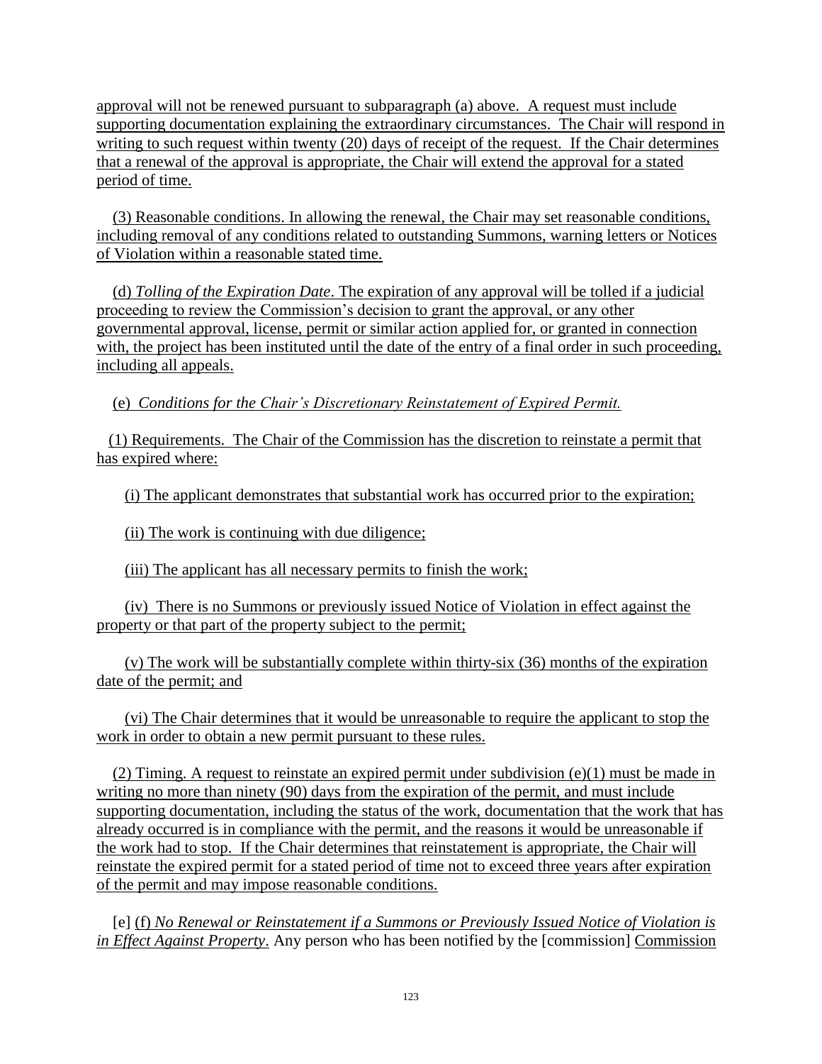approval will not be renewed pursuant to subparagraph (a) above. A request must include supporting documentation explaining the extraordinary circumstances. The Chair will respond in writing to such request within twenty (20) days of receipt of the request. If the Chair determines that a renewal of the approval is appropriate, the Chair will extend the approval for a stated period of time.

(3) Reasonable conditions. In allowing the renewal, the Chair may set reasonable conditions, including removal of any conditions related to outstanding Summons, warning letters or Notices of Violation within a reasonable stated time.

(d) *Tolling of the Expiration Date*. The expiration of any approval will be tolled if a judicial proceeding to review the Commission's decision to grant the approval, or any other governmental approval, license, permit or similar action applied for, or granted in connection with, the project has been instituted until the date of the entry of a final order in such proceeding, including all appeals.

(e) *Conditions for the Chair's Discretionary Reinstatement of Expired Permit.*

(1) Requirements. The Chair of the Commission has the discretion to reinstate a permit that has expired where:

(i) The applicant demonstrates that substantial work has occurred prior to the expiration;

(ii) The work is continuing with due diligence;

(iii) The applicant has all necessary permits to finish the work;

(iv) There is no Summons or previously issued Notice of Violation in effect against the property or that part of the property subject to the permit;

(v) The work will be substantially complete within thirty-six (36) months of the expiration date of the permit; and

(vi) The Chair determines that it would be unreasonable to require the applicant to stop the work in order to obtain a new permit pursuant to these rules.

(2) Timing. A request to reinstate an expired permit under subdivision (e)(1) must be made in writing no more than ninety (90) days from the expiration of the permit, and must include supporting documentation, including the status of the work, documentation that the work that has already occurred is in compliance with the permit, and the reasons it would be unreasonable if the work had to stop. If the Chair determines that reinstatement is appropriate, the Chair will reinstate the expired permit for a stated period of time not to exceed three years after expiration of the permit and may impose reasonable conditions.

[e] (f) *No Renewal or Reinstatement if a Summons or Previously Issued Notice of Violation is in Effect Against Property*. Any person who has been notified by the [commission] Commission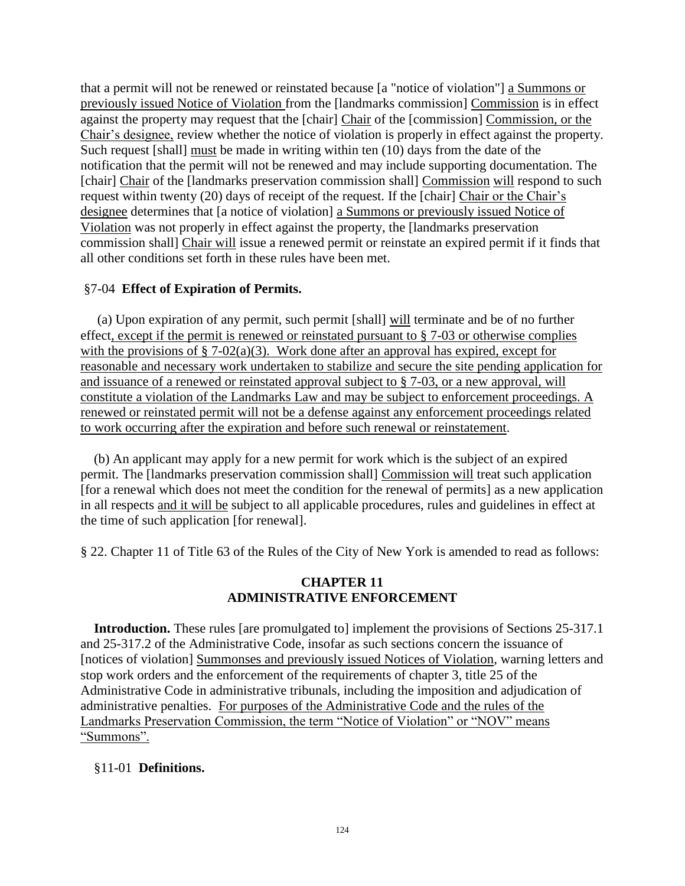that a permit will not be renewed or reinstated because [a "notice of violation"] a Summons or previously issued Notice of Violation from the [landmarks commission] Commission is in effect against the property may request that the [chair] Chair of the [commission] Commission, or the Chair's designee, review whether the notice of violation is properly in effect against the property. Such request [shall] must be made in writing within ten (10) days from the date of the notification that the permit will not be renewed and may include supporting documentation. The [chair] Chair of the [landmarks preservation commission shall] Commission will respond to such request within twenty (20) days of receipt of the request. If the [chair] Chair or the Chair's designee determines that [a notice of violation] a Summons or previously issued Notice of Violation was not properly in effect against the property, the [landmarks preservation commission shall] Chair will issue a renewed permit or reinstate an expired permit if it finds that all other conditions set forth in these rules have been met.

§7-04 **Effect of Expiration of Permits.**

(a) Upon expiration of any permit, such permit [shall] will terminate and be of no further effect, except if the permit is renewed or reinstated pursuant to § 7-03 or otherwise complies with the provisions of § 7-02(a)(3). Work done after an approval has expired, except for reasonable and necessary work undertaken to stabilize and secure the site pending application for and issuance of a renewed or reinstated approval subject to § 7-03, or a new approval, will constitute a violation of the Landmarks Law and may be subject to enforcement proceedings. A renewed or reinstated permit will not be a defense against any enforcement proceedings related to work occurring after the expiration and before such renewal or reinstatement.

(b) An applicant may apply for a new permit for work which is the subject of an expired permit. The [landmarks preservation commission shall] Commission will treat such application [for a renewal which does not meet the condition for the renewal of permits] as a new application in all respects and it will be subject to all applicable procedures, rules and guidelines in effect at the time of such application [for renewal].

§ 22. Chapter 11 of Title 63 of the Rules of the City of New York is amended to read as follows:

## CHAPTER 11
## ADMINISTRATIVE ENFORCEMENT

**Introduction.** These rules [are promulgated to] implement the provisions of Sections 25-317.1 and 25-317.2 of the Administrative Code, insofar as such sections concern the issuance of [notices of violation] Summonses and previously issued Notices of Violation, warning letters and stop work orders and the enforcement of the requirements of chapter 3, title 25 of the Administrative Code in administrative tribunals, including the imposition and adjudication of administrative penalties. For purposes of the Administrative Code and the rules of the Landmarks Preservation Commission, the term "Notice of Violation" or "NOV" means "Summons".

§11-01 **Definitions.**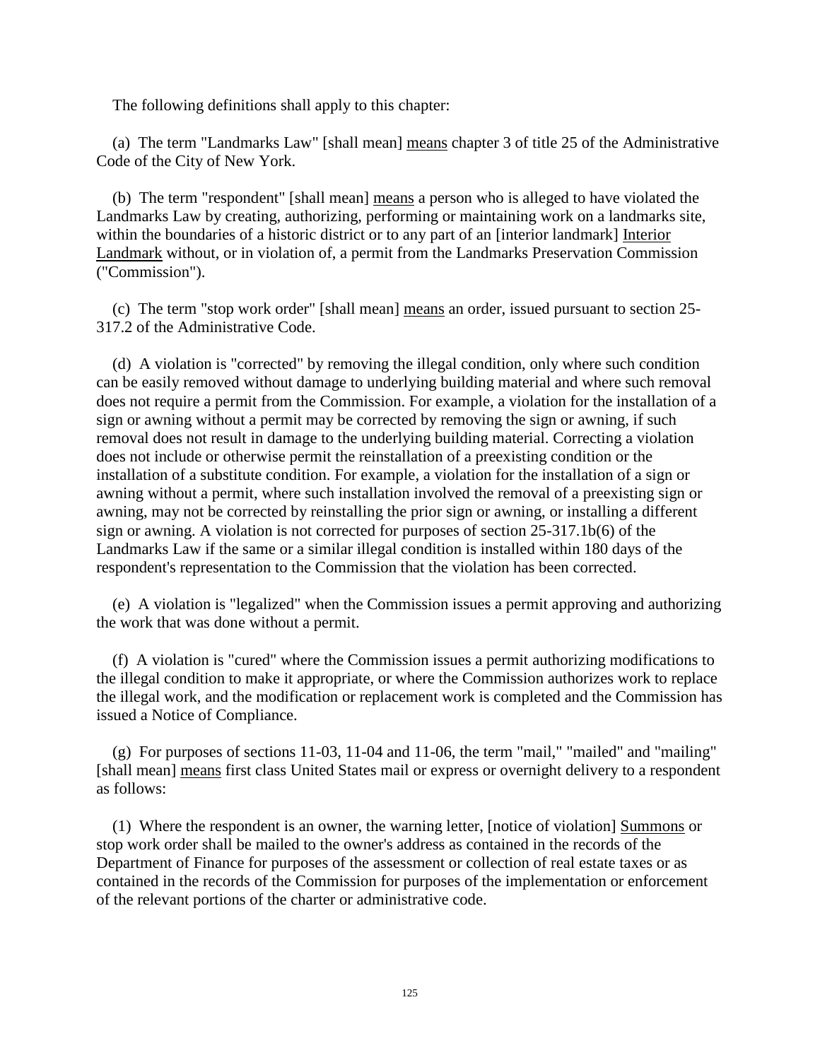The following definitions shall apply to this chapter:

(a) The term "Landmarks Law" [shall mean] <u>means</u> chapter 3 of title 25 of the Administrative Code of the City of New York.

(b) The term "respondent" [shall mean] <u>means</u> a person who is alleged to have violated the Landmarks Law by creating, authorizing, performing or maintaining work on a landmarks site, within the boundaries of a historic district or to any part of an [interior landmark] <u>Interior Landmark</u> without, or in violation of, a permit from the Landmarks Preservation Commission ("Commission").

(c) The term "stop work order" [shall mean] <u>means</u> an order, issued pursuant to section 25-317.2 of the Administrative Code.

(d) A violation is "corrected" by removing the illegal condition, only where such condition can be easily removed without damage to underlying building material and where such removal does not require a permit from the Commission. For example, a violation for the installation of a sign or awning without a permit may be corrected by removing the sign or awning, if such removal does not result in damage to the underlying building material. Correcting a violation does not include or otherwise permit the reinstallation of a preexisting condition or the installation of a substitute condition. For example, a violation for the installation of a sign or awning without a permit, where such installation involved the removal of a preexisting sign or awning, may not be corrected by reinstalling the prior sign or awning, or installing a different sign or awning. A violation is not corrected for purposes of section 25-317.1b(6) of the Landmarks Law if the same or a similar illegal condition is installed within 180 days of the respondent's representation to the Commission that the violation has been corrected.

(e) A violation is "legalized" when the Commission issues a permit approving and authorizing the work that was done without a permit.

(f) A violation is "cured" where the Commission issues a permit authorizing modifications to the illegal condition to make it appropriate, or where the Commission authorizes work to replace the illegal work, and the modification or replacement work is completed and the Commission has issued a Notice of Compliance.

(g) For purposes of sections 11-03, 11-04 and 11-06, the term "mail," "mailed" and "mailing" [shall mean] <u>means</u> first class United States mail or express or overnight delivery to a respondent as follows:

(1) Where the respondent is an owner, the warning letter, [notice of violation] <u>Summons</u> or stop work order shall be mailed to the owner's address as contained in the records of the Department of Finance for purposes of the assessment or collection of real estate taxes or as contained in the records of the Commission for purposes of the implementation or enforcement of the relevant portions of the charter or administrative code.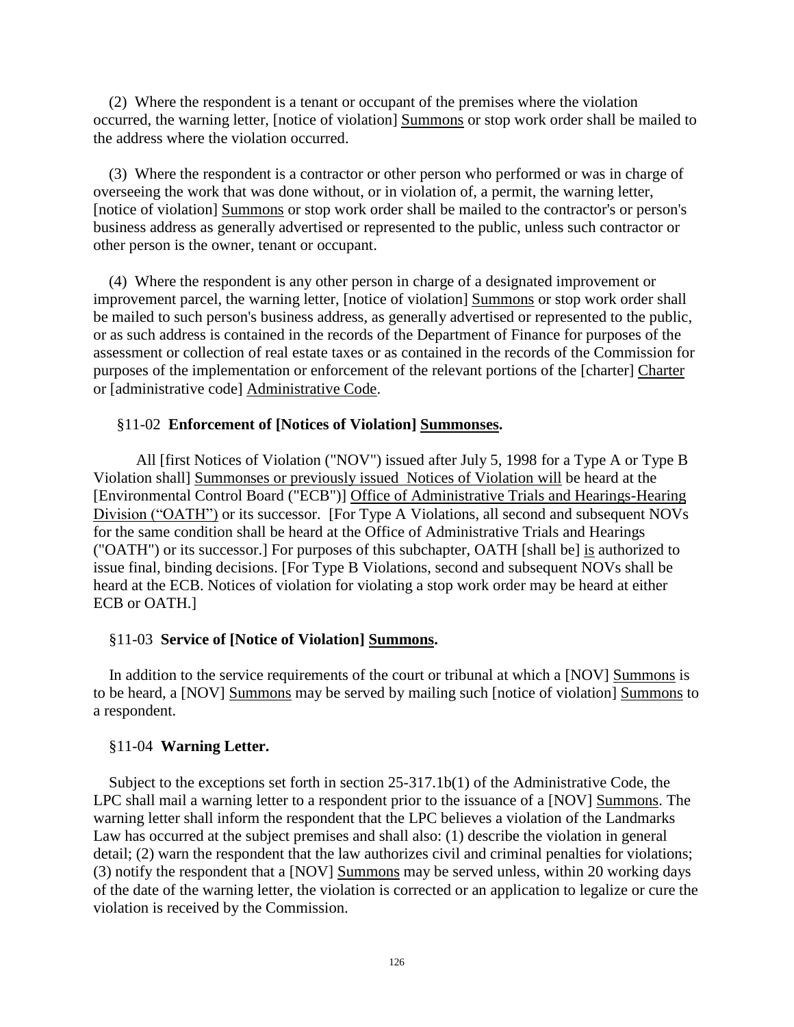(2) Where the respondent is a tenant or occupant of the premises where the violation occurred, the warning letter, [notice of violation] Summons or stop work order shall be mailed to the address where the violation occurred.

(3) Where the respondent is a contractor or other person who performed or was in charge of overseeing the work that was done without, or in violation of, a permit, the warning letter, [notice of violation] Summons or stop work order shall be mailed to the contractor's or person's business address as generally advertised or represented to the public, unless such contractor or other person is the owner, tenant or occupant.

(4) Where the respondent is any other person in charge of a designated improvement or improvement parcel, the warning letter, [notice of violation] Summons or stop work order shall be mailed to such person's business address, as generally advertised or represented to the public, or as such address is contained in the records of the Department of Finance for purposes of the assessment or collection of real estate taxes or as contained in the records of the Commission for purposes of the implementation or enforcement of the relevant portions of the [charter] Charter or [administrative code] Administrative Code.

§11-02 **Enforcement of [Notices of Violation] Summonses.**

All [first Notices of Violation ("NOV") issued after July 5, 1998 for a Type A or Type B Violation shall] Summonses or previously issued Notices of Violation will be heard at the [Environmental Control Board ("ECB")] Office of Administrative Trials and Hearings-Hearing Division ("OATH") or its successor. [For Type A Violations, all second and subsequent NOVs for the same condition shall be heard at the Office of Administrative Trials and Hearings ("OATH") or its successor.] For purposes of this subchapter, OATH [shall be] is authorized to issue final, binding decisions. [For Type B Violations, second and subsequent NOVs shall be heard at the ECB. Notices of violation for violating a stop work order may be heard at either ECB or OATH.]

§11-03 **Service of [Notice of Violation] Summons.**

In addition to the service requirements of the court or tribunal at which a [NOV] Summons is to be heard, a [NOV] Summons may be served by mailing such [notice of violation] Summons to a respondent.

§11-04 **Warning Letter.**

Subject to the exceptions set forth in section 25-317.1b(1) of the Administrative Code, the LPC shall mail a warning letter to a respondent prior to the issuance of a [NOV] Summons. The warning letter shall inform the respondent that the LPC believes a violation of the Landmarks Law has occurred at the subject premises and shall also: (1) describe the violation in general detail; (2) warn the respondent that the law authorizes civil and criminal penalties for violations; (3) notify the respondent that a [NOV] Summons may be served unless, within 20 working days of the date of the warning letter, the violation is corrected or an application to legalize or cure the violation is received by the Commission.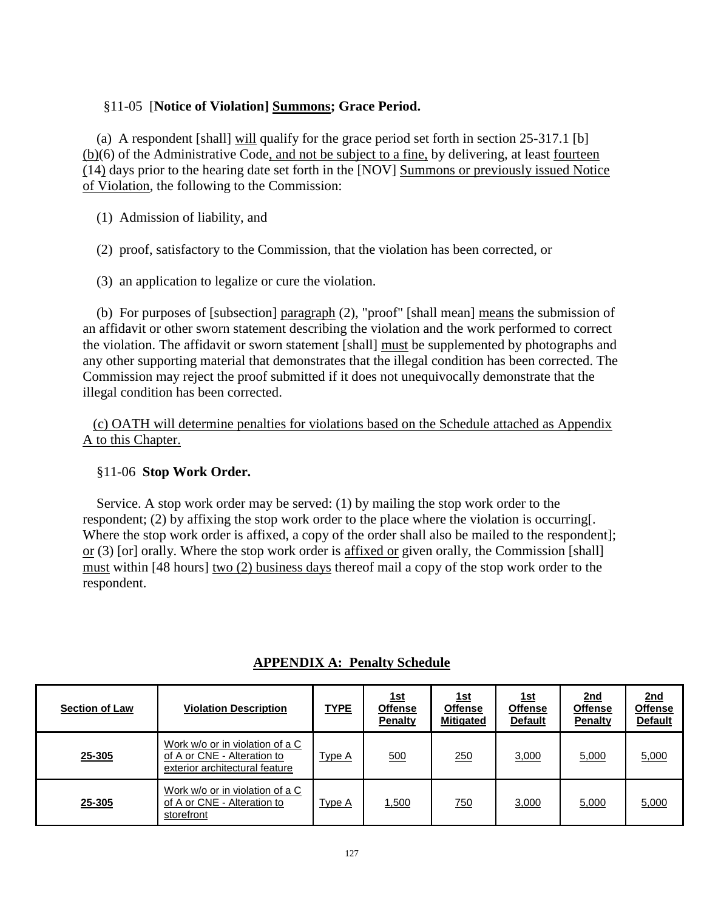§11-05 [**Notice of Violation] Summons; Grace Period.**

(a) A respondent [shall] will qualify for the grace period set forth in section 25-317.1 [b] (b)(6) of the Administrative Code, and not be subject to a fine, by delivering, at least fourteen (14) days prior to the hearing date set forth in the [NOV] Summons or previously issued Notice of Violation, the following to the Commission:

(1) Admission of liability, and

(2) proof, satisfactory to the Commission, that the violation has been corrected, or

(3) an application to legalize or cure the violation.

(b) For purposes of [subsection] paragraph (2), "proof" [shall mean] means the submission of an affidavit or other sworn statement describing the violation and the work performed to correct the violation. The affidavit or sworn statement [shall] must be supplemented by photographs and any other supporting material that demonstrates that the illegal condition has been corrected. The Commission may reject the proof submitted if it does not unequivocally demonstrate that the illegal condition has been corrected.

(c) OATH will determine penalties for violations based on the Schedule attached as Appendix A to this Chapter.

§11-06 **Stop Work Order.**

Service. A stop work order may be served: (1) by mailing the stop work order to the respondent; (2) by affixing the stop work order to the place where the violation is occurring[. Where the stop work order is affixed, a copy of the order shall also be mailed to the respondent]; or (3) [or] orally. Where the stop work order is affixed or given orally, the Commission [shall] must within [48 hours] two (2) business days thereof mail a copy of the stop work order to the respondent.

**APPENDIX A: Penalty Schedule**

| Section of Law | Violation Description | TYPE | 1st Offense Penalty | 1st Offense Mitigated | 1st Offense Default | 2nd Offense Penalty | 2nd Offense Default |
|---|---|---|---|---|---|---|---|
| 25-305 | Work w/o or in violation of a C of A or CNE - Alteration to exterior architectural feature | Type A | 500 | 250 | 3,000 | 5,000 | 5,000 |
| 25-305 | Work w/o or in violation of a C of A or CNE - Alteration to storefront | Type A | 1,500 | 750 | 3,000 | 5,000 | 5,000 |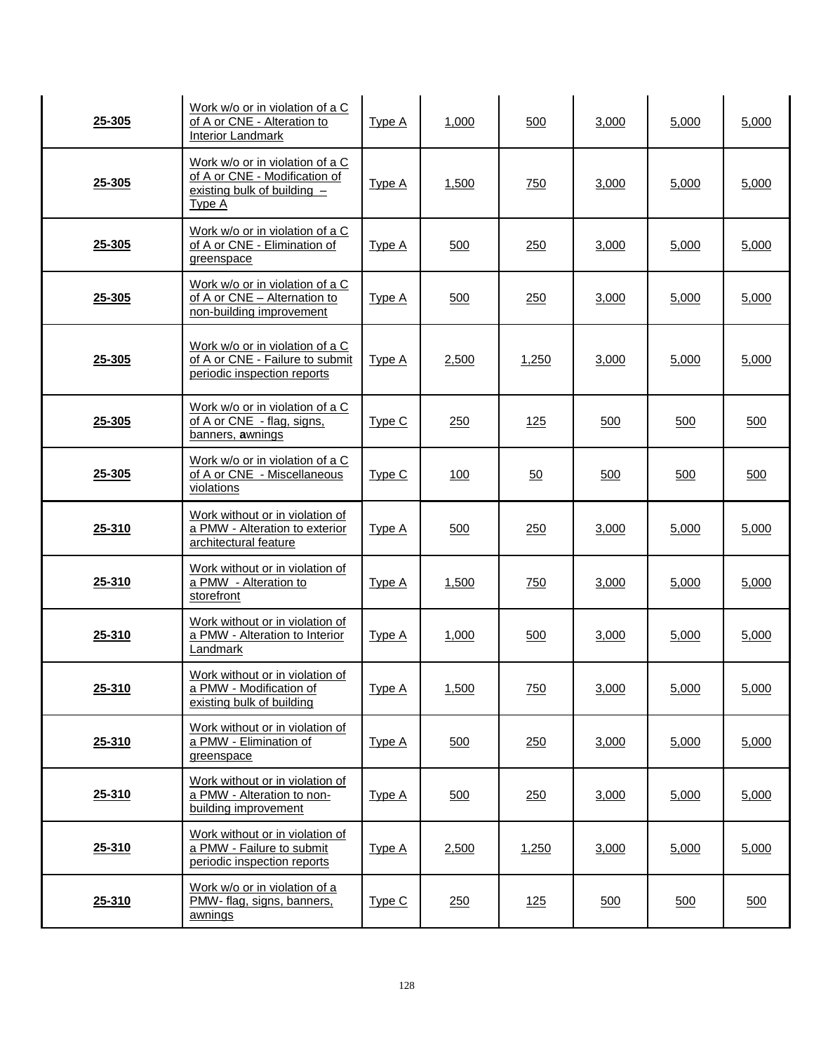| | | | | | | | |
|---|---|---|---|---|---|---|---|
| **25-305** | Work w/o or in violation of a C of A or CNE - Alteration to Interior Landmark | Type A | 1,000 | 500 | 3,000 | 5,000 | 5,000 |
| **25-305** | Work w/o or in violation of a C of A or CNE - Modification of existing bulk of building – Type A | Type A | 1,500 | 750 | 3,000 | 5,000 | 5,000 |
| **25-305** | Work w/o or in violation of a C of A or CNE - Elimination of greenspace | Type A | 500 | 250 | 3,000 | 5,000 | 5,000 |
| **25-305** | Work w/o or in violation of a C of A or CNE – Alternation to non-building improvement | Type A | 500 | 250 | 3,000 | 5,000 | 5,000 |
| **25-305** | Work w/o or in violation of a C of A or CNE - Failure to submit periodic inspection reports | Type A | 2,500 | 1,250 | 3,000 | 5,000 | 5,000 |
| **25-305** | Work w/o or in violation of a C of A or CNE - flag, signs, banners, **a**wnings | Type C | 250 | 125 | 500 | 500 | 500 |
| **25-305** | Work w/o or in violation of a C of A or CNE - Miscellaneous violations | Type C | 100 | 50 | 500 | 500 | 500 |
| **25-310** | Work without or in violation of a PMW - Alteration to exterior architectural feature | Type A | 500 | 250 | 3,000 | 5,000 | 5,000 |
| **25-310** | Work without or in violation of a PMW - Alteration to storefront | Type A | 1,500 | 750 | 3,000 | 5,000 | 5,000 |
| **25-310** | Work without or in violation of a PMW - Alteration to Interior Landmark | Type A | 1,000 | 500 | 3,000 | 5,000 | 5,000 |
| **25-310** | Work without or in violation of a PMW - Modification of existing bulk of building | Type A | 1,500 | 750 | 3,000 | 5,000 | 5,000 |
| **25-310** | Work without or in violation of a PMW - Elimination of greenspace | Type A | 500 | 250 | 3,000 | 5,000 | 5,000 |
| **25-310** | Work without or in violation of a PMW - Alteration to non-building improvement | Type A | 500 | 250 | 3,000 | 5,000 | 5,000 |
| **25-310** | Work without or in violation of a PMW - Failure to submit periodic inspection reports | Type A | 2,500 | 1,250 | 3,000 | 5,000 | 5,000 |
| **25-310** | Work w/o or in violation of a PMW- flag, signs, banners, awnings | Type C | 250 | 125 | 500 | 500 | 500 |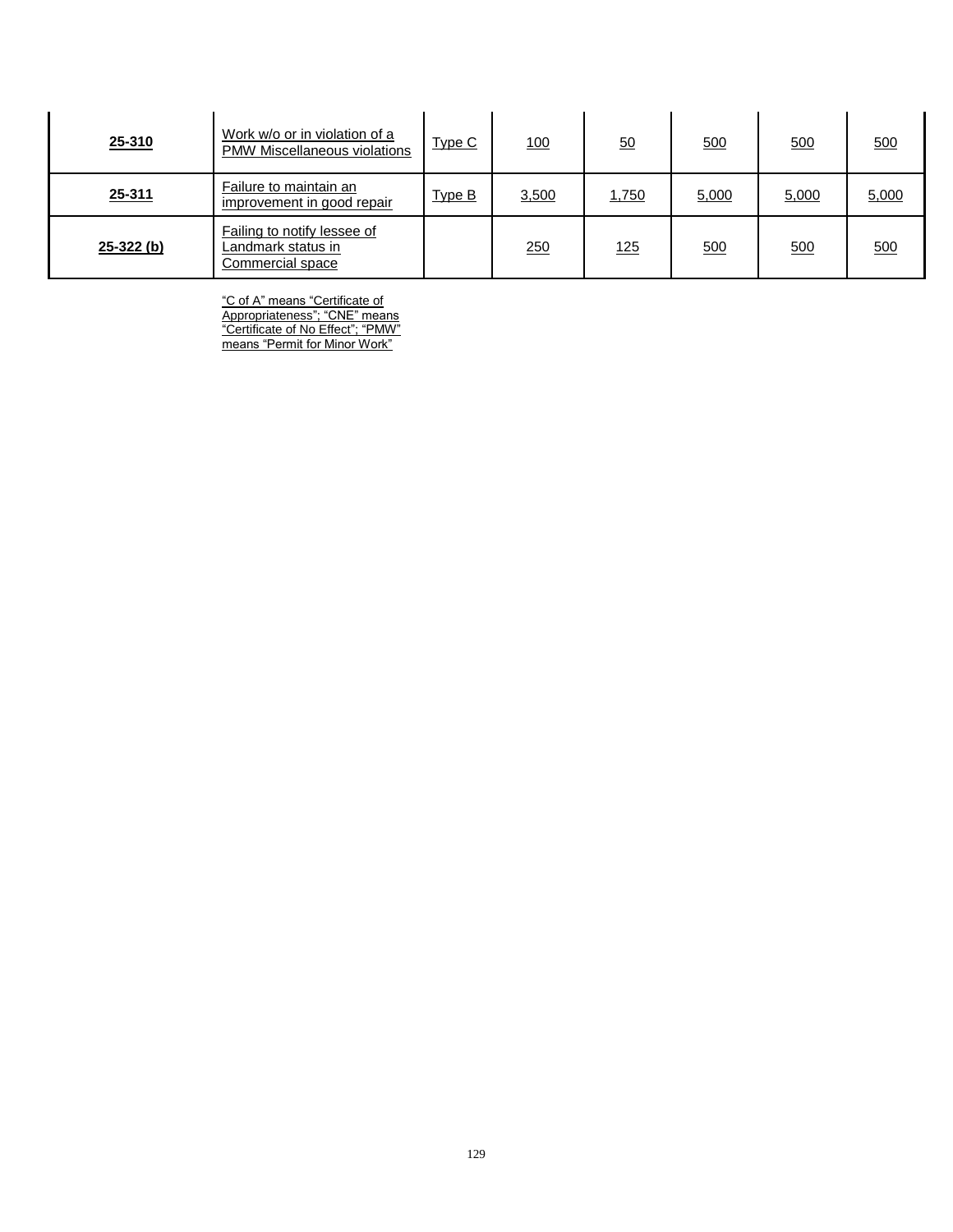| | | | | | | | |
|---|---|---|---|---|---|---|---|
| **25-310** | Work w/o or in violation of a PMW Miscellaneous violations | Type C | 100 | 50 | 500 | 500 | 500 |
| **25-311** | Failure to maintain an improvement in good repair | Type B | 3,500 | 1,750 | 5,000 | 5,000 | 5,000 |
| **25-322 (b)** | Failing to notify lessee of Landmark status in Commercial space | | 250 | 125 | 500 | 500 | 500 |

"C of A" means "Certificate of Appropriateness"; "CNE" means "Certificate of No Effect"; "PMW" means "Permit for Minor Work"